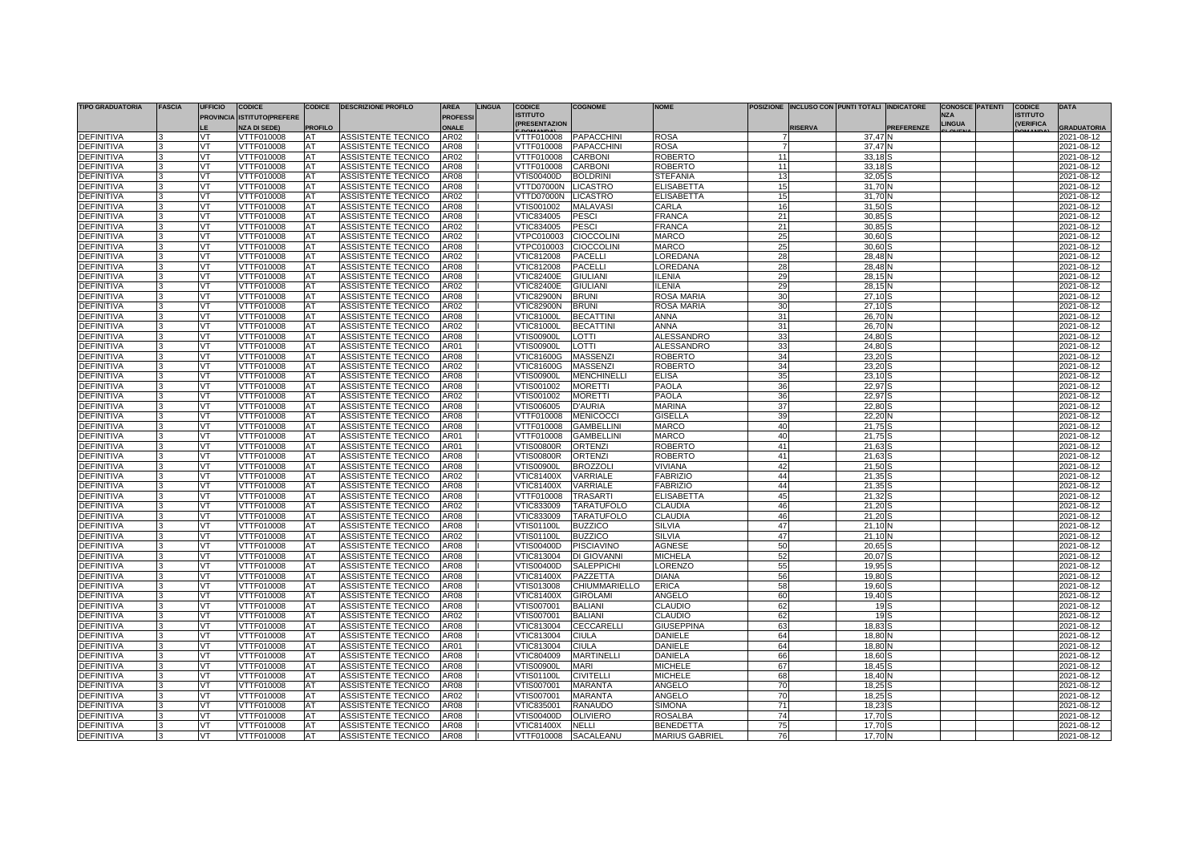| TIPO GRADUATORIA | FASCIA | UFFICIO PROVINCIALE | CODICE ISTITUTO(PREFERENZA DI SEDE) | CODICE PROFILO | DESCRIZIONE PROFILO | AREA PROFESSIONALE | LINGUA | CODICE ISTITUTO (PRESENTAZIONE DOMANDA) | COGNOME | NOME | POSIZIONE | INCLUSO CON RISERVA | PUNTI TOTALI | INDICATORE PREFERENZE | CONOSCENZA LINGUA SLOVENA | PATENTI | CODICE ISTITUTO (VERIFICA DOMANDA) | DATA GRADUATORIA |
|---|---|---|---|---|---|---|---|---|---|---|---|---|---|---|---|---|---|---|
| DEFINITIVA | 3 | VT | VTTF010008 | AT | ASSISTENTE TECNICO | AR02 | I | VTTF010008 | PAPACCHINI | ROSA | 7 | | 37,47 | N | | | | 2021-08-12 |
| DEFINITIVA | 3 | VT | VTTF010008 | AT | ASSISTENTE TECNICO | AR08 | I | VTTF010008 | PAPACCHINI | ROSA | 7 | | 37,47 | N | | | | 2021-08-12 |
| DEFINITIVA | 3 | VT | VTTF010008 | AT | ASSISTENTE TECNICO | AR02 | I | VTTF010008 | CARBONI | ROBERTO | 11 | | 33,18 | S | | | | 2021-08-12 |
| DEFINITIVA | 3 | VT | VTTF010008 | AT | ASSISTENTE TECNICO | AR08 | I | VTTF010008 | CARBONI | ROBERTO | 11 | | 33,18 | S | | | | 2021-08-12 |
| DEFINITIVA | 3 | VT | VTTF010008 | AT | ASSISTENTE TECNICO | AR08 | I | VTIS00400D | BOLDRINI | STEFANIA | 13 | | 32,05 | S | | | | 2021-08-12 |
| DEFINITIVA | 3 | VT | VTTF010008 | AT | ASSISTENTE TECNICO | AR08 | I | VTTD07000N | LICASTRO | ELISABETTA | 15 | | 31,70 | N | | | | 2021-08-12 |
| DEFINITIVA | 3 | VT | VTTF010008 | AT | ASSISTENTE TECNICO | AR02 | I | VTTD07000N | LICASTRO | ELISABETTA | 15 | | 31,70 | N | | | | 2021-08-12 |
| DEFINITIVA | 3 | VT | VTTF010008 | AT | ASSISTENTE TECNICO | AR08 | I | VTIS001002 | MALAVASI | CARLA | 16 | | 31,50 | S | | | | 2021-08-12 |
| DEFINITIVA | 3 | VT | VTTF010008 | AT | ASSISTENTE TECNICO | AR08 | I | VTIC834005 | PESCI | FRANCA | 21 | | 30,85 | S | | | | 2021-08-12 |
| DEFINITIVA | 3 | VT | VTTF010008 | AT | ASSISTENTE TECNICO | AR02 | I | VTIC834005 | PESCI | FRANCA | 21 | | 30,85 | S | | | | 2021-08-12 |
| DEFINITIVA | 3 | VT | VTTF010008 | AT | ASSISTENTE TECNICO | AR02 | I | VTPC010003 | CIOCCOLINI | MARCO | 25 | | 30,60 | S | | | | 2021-08-12 |
| DEFINITIVA | 3 | VT | VTTF010008 | AT | ASSISTENTE TECNICO | AR08 | I | VTPC010003 | CIOCCOLINI | MARCO | 25 | | 30,60 | S | | | | 2021-08-12 |
| DEFINITIVA | 3 | VT | VTTF010008 | AT | ASSISTENTE TECNICO | AR02 | I | VTIC812008 | PACELLI | LOREDANA | 28 | | 28,48 | N | | | | 2021-08-12 |
| DEFINITIVA | 3 | VT | VTTF010008 | AT | ASSISTENTE TECNICO | AR08 | I | VTIC812008 | PACELLI | LOREDANA | 28 | | 28,48 | N | | | | 2021-08-12 |
| DEFINITIVA | 3 | VT | VTTF010008 | AT | ASSISTENTE TECNICO | AR08 | I | VTIC82400E | GIULIANI | ILENIA | 29 | | 28,15 | N | | | | 2021-08-12 |
| DEFINITIVA | 3 | VT | VTTF010008 | AT | ASSISTENTE TECNICO | AR02 | I | VTIC82400E | GIULIANI | ILENIA | 29 | | 28,15 | N | | | | 2021-08-12 |
| DEFINITIVA | 3 | VT | VTTF010008 | AT | ASSISTENTE TECNICO | AR08 | I | VTIC82900N | BRUNI | ROSA MARIA | 30 | | 27,10 | S | | | | 2021-08-12 |
| DEFINITIVA | 3 | VT | VTTF010008 | AT | ASSISTENTE TECNICO | AR02 | I | VTIC82900N | BRUNI | ROSA MARIA | 30 | | 27,10 | S | | | | 2021-08-12 |
| DEFINITIVA | 3 | VT | VTTF010008 | AT | ASSISTENTE TECNICO | AR08 | I | VTIC81000L | BECATTINI | ANNA | 31 | | 26,70 | N | | | | 2021-08-12 |
| DEFINITIVA | 3 | VT | VTTF010008 | AT | ASSISTENTE TECNICO | AR02 | I | VTIC81000L | BECATTINI | ANNA | 31 | | 26,70 | N | | | | 2021-08-12 |
| DEFINITIVA | 3 | VT | VTTF010008 | AT | ASSISTENTE TECNICO | AR08 | I | VTIS00900L | LOTTI | ALESSANDRO | 33 | | 24,80 | S | | | | 2021-08-12 |
| DEFINITIVA | 3 | VT | VTTF010008 | AT | ASSISTENTE TECNICO | AR01 | I | VTIS00900L | LOTTI | ALESSANDRO | 33 | | 24,80 | S | | | | 2021-08-12 |
| DEFINITIVA | 3 | VT | VTTF010008 | AT | ASSISTENTE TECNICO | AR08 | I | VTIC81600G | MASSENZI | ROBERTO | 34 | | 23,20 | S | | | | 2021-08-12 |
| DEFINITIVA | 3 | VT | VTTF010008 | AT | ASSISTENTE TECNICO | AR02 | I | VTIC81600G | MASSENZI | ROBERTO | 34 | | 23,20 | S | | | | 2021-08-12 |
| DEFINITIVA | 3 | VT | VTTF010008 | AT | ASSISTENTE TECNICO | AR08 | I | VTIS00900L | MENCHINELLI | ELISA | 35 | | 23,10 | S | | | | 2021-08-12 |
| DEFINITIVA | 3 | VT | VTTF010008 | AT | ASSISTENTE TECNICO | AR08 | I | VTIS001002 | MORETTI | PAOLA | 36 | | 22,97 | S | | | | 2021-08-12 |
| DEFINITIVA | 3 | VT | VTTF010008 | AT | ASSISTENTE TECNICO | AR02 | I | VTIS001002 | MORETTI | PAOLA | 36 | | 22,97 | S | | | | 2021-08-12 |
| DEFINITIVA | 3 | VT | VTTF010008 | AT | ASSISTENTE TECNICO | AR08 | I | VTIS006005 | D'AURIA | MARINA | 37 | | 22,80 | S | | | | 2021-08-12 |
| DEFINITIVA | 3 | VT | VTTF010008 | AT | ASSISTENTE TECNICO | AR08 | I | VTTF010008 | MENICOCCI | GISELLA | 39 | | 22,20 | N | | | | 2021-08-12 |
| DEFINITIVA | 3 | VT | VTTF010008 | AT | ASSISTENTE TECNICO | AR08 | I | VTTF010008 | GAMBELLINI | MARCO | 40 | | 21,75 | S | | | | 2021-08-12 |
| DEFINITIVA | 3 | VT | VTTF010008 | AT | ASSISTENTE TECNICO | AR01 | I | VTTF010008 | GAMBELLINI | MARCO | 40 | | 21,75 | S | | | | 2021-08-12 |
| DEFINITIVA | 3 | VT | VTTF010008 | AT | ASSISTENTE TECNICO | AR01 | I | VTIS00800R | ORTENZI | ROBERTO | 41 | | 21,63 | S | | | | 2021-08-12 |
| DEFINITIVA | 3 | VT | VTTF010008 | AT | ASSISTENTE TECNICO | AR08 | I | VTIS00800R | ORTENZI | ROBERTO | 41 | | 21,63 | S | | | | 2021-08-12 |
| DEFINITIVA | 3 | VT | VTTF010008 | AT | ASSISTENTE TECNICO | AR08 | I | VTIS00900L | BROZZOLI | VIVIANA | 42 | | 21,50 | S | | | | 2021-08-12 |
| DEFINITIVA | 3 | VT | VTTF010008 | AT | ASSISTENTE TECNICO | AR02 | I | VTIC81400X | VARRIALE | FABRIZIO | 44 | | 21,35 | S | | | | 2021-08-12 |
| DEFINITIVA | 3 | VT | VTTF010008 | AT | ASSISTENTE TECNICO | AR08 | I | VTIC81400X | VARRIALE | FABRIZIO | 44 | | 21,35 | S | | | | 2021-08-12 |
| DEFINITIVA | 3 | VT | VTTF010008 | AT | ASSISTENTE TECNICO | AR08 | I | VTTF010008 | TRASARTI | ELISABETTA | 45 | | 21,32 | S | | | | 2021-08-12 |
| DEFINITIVA | 3 | VT | VTTF010008 | AT | ASSISTENTE TECNICO | AR02 | I | VTIC833009 | TARATUFOLO | CLAUDIA | 46 | | 21,20 | S | | | | 2021-08-12 |
| DEFINITIVA | 3 | VT | VTTF010008 | AT | ASSISTENTE TECNICO | AR08 | I | VTIC833009 | TARATUFOLO | CLAUDIA | 46 | | 21,20 | S | | | | 2021-08-12 |
| DEFINITIVA | 3 | VT | VTTF010008 | AT | ASSISTENTE TECNICO | AR08 | I | VTIS01100L | BUZZICO | SILVIA | 47 | | 21,10 | N | | | | 2021-08-12 |
| DEFINITIVA | 3 | VT | VTTF010008 | AT | ASSISTENTE TECNICO | AR02 | I | VTIS01100L | BUZZICO | SILVIA | 47 | | 21,10 | N | | | | 2021-08-12 |
| DEFINITIVA | 3 | VT | VTTF010008 | AT | ASSISTENTE TECNICO | AR08 | I | VTIS00400D | PISCIAVINO | AGNESE | 50 | | 20,65 | S | | | | 2021-08-12 |
| DEFINITIVA | 3 | VT | VTTF010008 | AT | ASSISTENTE TECNICO | AR08 | I | VTIC813004 | DI GIOVANNI | MICHELA | 52 | | 20,07 | S | | | | 2021-08-12 |
| DEFINITIVA | 3 | VT | VTTF010008 | AT | ASSISTENTE TECNICO | AR08 | I | VTIS00400D | SALEPPICHI | LORENZO | 55 | | 19,95 | S | | | | 2021-08-12 |
| DEFINITIVA | 3 | VT | VTTF010008 | AT | ASSISTENTE TECNICO | AR08 | I | VTIC81400X | PAZZETTA | DIANA | 56 | | 19,80 | S | | | | 2021-08-12 |
| DEFINITIVA | 3 | VT | VTTF010008 | AT | ASSISTENTE TECNICO | AR08 | I | VTIS013008 | CHIUMMARIELLO | ERICA | 58 | | 19,60 | S | | | | 2021-08-12 |
| DEFINITIVA | 3 | VT | VTTF010008 | AT | ASSISTENTE TECNICO | AR08 | I | VTIC81400X | GIROLAMI | ANGELO | 60 | | 19,40 | S | | | | 2021-08-12 |
| DEFINITIVA | 3 | VT | VTTF010008 | AT | ASSISTENTE TECNICO | AR08 | I | VTIS007001 | BALIANI | CLAUDIO | 62 | | 19 | S | | | | 2021-08-12 |
| DEFINITIVA | 3 | VT | VTTF010008 | AT | ASSISTENTE TECNICO | AR02 | I | VTIS007001 | BALIANI | CLAUDIO | 62 | | 19 | S | | | | 2021-08-12 |
| DEFINITIVA | 3 | VT | VTTF010008 | AT | ASSISTENTE TECNICO | AR08 | I | VTIC813004 | CECCARELLI | GIUSEPPINA | 63 | | 18,83 | S | | | | 2021-08-12 |
| DEFINITIVA | 3 | VT | VTTF010008 | AT | ASSISTENTE TECNICO | AR08 | I | VTIC813004 | CIULA | DANIELE | 64 | | 18,80 | N | | | | 2021-08-12 |
| DEFINITIVA | 3 | VT | VTTF010008 | AT | ASSISTENTE TECNICO | AR01 | I | VTIC813004 | CIULA | DANIELE | 64 | | 18,80 | N | | | | 2021-08-12 |
| DEFINITIVA | 3 | VT | VTTF010008 | AT | ASSISTENTE TECNICO | AR08 | I | VTIC804009 | MARTINELLI | DANIELA | 66 | | 18,60 | S | | | | 2021-08-12 |
| DEFINITIVA | 3 | VT | VTTF010008 | AT | ASSISTENTE TECNICO | AR08 | I | VTIS00900L | MARI | MICHELE | 67 | | 18,45 | S | | | | 2021-08-12 |
| DEFINITIVA | 3 | VT | VTTF010008 | AT | ASSISTENTE TECNICO | AR08 | I | VTIS01100L | CIVITELLI | MICHELE | 68 | | 18,40 | N | | | | 2021-08-12 |
| DEFINITIVA | 3 | VT | VTTF010008 | AT | ASSISTENTE TECNICO | AR08 | I | VTIS007001 | MARANTA | ANGELO | 70 | | 18,25 | S | | | | 2021-08-12 |
| DEFINITIVA | 3 | VT | VTTF010008 | AT | ASSISTENTE TECNICO | AR02 | I | VTIS007001 | MARANTA | ANGELO | 70 | | 18,25 | S | | | | 2021-08-12 |
| DEFINITIVA | 3 | VT | VTTF010008 | AT | ASSISTENTE TECNICO | AR08 | I | VTIC835001 | RANAUDO | SIMONA | 71 | | 18,23 | S | | | | 2021-08-12 |
| DEFINITIVA | 3 | VT | VTTF010008 | AT | ASSISTENTE TECNICO | AR08 | I | VTIS00400D | OLIVIERO | ROSALBA | 74 | | 17,70 | S | | | | 2021-08-12 |
| DEFINITIVA | 3 | VT | VTTF010008 | AT | ASSISTENTE TECNICO | AR08 | I | VTIC81400X | NELLI | BENEDETTA | 75 | | 17,70 | S | | | | 2021-08-12 |
| DEFINITIVA | 3 | VT | VTTF010008 | AT | ASSISTENTE TECNICO | AR08 | I | VTTF010008 | SACALEANU | MARIUS GABRIEL | 76 | | 17,70 | N | | | | 2021-08-12 |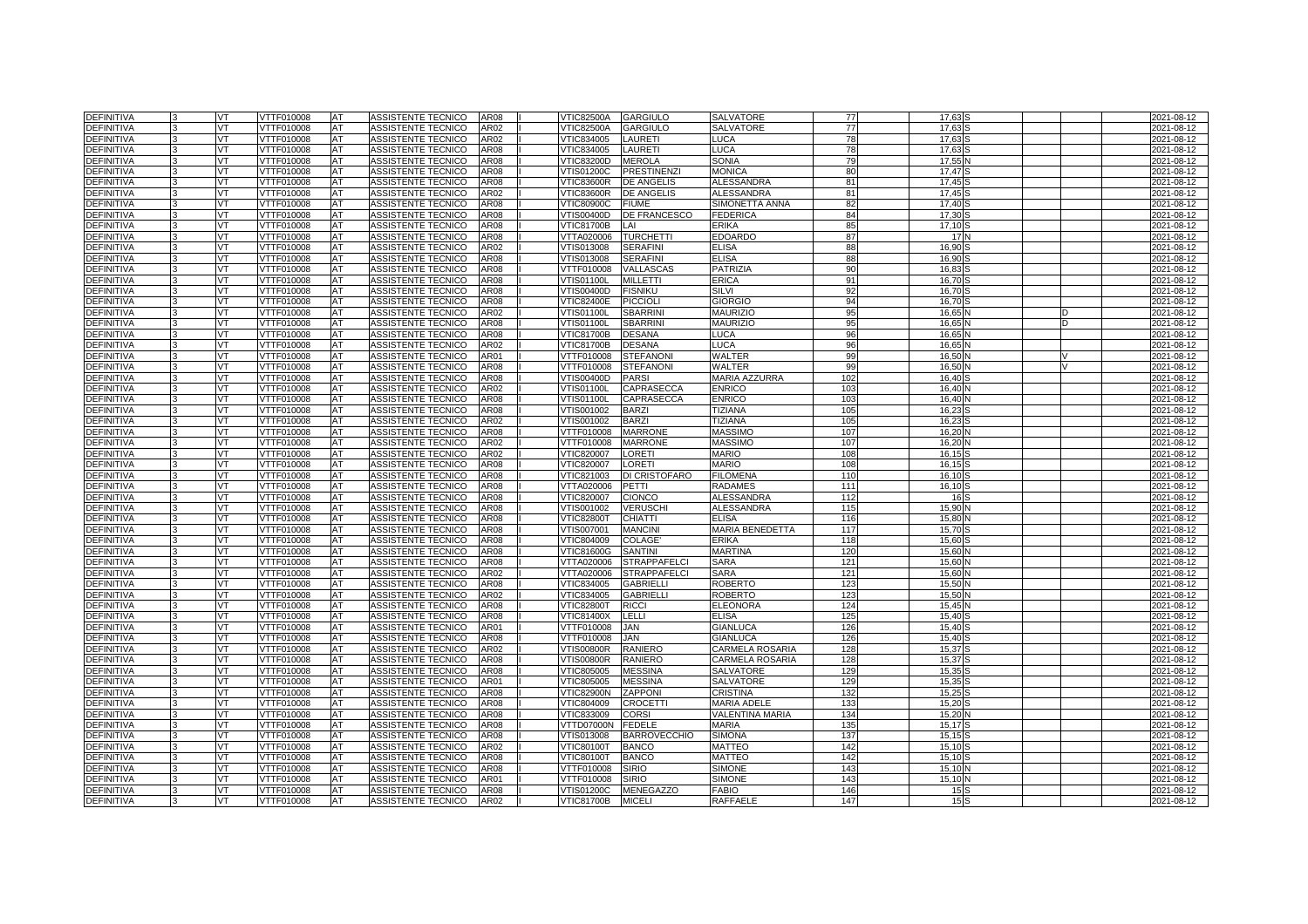| | | | | | | | | | | | | | | | | | | |
|---|---|---|---|---|---|---|---|---|---|---|---|---|---|---|---|---|---|---|
| DEFINITIVA | 3 | VT | VTTF010008 | AT | ASSISTENTE TECNICO | AR08 | I | VTIC82500A | GARGIULO | SALVATORE | 77 | | 17,63 | S | | | | 2021-08-12 |
| DEFINITIVA | 3 | VT | VTTF010008 | AT | ASSISTENTE TECNICO | AR02 | I | VTIC82500A | GARGIULO | SALVATORE | 77 | | 17,63 | S | | | | 2021-08-12 |
| DEFINITIVA | 3 | VT | VTTF010008 | AT | ASSISTENTE TECNICO | AR02 | I | VTIC834005 | LAURETI | LUCA | 78 | | 17,63 | S | | | | 2021-08-12 |
| DEFINITIVA | 3 | VT | VTTF010008 | AT | ASSISTENTE TECNICO | AR08 | I | VTIC834005 | LAURETI | LUCA | 78 | | 17,63 | S | | | | 2021-08-12 |
| DEFINITIVA | 3 | VT | VTTF010008 | AT | ASSISTENTE TECNICO | AR08 | I | VTIC83200D | MEROLA | SONIA | 79 | | 17,55 | N | | | | 2021-08-12 |
| DEFINITIVA | 3 | VT | VTTF010008 | AT | ASSISTENTE TECNICO | AR08 | I | VTIS01200C | PRESTINENZI | MONICA | 80 | | 17,47 | S | | | | 2021-08-12 |
| DEFINITIVA | 3 | VT | VTTF010008 | AT | ASSISTENTE TECNICO | AR08 | I | VTIC83600R | DE ANGELIS | ALESSANDRA | 81 | | 17,45 | S | | | | 2021-08-12 |
| DEFINITIVA | 3 | VT | VTTF010008 | AT | ASSISTENTE TECNICO | AR02 | I | VTIC83600R | DE ANGELIS | ALESSANDRA | 81 | | 17,45 | S | | | | 2021-08-12 |
| DEFINITIVA | 3 | VT | VTTF010008 | AT | ASSISTENTE TECNICO | AR08 | I | VTIC80900C | FIUME | SIMONETTA ANNA | 82 | | 17,40 | S | | | | 2021-08-12 |
| DEFINITIVA | 3 | VT | VTTF010008 | AT | ASSISTENTE TECNICO | AR08 | I | VTIS00400D | DE FRANCESCO | FEDERICA | 84 | | 17,30 | S | | | | 2021-08-12 |
| DEFINITIVA | 3 | VT | VTTF010008 | AT | ASSISTENTE TECNICO | AR08 | I | VTIC81700B | LAI | ERIKA | 85 | | 17,10 | S | | | | 2021-08-12 |
| DEFINITIVA | 3 | VT | VTTF010008 | AT | ASSISTENTE TECNICO | AR08 | I | VTTA020006 | TURCHETTI | EDOARDO | 87 | | 17 | N | | | | 2021-08-12 |
| DEFINITIVA | 3 | VT | VTTF010008 | AT | ASSISTENTE TECNICO | AR02 | I | VTIS013008 | SERAFINI | ELISA | 88 | | 16,90 | S | | | | 2021-08-12 |
| DEFINITIVA | 3 | VT | VTTF010008 | AT | ASSISTENTE TECNICO | AR08 | I | VTIS013008 | SERAFINI | ELISA | 88 | | 16,90 | S | | | | 2021-08-12 |
| DEFINITIVA | 3 | VT | VTTF010008 | AT | ASSISTENTE TECNICO | AR08 | I | VTTF010008 | VALLASCAS | PATRIZIA | 90 | | 16,83 | S | | | | 2021-08-12 |
| DEFINITIVA | 3 | VT | VTTF010008 | AT | ASSISTENTE TECNICO | AR08 | I | VTIS01100L | MILLETTI | ERICA | 91 | | 16,70 | S | | | | 2021-08-12 |
| DEFINITIVA | 3 | VT | VTTF010008 | AT | ASSISTENTE TECNICO | AR08 | I | VTIS00400D | FISNIKU | SILVI | 92 | | 16,70 | S | | | | 2021-08-12 |
| DEFINITIVA | 3 | VT | VTTF010008 | AT | ASSISTENTE TECNICO | AR08 | I | VTIC82400E | PICCIOLI | GIORGIO | 94 | | 16,70 | S | | | | 2021-08-12 |
| DEFINITIVA | 3 | VT | VTTF010008 | AT | ASSISTENTE TECNICO | AR02 | I | VTIS01100L | SBARRINI | MAURIZIO | 95 | | 16,65 | N | | D | | 2021-08-12 |
| DEFINITIVA | 3 | VT | VTTF010008 | AT | ASSISTENTE TECNICO | AR08 | I | VTIS01100L | SBARRINI | MAURIZIO | 95 | | 16,65 | N | | D | | 2021-08-12 |
| DEFINITIVA | 3 | VT | VTTF010008 | AT | ASSISTENTE TECNICO | AR08 | I | VTIC81700B | DESANA | LUCA | 96 | | 16,65 | N | | | | 2021-08-12 |
| DEFINITIVA | 3 | VT | VTTF010008 | AT | ASSISTENTE TECNICO | AR02 | I | VTIC81700B | DESANA | LUCA | 96 | | 16,65 | N | | | | 2021-08-12 |
| DEFINITIVA | 3 | VT | VTTF010008 | AT | ASSISTENTE TECNICO | AR01 | I | VTTF010008 | STEFANONI | WALTER | 99 | | 16,50 | N | | V | | 2021-08-12 |
| DEFINITIVA | 3 | VT | VTTF010008 | AT | ASSISTENTE TECNICO | AR08 | I | VTTF010008 | STEFANONI | WALTER | 99 | | 16,50 | N | | V | | 2021-08-12 |
| DEFINITIVA | 3 | VT | VTTF010008 | AT | ASSISTENTE TECNICO | AR08 | I | VTIS00400D | PARSI | MARIA AZZURRA | 102 | | 16,40 | S | | | | 2021-08-12 |
| DEFINITIVA | 3 | VT | VTTF010008 | AT | ASSISTENTE TECNICO | AR02 | I | VTIS01100L | CAPRASECCA | ENRICO | 103 | | 16,40 | N | | | | 2021-08-12 |
| DEFINITIVA | 3 | VT | VTTF010008 | AT | ASSISTENTE TECNICO | AR08 | I | VTIS01100L | CAPRASECCA | ENRICO | 103 | | 16,40 | N | | | | 2021-08-12 |
| DEFINITIVA | 3 | VT | VTTF010008 | AT | ASSISTENTE TECNICO | AR08 | I | VTIS001002 | BARZI | TIZIANA | 105 | | 16,23 | S | | | | 2021-08-12 |
| DEFINITIVA | 3 | VT | VTTF010008 | AT | ASSISTENTE TECNICO | AR02 | I | VTIS001002 | BARZI | TIZIANA | 105 | | 16,23 | S | | | | 2021-08-12 |
| DEFINITIVA | 3 | VT | VTTF010008 | AT | ASSISTENTE TECNICO | AR08 | I | VTTF010008 | MARRONE | MASSIMO | 107 | | 16,20 | N | | | | 2021-08-12 |
| DEFINITIVA | 3 | VT | VTTF010008 | AT | ASSISTENTE TECNICO | AR02 | I | VTTF010008 | MARRONE | MASSIMO | 107 | | 16,20 | N | | | | 2021-08-12 |
| DEFINITIVA | 3 | VT | VTTF010008 | AT | ASSISTENTE TECNICO | AR02 | I | VTIC820007 | LORETI | MARIO | 108 | | 16,15 | S | | | | 2021-08-12 |
| DEFINITIVA | 3 | VT | VTTF010008 | AT | ASSISTENTE TECNICO | AR08 | I | VTIC820007 | LORETI | MARIO | 108 | | 16,15 | S | | | | 2021-08-12 |
| DEFINITIVA | 3 | VT | VTTF010008 | AT | ASSISTENTE TECNICO | AR08 | I | VTIC821003 | DI CRISTOFARO | FILOMENA | 110 | | 16,10 | S | | | | 2021-08-12 |
| DEFINITIVA | 3 | VT | VTTF010008 | AT | ASSISTENTE TECNICO | AR08 | I | VTTA020006 | PETTI | RADAMES | 111 | | 16,10 | S | | | | 2021-08-12 |
| DEFINITIVA | 3 | VT | VTTF010008 | AT | ASSISTENTE TECNICO | AR08 | I | VTIC820007 | CIONCO | ALESSANDRA | 112 | | 16 | S | | | | 2021-08-12 |
| DEFINITIVA | 3 | VT | VTTF010008 | AT | ASSISTENTE TECNICO | AR08 | I | VTIS001002 | VERUSCHI | ALESSANDRA | 115 | | 15,90 | N | | | | 2021-08-12 |
| DEFINITIVA | 3 | VT | VTTF010008 | AT | ASSISTENTE TECNICO | AR08 | I | VTIC82800T | CHIATTI | ELISA | 116 | | 15,80 | N | | | | 2021-08-12 |
| DEFINITIVA | 3 | VT | VTTF010008 | AT | ASSISTENTE TECNICO | AR08 | I | VTIS007001 | MANCINI | MARIA BENEDETTA | 117 | | 15,70 | S | | | | 2021-08-12 |
| DEFINITIVA | 3 | VT | VTTF010008 | AT | ASSISTENTE TECNICO | AR08 | I | VTIC804009 | COLAGE' | ERIKA | 118 | | 15,60 | S | | | | 2021-08-12 |
| DEFINITIVA | 3 | VT | VTTF010008 | AT | ASSISTENTE TECNICO | AR08 | I | VTIC81600G | SANTINI | MARTINA | 120 | | 15,60 | N | | | | 2021-08-12 |
| DEFINITIVA | 3 | VT | VTTF010008 | AT | ASSISTENTE TECNICO | AR08 | I | VTTA020006 | STRAPPAFELCI | SARA | 121 | | 15,60 | N | | | | 2021-08-12 |
| DEFINITIVA | 3 | VT | VTTF010008 | AT | ASSISTENTE TECNICO | AR02 | I | VTTA020006 | STRAPPAFELCI | SARA | 121 | | 15,60 | N | | | | 2021-08-12 |
| DEFINITIVA | 3 | VT | VTTF010008 | AT | ASSISTENTE TECNICO | AR08 | I | VTIC834005 | GABRIELLI | ROBERTO | 123 | | 15,50 | N | | | | 2021-08-12 |
| DEFINITIVA | 3 | VT | VTTF010008 | AT | ASSISTENTE TECNICO | AR02 | I | VTIC834005 | GABRIELLI | ROBERTO | 123 | | 15,50 | N | | | | 2021-08-12 |
| DEFINITIVA | 3 | VT | VTTF010008 | AT | ASSISTENTE TECNICO | AR08 | I | VTIC82800T | RICCI | ELEONORA | 124 | | 15,45 | N | | | | 2021-08-12 |
| DEFINITIVA | 3 | VT | VTTF010008 | AT | ASSISTENTE TECNICO | AR08 | I | VTIC81400X | LELLI | ELISA | 125 | | 15,40 | S | | | | 2021-08-12 |
| DEFINITIVA | 3 | VT | VTTF010008 | AT | ASSISTENTE TECNICO | AR01 | I | VTTF010008 | JAN | GIANLUCA | 126 | | 15,40 | S | | | | 2021-08-12 |
| DEFINITIVA | 3 | VT | VTTF010008 | AT | ASSISTENTE TECNICO | AR08 | I | VTTF010008 | JAN | GIANLUCA | 126 | | 15,40 | S | | | | 2021-08-12 |
| DEFINITIVA | 3 | VT | VTTF010008 | AT | ASSISTENTE TECNICO | AR02 | I | VTIS00800R | RANIERO | CARMELA ROSARIA | 128 | | 15,37 | S | | | | 2021-08-12 |
| DEFINITIVA | 3 | VT | VTTF010008 | AT | ASSISTENTE TECNICO | AR08 | I | VTIS00800R | RANIERO | CARMELA ROSARIA | 128 | | 15,37 | S | | | | 2021-08-12 |
| DEFINITIVA | 3 | VT | VTTF010008 | AT | ASSISTENTE TECNICO | AR08 | I | VTIC805005 | MESSINA | SALVATORE | 129 | | 15,35 | S | | | | 2021-08-12 |
| DEFINITIVA | 3 | VT | VTTF010008 | AT | ASSISTENTE TECNICO | AR01 | I | VTIC805005 | MESSINA | SALVATORE | 129 | | 15,35 | S | | | | 2021-08-12 |
| DEFINITIVA | 3 | VT | VTTF010008 | AT | ASSISTENTE TECNICO | AR08 | I | VTIC82900N | ZAPPONI | CRISTINA | 132 | | 15,25 | S | | | | 2021-08-12 |
| DEFINITIVA | 3 | VT | VTTF010008 | AT | ASSISTENTE TECNICO | AR08 | I | VTIC804009 | CROCETTI | MARIA ADELE | 133 | | 15,20 | S | | | | 2021-08-12 |
| DEFINITIVA | 3 | VT | VTTF010008 | AT | ASSISTENTE TECNICO | AR08 | I | VTIC833009 | CORSI | VALENTINA MARIA | 134 | | 15,20 | N | | | | 2021-08-12 |
| DEFINITIVA | 3 | VT | VTTF010008 | AT | ASSISTENTE TECNICO | AR08 | I | VTTD07000N | FEDELE | MARIA | 135 | | 15,17 | S | | | | 2021-08-12 |
| DEFINITIVA | 3 | VT | VTTF010008 | AT | ASSISTENTE TECNICO | AR08 | I | VTIS013008 | BARROVECCHIO | SIMONA | 137 | | 15,15 | S | | | | 2021-08-12 |
| DEFINITIVA | 3 | VT | VTTF010008 | AT | ASSISTENTE TECNICO | AR02 | I | VTIC80100T | BANCO | MATTEO | 142 | | 15,10 | S | | | | 2021-08-12 |
| DEFINITIVA | 3 | VT | VTTF010008 | AT | ASSISTENTE TECNICO | AR08 | I | VTIC80100T | BANCO | MATTEO | 142 | | 15,10 | S | | | | 2021-08-12 |
| DEFINITIVA | 3 | VT | VTTF010008 | AT | ASSISTENTE TECNICO | AR08 | I | VTTF010008 | SIRIO | SIMONE | 143 | | 15,10 | N | | | | 2021-08-12 |
| DEFINITIVA | 3 | VT | VTTF010008 | AT | ASSISTENTE TECNICO | AR01 | I | VTTF010008 | SIRIO | SIMONE | 143 | | 15,10 | N | | | | 2021-08-12 |
| DEFINITIVA | 3 | VT | VTTF010008 | AT | ASSISTENTE TECNICO | AR08 | I | VTIS01200C | MENEGAZZO | FABIO | 146 | | 15 | S | | | | 2021-08-12 |
| DEFINITIVA | 3 | VT | VTTF010008 | AT | ASSISTENTE TECNICO | AR02 | I | VTIC81700B | MICELI | RAFFAELE | 147 | | 15 | S | | | | 2021-08-12 |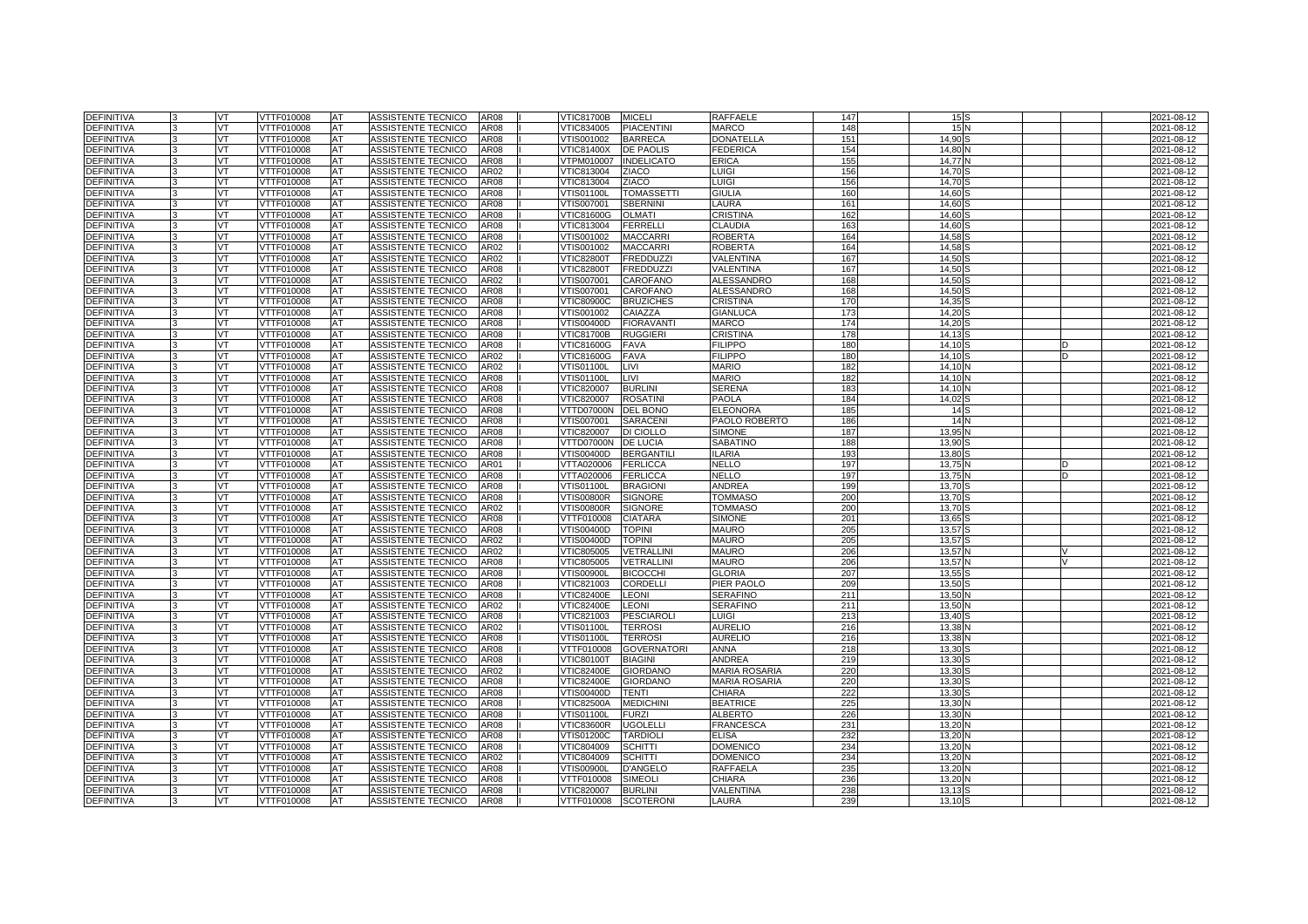| | | | | | | | | | | | | | | | | | | |
|---|---|---|---|---|---|---|---|---|---|---|---|---|---|---|---|---|---|---|
| DEFINITIVA | 3 | VT | VTTF010008 | AT | ASSISTENTE TECNICO | AR08 | I | VTIC81700B | MICELI | RAFFAELE | 147 | | 15 | S | | | | 2021-08-12 |
| DEFINITIVA | 3 | VT | VTTF010008 | AT | ASSISTENTE TECNICO | AR08 | I | VTIC834005 | PIACENTINI | MARCO | 148 | | 15 | N | | | | 2021-08-12 |
| DEFINITIVA | 3 | VT | VTTF010008 | AT | ASSISTENTE TECNICO | AR08 | I | VTIS001002 | BARRECA | DONATELLA | 151 | | 14,90 | S | | | | 2021-08-12 |
| DEFINITIVA | 3 | VT | VTTF010008 | AT | ASSISTENTE TECNICO | AR08 | I | VTIC81400X | DE PAOLIS | FEDERICA | 154 | | 14,80 | N | | | | 2021-08-12 |
| DEFINITIVA | 3 | VT | VTTF010008 | AT | ASSISTENTE TECNICO | AR08 | I | VTPM010007 | INDELICATO | ERICA | 155 | | 14,77 | N | | | | 2021-08-12 |
| DEFINITIVA | 3 | VT | VTTF010008 | AT | ASSISTENTE TECNICO | AR02 | I | VTIC813004 | ZIACO | LUIGI | 156 | | 14,70 | S | | | | 2021-08-12 |
| DEFINITIVA | 3 | VT | VTTF010008 | AT | ASSISTENTE TECNICO | AR08 | I | VTIC813004 | ZIACO | LUIGI | 156 | | 14,70 | S | | | | 2021-08-12 |
| DEFINITIVA | 3 | VT | VTTF010008 | AT | ASSISTENTE TECNICO | AR08 | I | VTIS01100L | TOMASSETTI | GIULIA | 160 | | 14,60 | S | | | | 2021-08-12 |
| DEFINITIVA | 3 | VT | VTTF010008 | AT | ASSISTENTE TECNICO | AR08 | I | VTIS007001 | SBERNINI | LAURA | 161 | | 14,60 | S | | | | 2021-08-12 |
| DEFINITIVA | 3 | VT | VTTF010008 | AT | ASSISTENTE TECNICO | AR08 | I | VTIC81600G | OLMATI | CRISTINA | 162 | | 14,60 | S | | | | 2021-08-12 |
| DEFINITIVA | 3 | VT | VTTF010008 | AT | ASSISTENTE TECNICO | AR08 | I | VTIC813004 | FERRELLI | CLAUDIA | 163 | | 14,60 | S | | | | 2021-08-12 |
| DEFINITIVA | 3 | VT | VTTF010008 | AT | ASSISTENTE TECNICO | AR08 | I | VTIS001002 | MACCARRI | ROBERTA | 164 | | 14,58 | S | | | | 2021-08-12 |
| DEFINITIVA | 3 | VT | VTTF010008 | AT | ASSISTENTE TECNICO | AR02 | I | VTIS001002 | MACCARRI | ROBERTA | 164 | | 14,58 | S | | | | 2021-08-12 |
| DEFINITIVA | 3 | VT | VTTF010008 | AT | ASSISTENTE TECNICO | AR02 | I | VTIC82800T | FREDDUZZI | VALENTINA | 167 | | 14,50 | S | | | | 2021-08-12 |
| DEFINITIVA | 3 | VT | VTTF010008 | AT | ASSISTENTE TECNICO | AR08 | I | VTIC82800T | FREDDUZZI | VALENTINA | 167 | | 14,50 | S | | | | 2021-08-12 |
| DEFINITIVA | 3 | VT | VTTF010008 | AT | ASSISTENTE TECNICO | AR02 | I | VTIS007001 | CAROFANO | ALESSANDRO | 168 | | 14,50 | S | | | | 2021-08-12 |
| DEFINITIVA | 3 | VT | VTTF010008 | AT | ASSISTENTE TECNICO | AR08 | I | VTIS007001 | CAROFANO | ALESSANDRO | 168 | | 14,50 | S | | | | 2021-08-12 |
| DEFINITIVA | 3 | VT | VTTF010008 | AT | ASSISTENTE TECNICO | AR08 | I | VTIC80900C | BRUZICHES | CRISTINA | 170 | | 14,35 | S | | | | 2021-08-12 |
| DEFINITIVA | 3 | VT | VTTF010008 | AT | ASSISTENTE TECNICO | AR08 | I | VTIS001002 | CAIAZZA | GIANLUCA | 173 | | 14,20 | S | | | | 2021-08-12 |
| DEFINITIVA | 3 | VT | VTTF010008 | AT | ASSISTENTE TECNICO | AR08 | I | VTIS00400D | FIORAVANTI | MARCO | 174 | | 14,20 | S | | | | 2021-08-12 |
| DEFINITIVA | 3 | VT | VTTF010008 | AT | ASSISTENTE TECNICO | AR08 | I | VTIC81700B | RUGGIERI | CRISTINA | 178 | | 14,13 | S | | | | 2021-08-12 |
| DEFINITIVA | 3 | VT | VTTF010008 | AT | ASSISTENTE TECNICO | AR08 | I | VTIC81600G | FAVA | FILIPPO | 180 | | 14,10 | S | | D | | 2021-08-12 |
| DEFINITIVA | 3 | VT | VTTF010008 | AT | ASSISTENTE TECNICO | AR02 | I | VTIC81600G | FAVA | FILIPPO | 180 | | 14,10 | S | | D | | 2021-08-12 |
| DEFINITIVA | 3 | VT | VTTF010008 | AT | ASSISTENTE TECNICO | AR02 | I | VTIS01100L | LIVI | MARIO | 182 | | 14,10 | N | | | | 2021-08-12 |
| DEFINITIVA | 3 | VT | VTTF010008 | AT | ASSISTENTE TECNICO | AR08 | I | VTIS01100L | LIVI | MARIO | 182 | | 14,10 | N | | | | 2021-08-12 |
| DEFINITIVA | 3 | VT | VTTF010008 | AT | ASSISTENTE TECNICO | AR08 | I | VTIC820007 | BURLINI | SERENA | 183 | | 14,10 | N | | | | 2021-08-12 |
| DEFINITIVA | 3 | VT | VTTF010008 | AT | ASSISTENTE TECNICO | AR08 | I | VTIC820007 | ROSATINI | PAOLA | 184 | | 14,02 | S | | | | 2021-08-12 |
| DEFINITIVA | 3 | VT | VTTF010008 | AT | ASSISTENTE TECNICO | AR08 | I | VTTD07000N | DEL BONO | ELEONORA | 185 | | 14 | S | | | | 2021-08-12 |
| DEFINITIVA | 3 | VT | VTTF010008 | AT | ASSISTENTE TECNICO | AR08 | I | VTIS007001 | SARACENI | PAOLO ROBERTO | 186 | | 14 | N | | | | 2021-08-12 |
| DEFINITIVA | 3 | VT | VTTF010008 | AT | ASSISTENTE TECNICO | AR08 | I | VTIC820007 | DI CIOLLO | SIMONE | 187 | | 13,95 | N | | | | 2021-08-12 |
| DEFINITIVA | 3 | VT | VTTF010008 | AT | ASSISTENTE TECNICO | AR08 | I | VTTD07000N | DE LUCIA | SABATINO | 188 | | 13,90 | S | | | | 2021-08-12 |
| DEFINITIVA | 3 | VT | VTTF010008 | AT | ASSISTENTE TECNICO | AR08 | I | VTIS00400D | BERGANTILI | ILARIA | 193 | | 13,80 | S | | | | 2021-08-12 |
| DEFINITIVA | 3 | VT | VTTF010008 | AT | ASSISTENTE TECNICO | AR01 | I | VTTA020006 | FERLICCA | NELLO | 197 | | 13,75 | N | | D | | 2021-08-12 |
| DEFINITIVA | 3 | VT | VTTF010008 | AT | ASSISTENTE TECNICO | AR08 | I | VTTA020006 | FERLICCA | NELLO | 197 | | 13,75 | N | | D | | 2021-08-12 |
| DEFINITIVA | 3 | VT | VTTF010008 | AT | ASSISTENTE TECNICO | AR08 | I | VTIS01100L | BRAGIONI | ANDREA | 199 | | 13,70 | S | | | | 2021-08-12 |
| DEFINITIVA | 3 | VT | VTTF010008 | AT | ASSISTENTE TECNICO | AR08 | I | VTIS00800R | SIGNORE | TOMMASO | 200 | | 13,70 | S | | | | 2021-08-12 |
| DEFINITIVA | 3 | VT | VTTF010008 | AT | ASSISTENTE TECNICO | AR02 | I | VTIS00800R | SIGNORE | TOMMASO | 200 | | 13,70 | S | | | | 2021-08-12 |
| DEFINITIVA | 3 | VT | VTTF010008 | AT | ASSISTENTE TECNICO | AR08 | I | VTTF010008 | CIATARA | SIMONE | 201 | | 13,65 | S | | | | 2021-08-12 |
| DEFINITIVA | 3 | VT | VTTF010008 | AT | ASSISTENTE TECNICO | AR08 | I | VTIS00400D | TOPINI | MAURO | 205 | | 13,57 | S | | | | 2021-08-12 |
| DEFINITIVA | 3 | VT | VTTF010008 | AT | ASSISTENTE TECNICO | AR02 | I | VTIS00400D | TOPINI | MAURO | 205 | | 13,57 | S | | | | 2021-08-12 |
| DEFINITIVA | 3 | VT | VTTF010008 | AT | ASSISTENTE TECNICO | AR02 | I | VTIC805005 | VETRALLINI | MAURO | 206 | | 13,57 | N | | V | | 2021-08-12 |
| DEFINITIVA | 3 | VT | VTTF010008 | AT | ASSISTENTE TECNICO | AR08 | I | VTIC805005 | VETRALLINI | MAURO | 206 | | 13,57 | N | | V | | 2021-08-12 |
| DEFINITIVA | 3 | VT | VTTF010008 | AT | ASSISTENTE TECNICO | AR08 | I | VTIS00900L | BICOCCHI | GLORIA | 207 | | 13,55 | S | | | | 2021-08-12 |
| DEFINITIVA | 3 | VT | VTTF010008 | AT | ASSISTENTE TECNICO | AR08 | I | VTIC821003 | CORDELLI | PIER PAOLO | 209 | | 13,50 | S | | | | 2021-08-12 |
| DEFINITIVA | 3 | VT | VTTF010008 | AT | ASSISTENTE TECNICO | AR08 | I | VTIC82400E | LEONI | SERAFINO | 211 | | 13,50 | N | | | | 2021-08-12 |
| DEFINITIVA | 3 | VT | VTTF010008 | AT | ASSISTENTE TECNICO | AR02 | I | VTIC82400E | LEONI | SERAFINO | 211 | | 13,50 | N | | | | 2021-08-12 |
| DEFINITIVA | 3 | VT | VTTF010008 | AT | ASSISTENTE TECNICO | AR08 | I | VTIC821003 | PESCIAROLI | LUIGI | 213 | | 13,40 | S | | | | 2021-08-12 |
| DEFINITIVA | 3 | VT | VTTF010008 | AT | ASSISTENTE TECNICO | AR02 | I | VTIS01100L | TERROSI | AURELIO | 216 | | 13,38 | N | | | | 2021-08-12 |
| DEFINITIVA | 3 | VT | VTTF010008 | AT | ASSISTENTE TECNICO | AR08 | I | VTIS01100L | TERROSI | AURELIO | 216 | | 13,38 | N | | | | 2021-08-12 |
| DEFINITIVA | 3 | VT | VTTF010008 | AT | ASSISTENTE TECNICO | AR08 | I | VTTF010008 | GOVERNATORI | ANNA | 218 | | 13,30 | S | | | | 2021-08-12 |
| DEFINITIVA | 3 | VT | VTTF010008 | AT | ASSISTENTE TECNICO | AR08 | I | VTIC80100T | BIAGINI | ANDREA | 219 | | 13,30 | S | | | | 2021-08-12 |
| DEFINITIVA | 3 | VT | VTTF010008 | AT | ASSISTENTE TECNICO | AR02 | I | VTIC82400E | GIORDANO | MARIA ROSARIA | 220 | | 13,30 | S | | | | 2021-08-12 |
| DEFINITIVA | 3 | VT | VTTF010008 | AT | ASSISTENTE TECNICO | AR08 | I | VTIC82400E | GIORDANO | MARIA ROSARIA | 220 | | 13,30 | S | | | | 2021-08-12 |
| DEFINITIVA | 3 | VT | VTTF010008 | AT | ASSISTENTE TECNICO | AR08 | I | VTIS00400D | TENTI | CHIARA | 222 | | 13,30 | S | | | | 2021-08-12 |
| DEFINITIVA | 3 | VT | VTTF010008 | AT | ASSISTENTE TECNICO | AR08 | I | VTIC82500A | MEDICHINI | BEATRICE | 225 | | 13,30 | N | | | | 2021-08-12 |
| DEFINITIVA | 3 | VT | VTTF010008 | AT | ASSISTENTE TECNICO | AR08 | I | VTIS01100L | FURZI | ALBERTO | 226 | | 13,30 | N | | | | 2021-08-12 |
| DEFINITIVA | 3 | VT | VTTF010008 | AT | ASSISTENTE TECNICO | AR08 | I | VTIC83600R | UGOLELLI | FRANCESCA | 231 | | 13,20 | N | | | | 2021-08-12 |
| DEFINITIVA | 3 | VT | VTTF010008 | AT | ASSISTENTE TECNICO | AR08 | I | VTIS01200C | TARDIOLI | ELISA | 232 | | 13,20 | N | | | | 2021-08-12 |
| DEFINITIVA | 3 | VT | VTTF010008 | AT | ASSISTENTE TECNICO | AR08 | I | VTIC804009 | SCHITTI | DOMENICO | 234 | | 13,20 | N | | | | 2021-08-12 |
| DEFINITIVA | 3 | VT | VTTF010008 | AT | ASSISTENTE TECNICO | AR02 | I | VTIC804009 | SCHITTI | DOMENICO | 234 | | 13,20 | N | | | | 2021-08-12 |
| DEFINITIVA | 3 | VT | VTTF010008 | AT | ASSISTENTE TECNICO | AR08 | I | VTIS00900L | D'ANGELO | RAFFAELA | 235 | | 13,20 | N | | | | 2021-08-12 |
| DEFINITIVA | 3 | VT | VTTF010008 | AT | ASSISTENTE TECNICO | AR08 | I | VTTF010008 | SIMEOLI | CHIARA | 236 | | 13,20 | N | | | | 2021-08-12 |
| DEFINITIVA | 3 | VT | VTTF010008 | AT | ASSISTENTE TECNICO | AR08 | I | VTIC820007 | BURLINI | VALENTINA | 238 | | 13,13 | S | | | | 2021-08-12 |
| DEFINITIVA | 3 | VT | VTTF010008 | AT | ASSISTENTE TECNICO | AR08 | I | VTTF010008 | SCOTERONI | LAURA | 239 | | 13,10 | S | | | | 2021-08-12 |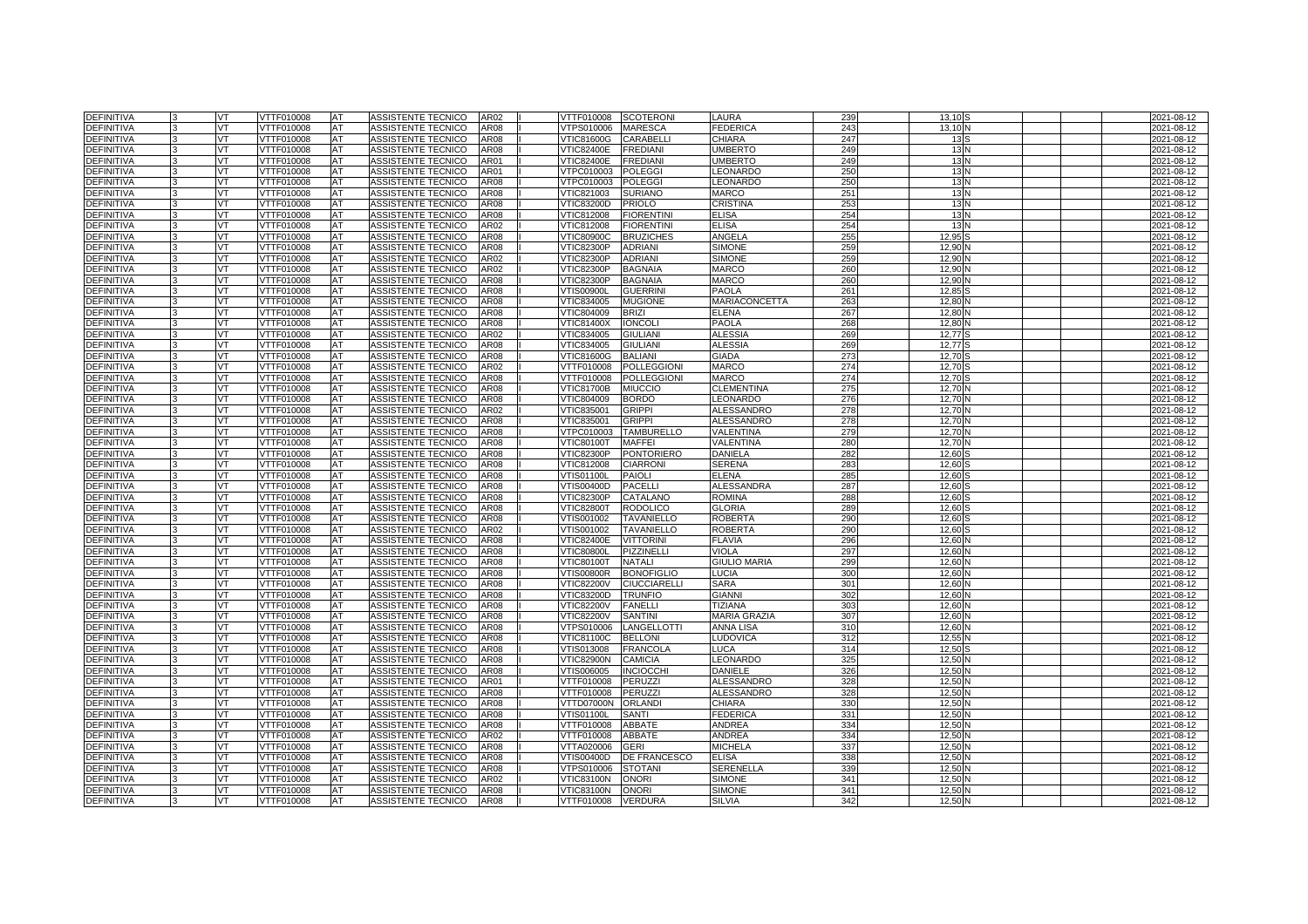| DEFINITIVA | 3 | VT | VTTF010008 | AT | ASSISTENTE TECNICO | AR02 | I | VTTF010008 | SCOTERONI | LAURA | 239 | 13,10 | S | | | 2021-08-12 |
|---|---|---|---|---|---|---|---|---|---|---|---|---|---|---|---|---|
| DEFINITIVA | 3 | VT | VTTF010008 | AT | ASSISTENTE TECNICO | AR08 | I | VTPS010006 | MARESCA | FEDERICA | 243 | 13,10 | N | | | 2021-08-12 |
| DEFINITIVA | 3 | VT | VTTF010008 | AT | ASSISTENTE TECNICO | AR08 | I | VTIC81600G | CARABELLI | CHIARA | 247 | 13 | S | | | 2021-08-12 |
| DEFINITIVA | 3 | VT | VTTF010008 | AT | ASSISTENTE TECNICO | AR08 | I | VTIC82400E | FREDIANI | UMBERTO | 249 | 13 | N | | | 2021-08-12 |
| DEFINITIVA | 3 | VT | VTTF010008 | AT | ASSISTENTE TECNICO | AR01 | I | VTIC82400E | FREDIANI | UMBERTO | 249 | 13 | N | | | 2021-08-12 |
| DEFINITIVA | 3 | VT | VTTF010008 | AT | ASSISTENTE TECNICO | AR01 | I | VTPC010003 | POLEGGI | LEONARDO | 250 | 13 | N | | | 2021-08-12 |
| DEFINITIVA | 3 | VT | VTTF010008 | AT | ASSISTENTE TECNICO | AR08 | I | VTPC010003 | POLEGGI | LEONARDO | 250 | 13 | N | | | 2021-08-12 |
| DEFINITIVA | 3 | VT | VTTF010008 | AT | ASSISTENTE TECNICO | AR08 | I | VTIC821003 | SURIANO | MARCO | 251 | 13 | N | | | 2021-08-12 |
| DEFINITIVA | 3 | VT | VTTF010008 | AT | ASSISTENTE TECNICO | AR08 | I | VTIC83200D | PRIOLO | CRISTINA | 253 | 13 | N | | | 2021-08-12 |
| DEFINITIVA | 3 | VT | VTTF010008 | AT | ASSISTENTE TECNICO | AR08 | I | VTIC812008 | FIORENTINI | ELISA | 254 | 13 | N | | | 2021-08-12 |
| DEFINITIVA | 3 | VT | VTTF010008 | AT | ASSISTENTE TECNICO | AR02 | I | VTIC812008 | FIORENTINI | ELISA | 254 | 13 | N | | | 2021-08-12 |
| DEFINITIVA | 3 | VT | VTTF010008 | AT | ASSISTENTE TECNICO | AR08 | I | VTIC80900C | BRUZICHES | ANGELA | 255 | 12,95 | S | | | 2021-08-12 |
| DEFINITIVA | 3 | VT | VTTF010008 | AT | ASSISTENTE TECNICO | AR08 | I | VTIC82300P | ADRIANI | SIMONE | 259 | 12,90 | N | | | 2021-08-12 |
| DEFINITIVA | 3 | VT | VTTF010008 | AT | ASSISTENTE TECNICO | AR02 | I | VTIC82300P | ADRIANI | SIMONE | 259 | 12,90 | N | | | 2021-08-12 |
| DEFINITIVA | 3 | VT | VTTF010008 | AT | ASSISTENTE TECNICO | AR02 | I | VTIC82300P | BAGNAIA | MARCO | 260 | 12,90 | N | | | 2021-08-12 |
| DEFINITIVA | 3 | VT | VTTF010008 | AT | ASSISTENTE TECNICO | AR08 | I | VTIC82300P | BAGNAIA | MARCO | 260 | 12,90 | N | | | 2021-08-12 |
| DEFINITIVA | 3 | VT | VTTF010008 | AT | ASSISTENTE TECNICO | AR08 | I | VTIS00900L | GUERRINI | PAOLA | 261 | 12,85 | S | | | 2021-08-12 |
| DEFINITIVA | 3 | VT | VTTF010008 | AT | ASSISTENTE TECNICO | AR08 | I | VTIC834005 | MUGIONE | MARIACONCETTA | 263 | 12,80 | N | | | 2021-08-12 |
| DEFINITIVA | 3 | VT | VTTF010008 | AT | ASSISTENTE TECNICO | AR08 | I | VTIC804009 | BRIZI | ELENA | 267 | 12,80 | N | | | 2021-08-12 |
| DEFINITIVA | 3 | VT | VTTF010008 | AT | ASSISTENTE TECNICO | AR08 | I | VTIC81400X | IONCOLI | PAOLA | 268 | 12,80 | N | | | 2021-08-12 |
| DEFINITIVA | 3 | VT | VTTF010008 | AT | ASSISTENTE TECNICO | AR02 | I | VTIC834005 | GIULIANI | ALESSIA | 269 | 12,77 | S | | | 2021-08-12 |
| DEFINITIVA | 3 | VT | VTTF010008 | AT | ASSISTENTE TECNICO | AR08 | I | VTIC834005 | GIULIANI | ALESSIA | 269 | 12,77 | S | | | 2021-08-12 |
| DEFINITIVA | 3 | VT | VTTF010008 | AT | ASSISTENTE TECNICO | AR08 | I | VTIC81600G | BALIANI | GIADA | 273 | 12,70 | S | | | 2021-08-12 |
| DEFINITIVA | 3 | VT | VTTF010008 | AT | ASSISTENTE TECNICO | AR02 | I | VTTF010008 | POLLEGGIONI | MARCO | 274 | 12,70 | S | | | 2021-08-12 |
| DEFINITIVA | 3 | VT | VTTF010008 | AT | ASSISTENTE TECNICO | AR08 | I | VTTF010008 | POLLEGGIONI | MARCO | 274 | 12,70 | S | | | 2021-08-12 |
| DEFINITIVA | 3 | VT | VTTF010008 | AT | ASSISTENTE TECNICO | AR08 | I | VTIC81700B | MIUCCIO | CLEMENTINA | 275 | 12,70 | N | | | 2021-08-12 |
| DEFINITIVA | 3 | VT | VTTF010008 | AT | ASSISTENTE TECNICO | AR08 | I | VTIC804009 | BORDO | LEONARDO | 276 | 12,70 | N | | | 2021-08-12 |
| DEFINITIVA | 3 | VT | VTTF010008 | AT | ASSISTENTE TECNICO | AR02 | I | VTIC835001 | GRIPPI | ALESSANDRO | 278 | 12,70 | N | | | 2021-08-12 |
| DEFINITIVA | 3 | VT | VTTF010008 | AT | ASSISTENTE TECNICO | AR08 | I | VTIC835001 | GRIPPI | ALESSANDRO | 278 | 12,70 | N | | | 2021-08-12 |
| DEFINITIVA | 3 | VT | VTTF010008 | AT | ASSISTENTE TECNICO | AR08 | I | VTPC010003 | TAMBURELLO | VALENTINA | 279 | 12,70 | N | | | 2021-08-12 |
| DEFINITIVA | 3 | VT | VTTF010008 | AT | ASSISTENTE TECNICO | AR08 | I | VTIC80100T | MAFFEI | VALENTINA | 280 | 12,70 | N | | | 2021-08-12 |
| DEFINITIVA | 3 | VT | VTTF010008 | AT | ASSISTENTE TECNICO | AR08 | I | VTIC82300P | PONTORIERO | DANIELA | 282 | 12,60 | S | | | 2021-08-12 |
| DEFINITIVA | 3 | VT | VTTF010008 | AT | ASSISTENTE TECNICO | AR08 | I | VTIC812008 | CIARRONI | SERENA | 283 | 12,60 | S | | | 2021-08-12 |
| DEFINITIVA | 3 | VT | VTTF010008 | AT | ASSISTENTE TECNICO | AR08 | I | VTIS01100L | PAIOLI | ELENA | 285 | 12,60 | S | | | 2021-08-12 |
| DEFINITIVA | 3 | VT | VTTF010008 | AT | ASSISTENTE TECNICO | AR08 | I | VTIS00400D | PACELLI | ALESSANDRA | 287 | 12,60 | S | | | 2021-08-12 |
| DEFINITIVA | 3 | VT | VTTF010008 | AT | ASSISTENTE TECNICO | AR08 | I | VTIC82300P | CATALANO | ROMINA | 288 | 12,60 | S | | | 2021-08-12 |
| DEFINITIVA | 3 | VT | VTTF010008 | AT | ASSISTENTE TECNICO | AR08 | I | VTIC82800T | RODOLICO | GLORIA | 289 | 12,60 | S | | | 2021-08-12 |
| DEFINITIVA | 3 | VT | VTTF010008 | AT | ASSISTENTE TECNICO | AR08 | I | VTIS001002 | TAVANIELLO | ROBERTA | 290 | 12,60 | S | | | 2021-08-12 |
| DEFINITIVA | 3 | VT | VTTF010008 | AT | ASSISTENTE TECNICO | AR02 | I | VTIS001002 | TAVANIELLO | ROBERTA | 290 | 12,60 | S | | | 2021-08-12 |
| DEFINITIVA | 3 | VT | VTTF010008 | AT | ASSISTENTE TECNICO | AR08 | I | VTIC82400E | VITTORINI | FLAVIA | 296 | 12,60 | N | | | 2021-08-12 |
| DEFINITIVA | 3 | VT | VTTF010008 | AT | ASSISTENTE TECNICO | AR08 | I | VTIC80800L | PIZZINELLI | VIOLA | 297 | 12,60 | N | | | 2021-08-12 |
| DEFINITIVA | 3 | VT | VTTF010008 | AT | ASSISTENTE TECNICO | AR08 | I | VTIC80100T | NATALI | GIULIO MARIA | 299 | 12,60 | N | | | 2021-08-12 |
| DEFINITIVA | 3 | VT | VTTF010008 | AT | ASSISTENTE TECNICO | AR08 | I | VTIS00800R | BONOFIGLIO | LUCIA | 300 | 12,60 | N | | | 2021-08-12 |
| DEFINITIVA | 3 | VT | VTTF010008 | AT | ASSISTENTE TECNICO | AR08 | I | VTIC82200V | CIUCCIARELLI | SARA | 301 | 12,60 | N | | | 2021-08-12 |
| DEFINITIVA | 3 | VT | VTTF010008 | AT | ASSISTENTE TECNICO | AR08 | I | VTIC83200D | TRUNFIO | GIANNI | 302 | 12,60 | N | | | 2021-08-12 |
| DEFINITIVA | 3 | VT | VTTF010008 | AT | ASSISTENTE TECNICO | AR08 | I | VTIC82200V | FANELLI | TIZIANA | 303 | 12,60 | N | | | 2021-08-12 |
| DEFINITIVA | 3 | VT | VTTF010008 | AT | ASSISTENTE TECNICO | AR08 | I | VTIC82200V | SANTINI | MARIA GRAZIA | 307 | 12,60 | N | | | 2021-08-12 |
| DEFINITIVA | 3 | VT | VTTF010008 | AT | ASSISTENTE TECNICO | AR08 | I | VTPS010006 | LANGELLOTTI | ANNA LISA | 310 | 12,60 | N | | | 2021-08-12 |
| DEFINITIVA | 3 | VT | VTTF010008 | AT | ASSISTENTE TECNICO | AR08 | I | VTIC81100C | BELLONI | LUDOVICA | 312 | 12,55 | N | | | 2021-08-12 |
| DEFINITIVA | 3 | VT | VTTF010008 | AT | ASSISTENTE TECNICO | AR08 | I | VTIS013008 | FRANCOLA | LUCA | 314 | 12,50 | S | | | 2021-08-12 |
| DEFINITIVA | 3 | VT | VTTF010008 | AT | ASSISTENTE TECNICO | AR08 | I | VTIC82900N | CAMICIA | LEONARDO | 325 | 12,50 | N | | | 2021-08-12 |
| DEFINITIVA | 3 | VT | VTTF010008 | AT | ASSISTENTE TECNICO | AR08 | I | VTIS006005 | INCIOCCHI | DANIELE | 326 | 12,50 | N | | | 2021-08-12 |
| DEFINITIVA | 3 | VT | VTTF010008 | AT | ASSISTENTE TECNICO | AR01 | I | VTTF010008 | PERUZZI | ALESSANDRO | 328 | 12,50 | N | | | 2021-08-12 |
| DEFINITIVA | 3 | VT | VTTF010008 | AT | ASSISTENTE TECNICO | AR08 | I | VTTF010008 | PERUZZI | ALESSANDRO | 328 | 12,50 | N | | | 2021-08-12 |
| DEFINITIVA | 3 | VT | VTTF010008 | AT | ASSISTENTE TECNICO | AR08 | I | VTTD07000N | ORLANDI | CHIARA | 330 | 12,50 | N | | | 2021-08-12 |
| DEFINITIVA | 3 | VT | VTTF010008 | AT | ASSISTENTE TECNICO | AR08 | I | VTIS01100L | SANTI | FEDERICA | 331 | 12,50 | N | | | 2021-08-12 |
| DEFINITIVA | 3 | VT | VTTF010008 | AT | ASSISTENTE TECNICO | AR08 | I | VTTF010008 | ABBATE | ANDREA | 334 | 12,50 | N | | | 2021-08-12 |
| DEFINITIVA | 3 | VT | VTTF010008 | AT | ASSISTENTE TECNICO | AR02 | I | VTTF010008 | ABBATE | ANDREA | 334 | 12,50 | N | | | 2021-08-12 |
| DEFINITIVA | 3 | VT | VTTF010008 | AT | ASSISTENTE TECNICO | AR08 | I | VTTA020006 | GERI | MICHELA | 337 | 12,50 | N | | | 2021-08-12 |
| DEFINITIVA | 3 | VT | VTTF010008 | AT | ASSISTENTE TECNICO | AR08 | I | VTIS00400D | DE FRANCESCO | ELISA | 338 | 12,50 | N | | | 2021-08-12 |
| DEFINITIVA | 3 | VT | VTTF010008 | AT | ASSISTENTE TECNICO | AR08 | I | VTPS010006 | STOTANI | SERENELLA | 339 | 12,50 | N | | | 2021-08-12 |
| DEFINITIVA | 3 | VT | VTTF010008 | AT | ASSISTENTE TECNICO | AR02 | I | VTIC83100N | ONORI | SIMONE | 341 | 12,50 | N | | | 2021-08-12 |
| DEFINITIVA | 3 | VT | VTTF010008 | AT | ASSISTENTE TECNICO | AR08 | I | VTIC83100N | ONORI | SIMONE | 341 | 12,50 | N | | | 2021-08-12 |
| DEFINITIVA | 3 | VT | VTTF010008 | AT | ASSISTENTE TECNICO | AR08 | I | VTTF010008 | VERDURA | SILVIA | 342 | 12,50 | N | | | 2021-08-12 |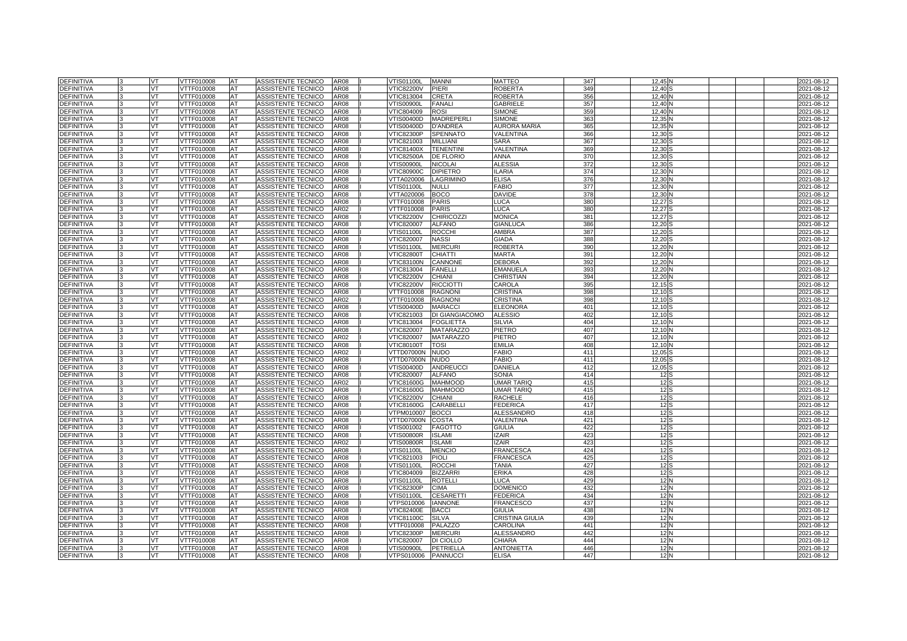| | | | | | | | | | | | | | | | | | |
|---|---|---|---|---|---|---|---|---|---|---|---|---|---|---|---|---|---|
| DEFINITIVA | 3 | VT | VTTF010008 | AT | ASSISTENTE TECNICO | AR08 | I | VTIS01100L | MANNI | MATTEO | 347 | 12,45 | N | | | | 2021-08-12 |
| DEFINITIVA | 3 | VT | VTTF010008 | AT | ASSISTENTE TECNICO | AR08 | I | VTIC82200V | PIERI | ROBERTA | 349 | 12,40 | S | | | | 2021-08-12 |
| DEFINITIVA | 3 | VT | VTTF010008 | AT | ASSISTENTE TECNICO | AR08 | I | VTIC813004 | CRETA | ROBERTA | 356 | 12,40 | N | | | | 2021-08-12 |
| DEFINITIVA | 3 | VT | VTTF010008 | AT | ASSISTENTE TECNICO | AR08 | I | VTIS00900L | FANALI | GABRIELE | 357 | 12,40 | N | | | | 2021-08-12 |
| DEFINITIVA | 3 | VT | VTTF010008 | AT | ASSISTENTE TECNICO | AR08 | I | VTIC804009 | ROSI | SIMONE | 359 | 12,40 | N | | | | 2021-08-12 |
| DEFINITIVA | 3 | VT | VTTF010008 | AT | ASSISTENTE TECNICO | AR08 | I | VTIS00400D | MADREPERLI | SIMONE | 363 | 12,35 | N | | | | 2021-08-12 |
| DEFINITIVA | 3 | VT | VTTF010008 | AT | ASSISTENTE TECNICO | AR08 | I | VTIS00400D | D'ANDREA | AURORA MARIA | 365 | 12,35 | N | | | | 2021-08-12 |
| DEFINITIVA | 3 | VT | VTTF010008 | AT | ASSISTENTE TECNICO | AR08 | I | VTIC82300P | SPENNATO | VALENTINA | 366 | 12,30 | S | | | | 2021-08-12 |
| DEFINITIVA | 3 | VT | VTTF010008 | AT | ASSISTENTE TECNICO | AR08 | I | VTIC821003 | MILLIANI | SARA | 367 | 12,30 | S | | | | 2021-08-12 |
| DEFINITIVA | 3 | VT | VTTF010008 | AT | ASSISTENTE TECNICO | AR08 | I | VTIC81400X | TENENTINI | VALENTINA | 369 | 12,30 | S | | | | 2021-08-12 |
| DEFINITIVA | 3 | VT | VTTF010008 | AT | ASSISTENTE TECNICO | AR08 | I | VTIC82500A | DE FLORIO | ANNA | 370 | 12,30 | S | | | | 2021-08-12 |
| DEFINITIVA | 3 | VT | VTTF010008 | AT | ASSISTENTE TECNICO | AR08 | I | VTIS00900L | NICOLAI | ALESSIA | 372 | 12,30 | S | | | | 2021-08-12 |
| DEFINITIVA | 3 | VT | VTTF010008 | AT | ASSISTENTE TECNICO | AR08 | I | VTIC80900C | DIPIETRO | ILARIA | 374 | 12,30 | N | | | | 2021-08-12 |
| DEFINITIVA | 3 | VT | VTTF010008 | AT | ASSISTENTE TECNICO | AR08 | I | VTTA020006 | LAGRIMINO | ELISA | 376 | 12,30 | N | | | | 2021-08-12 |
| DEFINITIVA | 3 | VT | VTTF010008 | AT | ASSISTENTE TECNICO | AR08 | I | VTIS01100L | NULLI | FABIO | 377 | 12,30 | N | | | | 2021-08-12 |
| DEFINITIVA | 3 | VT | VTTF010008 | AT | ASSISTENTE TECNICO | AR08 | I | VTTA020006 | BOCO | DAVIDE | 378 | 12,30 | N | | | | 2021-08-12 |
| DEFINITIVA | 3 | VT | VTTF010008 | AT | ASSISTENTE TECNICO | AR08 | I | VTTF010008 | PARIS | LUCA | 380 | 12,27 | S | | | | 2021-08-12 |
| DEFINITIVA | 3 | VT | VTTF010008 | AT | ASSISTENTE TECNICO | AR02 | I | VTTF010008 | PARIS | LUCA | 380 | 12,27 | S | | | | 2021-08-12 |
| DEFINITIVA | 3 | VT | VTTF010008 | AT | ASSISTENTE TECNICO | AR08 | I | VTIC82200V | CHIRICOZZI | MONICA | 381 | 12,27 | S | | | | 2021-08-12 |
| DEFINITIVA | 3 | VT | VTTF010008 | AT | ASSISTENTE TECNICO | AR08 | I | VTIC820007 | ALFANO | GIANLUCA | 386 | 12,20 | S | | | | 2021-08-12 |
| DEFINITIVA | 3 | VT | VTTF010008 | AT | ASSISTENTE TECNICO | AR08 | I | VTIS01100L | ROCCHI | AMBRA | 387 | 12,20 | S | | | | 2021-08-12 |
| DEFINITIVA | 3 | VT | VTTF010008 | AT | ASSISTENTE TECNICO | AR08 | I | VTIC820007 | NASSI | GIADA | 388 | 12,20 | S | | | | 2021-08-12 |
| DEFINITIVA | 3 | VT | VTTF010008 | AT | ASSISTENTE TECNICO | AR08 | I | VTIS01100L | MERCURI | ROBERTA | 390 | 12,20 | N | | | | 2021-08-12 |
| DEFINITIVA | 3 | VT | VTTF010008 | AT | ASSISTENTE TECNICO | AR08 | I | VTIC82800T | CHIATTI | MARTA | 391 | 12,20 | N | | | | 2021-08-12 |
| DEFINITIVA | 3 | VT | VTTF010008 | AT | ASSISTENTE TECNICO | AR08 | I | VTIC83100N | CANNONE | DEBORA | 392 | 12,20 | N | | | | 2021-08-12 |
| DEFINITIVA | 3 | VT | VTTF010008 | AT | ASSISTENTE TECNICO | AR08 | I | VTIC813004 | FANELLI | EMANUELA | 393 | 12,20 | N | | | | 2021-08-12 |
| DEFINITIVA | 3 | VT | VTTF010008 | AT | ASSISTENTE TECNICO | AR08 | I | VTIC82200V | CHIANI | CHRISTIAN | 394 | 12,20 | N | | | | 2021-08-12 |
| DEFINITIVA | 3 | VT | VTTF010008 | AT | ASSISTENTE TECNICO | AR08 | I | VTIC82200V | RICCIOTTI | CAROLA | 395 | 12,15 | S | | | | 2021-08-12 |
| DEFINITIVA | 3 | VT | VTTF010008 | AT | ASSISTENTE TECNICO | AR08 | I | VTTF010008 | RAGNONI | CRISTINA | 398 | 12,10 | S | | | | 2021-08-12 |
| DEFINITIVA | 3 | VT | VTTF010008 | AT | ASSISTENTE TECNICO | AR02 | I | VTTF010008 | RAGNONI | CRISTINA | 398 | 12,10 | S | | | | 2021-08-12 |
| DEFINITIVA | 3 | VT | VTTF010008 | AT | ASSISTENTE TECNICO | AR08 | I | VTIS00400D | MARACCI | ELEONORA | 401 | 12,10 | S | | | | 2021-08-12 |
| DEFINITIVA | 3 | VT | VTTF010008 | AT | ASSISTENTE TECNICO | AR08 | I | VTIC821003 | DI GIANGIACOMO | ALESSIO | 402 | 12,10 | S | | | | 2021-08-12 |
| DEFINITIVA | 3 | VT | VTTF010008 | AT | ASSISTENTE TECNICO | AR08 | I | VTIC813004 | FOGLIETTA | SILVIA | 404 | 12,10 | N | | | | 2021-08-12 |
| DEFINITIVA | 3 | VT | VTTF010008 | AT | ASSISTENTE TECNICO | AR08 | I | VTIC820007 | MATARAZZO | PIETRO | 407 | 12,10 | N | | | | 2021-08-12 |
| DEFINITIVA | 3 | VT | VTTF010008 | AT | ASSISTENTE TECNICO | AR02 | I | VTIC820007 | MATARAZZO | PIETRO | 407 | 12,10 | N | | | | 2021-08-12 |
| DEFINITIVA | 3 | VT | VTTF010008 | AT | ASSISTENTE TECNICO | AR08 | I | VTIC80100T | TOSI | EMILIA | 408 | 12,10 | N | | | | 2021-08-12 |
| DEFINITIVA | 3 | VT | VTTF010008 | AT | ASSISTENTE TECNICO | AR02 | I | VTTD07000N | NUDO | FABIO | 411 | 12,05 | S | | | | 2021-08-12 |
| DEFINITIVA | 3 | VT | VTTF010008 | AT | ASSISTENTE TECNICO | AR08 | I | VTTD07000N | NUDO | FABIO | 411 | 12,05 | S | | | | 2021-08-12 |
| DEFINITIVA | 3 | VT | VTTF010008 | AT | ASSISTENTE TECNICO | AR08 | I | VTIS00400D | ANDREUCCI | DANIELA | 412 | 12,05 | S | | | | 2021-08-12 |
| DEFINITIVA | 3 | VT | VTTF010008 | AT | ASSISTENTE TECNICO | AR08 | I | VTIC820007 | ALFANO | SONIA | 414 | 12 | S | | | | 2021-08-12 |
| DEFINITIVA | 3 | VT | VTTF010008 | AT | ASSISTENTE TECNICO | AR02 | I | VTIC81600G | MAHMOOD | UMAR TARIQ | 415 | 12 | S | | | | 2021-08-12 |
| DEFINITIVA | 3 | VT | VTTF010008 | AT | ASSISTENTE TECNICO | AR08 | I | VTIC81600G | MAHMOOD | UMAR TARIQ | 415 | 12 | S | | | | 2021-08-12 |
| DEFINITIVA | 3 | VT | VTTF010008 | AT | ASSISTENTE TECNICO | AR08 | I | VTIC82200V | CHIANI | RACHELE | 416 | 12 | S | | | | 2021-08-12 |
| DEFINITIVA | 3 | VT | VTTF010008 | AT | ASSISTENTE TECNICO | AR08 | I | VTIC81600G | CARABELLI | FEDERICA | 417 | 12 | S | | | | 2021-08-12 |
| DEFINITIVA | 3 | VT | VTTF010008 | AT | ASSISTENTE TECNICO | AR08 | I | VTPM010007 | BOCCI | ALESSANDRO | 418 | 12 | S | | | | 2021-08-12 |
| DEFINITIVA | 3 | VT | VTTF010008 | AT | ASSISTENTE TECNICO | AR08 | I | VTTD07000N | COSTA | VALENTINA | 421 | 12 | S | | | | 2021-08-12 |
| DEFINITIVA | 3 | VT | VTTF010008 | AT | ASSISTENTE TECNICO | AR08 | I | VTIS001002 | FAGOTTO | GIULIA | 422 | 12 | S | | | | 2021-08-12 |
| DEFINITIVA | 3 | VT | VTTF010008 | AT | ASSISTENTE TECNICO | AR08 | I | VTIS00800R | ISLAMI | IZAIR | 423 | 12 | S | | | | 2021-08-12 |
| DEFINITIVA | 3 | VT | VTTF010008 | AT | ASSISTENTE TECNICO | AR02 | I | VTIS00800R | ISLAMI | IZAIR | 423 | 12 | S | | | | 2021-08-12 |
| DEFINITIVA | 3 | VT | VTTF010008 | AT | ASSISTENTE TECNICO | AR08 | I | VTIS01100L | MENCIO | FRANCESCA | 424 | 12 | S | | | | 2021-08-12 |
| DEFINITIVA | 3 | VT | VTTF010008 | AT | ASSISTENTE TECNICO | AR08 | I | VTIC821003 | PIOLI | FRANCESCA | 425 | 12 | S | | | | 2021-08-12 |
| DEFINITIVA | 3 | VT | VTTF010008 | AT | ASSISTENTE TECNICO | AR08 | I | VTIS01100L | ROCCHI | TANIA | 427 | 12 | S | | | | 2021-08-12 |
| DEFINITIVA | 3 | VT | VTTF010008 | AT | ASSISTENTE TECNICO | AR08 | I | VTIC804009 | BIZZARRI | ERIKA | 428 | 12 | S | | | | 2021-08-12 |
| DEFINITIVA | 3 | VT | VTTF010008 | AT | ASSISTENTE TECNICO | AR08 | I | VTIS01100L | ROTELLI | LUCA | 429 | 12 | N | | | | 2021-08-12 |
| DEFINITIVA | 3 | VT | VTTF010008 | AT | ASSISTENTE TECNICO | AR08 | I | VTIC82300P | CIMA | DOMENICO | 432 | 12 | N | | | | 2021-08-12 |
| DEFINITIVA | 3 | VT | VTTF010008 | AT | ASSISTENTE TECNICO | AR08 | I | VTIS01100L | CESARETTI | FEDERICA | 434 | 12 | N | | | | 2021-08-12 |
| DEFINITIVA | 3 | VT | VTTF010008 | AT | ASSISTENTE TECNICO | AR08 | I | VTPS010006 | IANNONE | FRANCESCO | 437 | 12 | N | | | | 2021-08-12 |
| DEFINITIVA | 3 | VT | VTTF010008 | AT | ASSISTENTE TECNICO | AR08 | I | VTIC82400E | BACCI | GIULIA | 438 | 12 | N | | | | 2021-08-12 |
| DEFINITIVA | 3 | VT | VTTF010008 | AT | ASSISTENTE TECNICO | AR08 | I | VTIC81100C | SILVA | CRISTINA GIULIA | 439 | 12 | N | | | | 2021-08-12 |
| DEFINITIVA | 3 | VT | VTTF010008 | AT | ASSISTENTE TECNICO | AR08 | I | VTTF010008 | PALAZZO | CAROLINA | 441 | 12 | N | | | | 2021-08-12 |
| DEFINITIVA | 3 | VT | VTTF010008 | AT | ASSISTENTE TECNICO | AR08 | I | VTIC82300P | MERCURI | ALESSANDRO | 442 | 12 | N | | | | 2021-08-12 |
| DEFINITIVA | 3 | VT | VTTF010008 | AT | ASSISTENTE TECNICO | AR08 | I | VTIC820007 | DI CIOLLO | CHIARA | 444 | 12 | N | | | | 2021-08-12 |
| DEFINITIVA | 3 | VT | VTTF010008 | AT | ASSISTENTE TECNICO | AR08 | I | VTIS00900L | PETRIELLA | ANTONIETTA | 446 | 12 | N | | | | 2021-08-12 |
| DEFINITIVA | 3 | VT | VTTF010008 | AT | ASSISTENTE TECNICO | AR08 | I | VTPS010006 | PANNUCCI | ELISA | 447 | 12 | N | | | | 2021-08-12 |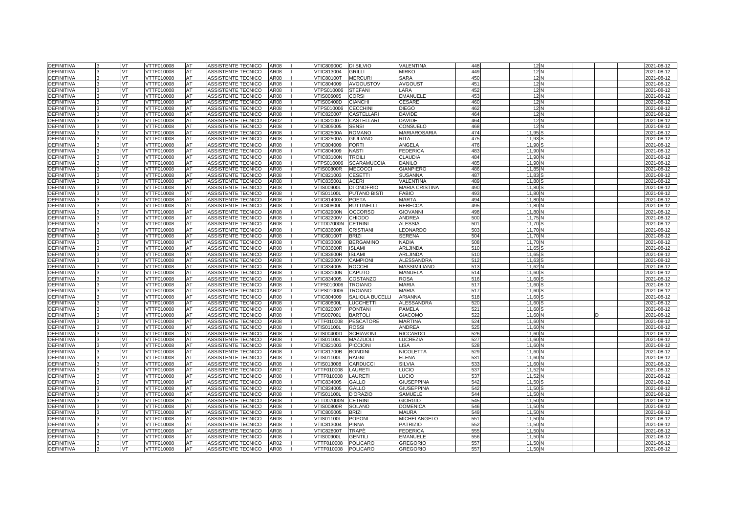| DEFINITIVA | 3 | VT | VTTF010008 | AT | ASSISTENTE TECNICO | AR08 | I | VTIC80900C | DI SILVIO | VALENTINA | 448 | 12 | N | | | 2021-08-12 |
|---|---|---|---|---|---|---|---|---|---|---|---|---|---|---|---|---|
| DEFINITIVA | 3 | VT | VTTF010008 | AT | ASSISTENTE TECNICO | AR08 | I | VTIC813004 | GRILLI | MIRKO | 449 | 12 | N | | | 2021-08-12 |
| DEFINITIVA | 3 | VT | VTTF010008 | AT | ASSISTENTE TECNICO | AR08 | I | VTIC80100T | MERCURI | SARA | 450 | 12 | N | | | 2021-08-12 |
| DEFINITIVA | 3 | VT | VTTF010008 | AT | ASSISTENTE TECNICO | AR08 | I | VTIC804009 | AVGOUSTOV | AVGOUST | 451 | 12 | N | | | 2021-08-12 |
| DEFINITIVA | 3 | VT | VTTF010008 | AT | ASSISTENTE TECNICO | AR08 | I | VTPS010006 | STEFANI | LARA | 452 | 12 | N | | | 2021-08-12 |
| DEFINITIVA | 3 | VT | VTTF010008 | AT | ASSISTENTE TECNICO | AR08 | I | VTIS006005 | CORSI | EMANUELE | 453 | 12 | N | | | 2021-08-12 |
| DEFINITIVA | 3 | VT | VTTF010008 | AT | ASSISTENTE TECNICO | AR08 | I | VTIS00400D | CIANCHI | CESARE | 460 | 12 | N | | | 2021-08-12 |
| DEFINITIVA | 3 | VT | VTTF010008 | AT | ASSISTENTE TECNICO | AR08 | I | VTPS010006 | CECCHINI | DIEGO | 462 | 12 | N | | | 2021-08-12 |
| DEFINITIVA | 3 | VT | VTTF010008 | AT | ASSISTENTE TECNICO | AR08 | I | VTIC820007 | CASTELLARI | DAVIDE | 464 | 12 | N | | | 2021-08-12 |
| DEFINITIVA | 3 | VT | VTTF010008 | AT | ASSISTENTE TECNICO | AR02 | I | VTIC820007 | CASTELLARI | DAVIDE | 464 | 12 | N | | | 2021-08-12 |
| DEFINITIVA | 3 | VT | VTTF010008 | AT | ASSISTENTE TECNICO | AR08 | I | VTIC805005 | SENSI | CONSUELO | 468 | 12 | N | | | 2021-08-12 |
| DEFINITIVA | 3 | VT | VTTF010008 | AT | ASSISTENTE TECNICO | AR08 | I | VTIC82500A | ROMANO | MARIAROSARIA | 474 | 11,95 | S | | | 2021-08-12 |
| DEFINITIVA | 3 | VT | VTTF010008 | AT | ASSISTENTE TECNICO | AR08 | I | VTIC82500A | GIULIANO | RITA | 475 | 11,93 | S | | | 2021-08-12 |
| DEFINITIVA | 3 | VT | VTTF010008 | AT | ASSISTENTE TECNICO | AR08 | I | VTIC804009 | FORTI | ANGELA | 476 | 11,90 | S | | | 2021-08-12 |
| DEFINITIVA | 3 | VT | VTTF010008 | AT | ASSISTENTE TECNICO | AR08 | I | VTIC804009 | NASTI | FEDERICA | 483 | 11,90 | N | | | 2021-08-12 |
| DEFINITIVA | 3 | VT | VTTF010008 | AT | ASSISTENTE TECNICO | AR08 | I | VTIC83100N | TROILI | CLAUDIA | 484 | 11,90 | N | | | 2021-08-12 |
| DEFINITIVA | 3 | VT | VTTF010008 | AT | ASSISTENTE TECNICO | AR08 | I | VTPS010006 | SCARAMUCCIA | DANILO | 485 | 11,90 | N | | | 2021-08-12 |
| DEFINITIVA | 3 | VT | VTTF010008 | AT | ASSISTENTE TECNICO | AR08 | I | VTIS00800R | MECOCCI | GIANPIERO | 486 | 11,85 | N | | | 2021-08-12 |
| DEFINITIVA | 3 | VT | VTTF010008 | AT | ASSISTENTE TECNICO | AR08 | I | VTIC821003 | CESETTI | SUSANNA | 487 | 11,83 | S | | | 2021-08-12 |
| DEFINITIVA | 3 | VT | VTTF010008 | AT | ASSISTENTE TECNICO | AR08 | I | VTIC835001 | ACERI | VALENTINA | 489 | 11,80 | S | | | 2021-08-12 |
| DEFINITIVA | 3 | VT | VTTF010008 | AT | ASSISTENTE TECNICO | AR08 | I | VTIS00900L | DI ONOFRIO | MARIA CRISTINA | 490 | 11,80 | S | | | 2021-08-12 |
| DEFINITIVA | 3 | VT | VTTF010008 | AT | ASSISTENTE TECNICO | AR08 | I | VTIS01100L | PUTANO BISTI | FABIO | 493 | 11,80 | N | | | 2021-08-12 |
| DEFINITIVA | 3 | VT | VTTF010008 | AT | ASSISTENTE TECNICO | AR08 | I | VTIC81400X | POETA | MARTA | 494 | 11,80 | N | | | 2021-08-12 |
| DEFINITIVA | 3 | VT | VTTF010008 | AT | ASSISTENTE TECNICO | AR08 | I | VTIC80800L | BUTTINELLI | REBECCA | 495 | 11,80 | N | | | 2021-08-12 |
| DEFINITIVA | 3 | VT | VTTF010008 | AT | ASSISTENTE TECNICO | AR08 | I | VTIC82900N | OCCORSO | GIOVANNI | 498 | 11,80 | N | | | 2021-08-12 |
| DEFINITIVA | 3 | VT | VTTF010008 | AT | ASSISTENTE TECNICO | AR08 | I | VTIC82200V | CHIODO | ANDREA | 500 | 11,75 | N | | | 2021-08-12 |
| DEFINITIVA | 3 | VT | VTTF010008 | AT | ASSISTENTE TECNICO | AR08 | I | VTTD07000N | CETRINI | ALESSIA | 501 | 11,70 | S | | | 2021-08-12 |
| DEFINITIVA | 3 | VT | VTTF010008 | AT | ASSISTENTE TECNICO | AR08 | I | VTIC83600R | CRISTIANI | LEONARDO | 503 | 11,70 | N | | | 2021-08-12 |
| DEFINITIVA | 3 | VT | VTTF010008 | AT | ASSISTENTE TECNICO | AR08 | I | VTIC80100T | BRIZI | SERENA | 504 | 11,70 | N | | | 2021-08-12 |
| DEFINITIVA | 3 | VT | VTTF010008 | AT | ASSISTENTE TECNICO | AR08 | I | VTIC833009 | BERGAMINO | NADIA | 508 | 11,70 | N | | | 2021-08-12 |
| DEFINITIVA | 3 | VT | VTTF010008 | AT | ASSISTENTE TECNICO | AR08 | I | VTIC83600R | ISLAMI | ARLJINDA | 510 | 11,65 | S | | | 2021-08-12 |
| DEFINITIVA | 3 | VT | VTTF010008 | AT | ASSISTENTE TECNICO | AR02 | I | VTIC83600R | ISLAMI | ARLJINDA | 510 | 11,65 | S | | | 2021-08-12 |
| DEFINITIVA | 3 | VT | VTTF010008 | AT | ASSISTENTE TECNICO | AR08 | I | VTIC82200V | CAMPIONI | ALESSANDRA | 512 | 11,63 | S | | | 2021-08-12 |
| DEFINITIVA | 3 | VT | VTTF010008 | AT | ASSISTENTE TECNICO | AR08 | I | VTIC834005 | ROCCHI | MASSIMILIANO | 513 | 11,62 | N | | | 2021-08-12 |
| DEFINITIVA | 3 | VT | VTTF010008 | AT | ASSISTENTE TECNICO | AR08 | I | VTIC83100N | CAPUTO | MANUELA | 514 | 11,60 | S | | | 2021-08-12 |
| DEFINITIVA | 3 | VT | VTTF010008 | AT | ASSISTENTE TECNICO | AR08 | I | VTIC834005 | COSTANZO | ROSA | 516 | 11,60 | S | | | 2021-08-12 |
| DEFINITIVA | 3 | VT | VTTF010008 | AT | ASSISTENTE TECNICO | AR08 | I | VTPS010006 | TROIANO | MARIA | 517 | 11,60 | S | | | 2021-08-12 |
| DEFINITIVA | 3 | VT | VTTF010008 | AT | ASSISTENTE TECNICO | AR02 | I | VTPS010006 | TROIANO | MARIA | 517 | 11,60 | S | | | 2021-08-12 |
| DEFINITIVA | 3 | VT | VTTF010008 | AT | ASSISTENTE TECNICO | AR08 | I | VTIC804009 | SALIOLA BUCELLI | ARIANNA | 518 | 11,60 | S | | | 2021-08-12 |
| DEFINITIVA | 3 | VT | VTTF010008 | AT | ASSISTENTE TECNICO | AR08 | I | VTIC80800L | LUCCHETTI | ALESSANDRA | 520 | 11,60 | S | | | 2021-08-12 |
| DEFINITIVA | 3 | VT | VTTF010008 | AT | ASSISTENTE TECNICO | AR08 | I | VTIC820007 | PONTANI | PAMELA | 521 | 11,60 | S | | | 2021-08-12 |
| DEFINITIVA | 3 | VT | VTTF010008 | AT | ASSISTENTE TECNICO | AR08 | I | VTIS007001 | BARTOLI | GIACOMO | 522 | 11,60 | N | | D | 2021-08-12 |
| DEFINITIVA | 3 | VT | VTTF010008 | AT | ASSISTENTE TECNICO | AR08 | I | VTTF010008 | PESCATORE | MARTINA | 524 | 11,60 | N | | | 2021-08-12 |
| DEFINITIVA | 3 | VT | VTTF010008 | AT | ASSISTENTE TECNICO | AR08 | I | VTIS01100L | ROSSI | ANDREA | 525 | 11,60 | N | | | 2021-08-12 |
| DEFINITIVA | 3 | VT | VTTF010008 | AT | ASSISTENTE TECNICO | AR08 | I | VTIS00400D | SCHIAVONI | RICCARDO | 526 | 11,60 | N | | | 2021-08-12 |
| DEFINITIVA | 3 | VT | VTTF010008 | AT | ASSISTENTE TECNICO | AR08 | I | VTIS01100L | MAZZUOLI | LUCREZIA | 527 | 11,60 | N | | | 2021-08-12 |
| DEFINITIVA | 3 | VT | VTTF010008 | AT | ASSISTENTE TECNICO | AR08 | I | VTIC821003 | PICCIONI | LISA | 528 | 11,60 | N | | | 2021-08-12 |
| DEFINITIVA | 3 | VT | VTTF010008 | AT | ASSISTENTE TECNICO | AR08 | I | VTIC81700B | BONDINI | NICOLETTA | 529 | 11,60 | N | | | 2021-08-12 |
| DEFINITIVA | 3 | VT | VTTF010008 | AT | ASSISTENTE TECNICO | AR08 | I | VTIS01100L | RAGNI | ELENA | 531 | 11,60 | N | | | 2021-08-12 |
| DEFINITIVA | 3 | VT | VTTF010008 | AT | ASSISTENTE TECNICO | AR08 | I | VTIS013008 | CARDUCCI | SILVIA | 533 | 11,60 | N | | | 2021-08-12 |
| DEFINITIVA | 3 | VT | VTTF010008 | AT | ASSISTENTE TECNICO | AR02 | I | VTTF010008 | LAURETI | LUCIO | 537 | 11,52 | N | | | 2021-08-12 |
| DEFINITIVA | 3 | VT | VTTF010008 | AT | ASSISTENTE TECNICO | AR08 | I | VTTF010008 | LAURETI | LUCIO | 537 | 11,52 | N | | | 2021-08-12 |
| DEFINITIVA | 3 | VT | VTTF010008 | AT | ASSISTENTE TECNICO | AR08 | I | VTIC834005 | GALLO | GIUSEPPINA | 542 | 11,50 | S | | | 2021-08-12 |
| DEFINITIVA | 3 | VT | VTTF010008 | AT | ASSISTENTE TECNICO | AR02 | I | VTIC834005 | GALLO | GIUSEPPINA | 542 | 11,50 | S | | | 2021-08-12 |
| DEFINITIVA | 3 | VT | VTTF010008 | AT | ASSISTENTE TECNICO | AR08 | I | VTIS01100L | D'ORAZIO | SAMUELE | 544 | 11,50 | N | | | 2021-08-12 |
| DEFINITIVA | 3 | VT | VTTF010008 | AT | ASSISTENTE TECNICO | AR08 | I | VTTD07000N | CETRINI | GIORGIO | 545 | 11,50 | N | | | 2021-08-12 |
| DEFINITIVA | 3 | VT | VTTF010008 | AT | ASSISTENTE TECNICO | AR08 | I | VTIS00800R | SOLANO | DOMENICA | 546 | 11,50 | N | | | 2021-08-12 |
| DEFINITIVA | 3 | VT | VTTF010008 | AT | ASSISTENTE TECNICO | AR08 | I | VTIC805005 | BRIZI | MAURA | 549 | 11,50 | N | | | 2021-08-12 |
| DEFINITIVA | 3 | VT | VTTF010008 | AT | ASSISTENTE TECNICO | AR08 | I | VTIS01100L | POPONI | MICHELANGELO | 551 | 11,50 | N | | | 2021-08-12 |
| DEFINITIVA | 3 | VT | VTTF010008 | AT | ASSISTENTE TECNICO | AR08 | I | VTIC813004 | PINNA | PATRIZIO | 552 | 11,50 | N | | | 2021-08-12 |
| DEFINITIVA | 3 | VT | VTTF010008 | AT | ASSISTENTE TECNICO | AR08 | I | VTIC82800T | TRAPÈ | FEDERICA | 555 | 11,50 | N | | | 2021-08-12 |
| DEFINITIVA | 3 | VT | VTTF010008 | AT | ASSISTENTE TECNICO | AR08 | I | VTIS00900L | GENTILI | EMANUELE | 556 | 11,50 | N | | | 2021-08-12 |
| DEFINITIVA | 3 | VT | VTTF010008 | AT | ASSISTENTE TECNICO | AR02 | I | VTTF010008 | POLICARO | GREGORIO | 557 | 11,50 | N | | | 2021-08-12 |
| DEFINITIVA | 3 | VT | VTTF010008 | AT | ASSISTENTE TECNICO | AR08 | I | VTTF010008 | POLICARO | GREGORIO | 557 | 11,50 | N | | | 2021-08-12 |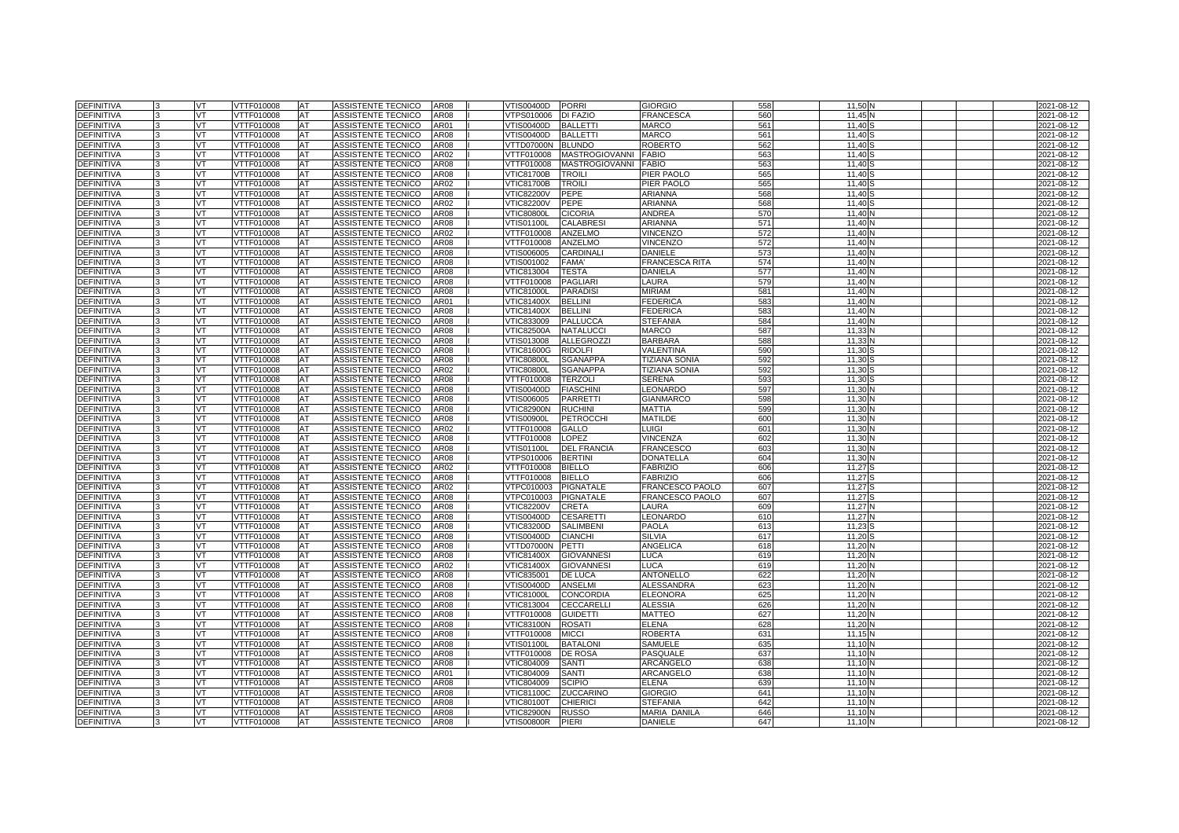| | | | | | | | | | | | | | | | | | | |
|---|---|---|---|---|---|---|---|---|---|---|---|---|---|---|---|---|---|---|
| DEFINITIVA | 3 | VT | VTTF010008 | AT | ASSISTENTE TECNICO | AR08 | I | VTIS00400D | PORRI | GIORGIO | 558 | | 11,50 | N | | | | 2021-08-12 |
| DEFINITIVA | 3 | VT | VTTF010008 | AT | ASSISTENTE TECNICO | AR08 | I | VTPS010006 | DI FAZIO | FRANCESCA | 560 | | 11,45 | N | | | | 2021-08-12 |
| DEFINITIVA | 3 | VT | VTTF010008 | AT | ASSISTENTE TECNICO | AR01 | I | VTIS00400D | BALLETTI | MARCO | 561 | | 11,40 | S | | | | 2021-08-12 |
| DEFINITIVA | 3 | VT | VTTF010008 | AT | ASSISTENTE TECNICO | AR08 | I | VTIS00400D | BALLETTI | MARCO | 561 | | 11,40 | S | | | | 2021-08-12 |
| DEFINITIVA | 3 | VT | VTTF010008 | AT | ASSISTENTE TECNICO | AR08 | I | VTTD07000N | BLUNDO | ROBERTO | 562 | | 11,40 | S | | | | 2021-08-12 |
| DEFINITIVA | 3 | VT | VTTF010008 | AT | ASSISTENTE TECNICO | AR02 | I | VTTF010008 | MASTROGIOVANNI | FABIO | 563 | | 11,40 | S | | | | 2021-08-12 |
| DEFINITIVA | 3 | VT | VTTF010008 | AT | ASSISTENTE TECNICO | AR08 | I | VTTF010008 | MASTROGIOVANNI | FABIO | 563 | | 11,40 | S | | | | 2021-08-12 |
| DEFINITIVA | 3 | VT | VTTF010008 | AT | ASSISTENTE TECNICO | AR08 | I | VTIC81700B | TROILI | PIER PAOLO | 565 | | 11,40 | S | | | | 2021-08-12 |
| DEFINITIVA | 3 | VT | VTTF010008 | AT | ASSISTENTE TECNICO | AR02 | I | VTIC81700B | TROILI | PIER PAOLO | 565 | | 11,40 | S | | | | 2021-08-12 |
| DEFINITIVA | 3 | VT | VTTF010008 | AT | ASSISTENTE TECNICO | AR08 | I | VTIC82200V | PEPE | ARIANNA | 568 | | 11,40 | S | | | | 2021-08-12 |
| DEFINITIVA | 3 | VT | VTTF010008 | AT | ASSISTENTE TECNICO | AR02 | I | VTIC82200V | PEPE | ARIANNA | 568 | | 11,40 | S | | | | 2021-08-12 |
| DEFINITIVA | 3 | VT | VTTF010008 | AT | ASSISTENTE TECNICO | AR08 | I | VTIC80800L | CICORIA | ANDREA | 570 | | 11,40 | N | | | | 2021-08-12 |
| DEFINITIVA | 3 | VT | VTTF010008 | AT | ASSISTENTE TECNICO | AR08 | I | VTIS01100L | CALABRESI | ARIANNA | 571 | | 11,40 | N | | | | 2021-08-12 |
| DEFINITIVA | 3 | VT | VTTF010008 | AT | ASSISTENTE TECNICO | AR02 | I | VTTF010008 | ANZELMO | VINCENZO | 572 | | 11,40 | N | | | | 2021-08-12 |
| DEFINITIVA | 3 | VT | VTTF010008 | AT | ASSISTENTE TECNICO | AR08 | I | VTTF010008 | ANZELMO | VINCENZO | 572 | | 11,40 | N | | | | 2021-08-12 |
| DEFINITIVA | 3 | VT | VTTF010008 | AT | ASSISTENTE TECNICO | AR08 | I | VTIS006005 | CARDINALI | DANIELE | 573 | | 11,40 | N | | | | 2021-08-12 |
| DEFINITIVA | 3 | VT | VTTF010008 | AT | ASSISTENTE TECNICO | AR08 | I | VTIS001002 | FAMA' | FRANCESCA RITA | 574 | | 11,40 | N | | | | 2021-08-12 |
| DEFINITIVA | 3 | VT | VTTF010008 | AT | ASSISTENTE TECNICO | AR08 | I | VTIC813004 | TESTA | DANIELA | 577 | | 11,40 | N | | | | 2021-08-12 |
| DEFINITIVA | 3 | VT | VTTF010008 | AT | ASSISTENTE TECNICO | AR08 | I | VTTF010008 | PAGLIARI | LAURA | 579 | | 11,40 | N | | | | 2021-08-12 |
| DEFINITIVA | 3 | VT | VTTF010008 | AT | ASSISTENTE TECNICO | AR08 | I | VTIC81000L | PARADISI | MIRIAM | 581 | | 11,40 | N | | | | 2021-08-12 |
| DEFINITIVA | 3 | VT | VTTF010008 | AT | ASSISTENTE TECNICO | AR01 | I | VTIC81400X | BELLINI | FEDERICA | 583 | | 11,40 | N | | | | 2021-08-12 |
| DEFINITIVA | 3 | VT | VTTF010008 | AT | ASSISTENTE TECNICO | AR08 | I | VTIC81400X | BELLINI | FEDERICA | 583 | | 11,40 | N | | | | 2021-08-12 |
| DEFINITIVA | 3 | VT | VTTF010008 | AT | ASSISTENTE TECNICO | AR08 | I | VTIC833009 | PALLUCCA | STEFANIA | 584 | | 11,40 | N | | | | 2021-08-12 |
| DEFINITIVA | 3 | VT | VTTF010008 | AT | ASSISTENTE TECNICO | AR08 | I | VTIC82500A | NATALUCCI | MARCO | 587 | | 11,33 | N | | | | 2021-08-12 |
| DEFINITIVA | 3 | VT | VTTF010008 | AT | ASSISTENTE TECNICO | AR08 | I | VTIS013008 | ALLEGROZZI | BARBARA | 588 | | 11,33 | N | | | | 2021-08-12 |
| DEFINITIVA | 3 | VT | VTTF010008 | AT | ASSISTENTE TECNICO | AR08 | I | VTIC81600G | RIDOLFI | VALENTINA | 590 | | 11,30 | S | | | | 2021-08-12 |
| DEFINITIVA | 3 | VT | VTTF010008 | AT | ASSISTENTE TECNICO | AR08 | I | VTIC80800L | SGANAPPA | TIZIANA SONIA | 592 | | 11,30 | S | | | | 2021-08-12 |
| DEFINITIVA | 3 | VT | VTTF010008 | AT | ASSISTENTE TECNICO | AR02 | I | VTIC80800L | SGANAPPA | TIZIANA SONIA | 592 | | 11,30 | S | | | | 2021-08-12 |
| DEFINITIVA | 3 | VT | VTTF010008 | AT | ASSISTENTE TECNICO | AR08 | I | VTTF010008 | TERZOLI | SERENA | 593 | | 11,30 | S | | | | 2021-08-12 |
| DEFINITIVA | 3 | VT | VTTF010008 | AT | ASSISTENTE TECNICO | AR08 | I | VTIS00400D | FIASCHINI | LEONARDO | 597 | | 11,30 | N | | | | 2021-08-12 |
| DEFINITIVA | 3 | VT | VTTF010008 | AT | ASSISTENTE TECNICO | AR08 | I | VTIS006005 | PARRETTI | GIANMARCO | 598 | | 11,30 | N | | | | 2021-08-12 |
| DEFINITIVA | 3 | VT | VTTF010008 | AT | ASSISTENTE TECNICO | AR08 | I | VTIC82900N | RUCHINI | MATTIA | 599 | | 11,30 | N | | | | 2021-08-12 |
| DEFINITIVA | 3 | VT | VTTF010008 | AT | ASSISTENTE TECNICO | AR08 | I | VTIS00900L | PETROCCHI | MATILDE | 600 | | 11,30 | N | | | | 2021-08-12 |
| DEFINITIVA | 3 | VT | VTTF010008 | AT | ASSISTENTE TECNICO | AR02 | I | VTTF010008 | GALLO | LUIGI | 601 | | 11,30 | N | | | | 2021-08-12 |
| DEFINITIVA | 3 | VT | VTTF010008 | AT | ASSISTENTE TECNICO | AR08 | I | VTTF010008 | LOPEZ | VINCENZA | 602 | | 11,30 | N | | | | 2021-08-12 |
| DEFINITIVA | 3 | VT | VTTF010008 | AT | ASSISTENTE TECNICO | AR08 | I | VTIS01100L | DEL FRANCIA | FRANCESCO | 603 | | 11,30 | N | | | | 2021-08-12 |
| DEFINITIVA | 3 | VT | VTTF010008 | AT | ASSISTENTE TECNICO | AR08 | I | VTPS010006 | BERTINI | DONATELLA | 604 | | 11,30 | N | | | | 2021-08-12 |
| DEFINITIVA | 3 | VT | VTTF010008 | AT | ASSISTENTE TECNICO | AR02 | I | VTTF010008 | BIELLO | FABRIZIO | 606 | | 11,27 | S | | | | 2021-08-12 |
| DEFINITIVA | 3 | VT | VTTF010008 | AT | ASSISTENTE TECNICO | AR08 | I | VTTF010008 | BIELLO | FABRIZIO | 606 | | 11,27 | S | | | | 2021-08-12 |
| DEFINITIVA | 3 | VT | VTTF010008 | AT | ASSISTENTE TECNICO | AR02 | I | VTPC010003 | PIGNATALE | FRANCESCO PAOLO | 607 | | 11,27 | S | | | | 2021-08-12 |
| DEFINITIVA | 3 | VT | VTTF010008 | AT | ASSISTENTE TECNICO | AR08 | I | VTPC010003 | PIGNATALE | FRANCESCO PAOLO | 607 | | 11,27 | S | | | | 2021-08-12 |
| DEFINITIVA | 3 | VT | VTTF010008 | AT | ASSISTENTE TECNICO | AR08 | I | VTIC82200V | CRETA | LAURA | 609 | | 11,27 | N | | | | 2021-08-12 |
| DEFINITIVA | 3 | VT | VTTF010008 | AT | ASSISTENTE TECNICO | AR08 | I | VTIS00400D | CESARETTI | LEONARDO | 610 | | 11,27 | N | | | | 2021-08-12 |
| DEFINITIVA | 3 | VT | VTTF010008 | AT | ASSISTENTE TECNICO | AR08 | I | VTIC83200D | SALIMBENI | PAOLA | 613 | | 11,23 | S | | | | 2021-08-12 |
| DEFINITIVA | 3 | VT | VTTF010008 | AT | ASSISTENTE TECNICO | AR08 | I | VTIS00400D | CIANCHI | SILVIA | 617 | | 11,20 | S | | | | 2021-08-12 |
| DEFINITIVA | 3 | VT | VTTF010008 | AT | ASSISTENTE TECNICO | AR08 | I | VTTD07000N | PETTI | ANGELICA | 618 | | 11,20 | N | | | | 2021-08-12 |
| DEFINITIVA | 3 | VT | VTTF010008 | AT | ASSISTENTE TECNICO | AR08 | I | VTIC81400X | GIOVANNESI | LUCA | 619 | | 11,20 | N | | | | 2021-08-12 |
| DEFINITIVA | 3 | VT | VTTF010008 | AT | ASSISTENTE TECNICO | AR02 | I | VTIC81400X | GIOVANNESI | LUCA | 619 | | 11,20 | N | | | | 2021-08-12 |
| DEFINITIVA | 3 | VT | VTTF010008 | AT | ASSISTENTE TECNICO | AR08 | I | VTIC835001 | DE LUCA | ANTONELLO | 622 | | 11,20 | N | | | | 2021-08-12 |
| DEFINITIVA | 3 | VT | VTTF010008 | AT | ASSISTENTE TECNICO | AR08 | I | VTIS00400D | ANSELMI | ALESSANDRA | 623 | | 11,20 | N | | | | 2021-08-12 |
| DEFINITIVA | 3 | VT | VTTF010008 | AT | ASSISTENTE TECNICO | AR08 | I | VTIC81000L | CONCORDIA | ELEONORA | 625 | | 11,20 | N | | | | 2021-08-12 |
| DEFINITIVA | 3 | VT | VTTF010008 | AT | ASSISTENTE TECNICO | AR08 | I | VTIC813004 | CECCARELLI | ALESSIA | 626 | | 11,20 | N | | | | 2021-08-12 |
| DEFINITIVA | 3 | VT | VTTF010008 | AT | ASSISTENTE TECNICO | AR08 | I | VTTF010008 | GUIDETTI | MATTEO | 627 | | 11,20 | N | | | | 2021-08-12 |
| DEFINITIVA | 3 | VT | VTTF010008 | AT | ASSISTENTE TECNICO | AR08 | I | VTIC83100N | ROSATI | ELENA | 628 | | 11,20 | N | | | | 2021-08-12 |
| DEFINITIVA | 3 | VT | VTTF010008 | AT | ASSISTENTE TECNICO | AR08 | I | VTTF010008 | MICCI | ROBERTA | 631 | | 11,15 | N | | | | 2021-08-12 |
| DEFINITIVA | 3 | VT | VTTF010008 | AT | ASSISTENTE TECNICO | AR08 | I | VTIS01100L | BATALONI | SAMUELE | 635 | | 11,10 | N | | | | 2021-08-12 |
| DEFINITIVA | 3 | VT | VTTF010008 | AT | ASSISTENTE TECNICO | AR08 | I | VTTF010008 | DE ROSA | PASQUALE | 637 | | 11,10 | N | | | | 2021-08-12 |
| DEFINITIVA | 3 | VT | VTTF010008 | AT | ASSISTENTE TECNICO | AR08 | I | VTIC804009 | SANTI | ARCANGELO | 638 | | 11,10 | N | | | | 2021-08-12 |
| DEFINITIVA | 3 | VT | VTTF010008 | AT | ASSISTENTE TECNICO | AR01 | I | VTIC804009 | SANTI | ARCANGELO | 638 | | 11,10 | N | | | | 2021-08-12 |
| DEFINITIVA | 3 | VT | VTTF010008 | AT | ASSISTENTE TECNICO | AR08 | I | VTIC804009 | SCIPIO | ELENA | 639 | | 11,10 | N | | | | 2021-08-12 |
| DEFINITIVA | 3 | VT | VTTF010008 | AT | ASSISTENTE TECNICO | AR08 | I | VTIC81100C | ZUCCARINO | GIORGIO | 641 | | 11,10 | N | | | | 2021-08-12 |
| DEFINITIVA | 3 | VT | VTTF010008 | AT | ASSISTENTE TECNICO | AR08 | I | VTIC80100T | CHIERICI | STEFANIA | 642 | | 11,10 | N | | | | 2021-08-12 |
| DEFINITIVA | 3 | VT | VTTF010008 | AT | ASSISTENTE TECNICO | AR08 | I | VTIC82900N | RUSSO | MARIA DANILA | 646 | | 11,10 | N | | | | 2021-08-12 |
| DEFINITIVA | 3 | VT | VTTF010008 | AT | ASSISTENTE TECNICO | AR08 | I | VTIS00800R | PIERI | DANIELE | 647 | | 11,10 | N | | | | 2021-08-12 |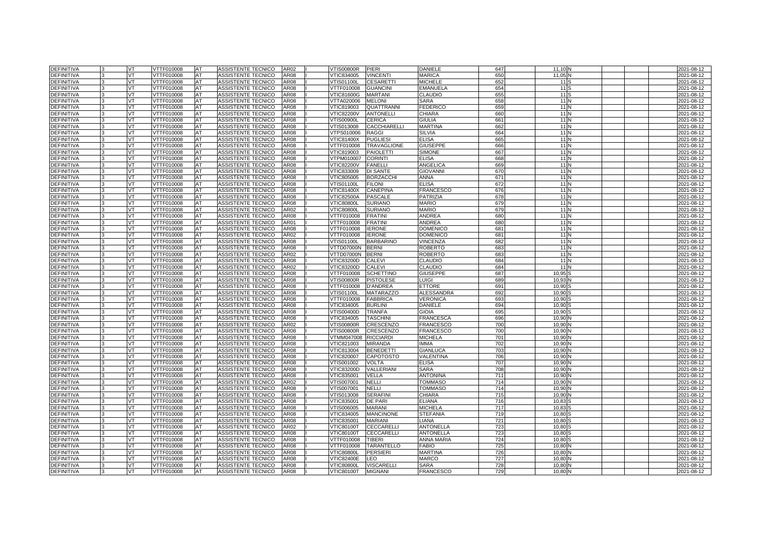| | | | | | | | | | | | | | | | | | | |
|---|---|---|---|---|---|---|---|---|---|---|---|---|---|---|---|---|---|---|
| DEFINITIVA | 3 | VT | VTTF010008 | AT | ASSISTENTE TECNICO | AR02 | I | VTIS00800R | PIERI | DANIELE | 647 | 11,10 | N | | | | | 2021-08-12 |
| DEFINITIVA | 3 | VT | VTTF010008 | AT | ASSISTENTE TECNICO | AR08 | I | VTIC834005 | VINCENTI | MARICA | 650 | 11,05 | N | | | | | 2021-08-12 |
| DEFINITIVA | 3 | VT | VTTF010008 | AT | ASSISTENTE TECNICO | AR08 | I | VTIS01100L | CESARETTI | MICHELE | 652 | 11 | S | | | | | 2021-08-12 |
| DEFINITIVA | 3 | VT | VTTF010008 | AT | ASSISTENTE TECNICO | AR08 | I | VTTF010008 | GUANCINI | EMANUELA | 654 | 11 | S | | | | | 2021-08-12 |
| DEFINITIVA | 3 | VT | VTTF010008 | AT | ASSISTENTE TECNICO | AR08 | I | VTIC81600G | MARTANI | CLAUDIO | 655 | 11 | S | | | | | 2021-08-12 |
| DEFINITIVA | 3 | VT | VTTF010008 | AT | ASSISTENTE TECNICO | AR08 | I | VTTA020006 | MELONI | SARA | 658 | 11 | N | | | | | 2021-08-12 |
| DEFINITIVA | 3 | VT | VTTF010008 | AT | ASSISTENTE TECNICO | AR08 | I | VTIC819003 | QUATTRANNI | FEDERICO | 659 | 11 | N | | | | | 2021-08-12 |
| DEFINITIVA | 3 | VT | VTTF010008 | AT | ASSISTENTE TECNICO | AR08 | I | VTIC82200V | ANTONELLI | CHIARA | 660 | 11 | N | | | | | 2021-08-12 |
| DEFINITIVA | 3 | VT | VTTF010008 | AT | ASSISTENTE TECNICO | AR08 | I | VTIS00900L | CERICA | GIULIA | 661 | 11 | N | | | | | 2021-08-12 |
| DEFINITIVA | 3 | VT | VTTF010008 | AT | ASSISTENTE TECNICO | AR08 | I | VTIS013008 | CACCHIARELLI | MARTINA | 662 | 11 | N | | | | | 2021-08-12 |
| DEFINITIVA | 3 | VT | VTTF010008 | AT | ASSISTENTE TECNICO | AR08 | I | VTPS010006 | RAGGI | SILVIA | 664 | 11 | N | | | | | 2021-08-12 |
| DEFINITIVA | 3 | VT | VTTF010008 | AT | ASSISTENTE TECNICO | AR08 | I | VTIC81400X | PUGLIESI | ELISA | 665 | 11 | N | | | | | 2021-08-12 |
| DEFINITIVA | 3 | VT | VTTF010008 | AT | ASSISTENTE TECNICO | AR08 | I | VTTF010008 | TRAVAGLIONE | GIUSEPPE | 666 | 11 | N | | | | | 2021-08-12 |
| DEFINITIVA | 3 | VT | VTTF010008 | AT | ASSISTENTE TECNICO | AR08 | I | VTIC819003 | PAIOLETTI | SIMONE | 667 | 11 | N | | | | | 2021-08-12 |
| DEFINITIVA | 3 | VT | VTTF010008 | AT | ASSISTENTE TECNICO | AR08 | I | VTPM010007 | CORINTI | ELISA | 668 | 11 | N | | | | | 2021-08-12 |
| DEFINITIVA | 3 | VT | VTTF010008 | AT | ASSISTENTE TECNICO | AR08 | I | VTIC82200V | FANELLI | ANGELICA | 669 | 11 | N | | | | | 2021-08-12 |
| DEFINITIVA | 3 | VT | VTTF010008 | AT | ASSISTENTE TECNICO | AR08 | I | VTIC833009 | DI SANTE | GIOVANNI | 670 | 11 | N | | | | | 2021-08-12 |
| DEFINITIVA | 3 | VT | VTTF010008 | AT | ASSISTENTE TECNICO | AR08 | I | VTIC805005 | BORZACCHI | ANNA | 671 | 11 | N | | | | | 2021-08-12 |
| DEFINITIVA | 3 | VT | VTTF010008 | AT | ASSISTENTE TECNICO | AR08 | I | VTIS01100L | FILONI | ELISA | 672 | 11 | N | | | | | 2021-08-12 |
| DEFINITIVA | 3 | VT | VTTF010008 | AT | ASSISTENTE TECNICO | AR08 | I | VTIC81400X | CANEPINA | FRANCESCO | 676 | 11 | N | | | | | 2021-08-12 |
| DEFINITIVA | 3 | VT | VTTF010008 | AT | ASSISTENTE TECNICO | AR08 | I | VTIC82500A | PASCALE | PATRIZIA | 678 | 11 | N | | | | | 2021-08-12 |
| DEFINITIVA | 3 | VT | VTTF010008 | AT | ASSISTENTE TECNICO | AR08 | I | VTIC80800L | SURIANO | MARIO | 679 | 11 | N | | | | | 2021-08-12 |
| DEFINITIVA | 3 | VT | VTTF010008 | AT | ASSISTENTE TECNICO | AR02 | I | VTIC80800L | SURIANO | MARIO | 679 | 11 | N | | | | | 2021-08-12 |
| DEFINITIVA | 3 | VT | VTTF010008 | AT | ASSISTENTE TECNICO | AR08 | I | VTTF010008 | FRATINI | ANDREA | 680 | 11 | N | | | | | 2021-08-12 |
| DEFINITIVA | 3 | VT | VTTF010008 | AT | ASSISTENTE TECNICO | AR01 | I | VTTF010008 | FRATINI | ANDREA | 680 | 11 | N | | | | | 2021-08-12 |
| DEFINITIVA | 3 | VT | VTTF010008 | AT | ASSISTENTE TECNICO | AR08 | I | VTTF010008 | IERONE | DOMENICO | 681 | 11 | N | | | | | 2021-08-12 |
| DEFINITIVA | 3 | VT | VTTF010008 | AT | ASSISTENTE TECNICO | AR02 | I | VTTF010008 | IERONE | DOMENICO | 681 | 11 | N | | | | | 2021-08-12 |
| DEFINITIVA | 3 | VT | VTTF010008 | AT | ASSISTENTE TECNICO | AR08 | I | VTIS01100L | BARBARINO | VINCENZA | 682 | 11 | N | | | | | 2021-08-12 |
| DEFINITIVA | 3 | VT | VTTF010008 | AT | ASSISTENTE TECNICO | AR08 | I | VTTD07000N | BERNI | ROBERTO | 683 | 11 | N | | | | | 2021-08-12 |
| DEFINITIVA | 3 | VT | VTTF010008 | AT | ASSISTENTE TECNICO | AR02 | I | VTTD07000N | BERNI | ROBERTO | 683 | 11 | N | | | | | 2021-08-12 |
| DEFINITIVA | 3 | VT | VTTF010008 | AT | ASSISTENTE TECNICO | AR08 | I | VTIC83200D | CALEVI | CLAUDIO | 684 | 11 | N | | | | | 2021-08-12 |
| DEFINITIVA | 3 | VT | VTTF010008 | AT | ASSISTENTE TECNICO | AR02 | I | VTIC83200D | CALEVI | CLAUDIO | 684 | 11 | N | | | | | 2021-08-12 |
| DEFINITIVA | 3 | VT | VTTF010008 | AT | ASSISTENTE TECNICO | AR08 | I | VTTF010008 | SCHETTINO | GIUSEPPE | 687 | 10,95 | S | | | | | 2021-08-12 |
| DEFINITIVA | 3 | VT | VTTF010008 | AT | ASSISTENTE TECNICO | AR08 | I | VTIS00800R | PISTOLESE | LUIGI | 689 | 10,93 | N | | | | | 2021-08-12 |
| DEFINITIVA | 3 | VT | VTTF010008 | AT | ASSISTENTE TECNICO | AR08 | I | VTTF010008 | D'ANDREA | ETTORE | 691 | 10,90 | S | | | | | 2021-08-12 |
| DEFINITIVA | 3 | VT | VTTF010008 | AT | ASSISTENTE TECNICO | AR08 | I | VTIS01100L | MATARAZZO | ALESSANDRA | 692 | 10,90 | S | | | | | 2021-08-12 |
| DEFINITIVA | 3 | VT | VTTF010008 | AT | ASSISTENTE TECNICO | AR08 | I | VTTF010008 | FABBRICA | VERONICA | 693 | 10,90 | S | | | | | 2021-08-12 |
| DEFINITIVA | 3 | VT | VTTF010008 | AT | ASSISTENTE TECNICO | AR08 | I | VTIC834005 | BURLINI | DANIELE | 694 | 10,90 | S | | | | | 2021-08-12 |
| DEFINITIVA | 3 | VT | VTTF010008 | AT | ASSISTENTE TECNICO | AR08 | I | VTIS00400D | TRANFA | GIOIA | 695 | 10,90 | S | | | | | 2021-08-12 |
| DEFINITIVA | 3 | VT | VTTF010008 | AT | ASSISTENTE TECNICO | AR08 | I | VTIC834005 | TASCHINI | FRANCESCA | 696 | 10,90 | N | | | | | 2021-08-12 |
| DEFINITIVA | 3 | VT | VTTF010008 | AT | ASSISTENTE TECNICO | AR02 | I | VTIS00800R | CRESCENZO | FRANCESCO | 700 | 10,90 | N | | | | | 2021-08-12 |
| DEFINITIVA | 3 | VT | VTTF010008 | AT | ASSISTENTE TECNICO | AR08 | I | VTIS00800R | CRESCENZO | FRANCESCO | 700 | 10,90 | N | | | | | 2021-08-12 |
| DEFINITIVA | 3 | VT | VTTF010008 | AT | ASSISTENTE TECNICO | AR08 | I | VTMM047008 | RICCIARDI | MICHELA | 701 | 10,90 | N | | | | | 2021-08-12 |
| DEFINITIVA | 3 | VT | VTTF010008 | AT | ASSISTENTE TECNICO | AR08 | I | VTIC821003 | MIRANDA | IMMA | 702 | 10,90 | N | | | | | 2021-08-12 |
| DEFINITIVA | 3 | VT | VTTF010008 | AT | ASSISTENTE TECNICO | AR08 | I | VTIC813004 | BENEDETTI | GIANLUCA | 703 | 10,90 | N | | | | | 2021-08-12 |
| DEFINITIVA | 3 | VT | VTTF010008 | AT | ASSISTENTE TECNICO | AR08 | I | VTIC820007 | CAPOTOSTO | VALENTINA | 706 | 10,90 | N | | | | | 2021-08-12 |
| DEFINITIVA | 3 | VT | VTTF010008 | AT | ASSISTENTE TECNICO | AR08 | I | VTIS001002 | VOLTA | ELISA | 707 | 10,90 | N | | | | | 2021-08-12 |
| DEFINITIVA | 3 | VT | VTTF010008 | AT | ASSISTENTE TECNICO | AR08 | I | VTIC83200D | VALLERIANI | SARA | 708 | 10,90 | N | | | | | 2021-08-12 |
| DEFINITIVA | 3 | VT | VTTF010008 | AT | ASSISTENTE TECNICO | AR08 | I | VTIC835001 | VELLA | ANTONINA | 711 | 10,90 | N | | | | | 2021-08-12 |
| DEFINITIVA | 3 | VT | VTTF010008 | AT | ASSISTENTE TECNICO | AR02 | I | VTIS007001 | NELLI | TOMMASO | 714 | 10,90 | N | | | | | 2021-08-12 |
| DEFINITIVA | 3 | VT | VTTF010008 | AT | ASSISTENTE TECNICO | AR08 | I | VTIS007001 | NELLI | TOMMASO | 714 | 10,90 | N | | | | | 2021-08-12 |
| DEFINITIVA | 3 | VT | VTTF010008 | AT | ASSISTENTE TECNICO | AR08 | I | VTIS013008 | SERAFINI | CHIARA | 715 | 10,90 | N | | | | | 2021-08-12 |
| DEFINITIVA | 3 | VT | VTTF010008 | AT | ASSISTENTE TECNICO | AR08 | I | VTIC835001 | DE PARI | ELIANA | 716 | 10,83 | S | | | | | 2021-08-12 |
| DEFINITIVA | 3 | VT | VTTF010008 | AT | ASSISTENTE TECNICO | AR08 | I | VTIS006005 | MARANI | MICHELA | 717 | 10,83 | S | | | | | 2021-08-12 |
| DEFINITIVA | 3 | VT | VTTF010008 | AT | ASSISTENTE TECNICO | AR08 | I | VTIC834005 | MANCINONE | STEFANIA | 719 | 10,80 | S | | | | | 2021-08-12 |
| DEFINITIVA | 3 | VT | VTTF010008 | AT | ASSISTENTE TECNICO | AR08 | I | VTIC835001 | MARIANI | LIANA | 721 | 10,80 | S | | | | | 2021-08-12 |
| DEFINITIVA | 3 | VT | VTTF010008 | AT | ASSISTENTE TECNICO | AR02 | I | VTIC80100T | CECCARELLI | ANTONELLA | 723 | 10,80 | S | | | | | 2021-08-12 |
| DEFINITIVA | 3 | VT | VTTF010008 | AT | ASSISTENTE TECNICO | AR08 | I | VTIC80100T | CECCARELLI | ANTONELLA | 723 | 10,80 | S | | | | | 2021-08-12 |
| DEFINITIVA | 3 | VT | VTTF010008 | AT | ASSISTENTE TECNICO | AR08 | I | VTTF010008 | TIBERI | ANNA MARIA | 724 | 10,80 | S | | | | | 2021-08-12 |
| DEFINITIVA | 3 | VT | VTTF010008 | AT | ASSISTENTE TECNICO | AR08 | I | VTTF010008 | TARANTELLO | FABIO | 725 | 10,80 | N | | | | | 2021-08-12 |
| DEFINITIVA | 3 | VT | VTTF010008 | AT | ASSISTENTE TECNICO | AR08 | I | VTIC80800L | PERSIERI | MARTINA | 726 | 10,80 | N | | | | | 2021-08-12 |
| DEFINITIVA | 3 | VT | VTTF010008 | AT | ASSISTENTE TECNICO | AR08 | I | VTIC82400E | LEO | MARCO | 727 | 10,80 | N | | | | | 2021-08-12 |
| DEFINITIVA | 3 | VT | VTTF010008 | AT | ASSISTENTE TECNICO | AR08 | I | VTIC80800L | VISCARELLI | SARA | 728 | 10,80 | N | | | | | 2021-08-12 |
| DEFINITIVA | 3 | VT | VTTF010008 | AT | ASSISTENTE TECNICO | AR08 | I | VTIC80100T | MIGNANI | FRANCESCO | 729 | 10,80 | N | | | | | 2021-08-12 |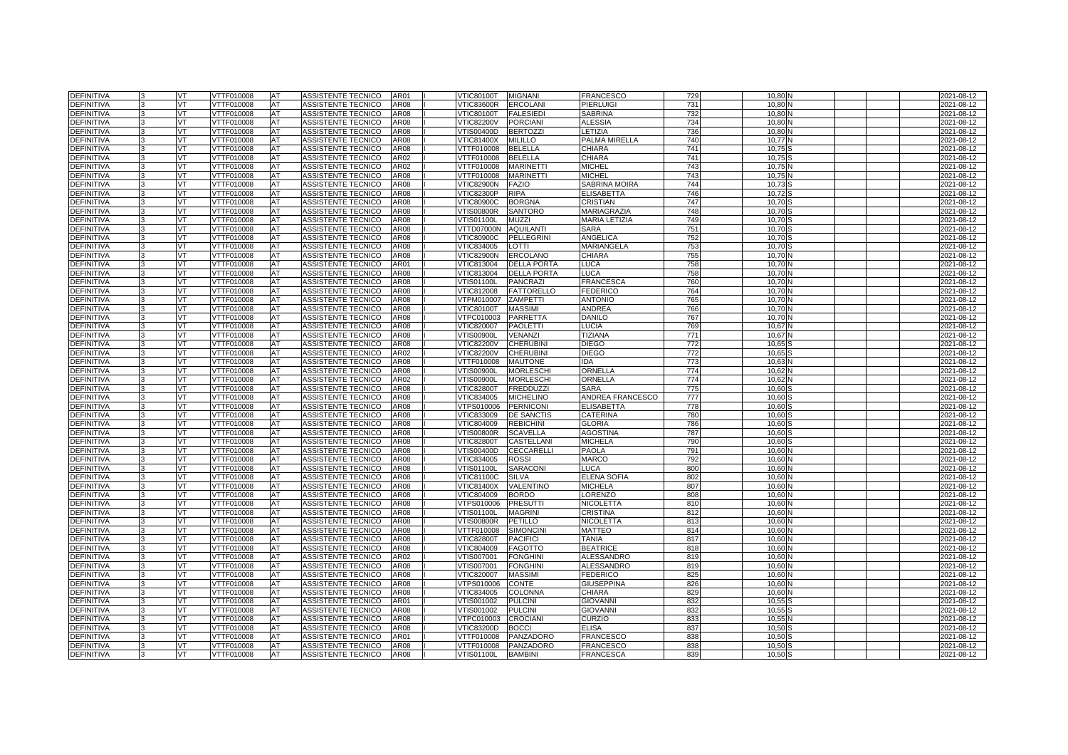| DEFINITIVA | 3 | VT | VTTF010008 | AT | ASSISTENTE TECNICO | AR01 | I | VTIC80100T | MIGNANI | FRANCESCO | 729 | 10,80 | N | | | | 2021-08-12 |
|---|---|---|---|---|---|---|---|---|---|---|---|---|---|---|---|---|---|
| DEFINITIVA | 3 | VT | VTTF010008 | AT | ASSISTENTE TECNICO | AR08 | I | VTIC83600R | ERCOLANI | PIERLUIGI | 731 | 10,80 | N | | | | 2021-08-12 |
| DEFINITIVA | 3 | VT | VTTF010008 | AT | ASSISTENTE TECNICO | AR08 | I | VTIC80100T | FALESIEDI | SABRINA | 732 | 10,80 | N | | | | 2021-08-12 |
| DEFINITIVA | 3 | VT | VTTF010008 | AT | ASSISTENTE TECNICO | AR08 | I | VTIC82200V | PORCIANI | ALESSIA | 734 | 10,80 | N | | | | 2021-08-12 |
| DEFINITIVA | 3 | VT | VTTF010008 | AT | ASSISTENTE TECNICO | AR08 | I | VTIS00400D | BERTOZZI | LETIZIA | 736 | 10,80 | N | | | | 2021-08-12 |
| DEFINITIVA | 3 | VT | VTTF010008 | AT | ASSISTENTE TECNICO | AR08 | I | VTIC81400X | MILILLO | PALMA MIRELLA | 740 | 10,77 | N | | | | 2021-08-12 |
| DEFINITIVA | 3 | VT | VTTF010008 | AT | ASSISTENTE TECNICO | AR08 | I | VTTF010008 | BELELLA | CHIARA | 741 | 10,75 | S | | | | 2021-08-12 |
| DEFINITIVA | 3 | VT | VTTF010008 | AT | ASSISTENTE TECNICO | AR02 | I | VTTF010008 | BELELLA | CHIARA | 741 | 10,75 | S | | | | 2021-08-12 |
| DEFINITIVA | 3 | VT | VTTF010008 | AT | ASSISTENTE TECNICO | AR02 | I | VTTF010008 | MARINETTI | MICHEL | 743 | 10,75 | N | | | | 2021-08-12 |
| DEFINITIVA | 3 | VT | VTTF010008 | AT | ASSISTENTE TECNICO | AR08 | I | VTTF010008 | MARINETTI | MICHEL | 743 | 10,75 | N | | | | 2021-08-12 |
| DEFINITIVA | 3 | VT | VTTF010008 | AT | ASSISTENTE TECNICO | AR08 | I | VTIC82900N | FAZIO | SABRINA MOIRA | 744 | 10,73 | S | | | | 2021-08-12 |
| DEFINITIVA | 3 | VT | VTTF010008 | AT | ASSISTENTE TECNICO | AR08 | I | VTIC82300P | RIPA | ELISABETTA | 746 | 10,72 | S | | | | 2021-08-12 |
| DEFINITIVA | 3 | VT | VTTF010008 | AT | ASSISTENTE TECNICO | AR08 | I | VTIC80900C | BORGNA | CRISTIAN | 747 | 10,70 | S | | | | 2021-08-12 |
| DEFINITIVA | 3 | VT | VTTF010008 | AT | ASSISTENTE TECNICO | AR08 | I | VTIS00800R | SANTORO | MARIAGRAZIA | 748 | 10,70 | S | | | | 2021-08-12 |
| DEFINITIVA | 3 | VT | VTTF010008 | AT | ASSISTENTE TECNICO | AR08 | I | VTIS01100L | MUZZI | MARIA LETIZIA | 749 | 10,70 | S | | | | 2021-08-12 |
| DEFINITIVA | 3 | VT | VTTF010008 | AT | ASSISTENTE TECNICO | AR08 | I | VTTD07000N | AQUILANTI | SARA | 751 | 10,70 | S | | | | 2021-08-12 |
| DEFINITIVA | 3 | VT | VTTF010008 | AT | ASSISTENTE TECNICO | AR08 | I | VTIC80900C | PELLEGRINI | ANGELICA | 752 | 10,70 | S | | | | 2021-08-12 |
| DEFINITIVA | 3 | VT | VTTF010008 | AT | ASSISTENTE TECNICO | AR08 | I | VTIC834005 | LOTTI | MARIANGELA | 753 | 10,70 | S | | | | 2021-08-12 |
| DEFINITIVA | 3 | VT | VTTF010008 | AT | ASSISTENTE TECNICO | AR08 | I | VTIC82900N | ERCOLANO | CHIARA | 755 | 10,70 | N | | | | 2021-08-12 |
| DEFINITIVA | 3 | VT | VTTF010008 | AT | ASSISTENTE TECNICO | AR01 | I | VTIC813004 | DELLA PORTA | LUCA | 758 | 10,70 | N | | | | 2021-08-12 |
| DEFINITIVA | 3 | VT | VTTF010008 | AT | ASSISTENTE TECNICO | AR08 | I | VTIC813004 | DELLA PORTA | LUCA | 758 | 10,70 | N | | | | 2021-08-12 |
| DEFINITIVA | 3 | VT | VTTF010008 | AT | ASSISTENTE TECNICO | AR08 | I | VTIS01100L | PANCRAZI | FRANCESCA | 760 | 10,70 | N | | | | 2021-08-12 |
| DEFINITIVA | 3 | VT | VTTF010008 | AT | ASSISTENTE TECNICO | AR08 | I | VTIC812008 | FATTORELLO | FEDERICO | 764 | 10,70 | N | | | | 2021-08-12 |
| DEFINITIVA | 3 | VT | VTTF010008 | AT | ASSISTENTE TECNICO | AR08 | I | VTPM010007 | ZAMPETTI | ANTONIO | 765 | 10,70 | N | | | | 2021-08-12 |
| DEFINITIVA | 3 | VT | VTTF010008 | AT | ASSISTENTE TECNICO | AR08 | I | VTIC80100T | MASSIMI | ANDREA | 766 | 10,70 | N | | | | 2021-08-12 |
| DEFINITIVA | 3 | VT | VTTF010008 | AT | ASSISTENTE TECNICO | AR08 | I | VTPC010003 | PARRETTA | DANILO | 767 | 10,70 | N | | | | 2021-08-12 |
| DEFINITIVA | 3 | VT | VTTF010008 | AT | ASSISTENTE TECNICO | AR08 | I | VTIC820007 | PAOLETTI | LUCIA | 769 | 10,67 | N | | | | 2021-08-12 |
| DEFINITIVA | 3 | VT | VTTF010008 | AT | ASSISTENTE TECNICO | AR08 | I | VTIS00900L | VENANZI | TIZIANA | 771 | 10,67 | N | | | | 2021-08-12 |
| DEFINITIVA | 3 | VT | VTTF010008 | AT | ASSISTENTE TECNICO | AR08 | I | VTIC82200V | CHERUBINI | DIEGO | 772 | 10,65 | S | | | | 2021-08-12 |
| DEFINITIVA | 3 | VT | VTTF010008 | AT | ASSISTENTE TECNICO | AR02 | I | VTIC82200V | CHERUBINI | DIEGO | 772 | 10,65 | S | | | | 2021-08-12 |
| DEFINITIVA | 3 | VT | VTTF010008 | AT | ASSISTENTE TECNICO | AR08 | I | VTTF010008 | MAUTONE | IDA | 773 | 10,63 | N | | | | 2021-08-12 |
| DEFINITIVA | 3 | VT | VTTF010008 | AT | ASSISTENTE TECNICO | AR08 | I | VTIS00900L | MORLESCHI | ORNELLA | 774 | 10,62 | N | | | | 2021-08-12 |
| DEFINITIVA | 3 | VT | VTTF010008 | AT | ASSISTENTE TECNICO | AR02 | I | VTIS00900L | MORLESCHI | ORNELLA | 774 | 10,62 | N | | | | 2021-08-12 |
| DEFINITIVA | 3 | VT | VTTF010008 | AT | ASSISTENTE TECNICO | AR08 | I | VTIC82800T | FREDDUZZI | SARA | 775 | 10,60 | S | | | | 2021-08-12 |
| DEFINITIVA | 3 | VT | VTTF010008 | AT | ASSISTENTE TECNICO | AR08 | I | VTIC834005 | MICHELINO | ANDREA FRANCESCO | 777 | 10,60 | S | | | | 2021-08-12 |
| DEFINITIVA | 3 | VT | VTTF010008 | AT | ASSISTENTE TECNICO | AR08 | I | VTPS010006 | PERNICONI | ELISABETTA | 778 | 10,60 | S | | | | 2021-08-12 |
| DEFINITIVA | 3 | VT | VTTF010008 | AT | ASSISTENTE TECNICO | AR08 | I | VTIC833009 | DE SANCTIS | CATERINA | 780 | 10,60 | S | | | | 2021-08-12 |
| DEFINITIVA | 3 | VT | VTTF010008 | AT | ASSISTENTE TECNICO | AR08 | I | VTIC804009 | REBICHINI | GLORIA | 786 | 10,60 | S | | | | 2021-08-12 |
| DEFINITIVA | 3 | VT | VTTF010008 | AT | ASSISTENTE TECNICO | AR08 | I | VTIS00800R | SCAVELLA | AGOSTINA | 787 | 10,60 | S | | | | 2021-08-12 |
| DEFINITIVA | 3 | VT | VTTF010008 | AT | ASSISTENTE TECNICO | AR08 | I | VTIC82800T | CASTELLANI | MICHELA | 790 | 10,60 | S | | | | 2021-08-12 |
| DEFINITIVA | 3 | VT | VTTF010008 | AT | ASSISTENTE TECNICO | AR08 | I | VTIS00400D | CECCARELLI | PAOLA | 791 | 10,60 | N | | | | 2021-08-12 |
| DEFINITIVA | 3 | VT | VTTF010008 | AT | ASSISTENTE TECNICO | AR08 | I | VTIC834005 | ROSSI | MARCO | 792 | 10,60 | N | | | | 2021-08-12 |
| DEFINITIVA | 3 | VT | VTTF010008 | AT | ASSISTENTE TECNICO | AR08 | I | VTIS01100L | SARACONI | LUCA | 800 | 10,60 | N | | | | 2021-08-12 |
| DEFINITIVA | 3 | VT | VTTF010008 | AT | ASSISTENTE TECNICO | AR08 | I | VTIC81100C | SILVA | ELENA SOFIA | 802 | 10,60 | N | | | | 2021-08-12 |
| DEFINITIVA | 3 | VT | VTTF010008 | AT | ASSISTENTE TECNICO | AR08 | I | VTIC81400X | VALENTINO | MICHELA | 807 | 10,60 | N | | | | 2021-08-12 |
| DEFINITIVA | 3 | VT | VTTF010008 | AT | ASSISTENTE TECNICO | AR08 | I | VTIC804009 | BORDO | LORENZO | 808 | 10,60 | N | | | | 2021-08-12 |
| DEFINITIVA | 3 | VT | VTTF010008 | AT | ASSISTENTE TECNICO | AR08 | I | VTPS010006 | PRESUTTI | NICOLETTA | 810 | 10,60 | N | | | | 2021-08-12 |
| DEFINITIVA | 3 | VT | VTTF010008 | AT | ASSISTENTE TECNICO | AR08 | I | VTIS01100L | MAGRINI | CRISTINA | 812 | 10,60 | N | | | | 2021-08-12 |
| DEFINITIVA | 3 | VT | VTTF010008 | AT | ASSISTENTE TECNICO | AR08 | I | VTIS00800R | PETILLO | NICOLETTA | 813 | 10,60 | N | | | | 2021-08-12 |
| DEFINITIVA | 3 | VT | VTTF010008 | AT | ASSISTENTE TECNICO | AR08 | I | VTTF010008 | SIMONCINI | MATTEO | 814 | 10,60 | N | | | | 2021-08-12 |
| DEFINITIVA | 3 | VT | VTTF010008 | AT | ASSISTENTE TECNICO | AR08 | I | VTIC82800T | PACIFICI | TANIA | 817 | 10,60 | N | | | | 2021-08-12 |
| DEFINITIVA | 3 | VT | VTTF010008 | AT | ASSISTENTE TECNICO | AR08 | I | VTIC804009 | FAGOTTO | BEATRICE | 818 | 10,60 | N | | | | 2021-08-12 |
| DEFINITIVA | 3 | VT | VTTF010008 | AT | ASSISTENTE TECNICO | AR02 | I | VTIS007001 | FONGHINI | ALESSANDRO | 819 | 10,60 | N | | | | 2021-08-12 |
| DEFINITIVA | 3 | VT | VTTF010008 | AT | ASSISTENTE TECNICO | AR08 | I | VTIS007001 | FONGHINI | ALESSANDRO | 819 | 10,60 | N | | | | 2021-08-12 |
| DEFINITIVA | 3 | VT | VTTF010008 | AT | ASSISTENTE TECNICO | AR08 | I | VTIC820007 | MASSIMI | FEDERICO | 825 | 10,60 | N | | | | 2021-08-12 |
| DEFINITIVA | 3 | VT | VTTF010008 | AT | ASSISTENTE TECNICO | AR08 | I | VTPS010006 | CONTE | GIUSEPPINA | 826 | 10,60 | N | | | | 2021-08-12 |
| DEFINITIVA | 3 | VT | VTTF010008 | AT | ASSISTENTE TECNICO | AR08 | I | VTIC834005 | COLONNA | CHIARA | 829 | 10,60 | N | | | | 2021-08-12 |
| DEFINITIVA | 3 | VT | VTTF010008 | AT | ASSISTENTE TECNICO | AR01 | I | VTIS001002 | PULCINI | GIOVANNI | 832 | 10,55 | S | | | | 2021-08-12 |
| DEFINITIVA | 3 | VT | VTTF010008 | AT | ASSISTENTE TECNICO | AR08 | I | VTIS001002 | PULCINI | GIOVANNI | 832 | 10,55 | S | | | | 2021-08-12 |
| DEFINITIVA | 3 | VT | VTTF010008 | AT | ASSISTENTE TECNICO | AR08 | I | VTPC010003 | CROCIANI | CURZIO | 833 | 10,55 | N | | | | 2021-08-12 |
| DEFINITIVA | 3 | VT | VTTF010008 | AT | ASSISTENTE TECNICO | AR08 | I | VTIC83200D | BOCCI | ELISA | 837 | 10,50 | S | | | | 2021-08-12 |
| DEFINITIVA | 3 | VT | VTTF010008 | AT | ASSISTENTE TECNICO | AR01 | I | VTTF010008 | PANZADORO | FRANCESCO | 838 | 10,50 | S | | | | 2021-08-12 |
| DEFINITIVA | 3 | VT | VTTF010008 | AT | ASSISTENTE TECNICO | AR08 | I | VTTF010008 | PANZADORO | FRANCESCO | 838 | 10,50 | S | | | | 2021-08-12 |
| DEFINITIVA | 3 | VT | VTTF010008 | AT | ASSISTENTE TECNICO | AR08 | I | VTIS01100L | BAMBINI | FRANCESCA | 839 | 10,50 | S | | | | 2021-08-12 |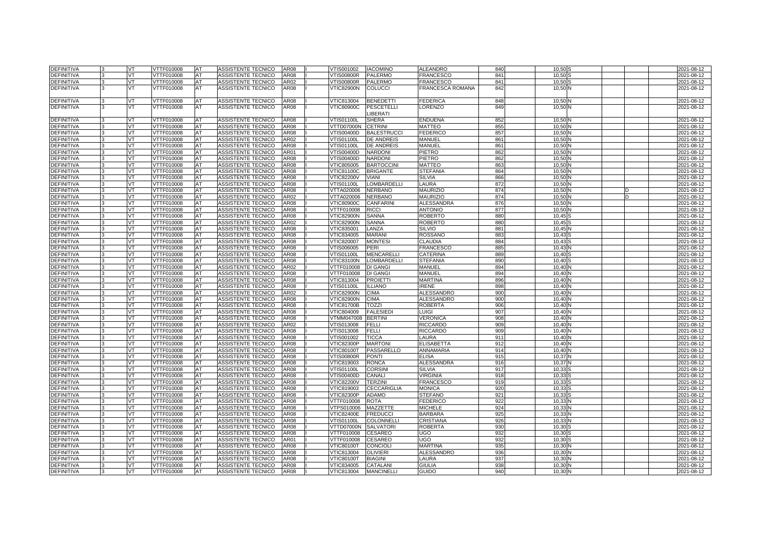| | | | | | | | | | | | | | | | | | | |
|---|---|---|---|---|---|---|---|---|---|---|---|---|---|---|---|---|---|---|
| DEFINITIVA | 3 | VT | VTTF010008 | AT | ASSISTENTE TECNICO | AR08 | I | VTIS001002 | IACOMINO | ALEANDRO | 840 | | 10,50 | S | | | | 2021-08-12 |
| DEFINITIVA | 3 | VT | VTTF010008 | AT | ASSISTENTE TECNICO | AR08 | I | VTIS00800R | PALERMO | FRANCESCO | 841 | | 10,50 | S | | | | 2021-08-12 |
| DEFINITIVA | 3 | VT | VTTF010008 | AT | ASSISTENTE TECNICO | AR02 | I | VTIS00800R | PALERMO | FRANCESCO | 841 | | 10,50 | S | | | | 2021-08-12 |
| DEFINITIVA | 3 | VT | VTTF010008 | AT | ASSISTENTE TECNICO | AR08 | I | VTIC82900N | COLUCCI | FRANCESCA ROMANA | 842 | | 10,50 | N | | | | 2021-08-12 |
| DEFINITIVA | 3 | VT | VTTF010008 | AT | ASSISTENTE TECNICO | AR08 | I | VTIC813004 | BENEDETTI | FEDERICA | 848 | | 10,50 | N | | | | 2021-08-12 |
| DEFINITIVA | 3 | VT | VTTF010008 | AT | ASSISTENTE TECNICO | AR08 | I | VTIC80900C | PESCETELLI LIBERATI | LORENZO | 849 | | 10,50 | N | | | | 2021-08-12 |
| DEFINITIVA | 3 | VT | VTTF010008 | AT | ASSISTENTE TECNICO | AR08 | I | VTIS01100L | SHERA | ENDUENA | 852 | | 10,50 | N | | | | 2021-08-12 |
| DEFINITIVA | 3 | VT | VTTF010008 | AT | ASSISTENTE TECNICO | AR08 | I | VTTD07000N | CETRINI | MATTEO | 855 | | 10,50 | N | | | | 2021-08-12 |
| DEFINITIVA | 3 | VT | VTTF010008 | AT | ASSISTENTE TECNICO | AR08 | I | VTIS00400D | BALESTRUCCI | FEDERICO | 857 | | 10,50 | N | | | | 2021-08-12 |
| DEFINITIVA | 3 | VT | VTTF010008 | AT | ASSISTENTE TECNICO | AR02 | I | VTIS01100L | DE ANDREIS | MANUEL | 861 | | 10,50 | N | | | | 2021-08-12 |
| DEFINITIVA | 3 | VT | VTTF010008 | AT | ASSISTENTE TECNICO | AR08 | I | VTIS01100L | DE ANDREIS | MANUEL | 861 | | 10,50 | N | | | | 2021-08-12 |
| DEFINITIVA | 3 | VT | VTTF010008 | AT | ASSISTENTE TECNICO | AR01 | I | VTIS00400D | NARDONI | PIETRO | 862 | | 10,50 | N | | | | 2021-08-12 |
| DEFINITIVA | 3 | VT | VTTF010008 | AT | ASSISTENTE TECNICO | AR08 | I | VTIS00400D | NARDONI | PIETRO | 862 | | 10,50 | N | | | | 2021-08-12 |
| DEFINITIVA | 3 | VT | VTTF010008 | AT | ASSISTENTE TECNICO | AR08 | I | VTIC805005 | BARTOCCINI | MATTEO | 863 | | 10,50 | N | | | | 2021-08-12 |
| DEFINITIVA | 3 | VT | VTTF010008 | AT | ASSISTENTE TECNICO | AR08 | I | VTIC81100C | BRIGANTE | STEFANIA | 864 | | 10,50 | N | | | | 2021-08-12 |
| DEFINITIVA | 3 | VT | VTTF010008 | AT | ASSISTENTE TECNICO | AR08 | I | VTIC82200V | VIANI | SILVIA | 866 | | 10,50 | N | | | | 2021-08-12 |
| DEFINITIVA | 3 | VT | VTTF010008 | AT | ASSISTENTE TECNICO | AR08 | I | VTIS01100L | LOMBARDELLI | LAURA | 872 | | 10,50 | N | | | | 2021-08-12 |
| DEFINITIVA | 3 | VT | VTTF010008 | AT | ASSISTENTE TECNICO | AR08 | I | VTTA020006 | NERBANO | MAURIZIO | 874 | | 10,50 | N | | D | | 2021-08-12 |
| DEFINITIVA | 3 | VT | VTTF010008 | AT | ASSISTENTE TECNICO | AR02 | I | VTTA020006 | NERBANO | MAURIZIO | 874 | | 10,50 | N | | D | | 2021-08-12 |
| DEFINITIVA | 3 | VT | VTTF010008 | AT | ASSISTENTE TECNICO | AR08 | I | VTIC80900C | CANFARINI | ALESSANDRA | 876 | | 10,50 | N | | | | 2021-08-12 |
| DEFINITIVA | 3 | VT | VTTF010008 | AT | ASSISTENTE TECNICO | AR08 | I | VTTF010008 | RICCI | ANTONIO | 877 | | 10,50 | N | | | | 2021-08-12 |
| DEFINITIVA | 3 | VT | VTTF010008 | AT | ASSISTENTE TECNICO | AR08 | I | VTIC82900N | SANNA | ROBERTO | 880 | | 10,45 | S | | | | 2021-08-12 |
| DEFINITIVA | 3 | VT | VTTF010008 | AT | ASSISTENTE TECNICO | AR02 | I | VTIC82900N | SANNA | ROBERTO | 880 | | 10,45 | S | | | | 2021-08-12 |
| DEFINITIVA | 3 | VT | VTTF010008 | AT | ASSISTENTE TECNICO | AR08 | I | VTIC835001 | LANZA | SILVIO | 881 | | 10,45 | N | | | | 2021-08-12 |
| DEFINITIVA | 3 | VT | VTTF010008 | AT | ASSISTENTE TECNICO | AR08 | I | VTIC834005 | MARANI | ROSSANO | 883 | | 10,43 | S | | | | 2021-08-12 |
| DEFINITIVA | 3 | VT | VTTF010008 | AT | ASSISTENTE TECNICO | AR08 | I | VTIC820007 | MONTESI | CLAUDIA | 884 | | 10,43 | S | | | | 2021-08-12 |
| DEFINITIVA | 3 | VT | VTTF010008 | AT | ASSISTENTE TECNICO | AR08 | I | VTIS006005 | PERI | FRANCESCO | 885 | | 10,43 | N | | | | 2021-08-12 |
| DEFINITIVA | 3 | VT | VTTF010008 | AT | ASSISTENTE TECNICO | AR08 | I | VTIS01100L | MENCARELLI | CATERINA | 889 | | 10,40 | S | | | | 2021-08-12 |
| DEFINITIVA | 3 | VT | VTTF010008 | AT | ASSISTENTE TECNICO | AR08 | I | VTIC83100N | LOMBARDELLI | STEFANIA | 890 | | 10,40 | S | | | | 2021-08-12 |
| DEFINITIVA | 3 | VT | VTTF010008 | AT | ASSISTENTE TECNICO | AR02 | I | VTTF010008 | DI GANGI | MANUEL | 894 | | 10,40 | N | | | | 2021-08-12 |
| DEFINITIVA | 3 | VT | VTTF010008 | AT | ASSISTENTE TECNICO | AR08 | I | VTTF010008 | DI GANGI | MANUEL | 894 | | 10,40 | N | | | | 2021-08-12 |
| DEFINITIVA | 3 | VT | VTTF010008 | AT | ASSISTENTE TECNICO | AR08 | I | VTIC813004 | PROIETTI | MARTINA | 896 | | 10,40 | N | | | | 2021-08-12 |
| DEFINITIVA | 3 | VT | VTTF010008 | AT | ASSISTENTE TECNICO | AR08 | I | VTIS01100L | ILLIANO | IRENE | 898 | | 10,40 | N | | | | 2021-08-12 |
| DEFINITIVA | 3 | VT | VTTF010008 | AT | ASSISTENTE TECNICO | AR02 | I | VTIC82900N | CIMA | ALESSANDRO | 900 | | 10,40 | N | | | | 2021-08-12 |
| DEFINITIVA | 3 | VT | VTTF010008 | AT | ASSISTENTE TECNICO | AR08 | I | VTIC82900N | CIMA | ALESSANDRO | 900 | | 10,40 | N | | | | 2021-08-12 |
| DEFINITIVA | 3 | VT | VTTF010008 | AT | ASSISTENTE TECNICO | AR08 | I | VTIC81700B | TOZZI | ROBERTA | 906 | | 10,40 | N | | | | 2021-08-12 |
| DEFINITIVA | 3 | VT | VTTF010008 | AT | ASSISTENTE TECNICO | AR08 | I | VTIC804009 | FALESIEDI | LUIGI | 907 | | 10,40 | N | | | | 2021-08-12 |
| DEFINITIVA | 3 | VT | VTTF010008 | AT | ASSISTENTE TECNICO | AR08 | I | VTMM047008 | BERTINI | VERONICA | 908 | | 10,40 | N | | | | 2021-08-12 |
| DEFINITIVA | 3 | VT | VTTF010008 | AT | ASSISTENTE TECNICO | AR02 | I | VTIS013008 | FELLI | RICCARDO | 909 | | 10,40 | N | | | | 2021-08-12 |
| DEFINITIVA | 3 | VT | VTTF010008 | AT | ASSISTENTE TECNICO | AR08 | I | VTIS013008 | FELLI | RICCARDO | 909 | | 10,40 | N | | | | 2021-08-12 |
| DEFINITIVA | 3 | VT | VTTF010008 | AT | ASSISTENTE TECNICO | AR08 | I | VTIS001002 | TICCA | LAURA | 911 | | 10,40 | N | | | | 2021-08-12 |
| DEFINITIVA | 3 | VT | VTTF010008 | AT | ASSISTENTE TECNICO | AR08 | I | VTIC82300P | MARTONI | ELISABETTA | 912 | | 10,40 | N | | | | 2021-08-12 |
| DEFINITIVA | 3 | VT | VTTF010008 | AT | ASSISTENTE TECNICO | AR08 | I | VTIC80100T | PASSARELLO | ANNAMARIA | 914 | | 10,40 | N | | | | 2021-08-12 |
| DEFINITIVA | 3 | VT | VTTF010008 | AT | ASSISTENTE TECNICO | AR08 | I | VTIS00800R | PONTI | ELISA | 915 | | 10,37 | N | | | | 2021-08-12 |
| DEFINITIVA | 3 | VT | VTTF010008 | AT | ASSISTENTE TECNICO | AR08 | I | VTIC819003 | RONCA | ALESSANDRA | 916 | | 10,37 | N | | | | 2021-08-12 |
| DEFINITIVA | 3 | VT | VTTF010008 | AT | ASSISTENTE TECNICO | AR08 | I | VTIS01100L | CORSINI | SILVIA | 917 | | 10,33 | S | | | | 2021-08-12 |
| DEFINITIVA | 3 | VT | VTTF010008 | AT | ASSISTENTE TECNICO | AR08 | I | VTIS00400D | CANALI | VIRGINIA | 918 | | 10,33 | S | | | | 2021-08-12 |
| DEFINITIVA | 3 | VT | VTTF010008 | AT | ASSISTENTE TECNICO | AR08 | I | VTIC82200V | TERZINI | FRANCESCO | 919 | | 10,33 | S | | | | 2021-08-12 |
| DEFINITIVA | 3 | VT | VTTF010008 | AT | ASSISTENTE TECNICO | AR08 | I | VTIC819003 | CECCARIGLIA | MONICA | 920 | | 10,33 | S | | | | 2021-08-12 |
| DEFINITIVA | 3 | VT | VTTF010008 | AT | ASSISTENTE TECNICO | AR08 | I | VTIC82300P | ADAMO | STEFANO | 921 | | 10,33 | S | | | | 2021-08-12 |
| DEFINITIVA | 3 | VT | VTTF010008 | AT | ASSISTENTE TECNICO | AR08 | I | VTTF010008 | ROTA | FEDERICO | 922 | | 10,33 | N | | | | 2021-08-12 |
| DEFINITIVA | 3 | VT | VTTF010008 | AT | ASSISTENTE TECNICO | AR08 | I | VTPS010006 | MAZZETTE | MICHELE | 924 | | 10,33 | N | | | | 2021-08-12 |
| DEFINITIVA | 3 | VT | VTTF010008 | AT | ASSISTENTE TECNICO | AR08 | I | VTIC82400E | FREDUCCI | BARBARA | 925 | | 10,33 | N | | | | 2021-08-12 |
| DEFINITIVA | 3 | VT | VTTF010008 | AT | ASSISTENTE TECNICO | AR08 | I | VTIS01100L | COLONNELLI | CRISTIANA | 926 | | 10,33 | N | | | | 2021-08-12 |
| DEFINITIVA | 3 | VT | VTTF010008 | AT | ASSISTENTE TECNICO | AR08 | I | VTTD07000N | SALVATORI | ROBERTA | 930 | | 10,30 | S | | | | 2021-08-12 |
| DEFINITIVA | 3 | VT | VTTF010008 | AT | ASSISTENTE TECNICO | AR08 | I | VTTF010008 | CESAREO | UGO | 932 | | 10,30 | S | | | | 2021-08-12 |
| DEFINITIVA | 3 | VT | VTTF010008 | AT | ASSISTENTE TECNICO | AR01 | I | VTTF010008 | CESAREO | UGO | 932 | | 10,30 | S | | | | 2021-08-12 |
| DEFINITIVA | 3 | VT | VTTF010008 | AT | ASSISTENTE TECNICO | AR08 | I | VTIC80100T | CONCIOLI | MARTINA | 935 | | 10,30 | N | | | | 2021-08-12 |
| DEFINITIVA | 3 | VT | VTTF010008 | AT | ASSISTENTE TECNICO | AR08 | I | VTIC813004 | OLIVIERI | ALESSANDRO | 936 | | 10,30 | N | | | | 2021-08-12 |
| DEFINITIVA | 3 | VT | VTTF010008 | AT | ASSISTENTE TECNICO | AR08 | I | VTIC80100T | BIAGINI | LAURA | 937 | | 10,30 | N | | | | 2021-08-12 |
| DEFINITIVA | 3 | VT | VTTF010008 | AT | ASSISTENTE TECNICO | AR08 | I | VTIC834005 | CATALANI | GIULIA | 938 | | 10,30 | N | | | | 2021-08-12 |
| DEFINITIVA | 3 | VT | VTTF010008 | AT | ASSISTENTE TECNICO | AR08 | I | VTIC813004 | MANCINELLI | GUIDO | 940 | | 10,30 | N | | | | 2021-08-12 |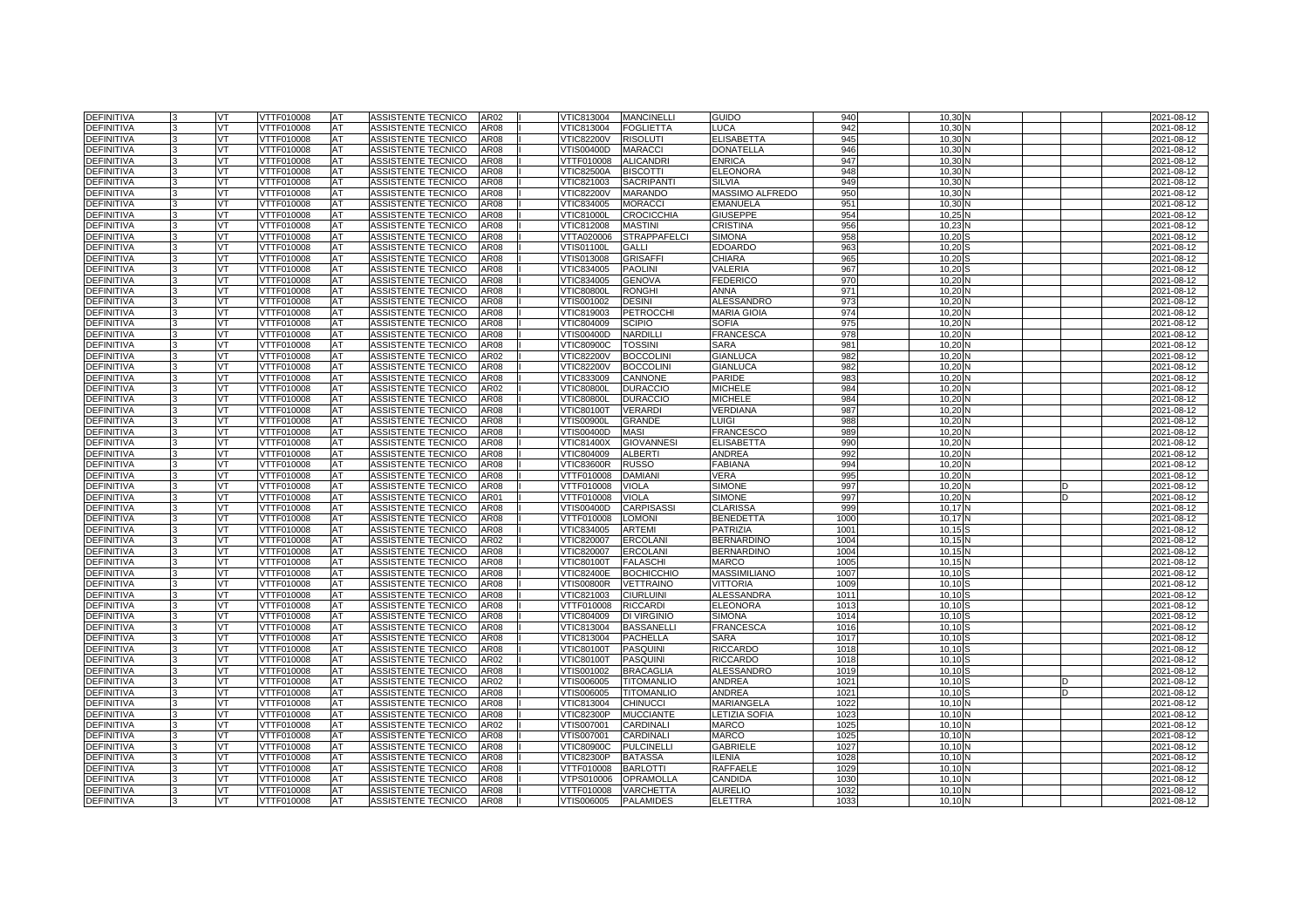| | | | | | | | | | | | | | | | | | | |
|---|---|---|---|---|---|---|---|---|---|---|---|---|---|---|---|---|---|---|
| DEFINITIVA | 3 | VT | VTTF010008 | AT | ASSISTENTE TECNICO | AR02 | I | VTIC813004 | MANCINELLI | GUIDO | 940 | 10,30 | N | | | | | 2021-08-12 |
| DEFINITIVA | 3 | VT | VTTF010008 | AT | ASSISTENTE TECNICO | AR08 | I | VTIC813004 | FOGLIETTA | LUCA | 942 | 10,30 | N | | | | | 2021-08-12 |
| DEFINITIVA | 3 | VT | VTTF010008 | AT | ASSISTENTE TECNICO | AR08 | I | VTIC82200V | RISOLUTI | ELISABETTA | 945 | 10,30 | N | | | | | 2021-08-12 |
| DEFINITIVA | 3 | VT | VTTF010008 | AT | ASSISTENTE TECNICO | AR08 | I | VTIS00400D | MARACCI | DONATELLA | 946 | 10,30 | N | | | | | 2021-08-12 |
| DEFINITIVA | 3 | VT | VTTF010008 | AT | ASSISTENTE TECNICO | AR08 | I | VTTF010008 | ALICANDRI | ENRICA | 947 | 10,30 | N | | | | | 2021-08-12 |
| DEFINITIVA | 3 | VT | VTTF010008 | AT | ASSISTENTE TECNICO | AR08 | I | VTIC82500A | BISCOTTI | ELEONORA | 948 | 10,30 | N | | | | | 2021-08-12 |
| DEFINITIVA | 3 | VT | VTTF010008 | AT | ASSISTENTE TECNICO | AR08 | I | VTIC821003 | SACRIPANTI | SILVIA | 949 | 10,30 | N | | | | | 2021-08-12 |
| DEFINITIVA | 3 | VT | VTTF010008 | AT | ASSISTENTE TECNICO | AR08 | I | VTIC82200V | MARANDO | MASSIMO ALFREDO | 950 | 10,30 | N | | | | | 2021-08-12 |
| DEFINITIVA | 3 | VT | VTTF010008 | AT | ASSISTENTE TECNICO | AR08 | I | VTIC834005 | MORACCI | EMANUELA | 951 | 10,30 | N | | | | | 2021-08-12 |
| DEFINITIVA | 3 | VT | VTTF010008 | AT | ASSISTENTE TECNICO | AR08 | I | VTIC81000L | CROCICCHIA | GIUSEPPE | 954 | 10,25 | N | | | | | 2021-08-12 |
| DEFINITIVA | 3 | VT | VTTF010008 | AT | ASSISTENTE TECNICO | AR08 | I | VTIC812008 | MASTINI | CRISTINA | 956 | 10,23 | N | | | | | 2021-08-12 |
| DEFINITIVA | 3 | VT | VTTF010008 | AT | ASSISTENTE TECNICO | AR08 | I | VTTA020006 | STRAPPAFELCI | SIMONA | 958 | 10,20 | S | | | | | 2021-08-12 |
| DEFINITIVA | 3 | VT | VTTF010008 | AT | ASSISTENTE TECNICO | AR08 | I | VTIS01100L | GALLI | EDOARDO | 963 | 10,20 | S | | | | | 2021-08-12 |
| DEFINITIVA | 3 | VT | VTTF010008 | AT | ASSISTENTE TECNICO | AR08 | I | VTIS013008 | GRISAFFI | CHIARA | 965 | 10,20 | S | | | | | 2021-08-12 |
| DEFINITIVA | 3 | VT | VTTF010008 | AT | ASSISTENTE TECNICO | AR08 | I | VTIC834005 | PAOLINI | VALERIA | 967 | 10,20 | S | | | | | 2021-08-12 |
| DEFINITIVA | 3 | VT | VTTF010008 | AT | ASSISTENTE TECNICO | AR08 | I | VTIC834005 | GENOVA | FEDERICO | 970 | 10,20 | N | | | | | 2021-08-12 |
| DEFINITIVA | 3 | VT | VTTF010008 | AT | ASSISTENTE TECNICO | AR08 | I | VTIC80800L | RONGHI | ANNA | 971 | 10,20 | N | | | | | 2021-08-12 |
| DEFINITIVA | 3 | VT | VTTF010008 | AT | ASSISTENTE TECNICO | AR08 | I | VTIS001002 | DESINI | ALESSANDRO | 973 | 10,20 | N | | | | | 2021-08-12 |
| DEFINITIVA | 3 | VT | VTTF010008 | AT | ASSISTENTE TECNICO | AR08 | I | VTIC819003 | PETROCCHI | MARIA GIOIA | 974 | 10,20 | N | | | | | 2021-08-12 |
| DEFINITIVA | 3 | VT | VTTF010008 | AT | ASSISTENTE TECNICO | AR08 | I | VTIC804009 | SCIPIO | SOFIA | 975 | 10,20 | N | | | | | 2021-08-12 |
| DEFINITIVA | 3 | VT | VTTF010008 | AT | ASSISTENTE TECNICO | AR08 | I | VTIS00400D | NARDILLI | FRANCESCA | 978 | 10,20 | N | | | | | 2021-08-12 |
| DEFINITIVA | 3 | VT | VTTF010008 | AT | ASSISTENTE TECNICO | AR08 | I | VTIC80900C | TOSSINI | SARA | 981 | 10,20 | N | | | | | 2021-08-12 |
| DEFINITIVA | 3 | VT | VTTF010008 | AT | ASSISTENTE TECNICO | AR02 | I | VTIC82200V | BOCCOLINI | GIANLUCA | 982 | 10,20 | N | | | | | 2021-08-12 |
| DEFINITIVA | 3 | VT | VTTF010008 | AT | ASSISTENTE TECNICO | AR08 | I | VTIC82200V | BOCCOLINI | GIANLUCA | 982 | 10,20 | N | | | | | 2021-08-12 |
| DEFINITIVA | 3 | VT | VTTF010008 | AT | ASSISTENTE TECNICO | AR08 | I | VTIC833009 | CANNONE | PARIDE | 983 | 10,20 | N | | | | | 2021-08-12 |
| DEFINITIVA | 3 | VT | VTTF010008 | AT | ASSISTENTE TECNICO | AR02 | I | VTIC80800L | DURACCIO | MICHELE | 984 | 10,20 | N | | | | | 2021-08-12 |
| DEFINITIVA | 3 | VT | VTTF010008 | AT | ASSISTENTE TECNICO | AR08 | I | VTIC80800L | DURACCIO | MICHELE | 984 | 10,20 | N | | | | | 2021-08-12 |
| DEFINITIVA | 3 | VT | VTTF010008 | AT | ASSISTENTE TECNICO | AR08 | I | VTIC80100T | VERARDI | VERDIANA | 987 | 10,20 | N | | | | | 2021-08-12 |
| DEFINITIVA | 3 | VT | VTTF010008 | AT | ASSISTENTE TECNICO | AR08 | I | VTIS00900L | GRANDE | LUIGI | 988 | 10,20 | N | | | | | 2021-08-12 |
| DEFINITIVA | 3 | VT | VTTF010008 | AT | ASSISTENTE TECNICO | AR08 | I | VTIS00400D | MASI | FRANCESCO | 989 | 10,20 | N | | | | | 2021-08-12 |
| DEFINITIVA | 3 | VT | VTTF010008 | AT | ASSISTENTE TECNICO | AR08 | I | VTIC81400X | GIOVANNESI | ELISABETTA | 990 | 10,20 | N | | | | | 2021-08-12 |
| DEFINITIVA | 3 | VT | VTTF010008 | AT | ASSISTENTE TECNICO | AR08 | I | VTIC804009 | ALBERTI | ANDREA | 992 | 10,20 | N | | | | | 2021-08-12 |
| DEFINITIVA | 3 | VT | VTTF010008 | AT | ASSISTENTE TECNICO | AR08 | I | VTIC83600R | RUSSO | FABIANA | 994 | 10,20 | N | | | | | 2021-08-12 |
| DEFINITIVA | 3 | VT | VTTF010008 | AT | ASSISTENTE TECNICO | AR08 | I | VTTF010008 | DAMIANI | VERA | 995 | 10,20 | N | | | | | 2021-08-12 |
| DEFINITIVA | 3 | VT | VTTF010008 | AT | ASSISTENTE TECNICO | AR08 | I | VTTF010008 | VIOLA | SIMONE | 997 | 10,20 | N | | | D | | 2021-08-12 |
| DEFINITIVA | 3 | VT | VTTF010008 | AT | ASSISTENTE TECNICO | AR01 | I | VTTF010008 | VIOLA | SIMONE | 997 | 10,20 | N | | | D | | 2021-08-12 |
| DEFINITIVA | 3 | VT | VTTF010008 | AT | ASSISTENTE TECNICO | AR08 | I | VTIS00400D | CARPISASSI | CLARISSA | 999 | 10,17 | N | | | | | 2021-08-12 |
| DEFINITIVA | 3 | VT | VTTF010008 | AT | ASSISTENTE TECNICO | AR08 | I | VTTF010008 | LOMONI | BENEDETTA | 1000 | 10,17 | N | | | | | 2021-08-12 |
| DEFINITIVA | 3 | VT | VTTF010008 | AT | ASSISTENTE TECNICO | AR08 | I | VTIC834005 | ARTEMI | PATRIZIA | 1001 | 10,15 | S | | | | | 2021-08-12 |
| DEFINITIVA | 3 | VT | VTTF010008 | AT | ASSISTENTE TECNICO | AR02 | I | VTIC820007 | ERCOLANI | BERNARDINO | 1004 | 10,15 | N | | | | | 2021-08-12 |
| DEFINITIVA | 3 | VT | VTTF010008 | AT | ASSISTENTE TECNICO | AR08 | I | VTIC820007 | ERCOLANI | BERNARDINO | 1004 | 10,15 | N | | | | | 2021-08-12 |
| DEFINITIVA | 3 | VT | VTTF010008 | AT | ASSISTENTE TECNICO | AR08 | I | VTIC80100T | FALASCHI | MARCO | 1005 | 10,15 | N | | | | | 2021-08-12 |
| DEFINITIVA | 3 | VT | VTTF010008 | AT | ASSISTENTE TECNICO | AR08 | I | VTIC82400E | BOCHICCHIO | MASSIMILIANO | 1007 | 10,10 | S | | | | | 2021-08-12 |
| DEFINITIVA | 3 | VT | VTTF010008 | AT | ASSISTENTE TECNICO | AR08 | I | VTIS00800R | VETTRAINO | VITTORIA | 1009 | 10,10 | S | | | | | 2021-08-12 |
| DEFINITIVA | 3 | VT | VTTF010008 | AT | ASSISTENTE TECNICO | AR08 | I | VTIC821003 | CIURLUINI | ALESSANDRA | 1011 | 10,10 | S | | | | | 2021-08-12 |
| DEFINITIVA | 3 | VT | VTTF010008 | AT | ASSISTENTE TECNICO | AR08 | I | VTTF010008 | RICCARDI | ELEONORA | 1013 | 10,10 | S | | | | | 2021-08-12 |
| DEFINITIVA | 3 | VT | VTTF010008 | AT | ASSISTENTE TECNICO | AR08 | I | VTIC804009 | DI VIRGINIO | SIMONA | 1014 | 10,10 | S | | | | | 2021-08-12 |
| DEFINITIVA | 3 | VT | VTTF010008 | AT | ASSISTENTE TECNICO | AR08 | I | VTIC813004 | BASSANELLI | FRANCESCA | 1016 | 10,10 | S | | | | | 2021-08-12 |
| DEFINITIVA | 3 | VT | VTTF010008 | AT | ASSISTENTE TECNICO | AR08 | I | VTIC813004 | PACHELLA | SARA | 1017 | 10,10 | S | | | | | 2021-08-12 |
| DEFINITIVA | 3 | VT | VTTF010008 | AT | ASSISTENTE TECNICO | AR08 | I | VTIC80100T | PASQUINI | RICCARDO | 1018 | 10,10 | S | | | | | 2021-08-12 |
| DEFINITIVA | 3 | VT | VTTF010008 | AT | ASSISTENTE TECNICO | AR02 | I | VTIC80100T | PASQUINI | RICCARDO | 1018 | 10,10 | S | | | | | 2021-08-12 |
| DEFINITIVA | 3 | VT | VTTF010008 | AT | ASSISTENTE TECNICO | AR08 | I | VTIS001002 | BRACAGLIA | ALESSANDRO | 1019 | 10,10 | S | | | | | 2021-08-12 |
| DEFINITIVA | 3 | VT | VTTF010008 | AT | ASSISTENTE TECNICO | AR02 | I | VTIS006005 | TITOMANLIO | ANDREA | 1021 | 10,10 | S | | | D | | 2021-08-12 |
| DEFINITIVA | 3 | VT | VTTF010008 | AT | ASSISTENTE TECNICO | AR08 | I | VTIS006005 | TITOMANLIO | ANDREA | 1021 | 10,10 | S | | | D | | 2021-08-12 |
| DEFINITIVA | 3 | VT | VTTF010008 | AT | ASSISTENTE TECNICO | AR08 | I | VTIC813004 | CHINUCCI | MARIANGELA | 1022 | 10,10 | N | | | | | 2021-08-12 |
| DEFINITIVA | 3 | VT | VTTF010008 | AT | ASSISTENTE TECNICO | AR08 | I | VTIC82300P | MUCCIANTE | LETIZIA SOFIA | 1023 | 10,10 | N | | | | | 2021-08-12 |
| DEFINITIVA | 3 | VT | VTTF010008 | AT | ASSISTENTE TECNICO | AR02 | I | VTIS007001 | CARDINALI | MARCO | 1025 | 10,10 | N | | | | | 2021-08-12 |
| DEFINITIVA | 3 | VT | VTTF010008 | AT | ASSISTENTE TECNICO | AR08 | I | VTIS007001 | CARDINALI | MARCO | 1025 | 10,10 | N | | | | | 2021-08-12 |
| DEFINITIVA | 3 | VT | VTTF010008 | AT | ASSISTENTE TECNICO | AR08 | I | VTIC80900C | PULCINELLI | GABRIELE | 1027 | 10,10 | N | | | | | 2021-08-12 |
| DEFINITIVA | 3 | VT | VTTF010008 | AT | ASSISTENTE TECNICO | AR08 | I | VTIC82300P | BATASSA | ILENIA | 1028 | 10,10 | N | | | | | 2021-08-12 |
| DEFINITIVA | 3 | VT | VTTF010008 | AT | ASSISTENTE TECNICO | AR08 | I | VTTF010008 | BARLOTTI | RAFFAELE | 1029 | 10,10 | N | | | | | 2021-08-12 |
| DEFINITIVA | 3 | VT | VTTF010008 | AT | ASSISTENTE TECNICO | AR08 | I | VTPS010006 | OPRAMOLLA | CANDIDA | 1030 | 10,10 | N | | | | | 2021-08-12 |
| DEFINITIVA | 3 | VT | VTTF010008 | AT | ASSISTENTE TECNICO | AR08 | I | VTTF010008 | VARCHETTA | AURELIO | 1032 | 10,10 | N | | | | | 2021-08-12 |
| DEFINITIVA | 3 | VT | VTTF010008 | AT | ASSISTENTE TECNICO | AR08 | I | VTIS006005 | PALAMIDES | ELETTRA | 1033 | 10,10 | N | | | | | 2021-08-12 |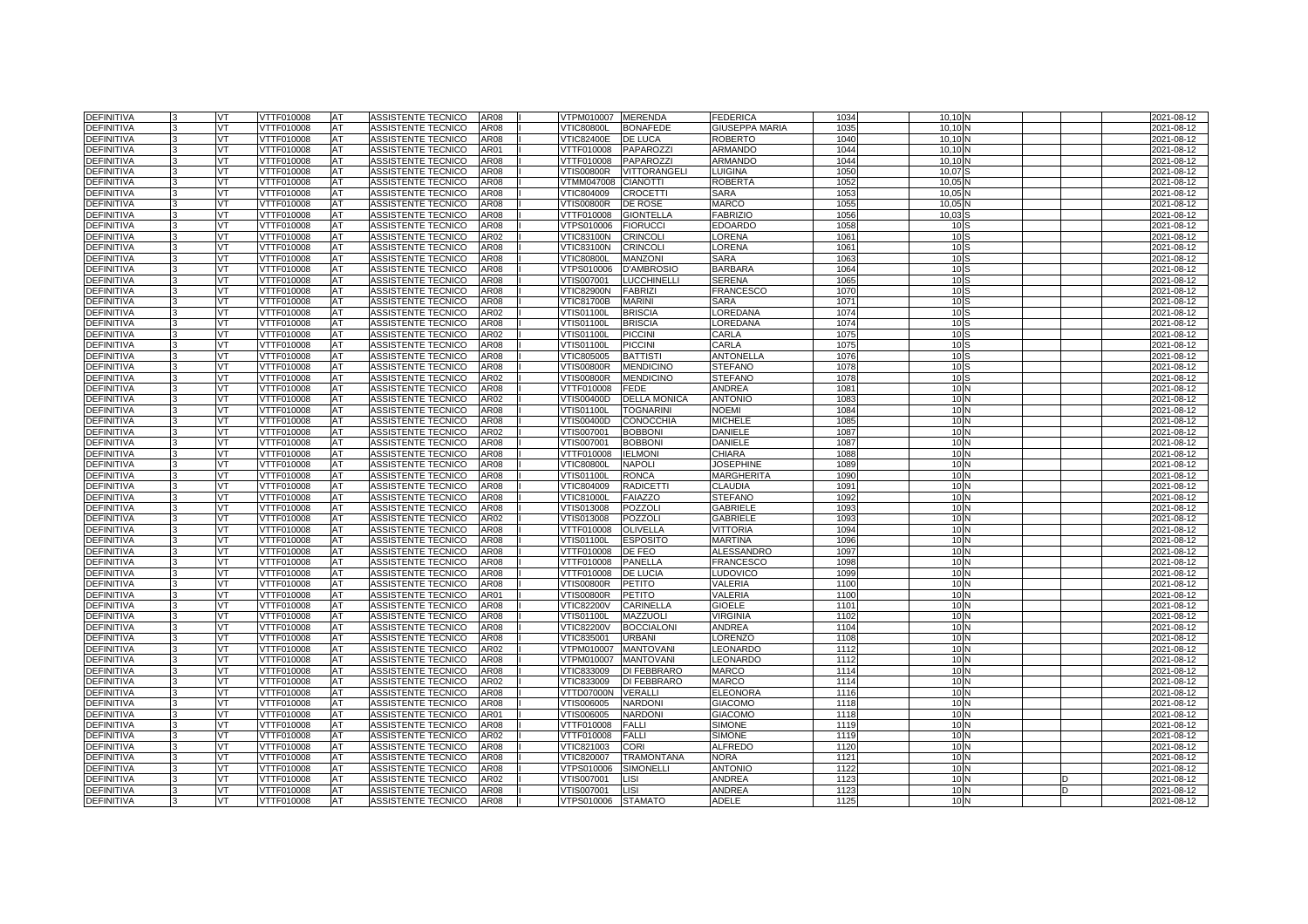| DEFINITIVA | 3 | VT | VTTF010008 | AT | ASSISTENTE TECNICO | AR08 | I | VTPM010007 | MERENDA | FEDERICA | 1034 | 10,10 | N | | | 2021-08-12 |
|---|---|---|---|---|---|---|---|---|---|---|---|---|---|---|---|---|
| DEFINITIVA | 3 | VT | VTTF010008 | AT | ASSISTENTE TECNICO | AR08 | I | VTIC80800L | BONAFEDE | GIUSEPPA MARIA | 1035 | 10,10 | N | | | 2021-08-12 |
| DEFINITIVA | 3 | VT | VTTF010008 | AT | ASSISTENTE TECNICO | AR08 | I | VTIC82400E | DE LUCA | ROBERTO | 1040 | 10,10 | N | | | 2021-08-12 |
| DEFINITIVA | 3 | VT | VTTF010008 | AT | ASSISTENTE TECNICO | AR01 | I | VTTF010008 | PAPAROZZI | ARMANDO | 1044 | 10,10 | N | | | 2021-08-12 |
| DEFINITIVA | 3 | VT | VTTF010008 | AT | ASSISTENTE TECNICO | AR08 | I | VTTF010008 | PAPAROZZI | ARMANDO | 1044 | 10,10 | N | | | 2021-08-12 |
| DEFINITIVA | 3 | VT | VTTF010008 | AT | ASSISTENTE TECNICO | AR08 | I | VTIS00800R | VITTORANGELI | LUIGINA | 1050 | 10,07 | S | | | 2021-08-12 |
| DEFINITIVA | 3 | VT | VTTF010008 | AT | ASSISTENTE TECNICO | AR08 | I | VTMM047008 | CIANOTTI | ROBERTA | 1052 | 10,05 | N | | | 2021-08-12 |
| DEFINITIVA | 3 | VT | VTTF010008 | AT | ASSISTENTE TECNICO | AR08 | I | VTIC804009 | CROCETTI | SARA | 1053 | 10,05 | N | | | 2021-08-12 |
| DEFINITIVA | 3 | VT | VTTF010008 | AT | ASSISTENTE TECNICO | AR08 | I | VTIS00800R | DE ROSE | MARCO | 1055 | 10,05 | N | | | 2021-08-12 |
| DEFINITIVA | 3 | VT | VTTF010008 | AT | ASSISTENTE TECNICO | AR08 | I | VTTF010008 | GIONTELLA | FABRIZIO | 1056 | 10,03 | S | | | 2021-08-12 |
| DEFINITIVA | 3 | VT | VTTF010008 | AT | ASSISTENTE TECNICO | AR08 | I | VTPS010006 | FIORUCCI | EDOARDO | 1058 | 10 | S | | | 2021-08-12 |
| DEFINITIVA | 3 | VT | VTTF010008 | AT | ASSISTENTE TECNICO | AR02 | I | VTIC83100N | CRINCOLI | LORENA | 1061 | 10 | S | | | 2021-08-12 |
| DEFINITIVA | 3 | VT | VTTF010008 | AT | ASSISTENTE TECNICO | AR08 | I | VTIC83100N | CRINCOLI | LORENA | 1061 | 10 | S | | | 2021-08-12 |
| DEFINITIVA | 3 | VT | VTTF010008 | AT | ASSISTENTE TECNICO | AR08 | I | VTIC80800L | MANZONI | SARA | 1063 | 10 | S | | | 2021-08-12 |
| DEFINITIVA | 3 | VT | VTTF010008 | AT | ASSISTENTE TECNICO | AR08 | I | VTPS010006 | D'AMBROSIO | BARBARA | 1064 | 10 | S | | | 2021-08-12 |
| DEFINITIVA | 3 | VT | VTTF010008 | AT | ASSISTENTE TECNICO | AR08 | I | VTIS007001 | LUCCHINELLI | SERENA | 1065 | 10 | S | | | 2021-08-12 |
| DEFINITIVA | 3 | VT | VTTF010008 | AT | ASSISTENTE TECNICO | AR08 | I | VTIC82900N | FABRIZI | FRANCESCO | 1070 | 10 | S | | | 2021-08-12 |
| DEFINITIVA | 3 | VT | VTTF010008 | AT | ASSISTENTE TECNICO | AR08 | I | VTIC81700B | MARINI | SARA | 1071 | 10 | S | | | 2021-08-12 |
| DEFINITIVA | 3 | VT | VTTF010008 | AT | ASSISTENTE TECNICO | AR02 | I | VTIS01100L | BRISCIA | LOREDANA | 1074 | 10 | S | | | 2021-08-12 |
| DEFINITIVA | 3 | VT | VTTF010008 | AT | ASSISTENTE TECNICO | AR08 | I | VTIS01100L | BRISCIA | LOREDANA | 1074 | 10 | S | | | 2021-08-12 |
| DEFINITIVA | 3 | VT | VTTF010008 | AT | ASSISTENTE TECNICO | AR02 | I | VTIS01100L | PICCINI | CARLA | 1075 | 10 | S | | | 2021-08-12 |
| DEFINITIVA | 3 | VT | VTTF010008 | AT | ASSISTENTE TECNICO | AR08 | I | VTIS01100L | PICCINI | CARLA | 1075 | 10 | S | | | 2021-08-12 |
| DEFINITIVA | 3 | VT | VTTF010008 | AT | ASSISTENTE TECNICO | AR08 | I | VTIC805005 | BATTISTI | ANTONELLA | 1076 | 10 | S | | | 2021-08-12 |
| DEFINITIVA | 3 | VT | VTTF010008 | AT | ASSISTENTE TECNICO | AR08 | I | VTIS00800R | MENDICINO | STEFANO | 1078 | 10 | S | | | 2021-08-12 |
| DEFINITIVA | 3 | VT | VTTF010008 | AT | ASSISTENTE TECNICO | AR02 | I | VTIS00800R | MENDICINO | STEFANO | 1078 | 10 | S | | | 2021-08-12 |
| DEFINITIVA | 3 | VT | VTTF010008 | AT | ASSISTENTE TECNICO | AR08 | I | VTTF010008 | FEDE | ANDREA | 1081 | 10 | N | | | 2021-08-12 |
| DEFINITIVA | 3 | VT | VTTF010008 | AT | ASSISTENTE TECNICO | AR02 | I | VTIS00400D | DELLA MONICA | ANTONIO | 1083 | 10 | N | | | 2021-08-12 |
| DEFINITIVA | 3 | VT | VTTF010008 | AT | ASSISTENTE TECNICO | AR08 | I | VTIS01100L | TOGNARINI | NOEMI | 1084 | 10 | N | | | 2021-08-12 |
| DEFINITIVA | 3 | VT | VTTF010008 | AT | ASSISTENTE TECNICO | AR08 | I | VTIS00400D | CONOCCHIA | MICHELE | 1085 | 10 | N | | | 2021-08-12 |
| DEFINITIVA | 3 | VT | VTTF010008 | AT | ASSISTENTE TECNICO | AR02 | I | VTIS007001 | BOBBONI | DANIELE | 1087 | 10 | N | | | 2021-08-12 |
| DEFINITIVA | 3 | VT | VTTF010008 | AT | ASSISTENTE TECNICO | AR08 | I | VTIS007001 | BOBBONI | DANIELE | 1087 | 10 | N | | | 2021-08-12 |
| DEFINITIVA | 3 | VT | VTTF010008 | AT | ASSISTENTE TECNICO | AR08 | I | VTTF010008 | IELMONI | CHIARA | 1088 | 10 | N | | | 2021-08-12 |
| DEFINITIVA | 3 | VT | VTTF010008 | AT | ASSISTENTE TECNICO | AR08 | I | VTIC80800L | NAPOLI | JOSEPHINE | 1089 | 10 | N | | | 2021-08-12 |
| DEFINITIVA | 3 | VT | VTTF010008 | AT | ASSISTENTE TECNICO | AR08 | I | VTIS01100L | RONCA | MARGHERITA | 1090 | 10 | N | | | 2021-08-12 |
| DEFINITIVA | 3 | VT | VTTF010008 | AT | ASSISTENTE TECNICO | AR08 | I | VTIC804009 | RADICETTI | CLAUDIA | 1091 | 10 | N | | | 2021-08-12 |
| DEFINITIVA | 3 | VT | VTTF010008 | AT | ASSISTENTE TECNICO | AR08 | I | VTIC81000L | FAIAZZO | STEFANO | 1092 | 10 | N | | | 2021-08-12 |
| DEFINITIVA | 3 | VT | VTTF010008 | AT | ASSISTENTE TECNICO | AR08 | I | VTIS013008 | POZZOLI | GABRIELE | 1093 | 10 | N | | | 2021-08-12 |
| DEFINITIVA | 3 | VT | VTTF010008 | AT | ASSISTENTE TECNICO | AR02 | I | VTIS013008 | POZZOLI | GABRIELE | 1093 | 10 | N | | | 2021-08-12 |
| DEFINITIVA | 3 | VT | VTTF010008 | AT | ASSISTENTE TECNICO | AR08 | I | VTTF010008 | OLIVELLA | VITTORIA | 1094 | 10 | N | | | 2021-08-12 |
| DEFINITIVA | 3 | VT | VTTF010008 | AT | ASSISTENTE TECNICO | AR08 | I | VTIS01100L | ESPOSITO | MARTINA | 1096 | 10 | N | | | 2021-08-12 |
| DEFINITIVA | 3 | VT | VTTF010008 | AT | ASSISTENTE TECNICO | AR08 | I | VTTF010008 | DE FEO | ALESSANDRO | 1097 | 10 | N | | | 2021-08-12 |
| DEFINITIVA | 3 | VT | VTTF010008 | AT | ASSISTENTE TECNICO | AR08 | I | VTTF010008 | PANELLA | FRANCESCO | 1098 | 10 | N | | | 2021-08-12 |
| DEFINITIVA | 3 | VT | VTTF010008 | AT | ASSISTENTE TECNICO | AR08 | I | VTTF010008 | DE LUCIA | LUDOVICO | 1099 | 10 | N | | | 2021-08-12 |
| DEFINITIVA | 3 | VT | VTTF010008 | AT | ASSISTENTE TECNICO | AR08 | I | VTIS00800R | PETITO | VALERIA | 1100 | 10 | N | | | 2021-08-12 |
| DEFINITIVA | 3 | VT | VTTF010008 | AT | ASSISTENTE TECNICO | AR01 | I | VTIS00800R | PETITO | VALERIA | 1100 | 10 | N | | | 2021-08-12 |
| DEFINITIVA | 3 | VT | VTTF010008 | AT | ASSISTENTE TECNICO | AR08 | I | VTIC82200V | CARINELLA | GIOELE | 1101 | 10 | N | | | 2021-08-12 |
| DEFINITIVA | 3 | VT | VTTF010008 | AT | ASSISTENTE TECNICO | AR08 | I | VTIS01100L | MAZZUOLI | VIRGINIA | 1102 | 10 | N | | | 2021-08-12 |
| DEFINITIVA | 3 | VT | VTTF010008 | AT | ASSISTENTE TECNICO | AR08 | I | VTIC82200V | BOCCIALONI | ANDREA | 1104 | 10 | N | | | 2021-08-12 |
| DEFINITIVA | 3 | VT | VTTF010008 | AT | ASSISTENTE TECNICO | AR08 | I | VTIC835001 | URBANI | LORENZO | 1108 | 10 | N | | | 2021-08-12 |
| DEFINITIVA | 3 | VT | VTTF010008 | AT | ASSISTENTE TECNICO | AR02 | I | VTPM010007 | MANTOVANI | LEONARDO | 1112 | 10 | N | | | 2021-08-12 |
| DEFINITIVA | 3 | VT | VTTF010008 | AT | ASSISTENTE TECNICO | AR08 | I | VTPM010007 | MANTOVANI | LEONARDO | 1112 | 10 | N | | | 2021-08-12 |
| DEFINITIVA | 3 | VT | VTTF010008 | AT | ASSISTENTE TECNICO | AR08 | I | VTIC833009 | DI FEBBRARO | MARCO | 1114 | 10 | N | | | 2021-08-12 |
| DEFINITIVA | 3 | VT | VTTF010008 | AT | ASSISTENTE TECNICO | AR02 | I | VTIC833009 | DI FEBBRARO | MARCO | 1114 | 10 | N | | | 2021-08-12 |
| DEFINITIVA | 3 | VT | VTTF010008 | AT | ASSISTENTE TECNICO | AR08 | I | VTTD07000N | VERALLI | ELEONORA | 1116 | 10 | N | | | 2021-08-12 |
| DEFINITIVA | 3 | VT | VTTF010008 | AT | ASSISTENTE TECNICO | AR08 | I | VTIS006005 | NARDONI | GIACOMO | 1118 | 10 | N | | | 2021-08-12 |
| DEFINITIVA | 3 | VT | VTTF010008 | AT | ASSISTENTE TECNICO | AR01 | I | VTIS006005 | NARDONI | GIACOMO | 1118 | 10 | N | | | 2021-08-12 |
| DEFINITIVA | 3 | VT | VTTF010008 | AT | ASSISTENTE TECNICO | AR08 | I | VTTF010008 | FALLI | SIMONE | 1119 | 10 | N | | | 2021-08-12 |
| DEFINITIVA | 3 | VT | VTTF010008 | AT | ASSISTENTE TECNICO | AR02 | I | VTTF010008 | FALLI | SIMONE | 1119 | 10 | N | | | 2021-08-12 |
| DEFINITIVA | 3 | VT | VTTF010008 | AT | ASSISTENTE TECNICO | AR08 | I | VTIC821003 | CORI | ALFREDO | 1120 | 10 | N | | | 2021-08-12 |
| DEFINITIVA | 3 | VT | VTTF010008 | AT | ASSISTENTE TECNICO | AR08 | I | VTIC820007 | TRAMONTANA | NORA | 1121 | 10 | N | | | 2021-08-12 |
| DEFINITIVA | 3 | VT | VTTF010008 | AT | ASSISTENTE TECNICO | AR08 | I | VTPS010006 | SIMONELLI | ANTONIO | 1122 | 10 | N | | | 2021-08-12 |
| DEFINITIVA | 3 | VT | VTTF010008 | AT | ASSISTENTE TECNICO | AR02 | I | VTIS007001 | LISI | ANDREA | 1123 | 10 | N | D | | 2021-08-12 |
| DEFINITIVA | 3 | VT | VTTF010008 | AT | ASSISTENTE TECNICO | AR08 | I | VTIS007001 | LISI | ANDREA | 1123 | 10 | N | D | | 2021-08-12 |
| DEFINITIVA | 3 | VT | VTTF010008 | AT | ASSISTENTE TECNICO | AR08 | I | VTPS010006 | STAMATO | ADELE | 1125 | 10 | N | | | 2021-08-12 |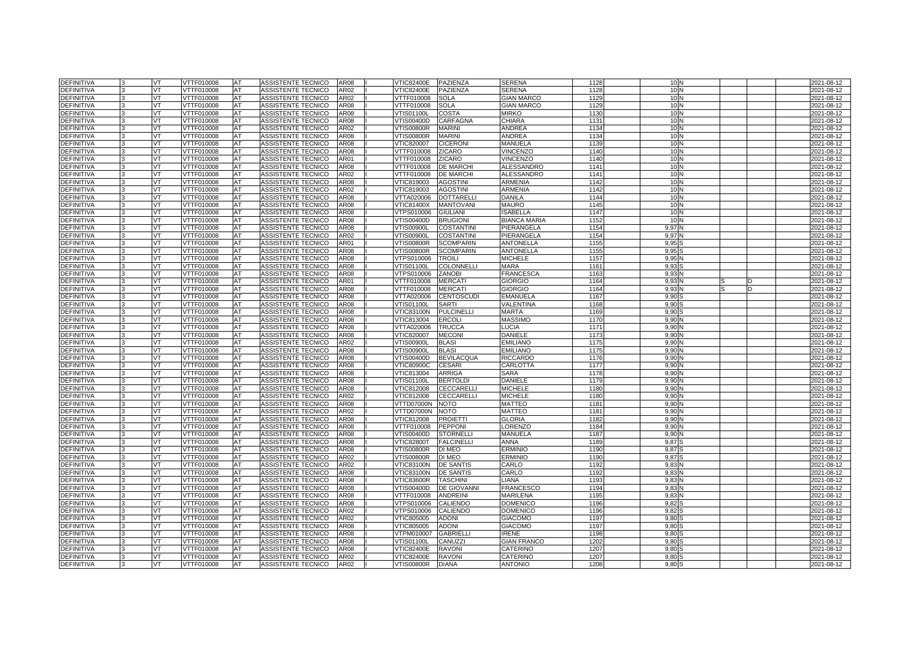| | | | | | | | | | | | | | | | | | | | |
|---|---|---|---|---|---|---|---|---|---|---|---|---|---|---|---|---|---|---|---|
| DEFINITIVA | 3 | VT | VTTF010008 | AT | ASSISTENTE TECNICO | AR08 | I | VTIC82400E | PAZIENZA | SERENA | 1128 | | 10 | N | | | | | 2021-08-12 |
| DEFINITIVA | 3 | VT | VTTF010008 | AT | ASSISTENTE TECNICO | AR02 | I | VTIC82400E | PAZIENZA | SERENA | 1128 | | 10 | N | | | | | 2021-08-12 |
| DEFINITIVA | 3 | VT | VTTF010008 | AT | ASSISTENTE TECNICO | AR02 | I | VTTF010008 | SOLA | GIAN MARCO | 1129 | | 10 | N | | | | | 2021-08-12 |
| DEFINITIVA | 3 | VT | VTTF010008 | AT | ASSISTENTE TECNICO | AR08 | I | VTTF010008 | SOLA | GIAN MARCO | 1129 | | 10 | N | | | | | 2021-08-12 |
| DEFINITIVA | 3 | VT | VTTF010008 | AT | ASSISTENTE TECNICO | AR08 | I | VTIS01100L | COSTA | MIRKO | 1130 | | 10 | N | | | | | 2021-08-12 |
| DEFINITIVA | 3 | VT | VTTF010008 | AT | ASSISTENTE TECNICO | AR08 | I | VTIS00400D | CARFAGNA | CHIARA | 1131 | | 10 | N | | | | | 2021-08-12 |
| DEFINITIVA | 3 | VT | VTTF010008 | AT | ASSISTENTE TECNICO | AR02 | I | VTIS00800R | MARINI | ANDREA | 1134 | | 10 | N | | | | | 2021-08-12 |
| DEFINITIVA | 3 | VT | VTTF010008 | AT | ASSISTENTE TECNICO | AR08 | I | VTIS00800R | MARINI | ANDREA | 1134 | | 10 | N | | | | | 2021-08-12 |
| DEFINITIVA | 3 | VT | VTTF010008 | AT | ASSISTENTE TECNICO | AR08 | I | VTIC820007 | CICERONI | MANUELA | 1139 | | 10 | N | | | | | 2021-08-12 |
| DEFINITIVA | 3 | VT | VTTF010008 | AT | ASSISTENTE TECNICO | AR08 | I | VTTF010008 | ZICARO | VINCENZO | 1140 | | 10 | N | | | | | 2021-08-12 |
| DEFINITIVA | 3 | VT | VTTF010008 | AT | ASSISTENTE TECNICO | AR01 | I | VTTF010008 | ZICARO | VINCENZO | 1140 | | 10 | N | | | | | 2021-08-12 |
| DEFINITIVA | 3 | VT | VTTF010008 | AT | ASSISTENTE TECNICO | AR08 | I | VTTF010008 | DE MARCHI | ALESSANDRO | 1141 | | 10 | N | | | | | 2021-08-12 |
| DEFINITIVA | 3 | VT | VTTF010008 | AT | ASSISTENTE TECNICO | AR02 | I | VTTF010008 | DE MARCHI | ALESSANDRO | 1141 | | 10 | N | | | | | 2021-08-12 |
| DEFINITIVA | 3 | VT | VTTF010008 | AT | ASSISTENTE TECNICO | AR08 | I | VTIC819003 | AGOSTINI | ARMENIA | 1142 | | 10 | N | | | | | 2021-08-12 |
| DEFINITIVA | 3 | VT | VTTF010008 | AT | ASSISTENTE TECNICO | AR02 | I | VTIC819003 | AGOSTINI | ARMENIA | 1142 | | 10 | N | | | | | 2021-08-12 |
| DEFINITIVA | 3 | VT | VTTF010008 | AT | ASSISTENTE TECNICO | AR08 | I | VTTA020006 | DOTTARELLI | DANILA | 1144 | | 10 | N | | | | | 2021-08-12 |
| DEFINITIVA | 3 | VT | VTTF010008 | AT | ASSISTENTE TECNICO | AR08 | I | VTIC81400X | MANTOVANI | MAURO | 1145 | | 10 | N | | | | | 2021-08-12 |
| DEFINITIVA | 3 | VT | VTTF010008 | AT | ASSISTENTE TECNICO | AR08 | I | VTPS010006 | GIULIANI | ISABELLA | 1147 | | 10 | N | | | | | 2021-08-12 |
| DEFINITIVA | 3 | VT | VTTF010008 | AT | ASSISTENTE TECNICO | AR08 | I | VTIS00400D | BRUGIONI | BIANCA MARIA | 1152 | | 10 | N | | | | | 2021-08-12 |
| DEFINITIVA | 3 | VT | VTTF010008 | AT | ASSISTENTE TECNICO | AR08 | I | VTIS00900L | COSTANTINI | PIERANGELA | 1154 | | 9,97 | N | | | | | 2021-08-12 |
| DEFINITIVA | 3 | VT | VTTF010008 | AT | ASSISTENTE TECNICO | AR02 | I | VTIS00900L | COSTANTINI | PIERANGELA | 1154 | | 9,97 | N | | | | | 2021-08-12 |
| DEFINITIVA | 3 | VT | VTTF010008 | AT | ASSISTENTE TECNICO | AR01 | I | VTIS00800R | SCOMPARIN | ANTONELLA | 1155 | | 9,95 | S | | | | | 2021-08-12 |
| DEFINITIVA | 3 | VT | VTTF010008 | AT | ASSISTENTE TECNICO | AR08 | I | VTIS00800R | SCOMPARIN | ANTONELLA | 1155 | | 9,95 | S | | | | | 2021-08-12 |
| DEFINITIVA | 3 | VT | VTTF010008 | AT | ASSISTENTE TECNICO | AR08 | I | VTPS010006 | TROILI | MICHELE | 1157 | | 9,95 | N | | | | | 2021-08-12 |
| DEFINITIVA | 3 | VT | VTTF010008 | AT | ASSISTENTE TECNICO | AR08 | I | VTIS01100L | COLONNELLI | MARA | 1161 | | 9,93 | S | | | | | 2021-08-12 |
| DEFINITIVA | 3 | VT | VTTF010008 | AT | ASSISTENTE TECNICO | AR08 | I | VTPS010006 | ZANOBI | FRANCESCA | 1163 | | 9,93 | N | | | | | 2021-08-12 |
| DEFINITIVA | 3 | VT | VTTF010008 | AT | ASSISTENTE TECNICO | AR01 | I | VTTF010008 | MERCATI | GIORGIO | 1164 | | 9,93 | N | | S | D | | 2021-08-12 |
| DEFINITIVA | 3 | VT | VTTF010008 | AT | ASSISTENTE TECNICO | AR08 | I | VTTF010008 | MERCATI | GIORGIO | 1164 | | 9,93 | N | | S | D | | 2021-08-12 |
| DEFINITIVA | 3 | VT | VTTF010008 | AT | ASSISTENTE TECNICO | AR08 | I | VTTA020006 | CENTOSCUDI | EMANUELA | 1167 | | 9,90 | S | | | | | 2021-08-12 |
| DEFINITIVA | 3 | VT | VTTF010008 | AT | ASSISTENTE TECNICO | AR08 | I | VTIS01100L | SARTI | VALENTINA | 1168 | | 9,90 | S | | | | | 2021-08-12 |
| DEFINITIVA | 3 | VT | VTTF010008 | AT | ASSISTENTE TECNICO | AR08 | I | VTIC83100N | PULCINELLI | MARTA | 1169 | | 9,90 | S | | | | | 2021-08-12 |
| DEFINITIVA | 3 | VT | VTTF010008 | AT | ASSISTENTE TECNICO | AR08 | I | VTIC813004 | ERCOLI | MASSIMO | 1170 | | 9,90 | N | | | | | 2021-08-12 |
| DEFINITIVA | 3 | VT | VTTF010008 | AT | ASSISTENTE TECNICO | AR08 | I | VTTA020006 | TRUCCA | LUCIA | 1171 | | 9,90 | N | | | | | 2021-08-12 |
| DEFINITIVA | 3 | VT | VTTF010008 | AT | ASSISTENTE TECNICO | AR08 | I | VTIC820007 | MECONI | DANIELE | 1173 | | 9,90 | N | | | | | 2021-08-12 |
| DEFINITIVA | 3 | VT | VTTF010008 | AT | ASSISTENTE TECNICO | AR02 | I | VTIS00900L | BLASI | EMILIANO | 1175 | | 9,90 | N | | | | | 2021-08-12 |
| DEFINITIVA | 3 | VT | VTTF010008 | AT | ASSISTENTE TECNICO | AR08 | I | VTIS00900L | BLASI | EMILIANO | 1175 | | 9,90 | N | | | | | 2021-08-12 |
| DEFINITIVA | 3 | VT | VTTF010008 | AT | ASSISTENTE TECNICO | AR08 | I | VTIS00400D | BEVILACQUA | RICCARDO | 1176 | | 9,90 | N | | | | | 2021-08-12 |
| DEFINITIVA | 3 | VT | VTTF010008 | AT | ASSISTENTE TECNICO | AR08 | I | VTIC80900C | CESARI | CARLOTTA | 1177 | | 9,90 | N | | | | | 2021-08-12 |
| DEFINITIVA | 3 | VT | VTTF010008 | AT | ASSISTENTE TECNICO | AR08 | I | VTIC813004 | ARRIGA | SARA | 1178 | | 9,90 | N | | | | | 2021-08-12 |
| DEFINITIVA | 3 | VT | VTTF010008 | AT | ASSISTENTE TECNICO | AR08 | I | VTIS01100L | BERTOLDI | DANIELE | 1179 | | 9,90 | N | | | | | 2021-08-12 |
| DEFINITIVA | 3 | VT | VTTF010008 | AT | ASSISTENTE TECNICO | AR08 | I | VTIC812008 | CECCARELLI | MICHELE | 1180 | | 9,90 | N | | | | | 2021-08-12 |
| DEFINITIVA | 3 | VT | VTTF010008 | AT | ASSISTENTE TECNICO | AR02 | I | VTIC812008 | CECCARELLI | MICHELE | 1180 | | 9,90 | N | | | | | 2021-08-12 |
| DEFINITIVA | 3 | VT | VTTF010008 | AT | ASSISTENTE TECNICO | AR08 | I | VTTD07000N | NOTO | MATTEO | 1181 | | 9,90 | N | | | | | 2021-08-12 |
| DEFINITIVA | 3 | VT | VTTF010008 | AT | ASSISTENTE TECNICO | AR02 | I | VTTD07000N | NOTO | MATTEO | 1181 | | 9,90 | N | | | | | 2021-08-12 |
| DEFINITIVA | 3 | VT | VTTF010008 | AT | ASSISTENTE TECNICO | AR08 | I | VTIC812008 | PROIETTI | GLORIA | 1182 | | 9,90 | N | | | | | 2021-08-12 |
| DEFINITIVA | 3 | VT | VTTF010008 | AT | ASSISTENTE TECNICO | AR08 | I | VTTF010008 | PEPPONI | LORENZO | 1184 | | 9,90 | N | | | | | 2021-08-12 |
| DEFINITIVA | 3 | VT | VTTF010008 | AT | ASSISTENTE TECNICO | AR08 | I | VTIS00400D | STORNELLI | MANUELA | 1187 | | 9,90 | N | | | | | 2021-08-12 |
| DEFINITIVA | 3 | VT | VTTF010008 | AT | ASSISTENTE TECNICO | AR08 | I | VTIC82800T | FALCINELLI | ANNA | 1189 | | 9,87 | S | | | | | 2021-08-12 |
| DEFINITIVA | 3 | VT | VTTF010008 | AT | ASSISTENTE TECNICO | AR08 | I | VTIS00800R | DI MEO | ERMINIO | 1190 | | 9,87 | S | | | | | 2021-08-12 |
| DEFINITIVA | 3 | VT | VTTF010008 | AT | ASSISTENTE TECNICO | AR02 | I | VTIS00800R | DI MEO | ERMINIO | 1190 | | 9,87 | S | | | | | 2021-08-12 |
| DEFINITIVA | 3 | VT | VTTF010008 | AT | ASSISTENTE TECNICO | AR02 | I | VTIC83100N | DE SANTIS | CARLO | 1192 | | 9,83 | N | | | | | 2021-08-12 |
| DEFINITIVA | 3 | VT | VTTF010008 | AT | ASSISTENTE TECNICO | AR08 | I | VTIC83100N | DE SANTIS | CARLO | 1192 | | 9,83 | N | | | | | 2021-08-12 |
| DEFINITIVA | 3 | VT | VTTF010008 | AT | ASSISTENTE TECNICO | AR08 | I | VTIC83600R | TASCHINI | LIANA | 1193 | | 9,83 | N | | | | | 2021-08-12 |
| DEFINITIVA | 3 | VT | VTTF010008 | AT | ASSISTENTE TECNICO | AR08 | I | VTIS00400D | DE GIOVANNI | FRANCESCO | 1194 | | 9,83 | N | | | | | 2021-08-12 |
| DEFINITIVA | 3 | VT | VTTF010008 | AT | ASSISTENTE TECNICO | AR08 | I | VTTF010008 | ANDREINI | MARILENA | 1195 | | 9,83 | N | | | | | 2021-08-12 |
| DEFINITIVA | 3 | VT | VTTF010008 | AT | ASSISTENTE TECNICO | AR08 | I | VTPS010006 | CALIENDO | DOMENICO | 1196 | | 9,82 | S | | | | | 2021-08-12 |
| DEFINITIVA | 3 | VT | VTTF010008 | AT | ASSISTENTE TECNICO | AR02 | I | VTPS010006 | CALIENDO | DOMENICO | 1196 | | 9,82 | S | | | | | 2021-08-12 |
| DEFINITIVA | 3 | VT | VTTF010008 | AT | ASSISTENTE TECNICO | AR02 | I | VTIC805005 | ADONI | GIACOMO | 1197 | | 9,80 | S | | | | | 2021-08-12 |
| DEFINITIVA | 3 | VT | VTTF010008 | AT | ASSISTENTE TECNICO | AR08 | I | VTIC805005 | ADONI | GIACOMO | 1197 | | 9,80 | S | | | | | 2021-08-12 |
| DEFINITIVA | 3 | VT | VTTF010008 | AT | ASSISTENTE TECNICO | AR08 | I | VTPM010007 | GABRIELLI | IRENE | 1198 | | 9,80 | S | | | | | 2021-08-12 |
| DEFINITIVA | 3 | VT | VTTF010008 | AT | ASSISTENTE TECNICO | AR08 | I | VTIS01100L | CANUZZI | GIAN FRANCO | 1202 | | 9,80 | S | | | | | 2021-08-12 |
| DEFINITIVA | 3 | VT | VTTF010008 | AT | ASSISTENTE TECNICO | AR08 | I | VTIC82400E | RAVONI | CATERINO | 1207 | | 9,80 | S | | | | | 2021-08-12 |
| DEFINITIVA | 3 | VT | VTTF010008 | AT | ASSISTENTE TECNICO | AR02 | I | VTIC82400E | RAVONI | CATERINO | 1207 | | 9,80 | S | | | | | 2021-08-12 |
| DEFINITIVA | 3 | VT | VTTF010008 | AT | ASSISTENTE TECNICO | AR02 | I | VTIS00800R | DIANA | ANTONIO | 1208 | | 9,80 | S | | | | | 2021-08-12 |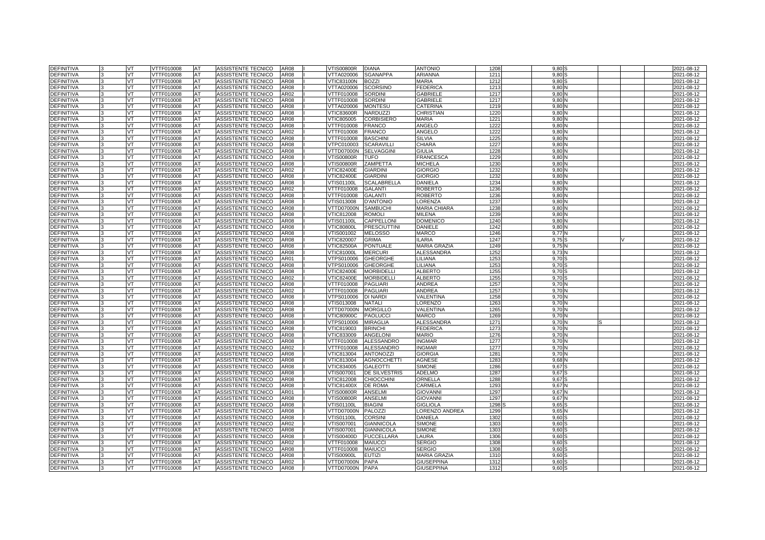| DEFINITIVA | 3 | VT | VTTF010008 | AT | ASSISTENTE TECNICO | AR08 | I | VTIS00800R | DIANA | ANTONIO | 1208 | | 9,80 | S | | | | 2021-08-12 |
|---|---|---|---|---|---|---|---|---|---|---|---|---|---|---|---|---|---|---|
| DEFINITIVA | 3 | VT | VTTF010008 | AT | ASSISTENTE TECNICO | AR08 | I | VTTA020006 | SGANAPPA | ARIANNA | 1211 | | 9,80 | S | | | | 2021-08-12 |
| DEFINITIVA | 3 | VT | VTTF010008 | AT | ASSISTENTE TECNICO | AR08 | I | VTIC83100N | BOZZI | MARIA | 1212 | | 9,80 | S | | | | 2021-08-12 |
| DEFINITIVA | 3 | VT | VTTF010008 | AT | ASSISTENTE TECNICO | AR08 | I | VTTA020006 | SCORSINO | FEDERICA | 1213 | | 9,80 | N | | | | 2021-08-12 |
| DEFINITIVA | 3 | VT | VTTF010008 | AT | ASSISTENTE TECNICO | AR02 | I | VTTF010008 | SORDINI | GABRIELE | 1217 | | 9,80 | N | | | | 2021-08-12 |
| DEFINITIVA | 3 | VT | VTTF010008 | AT | ASSISTENTE TECNICO | AR08 | I | VTTF010008 | SORDINI | GABRIELE | 1217 | | 9,80 | N | | | | 2021-08-12 |
| DEFINITIVA | 3 | VT | VTTF010008 | AT | ASSISTENTE TECNICO | AR08 | I | VTTA020006 | MONTESU | CATERINA | 1219 | | 9,80 | N | | | | 2021-08-12 |
| DEFINITIVA | 3 | VT | VTTF010008 | AT | ASSISTENTE TECNICO | AR08 | I | VTIC83600R | NARDUZZI | CHRISTIAN | 1220 | | 9,80 | N | | | | 2021-08-12 |
| DEFINITIVA | 3 | VT | VTTF010008 | AT | ASSISTENTE TECNICO | AR08 | I | VTIC805005 | CORBISIERO | MARIA | 1221 | | 9,80 | N | | | | 2021-08-12 |
| DEFINITIVA | 3 | VT | VTTF010008 | AT | ASSISTENTE TECNICO | AR08 | I | VTTF010008 | FRANCO | ANGELO | 1222 | | 9,80 | N | | | | 2021-08-12 |
| DEFINITIVA | 3 | VT | VTTF010008 | AT | ASSISTENTE TECNICO | AR02 | I | VTTF010008 | FRANCO | ANGELO | 1222 | | 9,80 | N | | | | 2021-08-12 |
| DEFINITIVA | 3 | VT | VTTF010008 | AT | ASSISTENTE TECNICO | AR08 | I | VTTF010008 | BASCHINI | SILVIA | 1225 | | 9,80 | N | | | | 2021-08-12 |
| DEFINITIVA | 3 | VT | VTTF010008 | AT | ASSISTENTE TECNICO | AR08 | I | VTPC010003 | SCARAVILLI | CHIARA | 1227 | | 9,80 | N | | | | 2021-08-12 |
| DEFINITIVA | 3 | VT | VTTF010008 | AT | ASSISTENTE TECNICO | AR08 | I | VTTD07000N | SELVAGGINI | GIULIA | 1228 | | 9,80 | N | | | | 2021-08-12 |
| DEFINITIVA | 3 | VT | VTTF010008 | AT | ASSISTENTE TECNICO | AR08 | I | VTIS00800R | TUFO | FRANCESCA | 1229 | | 9,80 | N | | | | 2021-08-12 |
| DEFINITIVA | 3 | VT | VTTF010008 | AT | ASSISTENTE TECNICO | AR08 | I | VTIS00800R | ZAMPETTA | MICHELA | 1230 | | 9,80 | N | | | | 2021-08-12 |
| DEFINITIVA | 3 | VT | VTTF010008 | AT | ASSISTENTE TECNICO | AR02 | I | VTIC82400E | GIARDINI | GIORGIO | 1232 | | 9,80 | N | | | | 2021-08-12 |
| DEFINITIVA | 3 | VT | VTTF010008 | AT | ASSISTENTE TECNICO | AR08 | I | VTIC82400E | GIARDINI | GIORGIO | 1232 | | 9,80 | N | | | | 2021-08-12 |
| DEFINITIVA | 3 | VT | VTTF010008 | AT | ASSISTENTE TECNICO | AR08 | I | VTIS01100L | SCALABRELLA | DANIELA | 1234 | | 9,80 | N | | | | 2021-08-12 |
| DEFINITIVA | 3 | VT | VTTF010008 | AT | ASSISTENTE TECNICO | AR02 | I | VTTF010008 | GALANTI | ROBERTO | 1236 | | 9,80 | N | | | | 2021-08-12 |
| DEFINITIVA | 3 | VT | VTTF010008 | AT | ASSISTENTE TECNICO | AR08 | I | VTTF010008 | GALANTI | ROBERTO | 1236 | | 9,80 | N | | | | 2021-08-12 |
| DEFINITIVA | 3 | VT | VTTF010008 | AT | ASSISTENTE TECNICO | AR08 | I | VTIS013008 | D'ANTONIO | LORENZA | 1237 | | 9,80 | N | | | | 2021-08-12 |
| DEFINITIVA | 3 | VT | VTTF010008 | AT | ASSISTENTE TECNICO | AR08 | I | VTTD07000N | SAMBUCHI | MARIA CHIARA | 1238 | | 9,80 | N | | | | 2021-08-12 |
| DEFINITIVA | 3 | VT | VTTF010008 | AT | ASSISTENTE TECNICO | AR08 | I | VTIC812008 | ROMOLI | MILENA | 1239 | | 9,80 | N | | | | 2021-08-12 |
| DEFINITIVA | 3 | VT | VTTF010008 | AT | ASSISTENTE TECNICO | AR08 | I | VTIS01100L | CAPPELLONI | DOMENICO | 1240 | | 9,80 | N | | | | 2021-08-12 |
| DEFINITIVA | 3 | VT | VTTF010008 | AT | ASSISTENTE TECNICO | AR08 | I | VTIC80800L | PRESCIUTTINI | DANIELE | 1242 | | 9,80 | N | | | | 2021-08-12 |
| DEFINITIVA | 3 | VT | VTTF010008 | AT | ASSISTENTE TECNICO | AR08 | I | VTIS001002 | MELOSSO | MARCO | 1246 | | 9,77 | N | | | | 2021-08-12 |
| DEFINITIVA | 3 | VT | VTTF010008 | AT | ASSISTENTE TECNICO | AR08 | I | VTIC820007 | GRIMA | ILARIA | 1247 | | 9,75 | S | | V | | 2021-08-12 |
| DEFINITIVA | 3 | VT | VTTF010008 | AT | ASSISTENTE TECNICO | AR08 | I | VTIC82500A | PONTUALE | MARIA GRAZIA | 1249 | | 9,75 | N | | | | 2021-08-12 |
| DEFINITIVA | 3 | VT | VTTF010008 | AT | ASSISTENTE TECNICO | AR08 | I | VTIC81000L | MERCURI | ALESSANDRA | 1252 | | 9,73 | N | | | | 2021-08-12 |
| DEFINITIVA | 3 | VT | VTTF010008 | AT | ASSISTENTE TECNICO | AR01 | I | VTPS010006 | GHEORGHE | LILIANA | 1253 | | 9,70 | S | | | | 2021-08-12 |
| DEFINITIVA | 3 | VT | VTTF010008 | AT | ASSISTENTE TECNICO | AR08 | I | VTPS010006 | GHEORGHE | LILIANA | 1253 | | 9,70 | S | | | | 2021-08-12 |
| DEFINITIVA | 3 | VT | VTTF010008 | AT | ASSISTENTE TECNICO | AR08 | I | VTIC82400E | MORBIDELLI | ALBERTO | 1255 | | 9,70 | S | | | | 2021-08-12 |
| DEFINITIVA | 3 | VT | VTTF010008 | AT | ASSISTENTE TECNICO | AR02 | I | VTIC82400E | MORBIDELLI | ALBERTO | 1255 | | 9,70 | S | | | | 2021-08-12 |
| DEFINITIVA | 3 | VT | VTTF010008 | AT | ASSISTENTE TECNICO | AR08 | I | VTTF010008 | PAGLIARI | ANDREA | 1257 | | 9,70 | N | | | | 2021-08-12 |
| DEFINITIVA | 3 | VT | VTTF010008 | AT | ASSISTENTE TECNICO | AR02 | I | VTTF010008 | PAGLIARI | ANDREA | 1257 | | 9,70 | N | | | | 2021-08-12 |
| DEFINITIVA | 3 | VT | VTTF010008 | AT | ASSISTENTE TECNICO | AR08 | I | VTPS010006 | DI NARDI | VALENTINA | 1258 | | 9,70 | N | | | | 2021-08-12 |
| DEFINITIVA | 3 | VT | VTTF010008 | AT | ASSISTENTE TECNICO | AR08 | I | VTIS013008 | NATALI | LORENZO | 1263 | | 9,70 | N | | | | 2021-08-12 |
| DEFINITIVA | 3 | VT | VTTF010008 | AT | ASSISTENTE TECNICO | AR08 | I | VTTD07000N | MORGILLO | VALENTINA | 1265 | | 9,70 | N | | | | 2021-08-12 |
| DEFINITIVA | 3 | VT | VTTF010008 | AT | ASSISTENTE TECNICO | AR08 | I | VTIC80900C | PAOLUCCI | MARCO | 1269 | | 9,70 | N | | | | 2021-08-12 |
| DEFINITIVA | 3 | VT | VTTF010008 | AT | ASSISTENTE TECNICO | AR08 | I | VTPS010006 | MIRAGLIA | ALESSANDRA | 1271 | | 9,70 | N | S | | | 2021-08-12 |
| DEFINITIVA | 3 | VT | VTTF010008 | AT | ASSISTENTE TECNICO | AR08 | I | VTIC819003 | BRINCHI | FEDERICA | 1273 | | 9,70 | N | | | | 2021-08-12 |
| DEFINITIVA | 3 | VT | VTTF010008 | AT | ASSISTENTE TECNICO | AR08 | I | VTIC833009 | ANGELONI | MARIO | 1276 | | 9,70 | N | | | | 2021-08-12 |
| DEFINITIVA | 3 | VT | VTTF010008 | AT | ASSISTENTE TECNICO | AR08 | I | VTTF010008 | ALESSANDRO | INGMAR | 1277 | | 9,70 | N | | | | 2021-08-12 |
| DEFINITIVA | 3 | VT | VTTF010008 | AT | ASSISTENTE TECNICO | AR02 | I | VTTF010008 | ALESSANDRO | INGMAR | 1277 | | 9,70 | N | | | | 2021-08-12 |
| DEFINITIVA | 3 | VT | VTTF010008 | AT | ASSISTENTE TECNICO | AR08 | I | VTIC813004 | ANTONOZZI | GIORGIA | 1281 | | 9,70 | N | | | | 2021-08-12 |
| DEFINITIVA | 3 | VT | VTTF010008 | AT | ASSISTENTE TECNICO | AR08 | I | VTIC813004 | AGNOCCHETTI | AGNESE | 1283 | | 9,68 | N | | | | 2021-08-12 |
| DEFINITIVA | 3 | VT | VTTF010008 | AT | ASSISTENTE TECNICO | AR08 | I | VTIC834005 | GALEOTTI | SIMONE | 1286 | | 9,67 | S | | | | 2021-08-12 |
| DEFINITIVA | 3 | VT | VTTF010008 | AT | ASSISTENTE TECNICO | AR08 | I | VTIS007001 | DE SILVESTRIS | ADELMO | 1287 | | 9,67 | S | | | | 2021-08-12 |
| DEFINITIVA | 3 | VT | VTTF010008 | AT | ASSISTENTE TECNICO | AR08 | I | VTIC812008 | CHIOCCHINI | ORNELLA | 1288 | | 9,67 | S | | | | 2021-08-12 |
| DEFINITIVA | 3 | VT | VTTF010008 | AT | ASSISTENTE TECNICO | AR08 | I | VTIC81400X | DE ROMA | CARMELA | 1293 | | 9,67 | N | | | | 2021-08-12 |
| DEFINITIVA | 3 | VT | VTTF010008 | AT | ASSISTENTE TECNICO | AR01 | I | VTIS00800R | ANSELMI | GIOVANNI | 1297 | | 9,67 | N | | | | 2021-08-12 |
| DEFINITIVA | 3 | VT | VTTF010008 | AT | ASSISTENTE TECNICO | AR08 | I | VTIS00800R | ANSELMI | GIOVANNI | 1297 | | 9,67 | N | | | | 2021-08-12 |
| DEFINITIVA | 3 | VT | VTTF010008 | AT | ASSISTENTE TECNICO | AR08 | I | VTIS01100L | BIAGINI | GIGLIOLA | 1298 | S | 9,65 | S | | | | 2021-08-12 |
| DEFINITIVA | 3 | VT | VTTF010008 | AT | ASSISTENTE TECNICO | AR08 | I | VTTD07000N | PALOZZI | LORENZO ANDREA | 1299 | | 9,65 | N | | | | 2021-08-12 |
| DEFINITIVA | 3 | VT | VTTF010008 | AT | ASSISTENTE TECNICO | AR08 | I | VTIS01100L | CORSINI | DANIELA | 1302 | | 9,60 | S | | | | 2021-08-12 |
| DEFINITIVA | 3 | VT | VTTF010008 | AT | ASSISTENTE TECNICO | AR02 | I | VTIS007001 | GIANNICOLA | SIMONE | 1303 | | 9,60 | S | | | | 2021-08-12 |
| DEFINITIVA | 3 | VT | VTTF010008 | AT | ASSISTENTE TECNICO | AR08 | I | VTIS007001 | GIANNICOLA | SIMONE | 1303 | | 9,60 | S | | | | 2021-08-12 |
| DEFINITIVA | 3 | VT | VTTF010008 | AT | ASSISTENTE TECNICO | AR08 | I | VTIS00400D | FUCCELLARA | LAURA | 1306 | | 9,60 | S | | | | 2021-08-12 |
| DEFINITIVA | 3 | VT | VTTF010008 | AT | ASSISTENTE TECNICO | AR02 | I | VTTF010008 | MAIUCCI | SERGIO | 1308 | | 9,60 | S | | | | 2021-08-12 |
| DEFINITIVA | 3 | VT | VTTF010008 | AT | ASSISTENTE TECNICO | AR08 | I | VTTF010008 | MAIUCCI | SERGIO | 1308 | | 9,60 | S | | | | 2021-08-12 |
| DEFINITIVA | 3 | VT | VTTF010008 | AT | ASSISTENTE TECNICO | AR08 | I | VTIS00900L | EUTIZI | MARIA GRAZIA | 1310 | | 9,60 | S | | | | 2021-08-12 |
| DEFINITIVA | 3 | VT | VTTF010008 | AT | ASSISTENTE TECNICO | AR02 | I | VTTD07000N | PAPA | GIUSEPPINA | 1312 | | 9,60 | S | | | | 2021-08-12 |
| DEFINITIVA | 3 | VT | VTTF010008 | AT | ASSISTENTE TECNICO | AR08 | I | VTTD07000N | PAPA | GIUSEPPINA | 1312 | | 9,60 | S | | | | 2021-08-12 |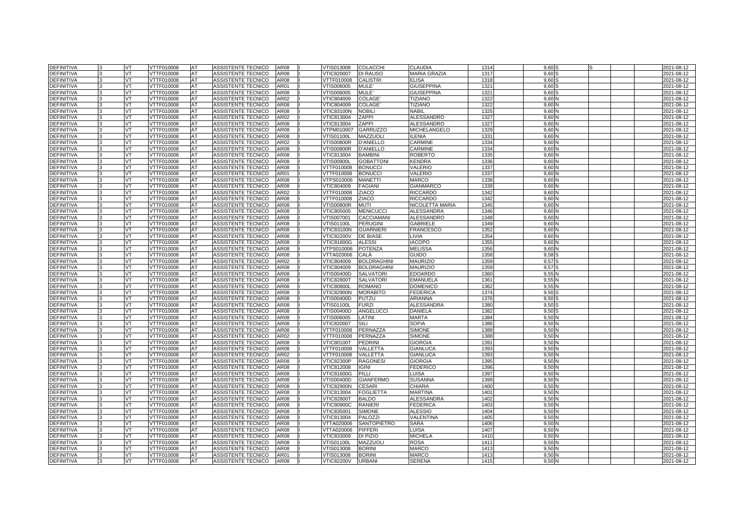| DEFINITIVA | 3 | VT | VTTF010008 | AT | ASSISTENTE TECNICO | AR08 | I | VTIS013008 | COLACCHI | CLAUDIA | 1314 | 9,60 | S | S | | | 2021-08-12 |
|---|---|---|---|---|---|---|---|---|---|---|---|---|---|---|---|---|---|
| DEFINITIVA | 3 | VT | VTTF010008 | AT | ASSISTENTE TECNICO | AR08 | I | VTIC820007 | DI RAUSO | MARIA GRAZIA | 1317 | 9,60 | S | | | | 2021-08-12 |
| DEFINITIVA | 3 | VT | VTTF010008 | AT | ASSISTENTE TECNICO | AR08 | I | VTTF010008 | CALISTRI | ELISA | 1318 | 9,60 | S | | | | 2021-08-12 |
| DEFINITIVA | 3 | VT | VTTF010008 | AT | ASSISTENTE TECNICO | AR01 | I | VTIS006005 | MULE' | GIUSEPPINA | 1321 | 9,60 | S | | | | 2021-08-12 |
| DEFINITIVA | 3 | VT | VTTF010008 | AT | ASSISTENTE TECNICO | AR08 | I | VTIS006005 | MULE' | GIUSEPPINA | 1321 | 9,60 | S | | | | 2021-08-12 |
| DEFINITIVA | 3 | VT | VTTF010008 | AT | ASSISTENTE TECNICO | AR02 | I | VTIC804009 | COLAGE' | TIZIANO | 1322 | 9,60 | N | | | | 2021-08-12 |
| DEFINITIVA | 3 | VT | VTTF010008 | AT | ASSISTENTE TECNICO | AR08 | I | VTIC804009 | COLAGE' | TIZIANO | 1322 | 9,60 | N | | | | 2021-08-12 |
| DEFINITIVA | 3 | VT | VTTF010008 | AT | ASSISTENTE TECNICO | AR08 | I | VTIC83100N | NOBILI | NABIL | 1325 | 9,60 | N | | | | 2021-08-12 |
| DEFINITIVA | 3 | VT | VTTF010008 | AT | ASSISTENTE TECNICO | AR02 | I | VTIC813004 | ZAPPI | ALESSANDRO | 1327 | 9,60 | N | | | | 2021-08-12 |
| DEFINITIVA | 3 | VT | VTTF010008 | AT | ASSISTENTE TECNICO | AR08 | I | VTIC813004 | ZAPPI | ALESSANDRO | 1327 | 9,60 | N | | | | 2021-08-12 |
| DEFINITIVA | 3 | VT | VTTF010008 | AT | ASSISTENTE TECNICO | AR08 | I | VTPM010007 | GARRUZZO | MICHELANGELO | 1329 | 9,60 | N | | | | 2021-08-12 |
| DEFINITIVA | 3 | VT | VTTF010008 | AT | ASSISTENTE TECNICO | AR08 | I | VTIS01100L | MAZZUOLI | ILENIA | 1331 | 9,60 | N | | | | 2021-08-12 |
| DEFINITIVA | 3 | VT | VTTF010008 | AT | ASSISTENTE TECNICO | AR02 | I | VTIS00800R | D'ANIELLO | CARMINE | 1334 | 9,60 | N | | | | 2021-08-12 |
| DEFINITIVA | 3 | VT | VTTF010008 | AT | ASSISTENTE TECNICO | AR08 | I | VTIS00800R | D'ANIELLO | CARMINE | 1334 | 9,60 | N | | | | 2021-08-12 |
| DEFINITIVA | 3 | VT | VTTF010008 | AT | ASSISTENTE TECNICO | AR08 | I | VTIC813004 | BAMBINI | ROBERTO | 1335 | 9,60 | N | | | | 2021-08-12 |
| DEFINITIVA | 3 | VT | VTTF010008 | AT | ASSISTENTE TECNICO | AR08 | I | VTIS00900L | GOBATTONI | KENDRA | 1336 | 9,60 | N | | | | 2021-08-12 |
| DEFINITIVA | 3 | VT | VTTF010008 | AT | ASSISTENTE TECNICO | AR08 | I | VTTF010008 | BONUCCI | VALERIO | 1337 | 9,60 | N | | | | 2021-08-12 |
| DEFINITIVA | 3 | VT | VTTF010008 | AT | ASSISTENTE TECNICO | AR01 | I | VTTF010008 | BONUCCI | VALERIO | 1337 | 9,60 | N | | | | 2021-08-12 |
| DEFINITIVA | 3 | VT | VTTF010008 | AT | ASSISTENTE TECNICO | AR08 | I | VTPS010006 | MANETTI | MARCO | 1338 | 9,60 | N | | | | 2021-08-12 |
| DEFINITIVA | 3 | VT | VTTF010008 | AT | ASSISTENTE TECNICO | AR08 | I | VTIC804009 | FAGIANI | GIANMARCO | 1339 | 9,60 | N | | | | 2021-08-12 |
| DEFINITIVA | 3 | VT | VTTF010008 | AT | ASSISTENTE TECNICO | AR02 | I | VTTF010008 | ZIACO | RICCARDO | 1342 | 9,60 | N | | | | 2021-08-12 |
| DEFINITIVA | 3 | VT | VTTF010008 | AT | ASSISTENTE TECNICO | AR08 | I | VTTF010008 | ZIACO | RICCARDO | 1342 | 9,60 | N | | | | 2021-08-12 |
| DEFINITIVA | 3 | VT | VTTF010008 | AT | ASSISTENTE TECNICO | AR08 | I | VTIS00800R | MUTI | NICOLETTA MARIA | 1345 | 9,60 | N | | | | 2021-08-12 |
| DEFINITIVA | 3 | VT | VTTF010008 | AT | ASSISTENTE TECNICO | AR08 | I | VTIC805005 | MENICUCCI | ALESSANDRA | 1346 | 9,60 | N | | | | 2021-08-12 |
| DEFINITIVA | 3 | VT | VTTF010008 | AT | ASSISTENTE TECNICO | AR08 | I | VTIS007001 | CACCIAMANI | ALESSANDRO | 1348 | 9,60 | N | | | | 2021-08-12 |
| DEFINITIVA | 3 | VT | VTTF010008 | AT | ASSISTENTE TECNICO | AR08 | I | VTIS01100L | PERUGINI | GABRIELE | 1349 | 9,60 | N | | | | 2021-08-12 |
| DEFINITIVA | 3 | VT | VTTF010008 | AT | ASSISTENTE TECNICO | AR08 | I | VTIC83100N | GUARNIERI | FRANCESCO | 1352 | 9,60 | N | | | | 2021-08-12 |
| DEFINITIVA | 3 | VT | VTTF010008 | AT | ASSISTENTE TECNICO | AR08 | I | VTIC82200V | DE BIASE | LIVIA | 1354 | 9,60 | N | | | | 2021-08-12 |
| DEFINITIVA | 3 | VT | VTTF010008 | AT | ASSISTENTE TECNICO | AR08 | I | VTIC81600G | ALESSI | IACOPO | 1355 | 9,60 | N | | | | 2021-08-12 |
| DEFINITIVA | 3 | VT | VTTF010008 | AT | ASSISTENTE TECNICO | AR08 | I | VTPS010006 | POTENZA | MELISSA | 1356 | 9,60 | N | | | | 2021-08-12 |
| DEFINITIVA | 3 | VT | VTTF010008 | AT | ASSISTENTE TECNICO | AR08 | I | VTTA020006 | CALÀ | GUIDO | 1358 | 9,58 | S | | | | 2021-08-12 |
| DEFINITIVA | 3 | VT | VTTF010008 | AT | ASSISTENTE TECNICO | AR02 | I | VTIC804009 | BOLDRAGHINI | MAURIZIO | 1359 | 9,57 | S | | | | 2021-08-12 |
| DEFINITIVA | 3 | VT | VTTF010008 | AT | ASSISTENTE TECNICO | AR08 | I | VTIC804009 | BOLDRAGHINI | MAURIZIO | 1359 | 9,57 | S | | | | 2021-08-12 |
| DEFINITIVA | 3 | VT | VTTF010008 | AT | ASSISTENTE TECNICO | AR08 | I | VTIS00400D | SALVATORI | EDOARDO | 1360 | 9,55 | N | | | | 2021-08-12 |
| DEFINITIVA | 3 | VT | VTTF010008 | AT | ASSISTENTE TECNICO | AR08 | I | VTIC82800T | SALVATORI | EMANUELA | 1361 | 9,55 | N | | | | 2021-08-12 |
| DEFINITIVA | 3 | VT | VTTF010008 | AT | ASSISTENTE TECNICO | AR08 | I | VTIC80800L | ROMANO | DOMENICO | 1362 | 9,55 | N | | | | 2021-08-12 |
| DEFINITIVA | 3 | VT | VTTF010008 | AT | ASSISTENTE TECNICO | AR08 | I | VTIC82900N | MORABITO | FEDERICA | 1374 | 9,50 | S | | | | 2021-08-12 |
| DEFINITIVA | 3 | VT | VTTF010008 | AT | ASSISTENTE TECNICO | AR08 | I | VTIS00400D | PUTZU | ARIANNA | 1376 | 9,50 | S | | | | 2021-08-12 |
| DEFINITIVA | 3 | VT | VTTF010008 | AT | ASSISTENTE TECNICO | AR08 | I | VTIS01100L | FURZI | ALESSANDRA | 1380 | 9,50 | S | | | | 2021-08-12 |
| DEFINITIVA | 3 | VT | VTTF010008 | AT | ASSISTENTE TECNICO | AR08 | I | VTIS00400D | ANGELUCCI | DANIELA | 1382 | 9,50 | S | | | | 2021-08-12 |
| DEFINITIVA | 3 | VT | VTTF010008 | AT | ASSISTENTE TECNICO | AR08 | I | VTIS006005 | LATINI | MARTA | 1384 | 9,50 | N | | | | 2021-08-12 |
| DEFINITIVA | 3 | VT | VTTF010008 | AT | ASSISTENTE TECNICO | AR08 | I | VTIC820007 | SILI | SOFIA | 1386 | 9,50 | N | | | | 2021-08-12 |
| DEFINITIVA | 3 | VT | VTTF010008 | AT | ASSISTENTE TECNICO | AR08 | I | VTTF010008 | PERNAZZA | SIMONE | 1388 | 9,50 | N | | | | 2021-08-12 |
| DEFINITIVA | 3 | VT | VTTF010008 | AT | ASSISTENTE TECNICO | AR02 | I | VTTF010008 | PERNAZZA | SIMONE | 1388 | 9,50 | N | | | | 2021-08-12 |
| DEFINITIVA | 3 | VT | VTTF010008 | AT | ASSISTENTE TECNICO | AR08 | I | VTIC80100T | PEDRINI | GIORGIA | 1391 | 9,50 | N | | | | 2021-08-12 |
| DEFINITIVA | 3 | VT | VTTF010008 | AT | ASSISTENTE TECNICO | AR08 | I | VTTF010008 | VALLETTA | GIANLUCA | 1393 | 9,50 | N | | | | 2021-08-12 |
| DEFINITIVA | 3 | VT | VTTF010008 | AT | ASSISTENTE TECNICO | AR02 | I | VTTF010008 | VALLETTA | GIANLUCA | 1393 | 9,50 | N | | | | 2021-08-12 |
| DEFINITIVA | 3 | VT | VTTF010008 | AT | ASSISTENTE TECNICO | AR08 | I | VTIC82300P | RAGONESI | GIORGIA | 1395 | 9,50 | N | | | | 2021-08-12 |
| DEFINITIVA | 3 | VT | VTTF010008 | AT | ASSISTENTE TECNICO | AR08 | I | VTIC812008 | IGINI | FEDERICO | 1396 | 9,50 | N | | | | 2021-08-12 |
| DEFINITIVA | 3 | VT | VTTF010008 | AT | ASSISTENTE TECNICO | AR08 | I | VTIC81600G | PILLI | LUISA | 1397 | 9,50 | N | | | | 2021-08-12 |
| DEFINITIVA | 3 | VT | VTTF010008 | AT | ASSISTENTE TECNICO | AR08 | I | VTIS00400D | GIANFERMO | SUSANNA | 1399 | 9,50 | N | | | | 2021-08-12 |
| DEFINITIVA | 3 | VT | VTTF010008 | AT | ASSISTENTE TECNICO | AR08 | I | VTIC82900N | CESARI | CHIARA | 1400 | 9,50 | N | | | | 2021-08-12 |
| DEFINITIVA | 3 | VT | VTTF010008 | AT | ASSISTENTE TECNICO | AR08 | I | VTIC813004 | FOGLIETTA | MARTINA | 1401 | 9,50 | N | | | | 2021-08-12 |
| DEFINITIVA | 3 | VT | VTTF010008 | AT | ASSISTENTE TECNICO | AR08 | I | VTIC82800T | BALDO | ALESSANDRA | 1402 | 9,50 | N | | | | 2021-08-12 |
| DEFINITIVA | 3 | VT | VTTF010008 | AT | ASSISTENTE TECNICO | AR08 | I | VTIC80900C | RANIERI | FEDERICA | 1403 | 9,50 | N | | | | 2021-08-12 |
| DEFINITIVA | 3 | VT | VTTF010008 | AT | ASSISTENTE TECNICO | AR08 | I | VTIC835001 | SIMONE | ALESSIO | 1404 | 9,50 | N | | | | 2021-08-12 |
| DEFINITIVA | 3 | VT | VTTF010008 | AT | ASSISTENTE TECNICO | AR08 | I | VTIC813004 | PALOZZI | VALENTINA | 1405 | 9,50 | N | | | | 2021-08-12 |
| DEFINITIVA | 3 | VT | VTTF010008 | AT | ASSISTENTE TECNICO | AR08 | I | VTTA020006 | SANTOPIETRO | SARA | 1406 | 9,50 | N | | | | 2021-08-12 |
| DEFINITIVA | 3 | VT | VTTF010008 | AT | ASSISTENTE TECNICO | AR08 | I | VTTA020006 | PIFFERI | LUISA | 1407 | 9,50 | N | | | | 2021-08-12 |
| DEFINITIVA | 3 | VT | VTTF010008 | AT | ASSISTENTE TECNICO | AR08 | I | VTIC833009 | DI PIZIO | MICHELA | 1410 | 9,50 | N | | | | 2021-08-12 |
| DEFINITIVA | 3 | VT | VTTF010008 | AT | ASSISTENTE TECNICO | AR08 | I | VTIS01100L | MAZZUOLI | ROSA | 1411 | 9,50 | N | | | | 2021-08-12 |
| DEFINITIVA | 3 | VT | VTTF010008 | AT | ASSISTENTE TECNICO | AR08 | I | VTIS013008 | BORINI | MARCO | 1413 | 9,50 | N | | | | 2021-08-12 |
| DEFINITIVA | 3 | VT | VTTF010008 | AT | ASSISTENTE TECNICO | AR01 | I | VTIS013008 | BORINI | MARCO | 1413 | 9,50 | N | | | | 2021-08-12 |
| DEFINITIVA | 3 | VT | VTTF010008 | AT | ASSISTENTE TECNICO | AR08 | I | VTIC82200V | URBANI | SERENA | 1415 | 9,50 | N | | | | 2021-08-12 |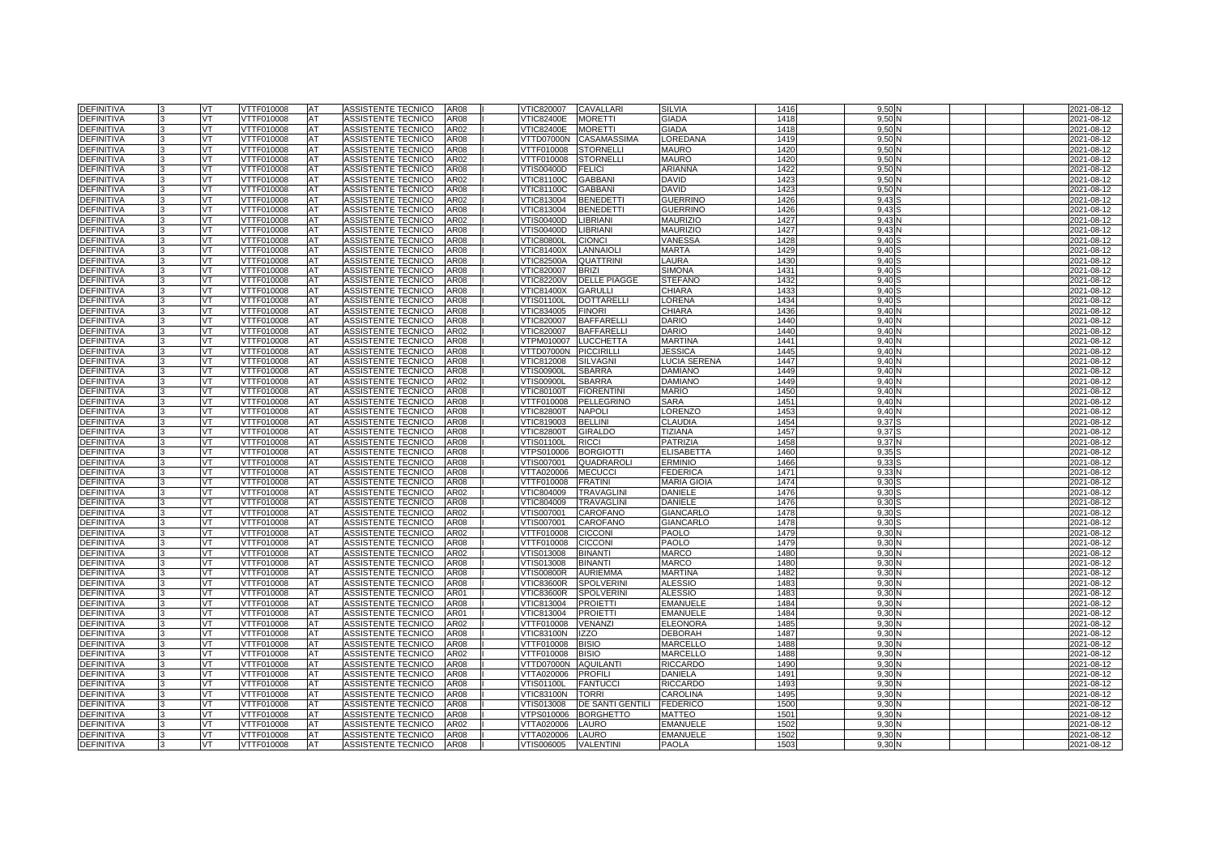| DEFINITIVA | 3 | VT | VTTF010008 | AT | ASSISTENTE TECNICO | AR08 | I | VTIC820007 | CAVALLARI | SILVIA | 1416 | 9,50 | N | | | 2021-08-12 |
|---|---|---|---|---|---|---|---|---|---|---|---|---|---|---|---|---|
| DEFINITIVA | 3 | VT | VTTF010008 | AT | ASSISTENTE TECNICO | AR08 | I | VTIC82400E | MORETTI | GIADA | 1418 | 9,50 | N | | | 2021-08-12 |
| DEFINITIVA | 3 | VT | VTTF010008 | AT | ASSISTENTE TECNICO | AR02 | I | VTIC82400E | MORETTI | GIADA | 1418 | 9,50 | N | | | 2021-08-12 |
| DEFINITIVA | 3 | VT | VTTF010008 | AT | ASSISTENTE TECNICO | AR08 | I | VTTD07000N | CASAMASSIMA | LOREDANA | 1419 | 9,50 | N | | | 2021-08-12 |
| DEFINITIVA | 3 | VT | VTTF010008 | AT | ASSISTENTE TECNICO | AR08 | I | VTTF010008 | STORNELLI | MAURO | 1420 | 9,50 | N | | | 2021-08-12 |
| DEFINITIVA | 3 | VT | VTTF010008 | AT | ASSISTENTE TECNICO | AR02 | I | VTTF010008 | STORNELLI | MAURO | 1420 | 9,50 | N | | | 2021-08-12 |
| DEFINITIVA | 3 | VT | VTTF010008 | AT | ASSISTENTE TECNICO | AR08 | I | VTIS00400D | FELICI | ARIANNA | 1422 | 9,50 | N | | | 2021-08-12 |
| DEFINITIVA | 3 | VT | VTTF010008 | AT | ASSISTENTE TECNICO | AR02 | I | VTIC81100C | GABBANI | DAVID | 1423 | 9,50 | N | | | 2021-08-12 |
| DEFINITIVA | 3 | VT | VTTF010008 | AT | ASSISTENTE TECNICO | AR08 | I | VTIC81100C | GABBANI | DAVID | 1423 | 9,50 | N | | | 2021-08-12 |
| DEFINITIVA | 3 | VT | VTTF010008 | AT | ASSISTENTE TECNICO | AR02 | I | VTIC813004 | BENEDETTI | GUERRINO | 1426 | 9,43 | S | | | 2021-08-12 |
| DEFINITIVA | 3 | VT | VTTF010008 | AT | ASSISTENTE TECNICO | AR08 | I | VTIC813004 | BENEDETTI | GUERRINO | 1426 | 9,43 | S | | | 2021-08-12 |
| DEFINITIVA | 3 | VT | VTTF010008 | AT | ASSISTENTE TECNICO | AR02 | I | VTIS00400D | LIBRIANI | MAURIZIO | 1427 | 9,43 | N | | | 2021-08-12 |
| DEFINITIVA | 3 | VT | VTTF010008 | AT | ASSISTENTE TECNICO | AR08 | I | VTIS00400D | LIBRIANI | MAURIZIO | 1427 | 9,43 | N | | | 2021-08-12 |
| DEFINITIVA | 3 | VT | VTTF010008 | AT | ASSISTENTE TECNICO | AR08 | I | VTIC80800L | CIONCI | VANESSA | 1428 | 9,40 | S | | | 2021-08-12 |
| DEFINITIVA | 3 | VT | VTTF010008 | AT | ASSISTENTE TECNICO | AR08 | I | VTIC81400X | LANNAIOLI | MARTA | 1429 | 9,40 | S | | | 2021-08-12 |
| DEFINITIVA | 3 | VT | VTTF010008 | AT | ASSISTENTE TECNICO | AR08 | I | VTIC82500A | QUATTRINI | LAURA | 1430 | 9,40 | S | | | 2021-08-12 |
| DEFINITIVA | 3 | VT | VTTF010008 | AT | ASSISTENTE TECNICO | AR08 | I | VTIC820007 | BRIZI | SIMONA | 1431 | 9,40 | S | | | 2021-08-12 |
| DEFINITIVA | 3 | VT | VTTF010008 | AT | ASSISTENTE TECNICO | AR08 | I | VTIC82200V | DELLE PIAGGE | STEFANO | 1432 | 9,40 | S | | | 2021-08-12 |
| DEFINITIVA | 3 | VT | VTTF010008 | AT | ASSISTENTE TECNICO | AR08 | I | VTIC81400X | GARULLI | CHIARA | 1433 | 9,40 | S | | | 2021-08-12 |
| DEFINITIVA | 3 | VT | VTTF010008 | AT | ASSISTENTE TECNICO | AR08 | I | VTIS01100L | DOTTARELLI | LORENA | 1434 | 9,40 | S | | | 2021-08-12 |
| DEFINITIVA | 3 | VT | VTTF010008 | AT | ASSISTENTE TECNICO | AR08 | I | VTIC834005 | FINORI | CHIARA | 1436 | 9,40 | N | | | 2021-08-12 |
| DEFINITIVA | 3 | VT | VTTF010008 | AT | ASSISTENTE TECNICO | AR08 | I | VTIC820007 | BAFFARELLI | DARIO | 1440 | 9,40 | N | | | 2021-08-12 |
| DEFINITIVA | 3 | VT | VTTF010008 | AT | ASSISTENTE TECNICO | AR02 | I | VTIC820007 | BAFFARELLI | DARIO | 1440 | 9,40 | N | | | 2021-08-12 |
| DEFINITIVA | 3 | VT | VTTF010008 | AT | ASSISTENTE TECNICO | AR08 | I | VTPM010007 | LUCCHETTA | MARTINA | 1441 | 9,40 | N | | | 2021-08-12 |
| DEFINITIVA | 3 | VT | VTTF010008 | AT | ASSISTENTE TECNICO | AR08 | I | VTTD07000N | PICCIRILLI | JESSICA | 1445 | 9,40 | N | | | 2021-08-12 |
| DEFINITIVA | 3 | VT | VTTF010008 | AT | ASSISTENTE TECNICO | AR08 | I | VTIC812008 | SILVAGNI | LUCIA SERENA | 1447 | 9,40 | N | | | 2021-08-12 |
| DEFINITIVA | 3 | VT | VTTF010008 | AT | ASSISTENTE TECNICO | AR08 | I | VTIS00900L | SBARRA | DAMIANO | 1449 | 9,40 | N | | | 2021-08-12 |
| DEFINITIVA | 3 | VT | VTTF010008 | AT | ASSISTENTE TECNICO | AR02 | I | VTIS00900L | SBARRA | DAMIANO | 1449 | 9,40 | N | | | 2021-08-12 |
| DEFINITIVA | 3 | VT | VTTF010008 | AT | ASSISTENTE TECNICO | AR08 | I | VTIC80100T | FIORENTINI | MARIO | 1450 | 9,40 | N | | | 2021-08-12 |
| DEFINITIVA | 3 | VT | VTTF010008 | AT | ASSISTENTE TECNICO | AR08 | I | VTTF010008 | PELLEGRINO | SARA | 1451 | 9,40 | N | | | 2021-08-12 |
| DEFINITIVA | 3 | VT | VTTF010008 | AT | ASSISTENTE TECNICO | AR08 | I | VTIC82800T | NAPOLI | LORENZO | 1453 | 9,40 | N | | | 2021-08-12 |
| DEFINITIVA | 3 | VT | VTTF010008 | AT | ASSISTENTE TECNICO | AR08 | I | VTIC819003 | BELLINI | CLAUDIA | 1454 | 9,37 | S | | | 2021-08-12 |
| DEFINITIVA | 3 | VT | VTTF010008 | AT | ASSISTENTE TECNICO | AR08 | I | VTIC82800T | GIRALDO | TIZIANA | 1457 | 9,37 | S | | | 2021-08-12 |
| DEFINITIVA | 3 | VT | VTTF010008 | AT | ASSISTENTE TECNICO | AR08 | I | VTIS01100L | RICCI | PATRIZIA | 1458 | 9,37 | N | | | 2021-08-12 |
| DEFINITIVA | 3 | VT | VTTF010008 | AT | ASSISTENTE TECNICO | AR08 | I | VTPS010006 | BORGIOTTI | ELISABETTA | 1460 | 9,35 | S | | | 2021-08-12 |
| DEFINITIVA | 3 | VT | VTTF010008 | AT | ASSISTENTE TECNICO | AR08 | I | VTIS007001 | QUADRAROLI | ERMINIO | 1466 | 9,33 | S | | | 2021-08-12 |
| DEFINITIVA | 3 | VT | VTTF010008 | AT | ASSISTENTE TECNICO | AR08 | I | VTTA020006 | MECUCCI | FEDERICA | 1471 | 9,33 | N | | | 2021-08-12 |
| DEFINITIVA | 3 | VT | VTTF010008 | AT | ASSISTENTE TECNICO | AR08 | I | VTTF010008 | FRATINI | MARIA GIOIA | 1474 | 9,30 | S | | | 2021-08-12 |
| DEFINITIVA | 3 | VT | VTTF010008 | AT | ASSISTENTE TECNICO | AR02 | I | VTIC804009 | TRAVAGLINI | DANIELE | 1476 | 9,30 | S | | | 2021-08-12 |
| DEFINITIVA | 3 | VT | VTTF010008 | AT | ASSISTENTE TECNICO | AR08 | I | VTIC804009 | TRAVAGLINI | DANIELE | 1476 | 9,30 | S | | | 2021-08-12 |
| DEFINITIVA | 3 | VT | VTTF010008 | AT | ASSISTENTE TECNICO | AR02 | I | VTIS007001 | CAROFANO | GIANCARLO | 1478 | 9,30 | S | | | 2021-08-12 |
| DEFINITIVA | 3 | VT | VTTF010008 | AT | ASSISTENTE TECNICO | AR08 | I | VTIS007001 | CAROFANO | GIANCARLO | 1478 | 9,30 | S | | | 2021-08-12 |
| DEFINITIVA | 3 | VT | VTTF010008 | AT | ASSISTENTE TECNICO | AR02 | I | VTTF010008 | CICCONI | PAOLO | 1479 | 9,30 | N | | | 2021-08-12 |
| DEFINITIVA | 3 | VT | VTTF010008 | AT | ASSISTENTE TECNICO | AR08 | I | VTTF010008 | CICCONI | PAOLO | 1479 | 9,30 | N | | | 2021-08-12 |
| DEFINITIVA | 3 | VT | VTTF010008 | AT | ASSISTENTE TECNICO | AR02 | I | VTIS013008 | BINANTI | MARCO | 1480 | 9,30 | N | | | 2021-08-12 |
| DEFINITIVA | 3 | VT | VTTF010008 | AT | ASSISTENTE TECNICO | AR08 | I | VTIS013008 | BINANTI | MARCO | 1480 | 9,30 | N | | | 2021-08-12 |
| DEFINITIVA | 3 | VT | VTTF010008 | AT | ASSISTENTE TECNICO | AR08 | I | VTIS00800R | AURIEMMA | MARTINA | 1482 | 9,30 | N | | | 2021-08-12 |
| DEFINITIVA | 3 | VT | VTTF010008 | AT | ASSISTENTE TECNICO | AR08 | I | VTIC83600R | SPOLVERINI | ALESSIO | 1483 | 9,30 | N | | | 2021-08-12 |
| DEFINITIVA | 3 | VT | VTTF010008 | AT | ASSISTENTE TECNICO | AR01 | I | VTIC83600R | SPOLVERINI | ALESSIO | 1483 | 9,30 | N | | | 2021-08-12 |
| DEFINITIVA | 3 | VT | VTTF010008 | AT | ASSISTENTE TECNICO | AR08 | I | VTIC813004 | PROIETTI | EMANUELE | 1484 | 9,30 | N | | | 2021-08-12 |
| DEFINITIVA | 3 | VT | VTTF010008 | AT | ASSISTENTE TECNICO | AR01 | I | VTIC813004 | PROIETTI | EMANUELE | 1484 | 9,30 | N | | | 2021-08-12 |
| DEFINITIVA | 3 | VT | VTTF010008 | AT | ASSISTENTE TECNICO | AR02 | I | VTTF010008 | VENANZI | ELEONORA | 1485 | 9,30 | N | | | 2021-08-12 |
| DEFINITIVA | 3 | VT | VTTF010008 | AT | ASSISTENTE TECNICO | AR08 | I | VTIC83100N | IZZO | DEBORAH | 1487 | 9,30 | N | | | 2021-08-12 |
| DEFINITIVA | 3 | VT | VTTF010008 | AT | ASSISTENTE TECNICO | AR08 | I | VTTF010008 | BISIO | MARCELLO | 1488 | 9,30 | N | | | 2021-08-12 |
| DEFINITIVA | 3 | VT | VTTF010008 | AT | ASSISTENTE TECNICO | AR02 | I | VTTF010008 | BISIO | MARCELLO | 1488 | 9,30 | N | | | 2021-08-12 |
| DEFINITIVA | 3 | VT | VTTF010008 | AT | ASSISTENTE TECNICO | AR08 | I | VTTD07000N | AQUILANTI | RICCARDO | 1490 | 9,30 | N | | | 2021-08-12 |
| DEFINITIVA | 3 | VT | VTTF010008 | AT | ASSISTENTE TECNICO | AR08 | I | VTTA020006 | PROFILI | DANIELA | 1491 | 9,30 | N | | | 2021-08-12 |
| DEFINITIVA | 3 | VT | VTTF010008 | AT | ASSISTENTE TECNICO | AR08 | I | VTIS01100L | FANTUCCI | RICCARDO | 1493 | 9,30 | N | | | 2021-08-12 |
| DEFINITIVA | 3 | VT | VTTF010008 | AT | ASSISTENTE TECNICO | AR08 | I | VTIC83100N | TORRI | CAROLINA | 1495 | 9,30 | N | | | 2021-08-12 |
| DEFINITIVA | 3 | VT | VTTF010008 | AT | ASSISTENTE TECNICO | AR08 | I | VTIS013008 | DE SANTI GENTILI | FEDERICO | 1500 | 9,30 | N | | | 2021-08-12 |
| DEFINITIVA | 3 | VT | VTTF010008 | AT | ASSISTENTE TECNICO | AR08 | I | VTPS010006 | BORGHETTO | MATTEO | 1501 | 9,30 | N | | | 2021-08-12 |
| DEFINITIVA | 3 | VT | VTTF010008 | AT | ASSISTENTE TECNICO | AR02 | I | VTTA020006 | LAURO | EMANUELE | 1502 | 9,30 | N | | | 2021-08-12 |
| DEFINITIVA | 3 | VT | VTTF010008 | AT | ASSISTENTE TECNICO | AR08 | I | VTTA020006 | LAURO | EMANUELE | 1502 | 9,30 | N | | | 2021-08-12 |
| DEFINITIVA | 3 | VT | VTTF010008 | AT | ASSISTENTE TECNICO | AR08 | I | VTIS006005 | VALENTINI | PAOLA | 1503 | 9,30 | N | | | 2021-08-12 |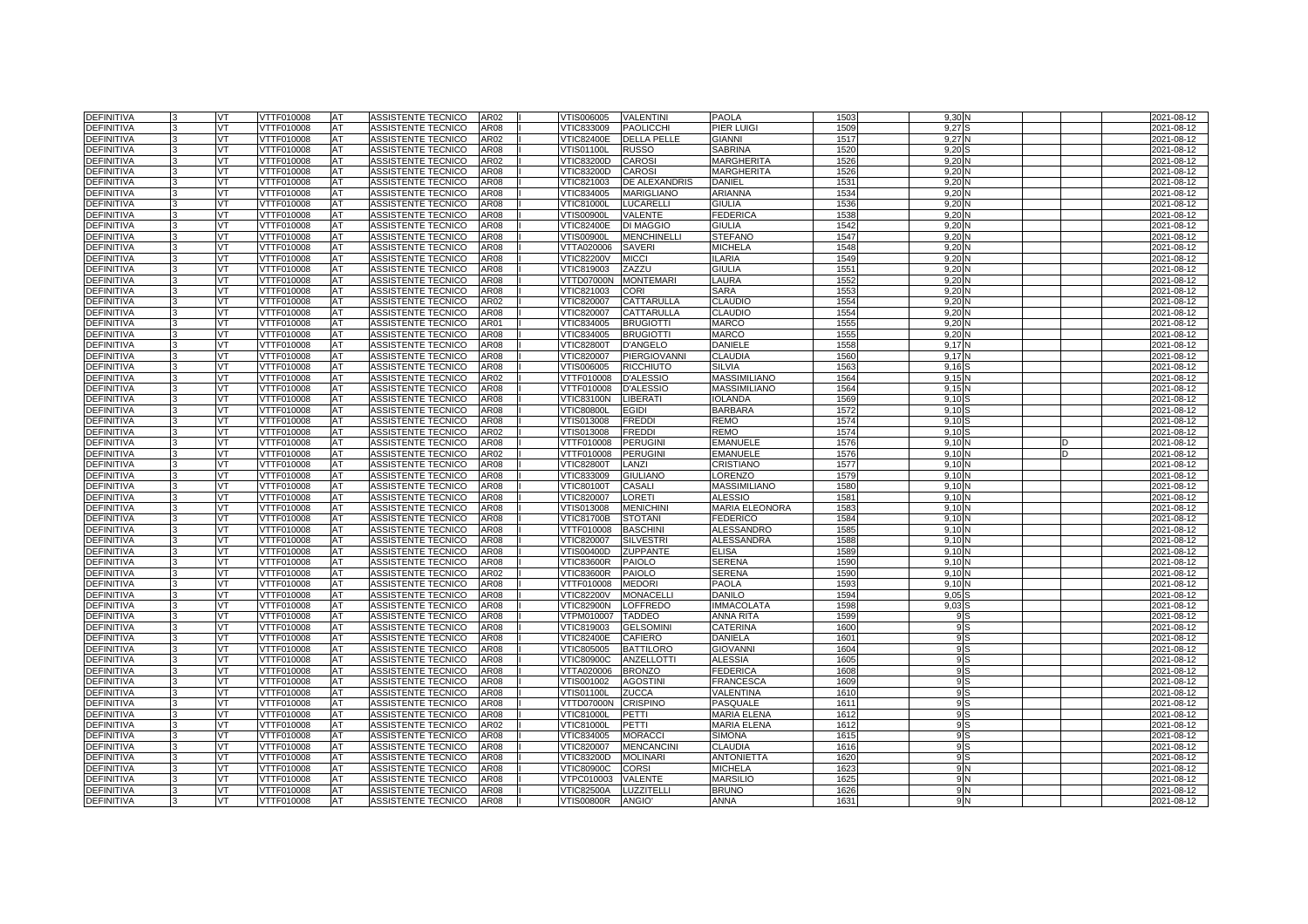| DEFINITIVA | 3 | VT | VTTF010008 | AT | ASSISTENTE TECNICO | AR02 | I | VTIS006005 | VALENTINI | PAOLA | 1503 | 9,30 | N | | | 2021-08-12 |
|---|---|---|---|---|---|---|---|---|---|---|---|---|---|---|---|---|
| DEFINITIVA | 3 | VT | VTTF010008 | AT | ASSISTENTE TECNICO | AR08 | I | VTIC833009 | PAOLICCHI | PIER LUIGI | 1509 | 9,27 | S | | | 2021-08-12 |
| DEFINITIVA | 3 | VT | VTTF010008 | AT | ASSISTENTE TECNICO | AR02 | I | VTIC82400E | DELLA PELLE | GIANNI | 1517 | 9,27 | N | | | 2021-08-12 |
| DEFINITIVA | 3 | VT | VTTF010008 | AT | ASSISTENTE TECNICO | AR08 | I | VTIS01100L | RUSSO | SABRINA | 1520 | 9,20 | S | | | 2021-08-12 |
| DEFINITIVA | 3 | VT | VTTF010008 | AT | ASSISTENTE TECNICO | AR02 | I | VTIC83200D | CAROSI | MARGHERITA | 1526 | 9,20 | N | | | 2021-08-12 |
| DEFINITIVA | 3 | VT | VTTF010008 | AT | ASSISTENTE TECNICO | AR08 | I | VTIC83200D | CAROSI | MARGHERITA | 1526 | 9,20 | N | | | 2021-08-12 |
| DEFINITIVA | 3 | VT | VTTF010008 | AT | ASSISTENTE TECNICO | AR08 | I | VTIC821003 | DE ALEXANDRIS | DANIEL | 1531 | 9,20 | N | | | 2021-08-12 |
| DEFINITIVA | 3 | VT | VTTF010008 | AT | ASSISTENTE TECNICO | AR08 | I | VTIC834005 | MARIGLIANO | ARIANNA | 1534 | 9,20 | N | | | 2021-08-12 |
| DEFINITIVA | 3 | VT | VTTF010008 | AT | ASSISTENTE TECNICO | AR08 | I | VTIC81000L | LUCARELLI | GIULIA | 1536 | 9,20 | N | | | 2021-08-12 |
| DEFINITIVA | 3 | VT | VTTF010008 | AT | ASSISTENTE TECNICO | AR08 | I | VTIS00900L | VALENTE | FEDERICA | 1538 | 9,20 | N | | | 2021-08-12 |
| DEFINITIVA | 3 | VT | VTTF010008 | AT | ASSISTENTE TECNICO | AR08 | I | VTIC82400E | DI MAGGIO | GIULIA | 1542 | 9,20 | N | | | 2021-08-12 |
| DEFINITIVA | 3 | VT | VTTF010008 | AT | ASSISTENTE TECNICO | AR08 | I | VTIS00900L | MENCHINELLI | STEFANO | 1547 | 9,20 | N | | | 2021-08-12 |
| DEFINITIVA | 3 | VT | VTTF010008 | AT | ASSISTENTE TECNICO | AR08 | I | VTTA020006 | SAVERI | MICHELA | 1548 | 9,20 | N | | | 2021-08-12 |
| DEFINITIVA | 3 | VT | VTTF010008 | AT | ASSISTENTE TECNICO | AR08 | I | VTIC82200V | MICCI | ILARIA | 1549 | 9,20 | N | | | 2021-08-12 |
| DEFINITIVA | 3 | VT | VTTF010008 | AT | ASSISTENTE TECNICO | AR08 | I | VTIC819003 | ZAZZU | GIULIA | 1551 | 9,20 | N | | | 2021-08-12 |
| DEFINITIVA | 3 | VT | VTTF010008 | AT | ASSISTENTE TECNICO | AR08 | I | VTTD07000N | MONTEMARI | LAURA | 1552 | 9,20 | N | | | 2021-08-12 |
| DEFINITIVA | 3 | VT | VTTF010008 | AT | ASSISTENTE TECNICO | AR08 | I | VTIC821003 | CORI | SARA | 1553 | 9,20 | N | | | 2021-08-12 |
| DEFINITIVA | 3 | VT | VTTF010008 | AT | ASSISTENTE TECNICO | AR02 | I | VTIC820007 | CATTARULLA | CLAUDIO | 1554 | 9,20 | N | | | 2021-08-12 |
| DEFINITIVA | 3 | VT | VTTF010008 | AT | ASSISTENTE TECNICO | AR08 | I | VTIC820007 | CATTARULLA | CLAUDIO | 1554 | 9,20 | N | | | 2021-08-12 |
| DEFINITIVA | 3 | VT | VTTF010008 | AT | ASSISTENTE TECNICO | AR01 | I | VTIC834005 | BRUGIOTTI | MARCO | 1555 | 9,20 | N | | | 2021-08-12 |
| DEFINITIVA | 3 | VT | VTTF010008 | AT | ASSISTENTE TECNICO | AR08 | I | VTIC834005 | BRUGIOTTI | MARCO | 1555 | 9,20 | N | | | 2021-08-12 |
| DEFINITIVA | 3 | VT | VTTF010008 | AT | ASSISTENTE TECNICO | AR08 | I | VTIC82800T | D'ANGELO | DANIELE | 1558 | 9,17 | N | | | 2021-08-12 |
| DEFINITIVA | 3 | VT | VTTF010008 | AT | ASSISTENTE TECNICO | AR08 | I | VTIC820007 | PIERGIOVANNI | CLAUDIA | 1560 | 9,17 | N | | | 2021-08-12 |
| DEFINITIVA | 3 | VT | VTTF010008 | AT | ASSISTENTE TECNICO | AR08 | I | VTIS006005 | RICCHIUTO | SILVIA | 1563 | 9,16 | S | | | 2021-08-12 |
| DEFINITIVA | 3 | VT | VTTF010008 | AT | ASSISTENTE TECNICO | AR02 | I | VTTF010008 | D'ALESSIO | MASSIMILIANO | 1564 | 9,15 | N | | | 2021-08-12 |
| DEFINITIVA | 3 | VT | VTTF010008 | AT | ASSISTENTE TECNICO | AR08 | I | VTTF010008 | D'ALESSIO | MASSIMILIANO | 1564 | 9,15 | N | | | 2021-08-12 |
| DEFINITIVA | 3 | VT | VTTF010008 | AT | ASSISTENTE TECNICO | AR08 | I | VTIC83100N | LIBERATI | IOLANDA | 1569 | 9,10 | S | | | 2021-08-12 |
| DEFINITIVA | 3 | VT | VTTF010008 | AT | ASSISTENTE TECNICO | AR08 | I | VTIC80800L | EGIDI | BARBARA | 1572 | 9,10 | S | | | 2021-08-12 |
| DEFINITIVA | 3 | VT | VTTF010008 | AT | ASSISTENTE TECNICO | AR08 | I | VTIS013008 | FREDDI | REMO | 1574 | 9,10 | S | | | 2021-08-12 |
| DEFINITIVA | 3 | VT | VTTF010008 | AT | ASSISTENTE TECNICO | AR02 | I | VTIS013008 | FREDDI | REMO | 1574 | 9,10 | S | | | 2021-08-12 |
| DEFINITIVA | 3 | VT | VTTF010008 | AT | ASSISTENTE TECNICO | AR08 | I | VTTF010008 | PERUGINI | EMANUELE | 1576 | 9,10 | N | | D | 2021-08-12 |
| DEFINITIVA | 3 | VT | VTTF010008 | AT | ASSISTENTE TECNICO | AR02 | I | VTTF010008 | PERUGINI | EMANUELE | 1576 | 9,10 | N | | D | 2021-08-12 |
| DEFINITIVA | 3 | VT | VTTF010008 | AT | ASSISTENTE TECNICO | AR08 | I | VTIC82800T | LANZI | CRISTIANO | 1577 | 9,10 | N | | | 2021-08-12 |
| DEFINITIVA | 3 | VT | VTTF010008 | AT | ASSISTENTE TECNICO | AR08 | I | VTIC833009 | GIULIANO | LORENZO | 1579 | 9,10 | N | | | 2021-08-12 |
| DEFINITIVA | 3 | VT | VTTF010008 | AT | ASSISTENTE TECNICO | AR08 | I | VTIC80100T | CASALI | MASSIMILIANO | 1580 | 9,10 | N | | | 2021-08-12 |
| DEFINITIVA | 3 | VT | VTTF010008 | AT | ASSISTENTE TECNICO | AR08 | I | VTIC820007 | LORETI | ALESSIO | 1581 | 9,10 | N | | | 2021-08-12 |
| DEFINITIVA | 3 | VT | VTTF010008 | AT | ASSISTENTE TECNICO | AR08 | I | VTIS013008 | MENICHINI | MARIA ELEONORA | 1583 | 9,10 | N | | | 2021-08-12 |
| DEFINITIVA | 3 | VT | VTTF010008 | AT | ASSISTENTE TECNICO | AR08 | I | VTIC81700B | STOTANI | FEDERICO | 1584 | 9,10 | N | | | 2021-08-12 |
| DEFINITIVA | 3 | VT | VTTF010008 | AT | ASSISTENTE TECNICO | AR08 | I | VTTF010008 | BASCHINI | ALESSANDRO | 1585 | 9,10 | N | | | 2021-08-12 |
| DEFINITIVA | 3 | VT | VTTF010008 | AT | ASSISTENTE TECNICO | AR08 | I | VTIC820007 | SILVESTRI | ALESSANDRA | 1588 | 9,10 | N | | | 2021-08-12 |
| DEFINITIVA | 3 | VT | VTTF010008 | AT | ASSISTENTE TECNICO | AR08 | I | VTIS00400D | ZUPPANTE | ELISA | 1589 | 9,10 | N | | | 2021-08-12 |
| DEFINITIVA | 3 | VT | VTTF010008 | AT | ASSISTENTE TECNICO | AR08 | I | VTIC83600R | PAIOLO | SERENA | 1590 | 9,10 | N | | | 2021-08-12 |
| DEFINITIVA | 3 | VT | VTTF010008 | AT | ASSISTENTE TECNICO | AR02 | I | VTIC83600R | PAIOLO | SERENA | 1590 | 9,10 | N | | | 2021-08-12 |
| DEFINITIVA | 3 | VT | VTTF010008 | AT | ASSISTENTE TECNICO | AR08 | I | VTTF010008 | MEDORI | PAOLA | 1593 | 9,10 | N | | | 2021-08-12 |
| DEFINITIVA | 3 | VT | VTTF010008 | AT | ASSISTENTE TECNICO | AR08 | I | VTIC82200V | MONACELLI | DANILO | 1594 | 9,05 | S | | | 2021-08-12 |
| DEFINITIVA | 3 | VT | VTTF010008 | AT | ASSISTENTE TECNICO | AR08 | I | VTIC82900N | LOFFREDO | IMMACOLATA | 1598 | 9,03 | S | | | 2021-08-12 |
| DEFINITIVA | 3 | VT | VTTF010008 | AT | ASSISTENTE TECNICO | AR08 | I | VTPM010007 | TADDEO | ANNA RITA | 1599 | 9 | S | | | 2021-08-12 |
| DEFINITIVA | 3 | VT | VTTF010008 | AT | ASSISTENTE TECNICO | AR08 | I | VTIC819003 | GELSOMINI | CATERINA | 1600 | 9 | S | | | 2021-08-12 |
| DEFINITIVA | 3 | VT | VTTF010008 | AT | ASSISTENTE TECNICO | AR08 | I | VTIC82400E | CAFIERO | DANIELA | 1601 | 9 | S | | | 2021-08-12 |
| DEFINITIVA | 3 | VT | VTTF010008 | AT | ASSISTENTE TECNICO | AR08 | I | VTIC805005 | BATTILORO | GIOVANNI | 1604 | 9 | S | | | 2021-08-12 |
| DEFINITIVA | 3 | VT | VTTF010008 | AT | ASSISTENTE TECNICO | AR08 | I | VTIC80900C | ANZELLOTTI | ALESSIA | 1605 | 9 | S | | | 2021-08-12 |
| DEFINITIVA | 3 | VT | VTTF010008 | AT | ASSISTENTE TECNICO | AR08 | I | VTTA020006 | BRONZO | FEDERICA | 1608 | 9 | S | | | 2021-08-12 |
| DEFINITIVA | 3 | VT | VTTF010008 | AT | ASSISTENTE TECNICO | AR08 | I | VTIS001002 | AGOSTINI | FRANCESCA | 1609 | 9 | S | | | 2021-08-12 |
| DEFINITIVA | 3 | VT | VTTF010008 | AT | ASSISTENTE TECNICO | AR08 | I | VTIS01100L | ZUCCA | VALENTINA | 1610 | 9 | S | | | 2021-08-12 |
| DEFINITIVA | 3 | VT | VTTF010008 | AT | ASSISTENTE TECNICO | AR08 | I | VTTD07000N | CRISPINO | PASQUALE | 1611 | 9 | S | | | 2021-08-12 |
| DEFINITIVA | 3 | VT | VTTF010008 | AT | ASSISTENTE TECNICO | AR08 | I | VTIC81000L | PETTI | MARIA ELENA | 1612 | 9 | S | | | 2021-08-12 |
| DEFINITIVA | 3 | VT | VTTF010008 | AT | ASSISTENTE TECNICO | AR02 | I | VTIC81000L | PETTI | MARIA ELENA | 1612 | 9 | S | | | 2021-08-12 |
| DEFINITIVA | 3 | VT | VTTF010008 | AT | ASSISTENTE TECNICO | AR08 | I | VTIC834005 | MORACCI | SIMONA | 1615 | 9 | S | | | 2021-08-12 |
| DEFINITIVA | 3 | VT | VTTF010008 | AT | ASSISTENTE TECNICO | AR08 | I | VTIC820007 | MENCANCINI | CLAUDIA | 1616 | 9 | S | | | 2021-08-12 |
| DEFINITIVA | 3 | VT | VTTF010008 | AT | ASSISTENTE TECNICO | AR08 | I | VTIC83200D | MOLINARI | ANTONIETTA | 1620 | 9 | S | | | 2021-08-12 |
| DEFINITIVA | 3 | VT | VTTF010008 | AT | ASSISTENTE TECNICO | AR08 | I | VTIC80900C | CORSI | MICHELA | 1623 | 9 | N | | | 2021-08-12 |
| DEFINITIVA | 3 | VT | VTTF010008 | AT | ASSISTENTE TECNICO | AR08 | I | VTPC010003 | VALENTE | MARSILIO | 1625 | 9 | N | | | 2021-08-12 |
| DEFINITIVA | 3 | VT | VTTF010008 | AT | ASSISTENTE TECNICO | AR08 | I | VTIC82500A | LUZZITELLI | BRUNO | 1626 | 9 | N | | | 2021-08-12 |
| DEFINITIVA | 3 | VT | VTTF010008 | AT | ASSISTENTE TECNICO | AR08 | I | VTIS00800R | ANGIO' | ANNA | 1631 | 9 | N | | | 2021-08-12 |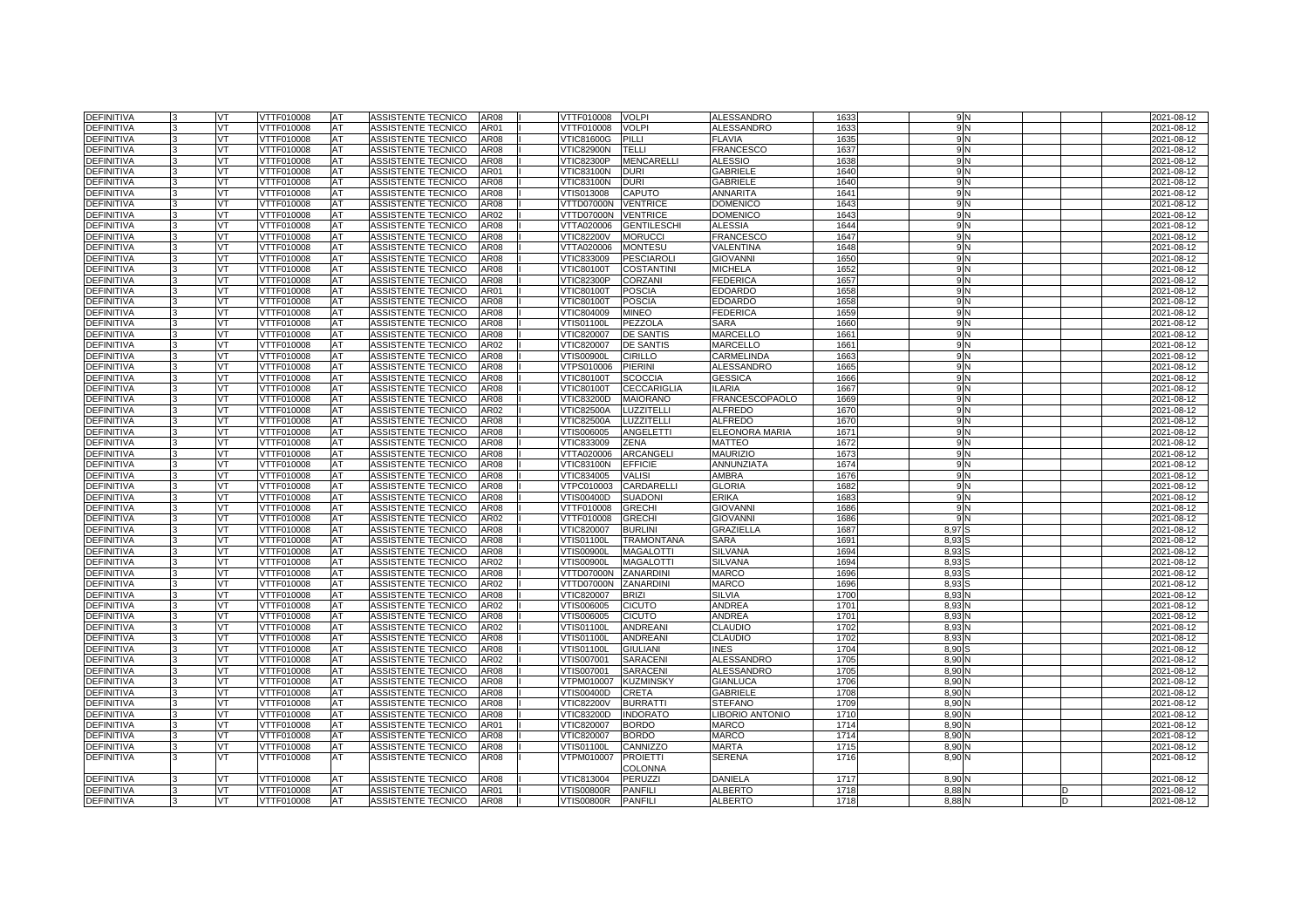| | | | | | | | | | | | | | | | | | |
|---|---|---|---|---|---|---|---|---|---|---|---|---|---|---|---|---|---|
| DEFINITIVA | 3 | VT | VTTF010008 | AT | ASSISTENTE TECNICO | AR08 | I | VTTF010008 | VOLPI | ALESSANDRO | 1633 | 9 | N | | | | 2021-08-12 |
| DEFINITIVA | 3 | VT | VTTF010008 | AT | ASSISTENTE TECNICO | AR01 | I | VTTF010008 | VOLPI | ALESSANDRO | 1633 | 9 | N | | | | 2021-08-12 |
| DEFINITIVA | 3 | VT | VTTF010008 | AT | ASSISTENTE TECNICO | AR08 | I | VTIC81600G | PILLI | FLAVIA | 1635 | 9 | N | | | | 2021-08-12 |
| DEFINITIVA | 3 | VT | VTTF010008 | AT | ASSISTENTE TECNICO | AR08 | I | VTIC82900N | TELLI | FRANCESCO | 1637 | 9 | N | | | | 2021-08-12 |
| DEFINITIVA | 3 | VT | VTTF010008 | AT | ASSISTENTE TECNICO | AR08 | I | VTIC82300P | MENCARELLI | ALESSIO | 1638 | 9 | N | | | | 2021-08-12 |
| DEFINITIVA | 3 | VT | VTTF010008 | AT | ASSISTENTE TECNICO | AR01 | I | VTIC83100N | DURI | GABRIELE | 1640 | 9 | N | | | | 2021-08-12 |
| DEFINITIVA | 3 | VT | VTTF010008 | AT | ASSISTENTE TECNICO | AR08 | I | VTIC83100N | DURI | GABRIELE | 1640 | 9 | N | | | | 2021-08-12 |
| DEFINITIVA | 3 | VT | VTTF010008 | AT | ASSISTENTE TECNICO | AR08 | I | VTIS013008 | CAPUTO | ANNARITA | 1641 | 9 | N | | | | 2021-08-12 |
| DEFINITIVA | 3 | VT | VTTF010008 | AT | ASSISTENTE TECNICO | AR08 | I | VTTD07000N | VENTRICE | DOMENICO | 1643 | 9 | N | | | | 2021-08-12 |
| DEFINITIVA | 3 | VT | VTTF010008 | AT | ASSISTENTE TECNICO | AR02 | I | VTTD07000N | VENTRICE | DOMENICO | 1643 | 9 | N | | | | 2021-08-12 |
| DEFINITIVA | 3 | VT | VTTF010008 | AT | ASSISTENTE TECNICO | AR08 | I | VTTA020006 | GENTILESCHI | ALESSIA | 1644 | 9 | N | | | | 2021-08-12 |
| DEFINITIVA | 3 | VT | VTTF010008 | AT | ASSISTENTE TECNICO | AR08 | I | VTIC82200V | MORUCCI | FRANCESCO | 1647 | 9 | N | | | | 2021-08-12 |
| DEFINITIVA | 3 | VT | VTTF010008 | AT | ASSISTENTE TECNICO | AR08 | I | VTTA020006 | MONTESU | VALENTINA | 1648 | 9 | N | | | | 2021-08-12 |
| DEFINITIVA | 3 | VT | VTTF010008 | AT | ASSISTENTE TECNICO | AR08 | I | VTIC833009 | PESCIAROLI | GIOVANNI | 1650 | 9 | N | | | | 2021-08-12 |
| DEFINITIVA | 3 | VT | VTTF010008 | AT | ASSISTENTE TECNICO | AR08 | I | VTIC80100T | COSTANTINI | MICHELA | 1652 | 9 | N | | | | 2021-08-12 |
| DEFINITIVA | 3 | VT | VTTF010008 | AT | ASSISTENTE TECNICO | AR08 | I | VTIC82300P | CORZANI | FEDERICA | 1657 | 9 | N | | | | 2021-08-12 |
| DEFINITIVA | 3 | VT | VTTF010008 | AT | ASSISTENTE TECNICO | AR01 | I | VTIC80100T | POSCIA | EDOARDO | 1658 | 9 | N | | | | 2021-08-12 |
| DEFINITIVA | 3 | VT | VTTF010008 | AT | ASSISTENTE TECNICO | AR08 | I | VTIC80100T | POSCIA | EDOARDO | 1658 | 9 | N | | | | 2021-08-12 |
| DEFINITIVA | 3 | VT | VTTF010008 | AT | ASSISTENTE TECNICO | AR08 | I | VTIC804009 | MINEO | FEDERICA | 1659 | 9 | N | | | | 2021-08-12 |
| DEFINITIVA | 3 | VT | VTTF010008 | AT | ASSISTENTE TECNICO | AR08 | I | VTIS01100L | PEZZOLA | SARA | 1660 | 9 | N | | | | 2021-08-12 |
| DEFINITIVA | 3 | VT | VTTF010008 | AT | ASSISTENTE TECNICO | AR08 | I | VTIC820007 | DE SANTIS | MARCELLO | 1661 | 9 | N | | | | 2021-08-12 |
| DEFINITIVA | 3 | VT | VTTF010008 | AT | ASSISTENTE TECNICO | AR02 | I | VTIC820007 | DE SANTIS | MARCELLO | 1661 | 9 | N | | | | 2021-08-12 |
| DEFINITIVA | 3 | VT | VTTF010008 | AT | ASSISTENTE TECNICO | AR08 | I | VTIS00900L | CIRILLO | CARMELINDA | 1663 | 9 | N | | | | 2021-08-12 |
| DEFINITIVA | 3 | VT | VTTF010008 | AT | ASSISTENTE TECNICO | AR08 | I | VTPS010006 | PIERINI | ALESSANDRO | 1665 | 9 | N | | | | 2021-08-12 |
| DEFINITIVA | 3 | VT | VTTF010008 | AT | ASSISTENTE TECNICO | AR08 | I | VTIC80100T | SCOCCIA | GESSICA | 1666 | 9 | N | | | | 2021-08-12 |
| DEFINITIVA | 3 | VT | VTTF010008 | AT | ASSISTENTE TECNICO | AR08 | I | VTIC80100T | CECCARIGLIA | ILARIA | 1667 | 9 | N | | | | 2021-08-12 |
| DEFINITIVA | 3 | VT | VTTF010008 | AT | ASSISTENTE TECNICO | AR08 | I | VTIC83200D | MAIORANO | FRANCESCOPAOLO | 1669 | 9 | N | | | | 2021-08-12 |
| DEFINITIVA | 3 | VT | VTTF010008 | AT | ASSISTENTE TECNICO | AR02 | I | VTIC82500A | LUZZITELLI | ALFREDO | 1670 | 9 | N | | | | 2021-08-12 |
| DEFINITIVA | 3 | VT | VTTF010008 | AT | ASSISTENTE TECNICO | AR08 | I | VTIC82500A | LUZZITELLI | ALFREDO | 1670 | 9 | N | | | | 2021-08-12 |
| DEFINITIVA | 3 | VT | VTTF010008 | AT | ASSISTENTE TECNICO | AR08 | I | VTIS006005 | ANGELETTI | ELEONORA MARIA | 1671 | 9 | N | | | | 2021-08-12 |
| DEFINITIVA | 3 | VT | VTTF010008 | AT | ASSISTENTE TECNICO | AR08 | I | VTIC833009 | ZENA | MATTEO | 1672 | 9 | N | | | | 2021-08-12 |
| DEFINITIVA | 3 | VT | VTTF010008 | AT | ASSISTENTE TECNICO | AR08 | I | VTTA020006 | ARCANGELI | MAURIZIO | 1673 | 9 | N | | | | 2021-08-12 |
| DEFINITIVA | 3 | VT | VTTF010008 | AT | ASSISTENTE TECNICO | AR08 | I | VTIC83100N | EFFICIE | ANNUNZIATA | 1674 | 9 | N | | | | 2021-08-12 |
| DEFINITIVA | 3 | VT | VTTF010008 | AT | ASSISTENTE TECNICO | AR08 | I | VTIC834005 | VALISI | AMBRA | 1676 | 9 | N | | | | 2021-08-12 |
| DEFINITIVA | 3 | VT | VTTF010008 | AT | ASSISTENTE TECNICO | AR08 | I | VTPC010003 | CARDARELLI | GLORIA | 1682 | 9 | N | | | | 2021-08-12 |
| DEFINITIVA | 3 | VT | VTTF010008 | AT | ASSISTENTE TECNICO | AR08 | I | VTIS00400D | SUADONI | ERIKA | 1683 | 9 | N | | | | 2021-08-12 |
| DEFINITIVA | 3 | VT | VTTF010008 | AT | ASSISTENTE TECNICO | AR08 | I | VTTF010008 | GRECHI | GIOVANNI | 1686 | 9 | N | | | | 2021-08-12 |
| DEFINITIVA | 3 | VT | VTTF010008 | AT | ASSISTENTE TECNICO | AR02 | I | VTTF010008 | GRECHI | GIOVANNI | 1686 | 9 | N | | | | 2021-08-12 |
| DEFINITIVA | 3 | VT | VTTF010008 | AT | ASSISTENTE TECNICO | AR08 | I | VTIC820007 | BURLINI | GRAZIELLA | 1687 | 8,97 | S | | | | 2021-08-12 |
| DEFINITIVA | 3 | VT | VTTF010008 | AT | ASSISTENTE TECNICO | AR08 | I | VTIS01100L | TRAMONTANA | SARA | 1691 | 8,93 | S | | | | 2021-08-12 |
| DEFINITIVA | 3 | VT | VTTF010008 | AT | ASSISTENTE TECNICO | AR08 | I | VTIS00900L | MAGALOTTI | SILVANA | 1694 | 8,93 | S | | | | 2021-08-12 |
| DEFINITIVA | 3 | VT | VTTF010008 | AT | ASSISTENTE TECNICO | AR02 | I | VTIS00900L | MAGALOTTI | SILVANA | 1694 | 8,93 | S | | | | 2021-08-12 |
| DEFINITIVA | 3 | VT | VTTF010008 | AT | ASSISTENTE TECNICO | AR08 | I | VTTD07000N | ZANARDINI | MARCO | 1696 | 8,93 | S | | | | 2021-08-12 |
| DEFINITIVA | 3 | VT | VTTF010008 | AT | ASSISTENTE TECNICO | AR02 | I | VTTD07000N | ZANARDINI | MARCO | 1696 | 8,93 | S | | | | 2021-08-12 |
| DEFINITIVA | 3 | VT | VTTF010008 | AT | ASSISTENTE TECNICO | AR08 | I | VTIC820007 | BRIZI | SILVIA | 1700 | 8,93 | N | | | | 2021-08-12 |
| DEFINITIVA | 3 | VT | VTTF010008 | AT | ASSISTENTE TECNICO | AR02 | I | VTIS006005 | CICUTO | ANDREA | 1701 | 8,93 | N | | | | 2021-08-12 |
| DEFINITIVA | 3 | VT | VTTF010008 | AT | ASSISTENTE TECNICO | AR08 | I | VTIS006005 | CICUTO | ANDREA | 1701 | 8,93 | N | | | | 2021-08-12 |
| DEFINITIVA | 3 | VT | VTTF010008 | AT | ASSISTENTE TECNICO | AR02 | I | VTIS01100L | ANDREANI | CLAUDIO | 1702 | 8,93 | N | | | | 2021-08-12 |
| DEFINITIVA | 3 | VT | VTTF010008 | AT | ASSISTENTE TECNICO | AR08 | I | VTIS01100L | ANDREANI | CLAUDIO | 1702 | 8,93 | N | | | | 2021-08-12 |
| DEFINITIVA | 3 | VT | VTTF010008 | AT | ASSISTENTE TECNICO | AR08 | I | VTIS01100L | GIULIANI | INES | 1704 | 8,90 | S | | | | 2021-08-12 |
| DEFINITIVA | 3 | VT | VTTF010008 | AT | ASSISTENTE TECNICO | AR02 | I | VTIS007001 | SARACENI | ALESSANDRO | 1705 | 8,90 | N | | | | 2021-08-12 |
| DEFINITIVA | 3 | VT | VTTF010008 | AT | ASSISTENTE TECNICO | AR08 | I | VTIS007001 | SARACENI | ALESSANDRO | 1705 | 8,90 | N | | | | 2021-08-12 |
| DEFINITIVA | 3 | VT | VTTF010008 | AT | ASSISTENTE TECNICO | AR08 | I | VTPM010007 | KUZMINSKY | GIANLUCA | 1706 | 8,90 | N | | | | 2021-08-12 |
| DEFINITIVA | 3 | VT | VTTF010008 | AT | ASSISTENTE TECNICO | AR08 | I | VTIS00400D | CRETA | GABRIELE | 1708 | 8,90 | N | | | | 2021-08-12 |
| DEFINITIVA | 3 | VT | VTTF010008 | AT | ASSISTENTE TECNICO | AR08 | I | VTIC82200V | BURRATTI | STEFANO | 1709 | 8,90 | N | | | | 2021-08-12 |
| DEFINITIVA | 3 | VT | VTTF010008 | AT | ASSISTENTE TECNICO | AR08 | I | VTIC83200D | INDORATO | LIBORIO ANTONIO | 1710 | 8,90 | N | | | | 2021-08-12 |
| DEFINITIVA | 3 | VT | VTTF010008 | AT | ASSISTENTE TECNICO | AR01 | I | VTIC820007 | BORDO | MARCO | 1714 | 8,90 | N | | | | 2021-08-12 |
| DEFINITIVA | 3 | VT | VTTF010008 | AT | ASSISTENTE TECNICO | AR08 | I | VTIC820007 | BORDO | MARCO | 1714 | 8,90 | N | | | | 2021-08-12 |
| DEFINITIVA | 3 | VT | VTTF010008 | AT | ASSISTENTE TECNICO | AR08 | I | VTIS01100L | CANNIZZO | MARTA | 1715 | 8,90 | N | | | | 2021-08-12 |
| DEFINITIVA | 3 | VT | VTTF010008 | AT | ASSISTENTE TECNICO | AR08 | I | VTPM010007 | PROIETTI COLONNA | SERENA | 1716 | 8,90 | N | | | | 2021-08-12 |
| DEFINITIVA | 3 | VT | VTTF010008 | AT | ASSISTENTE TECNICO | AR08 | I | VTIC813004 | PERUZZI | DANIELA | 1717 | 8,90 | N | | | | 2021-08-12 |
| DEFINITIVA | 3 | VT | VTTF010008 | AT | ASSISTENTE TECNICO | AR01 | I | VTIS00800R | PANFILI | ALBERTO | 1718 | 8,88 | N | | D | | 2021-08-12 |
| DEFINITIVA | 3 | VT | VTTF010008 | AT | ASSISTENTE TECNICO | AR08 | I | VTIS00800R | PANFILI | ALBERTO | 1718 | 8,88 | N | | D | | 2021-08-12 |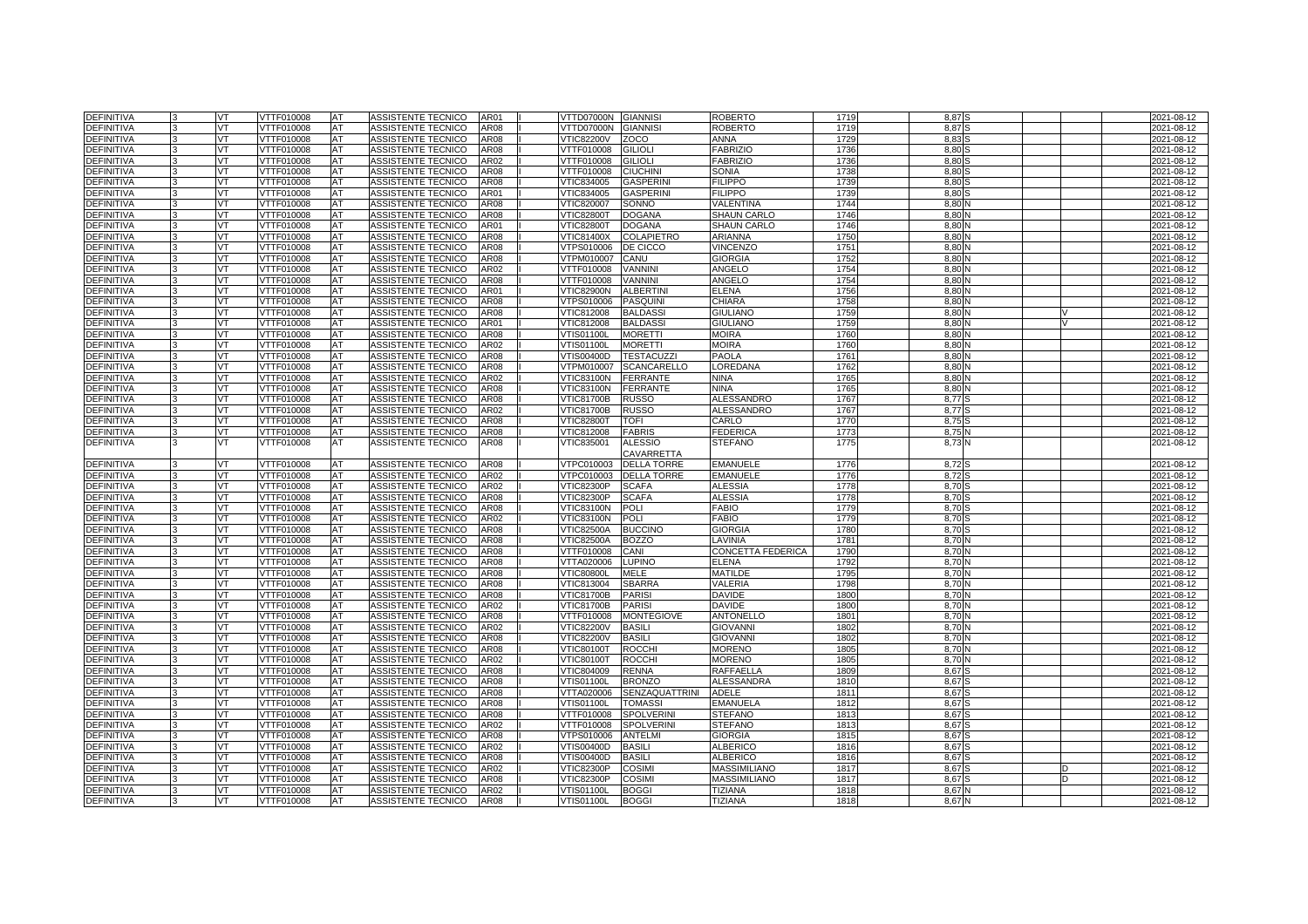| | | | | | | | | | | | | | | | | | | |
|---|---|---|---|---|---|---|---|---|---|---|---|---|---|---|---|---|---|---|
| DEFINITIVA | 3 | VT | VTTF010008 | AT | ASSISTENTE TECNICO | AR01 | I | VTTD07000N | GIANNISI | ROBERTO | 1719 | 8,87 | S | | | | | 2021-08-12 |
| DEFINITIVA | 3 | VT | VTTF010008 | AT | ASSISTENTE TECNICO | AR08 | I | VTTD07000N | GIANNISI | ROBERTO | 1719 | 8,87 | S | | | | | 2021-08-12 |
| DEFINITIVA | 3 | VT | VTTF010008 | AT | ASSISTENTE TECNICO | AR08 | I | VTIC82200V | ZOCO | ANNA | 1729 | 8,83 | S | | | | | 2021-08-12 |
| DEFINITIVA | 3 | VT | VTTF010008 | AT | ASSISTENTE TECNICO | AR08 | I | VTTF010008 | GILIOLI | FABRIZIO | 1736 | 8,80 | S | | | | | 2021-08-12 |
| DEFINITIVA | 3 | VT | VTTF010008 | AT | ASSISTENTE TECNICO | AR02 | I | VTTF010008 | GILIOLI | FABRIZIO | 1736 | 8,80 | S | | | | | 2021-08-12 |
| DEFINITIVA | 3 | VT | VTTF010008 | AT | ASSISTENTE TECNICO | AR08 | I | VTTF010008 | CIUCHINI | SONIA | 1738 | 8,80 | S | | | | | 2021-08-12 |
| DEFINITIVA | 3 | VT | VTTF010008 | AT | ASSISTENTE TECNICO | AR08 | I | VTIC834005 | GASPERINI | FILIPPO | 1739 | 8,80 | S | | | | | 2021-08-12 |
| DEFINITIVA | 3 | VT | VTTF010008 | AT | ASSISTENTE TECNICO | AR01 | I | VTIC834005 | GASPERINI | FILIPPO | 1739 | 8,80 | S | | | | | 2021-08-12 |
| DEFINITIVA | 3 | VT | VTTF010008 | AT | ASSISTENTE TECNICO | AR08 | I | VTIC820007 | SONNO | VALENTINA | 1744 | 8,80 | N | | | | | 2021-08-12 |
| DEFINITIVA | 3 | VT | VTTF010008 | AT | ASSISTENTE TECNICO | AR08 | I | VTIC82800T | DOGANA | SHAUN CARLO | 1746 | 8,80 | N | | | | | 2021-08-12 |
| DEFINITIVA | 3 | VT | VTTF010008 | AT | ASSISTENTE TECNICO | AR01 | I | VTIC82800T | DOGANA | SHAUN CARLO | 1746 | 8,80 | N | | | | | 2021-08-12 |
| DEFINITIVA | 3 | VT | VTTF010008 | AT | ASSISTENTE TECNICO | AR08 | I | VTIC81400X | COLAPIETRO | ARIANNA | 1750 | 8,80 | N | | | | | 2021-08-12 |
| DEFINITIVA | 3 | VT | VTTF010008 | AT | ASSISTENTE TECNICO | AR08 | I | VTPS010006 | DE CICCO | VINCENZO | 1751 | 8,80 | N | | | | | 2021-08-12 |
| DEFINITIVA | 3 | VT | VTTF010008 | AT | ASSISTENTE TECNICO | AR08 | I | VTPM010007 | CANU | GIORGIA | 1752 | 8,80 | N | | | | | 2021-08-12 |
| DEFINITIVA | 3 | VT | VTTF010008 | AT | ASSISTENTE TECNICO | AR02 | I | VTTF010008 | VANNINI | ANGELO | 1754 | 8,80 | N | | | | | 2021-08-12 |
| DEFINITIVA | 3 | VT | VTTF010008 | AT | ASSISTENTE TECNICO | AR08 | I | VTTF010008 | VANNINI | ANGELO | 1754 | 8,80 | N | | | | | 2021-08-12 |
| DEFINITIVA | 3 | VT | VTTF010008 | AT | ASSISTENTE TECNICO | AR01 | I | VTIC82900N | ALBERTINI | ELENA | 1756 | 8,80 | N | | | | | 2021-08-12 |
| DEFINITIVA | 3 | VT | VTTF010008 | AT | ASSISTENTE TECNICO | AR08 | I | VTPS010006 | PASQUINI | CHIARA | 1758 | 8,80 | N | | | | | 2021-08-12 |
| DEFINITIVA | 3 | VT | VTTF010008 | AT | ASSISTENTE TECNICO | AR08 | I | VTIC812008 | BALDASSI | GIULIANO | 1759 | 8,80 | N | | V | | | 2021-08-12 |
| DEFINITIVA | 3 | VT | VTTF010008 | AT | ASSISTENTE TECNICO | AR01 | I | VTIC812008 | BALDASSI | GIULIANO | 1759 | 8,80 | N | | V | | | 2021-08-12 |
| DEFINITIVA | 3 | VT | VTTF010008 | AT | ASSISTENTE TECNICO | AR08 | I | VTIS01100L | MORETTI | MOIRA | 1760 | 8,80 | N | | | | | 2021-08-12 |
| DEFINITIVA | 3 | VT | VTTF010008 | AT | ASSISTENTE TECNICO | AR02 | I | VTIS01100L | MORETTI | MOIRA | 1760 | 8,80 | N | | | | | 2021-08-12 |
| DEFINITIVA | 3 | VT | VTTF010008 | AT | ASSISTENTE TECNICO | AR08 | I | VTIS00400D | TESTACUZZI | PAOLA | 1761 | 8,80 | N | | | | | 2021-08-12 |
| DEFINITIVA | 3 | VT | VTTF010008 | AT | ASSISTENTE TECNICO | AR08 | I | VTPM010007 | SCANCARELLO | LOREDANA | 1762 | 8,80 | N | | | | | 2021-08-12 |
| DEFINITIVA | 3 | VT | VTTF010008 | AT | ASSISTENTE TECNICO | AR02 | I | VTIC83100N | FERRANTE | NINA | 1765 | 8,80 | N | | | | | 2021-08-12 |
| DEFINITIVA | 3 | VT | VTTF010008 | AT | ASSISTENTE TECNICO | AR08 | I | VTIC83100N | FERRANTE | NINA | 1765 | 8,80 | N | | | | | 2021-08-12 |
| DEFINITIVA | 3 | VT | VTTF010008 | AT | ASSISTENTE TECNICO | AR08 | I | VTIC81700B | RUSSO | ALESSANDRO | 1767 | 8,77 | S | | | | | 2021-08-12 |
| DEFINITIVA | 3 | VT | VTTF010008 | AT | ASSISTENTE TECNICO | AR02 | I | VTIC81700B | RUSSO | ALESSANDRO | 1767 | 8,77 | S | | | | | 2021-08-12 |
| DEFINITIVA | 3 | VT | VTTF010008 | AT | ASSISTENTE TECNICO | AR08 | I | VTIC82800T | TOFI | CARLO | 1770 | 8,75 | S | | | | | 2021-08-12 |
| DEFINITIVA | 3 | VT | VTTF010008 | AT | ASSISTENTE TECNICO | AR08 | I | VTIC812008 | FABRIS | FEDERICA | 1773 | 8,75 | N | | | | | 2021-08-12 |
| DEFINITIVA | 3 | VT | VTTF010008 | AT | ASSISTENTE TECNICO | AR08 | I | VTIC835001 | ALESSIO CAVARRETTA | STEFANO | 1775 | 8,73 | N | | | | | 2021-08-12 |
| DEFINITIVA | 3 | VT | VTTF010008 | AT | ASSISTENTE TECNICO | AR08 | I | VTPC010003 | DELLA TORRE | EMANUELE | 1776 | 8,72 | S | | | | | 2021-08-12 |
| DEFINITIVA | 3 | VT | VTTF010008 | AT | ASSISTENTE TECNICO | AR02 | I | VTPC010003 | DELLA TORRE | EMANUELE | 1776 | 8,72 | S | | | | | 2021-08-12 |
| DEFINITIVA | 3 | VT | VTTF010008 | AT | ASSISTENTE TECNICO | AR02 | I | VTIC82300P | SCAFA | ALESSIA | 1778 | 8,70 | S | | | | | 2021-08-12 |
| DEFINITIVA | 3 | VT | VTTF010008 | AT | ASSISTENTE TECNICO | AR08 | I | VTIC82300P | SCAFA | ALESSIA | 1778 | 8,70 | S | | | | | 2021-08-12 |
| DEFINITIVA | 3 | VT | VTTF010008 | AT | ASSISTENTE TECNICO | AR08 | I | VTIC83100N | POLI | FABIO | 1779 | 8,70 | S | | | | | 2021-08-12 |
| DEFINITIVA | 3 | VT | VTTF010008 | AT | ASSISTENTE TECNICO | AR02 | I | VTIC83100N | POLI | FABIO | 1779 | 8,70 | S | | | | | 2021-08-12 |
| DEFINITIVA | 3 | VT | VTTF010008 | AT | ASSISTENTE TECNICO | AR08 | I | VTIC82500A | BUCCINO | GIORGIA | 1780 | 8,70 | S | | | | | 2021-08-12 |
| DEFINITIVA | 3 | VT | VTTF010008 | AT | ASSISTENTE TECNICO | AR08 | I | VTIC82500A | BOZZO | LAVINIA | 1781 | 8,70 | N | | | | | 2021-08-12 |
| DEFINITIVA | 3 | VT | VTTF010008 | AT | ASSISTENTE TECNICO | AR08 | I | VTTF010008 | CANI | CONCETTA FEDERICA | 1790 | 8,70 | N | | | | | 2021-08-12 |
| DEFINITIVA | 3 | VT | VTTF010008 | AT | ASSISTENTE TECNICO | AR08 | I | VTTA020006 | LUPINO | ELENA | 1792 | 8,70 | N | | | | | 2021-08-12 |
| DEFINITIVA | 3 | VT | VTTF010008 | AT | ASSISTENTE TECNICO | AR08 | I | VTIC80800L | MELE | MATILDE | 1795 | 8,70 | N | | | | | 2021-08-12 |
| DEFINITIVA | 3 | VT | VTTF010008 | AT | ASSISTENTE TECNICO | AR08 | I | VTIC813004 | SBARRA | VALERIA | 1798 | 8,70 | N | | | | | 2021-08-12 |
| DEFINITIVA | 3 | VT | VTTF010008 | AT | ASSISTENTE TECNICO | AR08 | I | VTIC81700B | PARISI | DAVIDE | 1800 | 8,70 | N | | | | | 2021-08-12 |
| DEFINITIVA | 3 | VT | VTTF010008 | AT | ASSISTENTE TECNICO | AR02 | I | VTIC81700B | PARISI | DAVIDE | 1800 | 8,70 | N | | | | | 2021-08-12 |
| DEFINITIVA | 3 | VT | VTTF010008 | AT | ASSISTENTE TECNICO | AR08 | I | VTTF010008 | MONTEGIOVE | ANTONELLO | 1801 | 8,70 | N | | | | | 2021-08-12 |
| DEFINITIVA | 3 | VT | VTTF010008 | AT | ASSISTENTE TECNICO | AR02 | I | VTIC82200V | BASILI | GIOVANNI | 1802 | 8,70 | N | | | | | 2021-08-12 |
| DEFINITIVA | 3 | VT | VTTF010008 | AT | ASSISTENTE TECNICO | AR08 | I | VTIC82200V | BASILI | GIOVANNI | 1802 | 8,70 | N | | | | | 2021-08-12 |
| DEFINITIVA | 3 | VT | VTTF010008 | AT | ASSISTENTE TECNICO | AR08 | I | VTIC80100T | ROCCHI | MORENO | 1805 | 8,70 | N | | | | | 2021-08-12 |
| DEFINITIVA | 3 | VT | VTTF010008 | AT | ASSISTENTE TECNICO | AR02 | I | VTIC80100T | ROCCHI | MORENO | 1805 | 8,70 | N | | | | | 2021-08-12 |
| DEFINITIVA | 3 | VT | VTTF010008 | AT | ASSISTENTE TECNICO | AR08 | I | VTIC804009 | RENNA | RAFFAELLA | 1809 | 8,67 | S | | | | | 2021-08-12 |
| DEFINITIVA | 3 | VT | VTTF010008 | AT | ASSISTENTE TECNICO | AR08 | I | VTIS01100L | BRONZO | ALESSANDRA | 1810 | 8,67 | S | | | | | 2021-08-12 |
| DEFINITIVA | 3 | VT | VTTF010008 | AT | ASSISTENTE TECNICO | AR08 | I | VTTA020006 | SENZAQUATTRINI | ADELE | 1811 | 8,67 | S | | | | | 2021-08-12 |
| DEFINITIVA | 3 | VT | VTTF010008 | AT | ASSISTENTE TECNICO | AR08 | I | VTIS01100L | TOMASSI | EMANUELA | 1812 | 8,67 | S | | | | | 2021-08-12 |
| DEFINITIVA | 3 | VT | VTTF010008 | AT | ASSISTENTE TECNICO | AR08 | I | VTTF010008 | SPOLVERINI | STEFANO | 1813 | 8,67 | S | | | | | 2021-08-12 |
| DEFINITIVA | 3 | VT | VTTF010008 | AT | ASSISTENTE TECNICO | AR02 | I | VTTF010008 | SPOLVERINI | STEFANO | 1813 | 8,67 | S | | | | | 2021-08-12 |
| DEFINITIVA | 3 | VT | VTTF010008 | AT | ASSISTENTE TECNICO | AR08 | I | VTPS010006 | ANTELMI | GIORGIA | 1815 | 8,67 | S | | | | | 2021-08-12 |
| DEFINITIVA | 3 | VT | VTTF010008 | AT | ASSISTENTE TECNICO | AR02 | I | VTIS00400D | BASILI | ALBERICO | 1816 | 8,67 | S | | | | | 2021-08-12 |
| DEFINITIVA | 3 | VT | VTTF010008 | AT | ASSISTENTE TECNICO | AR08 | I | VTIS00400D | BASILI | ALBERICO | 1816 | 8,67 | S | | | | | 2021-08-12 |
| DEFINITIVA | 3 | VT | VTTF010008 | AT | ASSISTENTE TECNICO | AR02 | I | VTIC82300P | COSIMI | MASSIMILIANO | 1817 | 8,67 | S | | D | | | 2021-08-12 |
| DEFINITIVA | 3 | VT | VTTF010008 | AT | ASSISTENTE TECNICO | AR08 | I | VTIC82300P | COSIMI | MASSIMILIANO | 1817 | 8,67 | S | | D | | | 2021-08-12 |
| DEFINITIVA | 3 | VT | VTTF010008 | AT | ASSISTENTE TECNICO | AR02 | I | VTIS01100L | BOGGI | TIZIANA | 1818 | 8,67 | N | | | | | 2021-08-12 |
| DEFINITIVA | 3 | VT | VTTF010008 | AT | ASSISTENTE TECNICO | AR08 | I | VTIS01100L | BOGGI | TIZIANA | 1818 | 8,67 | N | | | | | 2021-08-12 |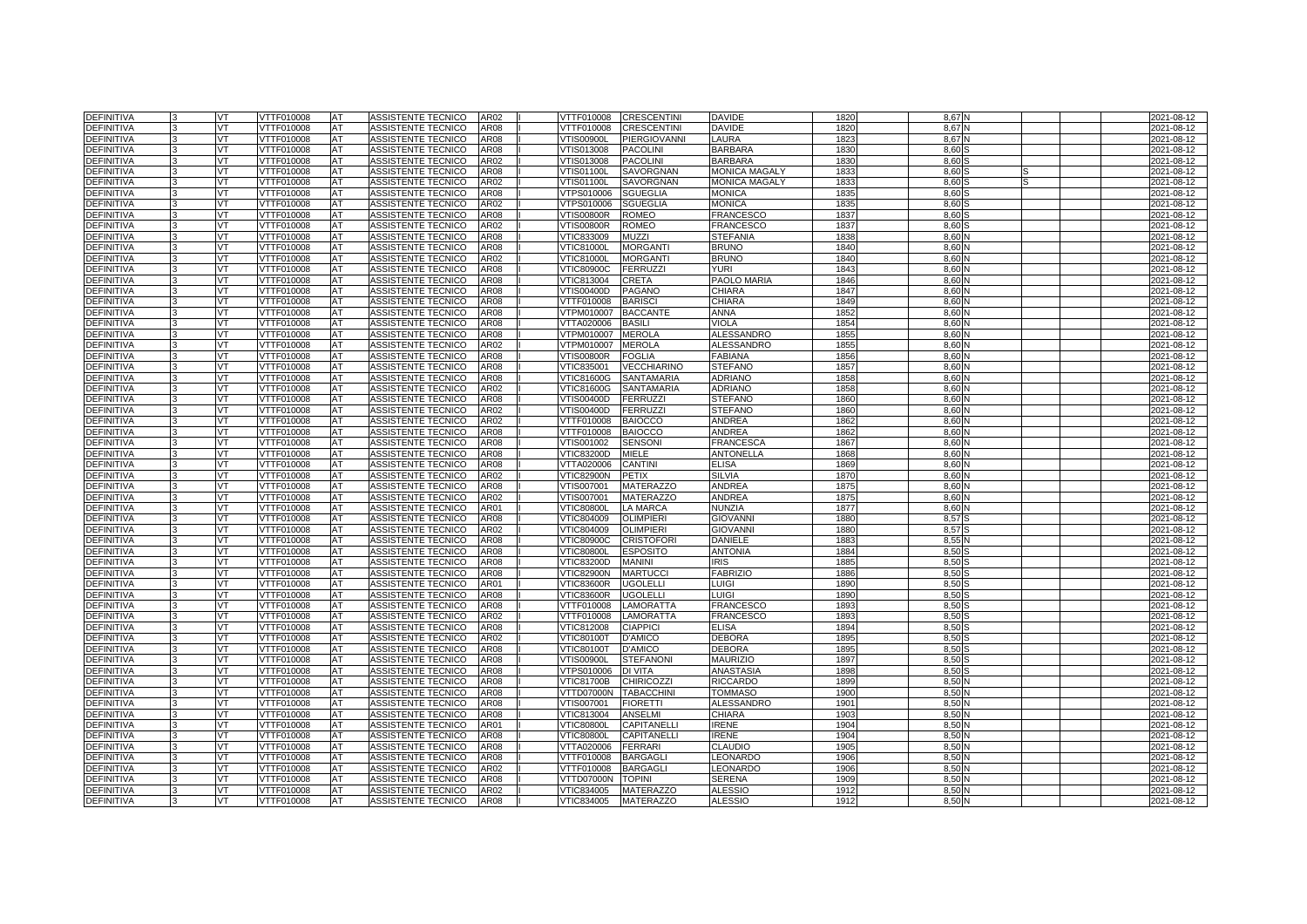| DEFINITIVA | 3 | VT | VTTF010008 | AT | ASSISTENTE TECNICO | AR02 | I | VTTF010008 | CRESCENTINI | DAVIDE | 1820 | 8,67 | N | | | 2021-08-12 |
|---|---|---|---|---|---|---|---|---|---|---|---|---|---|---|---|---|
| DEFINITIVA | 3 | VT | VTTF010008 | AT | ASSISTENTE TECNICO | AR08 | I | VTTF010008 | CRESCENTINI | DAVIDE | 1820 | 8,67 | N | | | 2021-08-12 |
| DEFINITIVA | 3 | VT | VTTF010008 | AT | ASSISTENTE TECNICO | AR08 | I | VTIS00900L | PIERGIOVANNI | LAURA | 1823 | 8,67 | N | | | 2021-08-12 |
| DEFINITIVA | 3 | VT | VTTF010008 | AT | ASSISTENTE TECNICO | AR08 | I | VTIS013008 | PACOLINI | BARBARA | 1830 | 8,60 | S | | | 2021-08-12 |
| DEFINITIVA | 3 | VT | VTTF010008 | AT | ASSISTENTE TECNICO | AR02 | I | VTIS013008 | PACOLINI | BARBARA | 1830 | 8,60 | S | | | 2021-08-12 |
| DEFINITIVA | 3 | VT | VTTF010008 | AT | ASSISTENTE TECNICO | AR08 | I | VTIS01100L | SAVORGNAN | MONICA MAGALY | 1833 | 8,60 | S | S | | 2021-08-12 |
| DEFINITIVA | 3 | VT | VTTF010008 | AT | ASSISTENTE TECNICO | AR02 | I | VTIS01100L | SAVORGNAN | MONICA MAGALY | 1833 | 8,60 | S | S | | 2021-08-12 |
| DEFINITIVA | 3 | VT | VTTF010008 | AT | ASSISTENTE TECNICO | AR08 | I | VTPS010006 | SGUEGLIA | MONICA | 1835 | 8,60 | S | | | 2021-08-12 |
| DEFINITIVA | 3 | VT | VTTF010008 | AT | ASSISTENTE TECNICO | AR02 | I | VTPS010006 | SGUEGLIA | MONICA | 1835 | 8,60 | S | | | 2021-08-12 |
| DEFINITIVA | 3 | VT | VTTF010008 | AT | ASSISTENTE TECNICO | AR08 | I | VTIS00800R | ROMEO | FRANCESCO | 1837 | 8,60 | S | | | 2021-08-12 |
| DEFINITIVA | 3 | VT | VTTF010008 | AT | ASSISTENTE TECNICO | AR02 | I | VTIS00800R | ROMEO | FRANCESCO | 1837 | 8,60 | S | | | 2021-08-12 |
| DEFINITIVA | 3 | VT | VTTF010008 | AT | ASSISTENTE TECNICO | AR08 | I | VTIC833009 | MUZZI | STEFANIA | 1838 | 8,60 | N | | | 2021-08-12 |
| DEFINITIVA | 3 | VT | VTTF010008 | AT | ASSISTENTE TECNICO | AR08 | I | VTIC81000L | MORGANTI | BRUNO | 1840 | 8,60 | N | | | 2021-08-12 |
| DEFINITIVA | 3 | VT | VTTF010008 | AT | ASSISTENTE TECNICO | AR02 | I | VTIC81000L | MORGANTI | BRUNO | 1840 | 8,60 | N | | | 2021-08-12 |
| DEFINITIVA | 3 | VT | VTTF010008 | AT | ASSISTENTE TECNICO | AR08 | I | VTIC80900C | FERRUZZI | YURI | 1843 | 8,60 | N | | | 2021-08-12 |
| DEFINITIVA | 3 | VT | VTTF010008 | AT | ASSISTENTE TECNICO | AR08 | I | VTIC813004 | CRETA | PAOLO MARIA | 1846 | 8,60 | N | | | 2021-08-12 |
| DEFINITIVA | 3 | VT | VTTF010008 | AT | ASSISTENTE TECNICO | AR08 | I | VTIS00400D | PAGANO | CHIARA | 1847 | 8,60 | N | | | 2021-08-12 |
| DEFINITIVA | 3 | VT | VTTF010008 | AT | ASSISTENTE TECNICO | AR08 | I | VTTF010008 | BARISCI | CHIARA | 1849 | 8,60 | N | | | 2021-08-12 |
| DEFINITIVA | 3 | VT | VTTF010008 | AT | ASSISTENTE TECNICO | AR08 | I | VTPM010007 | BACCANTE | ANNA | 1852 | 8,60 | N | | | 2021-08-12 |
| DEFINITIVA | 3 | VT | VTTF010008 | AT | ASSISTENTE TECNICO | AR08 | I | VTTA020006 | BASILI | VIOLA | 1854 | 8,60 | N | | | 2021-08-12 |
| DEFINITIVA | 3 | VT | VTTF010008 | AT | ASSISTENTE TECNICO | AR08 | I | VTPM010007 | MEROLA | ALESSANDRO | 1855 | 8,60 | N | | | 2021-08-12 |
| DEFINITIVA | 3 | VT | VTTF010008 | AT | ASSISTENTE TECNICO | AR02 | I | VTPM010007 | MEROLA | ALESSANDRO | 1855 | 8,60 | N | | | 2021-08-12 |
| DEFINITIVA | 3 | VT | VTTF010008 | AT | ASSISTENTE TECNICO | AR08 | I | VTIS00800R | FOGLIA | FABIANA | 1856 | 8,60 | N | | | 2021-08-12 |
| DEFINITIVA | 3 | VT | VTTF010008 | AT | ASSISTENTE TECNICO | AR08 | I | VTIC835001 | VECCHIARINO | STEFANO | 1857 | 8,60 | N | | | 2021-08-12 |
| DEFINITIVA | 3 | VT | VTTF010008 | AT | ASSISTENTE TECNICO | AR08 | I | VTIC81600G | SANTAMARIA | ADRIANO | 1858 | 8,60 | N | | | 2021-08-12 |
| DEFINITIVA | 3 | VT | VTTF010008 | AT | ASSISTENTE TECNICO | AR02 | I | VTIC81600G | SANTAMARIA | ADRIANO | 1858 | 8,60 | N | | | 2021-08-12 |
| DEFINITIVA | 3 | VT | VTTF010008 | AT | ASSISTENTE TECNICO | AR08 | I | VTIS00400D | FERRUZZI | STEFANO | 1860 | 8,60 | N | | | 2021-08-12 |
| DEFINITIVA | 3 | VT | VTTF010008 | AT | ASSISTENTE TECNICO | AR02 | I | VTIS00400D | FERRUZZI | STEFANO | 1860 | 8,60 | N | | | 2021-08-12 |
| DEFINITIVA | 3 | VT | VTTF010008 | AT | ASSISTENTE TECNICO | AR02 | I | VTTF010008 | BAIOCCO | ANDREA | 1862 | 8,60 | N | | | 2021-08-12 |
| DEFINITIVA | 3 | VT | VTTF010008 | AT | ASSISTENTE TECNICO | AR08 | I | VTTF010008 | BAIOCCO | ANDREA | 1862 | 8,60 | N | | | 2021-08-12 |
| DEFINITIVA | 3 | VT | VTTF010008 | AT | ASSISTENTE TECNICO | AR08 | I | VTIS001002 | SENSONI | FRANCESCA | 1867 | 8,60 | N | | | 2021-08-12 |
| DEFINITIVA | 3 | VT | VTTF010008 | AT | ASSISTENTE TECNICO | AR08 | I | VTIC83200D | MIELE | ANTONELLA | 1868 | 8,60 | N | | | 2021-08-12 |
| DEFINITIVA | 3 | VT | VTTF010008 | AT | ASSISTENTE TECNICO | AR08 | I | VTTA020006 | CANTINI | ELISA | 1869 | 8,60 | N | | | 2021-08-12 |
| DEFINITIVA | 3 | VT | VTTF010008 | AT | ASSISTENTE TECNICO | AR02 | I | VTIC82900N | PETIX | SILVIA | 1870 | 8,60 | N | | | 2021-08-12 |
| DEFINITIVA | 3 | VT | VTTF010008 | AT | ASSISTENTE TECNICO | AR08 | I | VTIS007001 | MATERAZZO | ANDREA | 1875 | 8,60 | N | | | 2021-08-12 |
| DEFINITIVA | 3 | VT | VTTF010008 | AT | ASSISTENTE TECNICO | AR02 | I | VTIS007001 | MATERAZZO | ANDREA | 1875 | 8,60 | N | | | 2021-08-12 |
| DEFINITIVA | 3 | VT | VTTF010008 | AT | ASSISTENTE TECNICO | AR01 | I | VTIC80800L | LA MARCA | NUNZIA | 1877 | 8,60 | N | | | 2021-08-12 |
| DEFINITIVA | 3 | VT | VTTF010008 | AT | ASSISTENTE TECNICO | AR08 | I | VTIC804009 | OLIMPIERI | GIOVANNI | 1880 | 8,57 | S | | | 2021-08-12 |
| DEFINITIVA | 3 | VT | VTTF010008 | AT | ASSISTENTE TECNICO | AR02 | I | VTIC804009 | OLIMPIERI | GIOVANNI | 1880 | 8,57 | S | | | 2021-08-12 |
| DEFINITIVA | 3 | VT | VTTF010008 | AT | ASSISTENTE TECNICO | AR08 | I | VTIC80900C | CRISTOFORI | DANIELE | 1883 | 8,55 | N | | | 2021-08-12 |
| DEFINITIVA | 3 | VT | VTTF010008 | AT | ASSISTENTE TECNICO | AR08 | I | VTIC80800L | ESPOSITO | ANTONIA | 1884 | 8,50 | S | | | 2021-08-12 |
| DEFINITIVA | 3 | VT | VTTF010008 | AT | ASSISTENTE TECNICO | AR08 | I | VTIC83200D | MANINI | IRIS | 1885 | 8,50 | S | | | 2021-08-12 |
| DEFINITIVA | 3 | VT | VTTF010008 | AT | ASSISTENTE TECNICO | AR08 | I | VTIC82900N | MARTUCCI | FABRIZIO | 1886 | 8,50 | S | | | 2021-08-12 |
| DEFINITIVA | 3 | VT | VTTF010008 | AT | ASSISTENTE TECNICO | AR01 | I | VTIC83600R | UGOLELLI | LUIGI | 1890 | 8,50 | S | | | 2021-08-12 |
| DEFINITIVA | 3 | VT | VTTF010008 | AT | ASSISTENTE TECNICO | AR08 | I | VTIC83600R | UGOLELLI | LUIGI | 1890 | 8,50 | S | | | 2021-08-12 |
| DEFINITIVA | 3 | VT | VTTF010008 | AT | ASSISTENTE TECNICO | AR08 | I | VTTF010008 | LAMORATTA | FRANCESCO | 1893 | 8,50 | S | | | 2021-08-12 |
| DEFINITIVA | 3 | VT | VTTF010008 | AT | ASSISTENTE TECNICO | AR02 | I | VTTF010008 | LAMORATTA | FRANCESCO | 1893 | 8,50 | S | | | 2021-08-12 |
| DEFINITIVA | 3 | VT | VTTF010008 | AT | ASSISTENTE TECNICO | AR08 | I | VTIC812008 | CIAPPICI | ELISA | 1894 | 8,50 | S | | | 2021-08-12 |
| DEFINITIVA | 3 | VT | VTTF010008 | AT | ASSISTENTE TECNICO | AR02 | I | VTIC80100T | D'AMICO | DEBORA | 1895 | 8,50 | S | | | 2021-08-12 |
| DEFINITIVA | 3 | VT | VTTF010008 | AT | ASSISTENTE TECNICO | AR08 | I | VTIC80100T | D'AMICO | DEBORA | 1895 | 8,50 | S | | | 2021-08-12 |
| DEFINITIVA | 3 | VT | VTTF010008 | AT | ASSISTENTE TECNICO | AR08 | I | VTIS00900L | STEFANONI | MAURIZIO | 1897 | 8,50 | S | | | 2021-08-12 |
| DEFINITIVA | 3 | VT | VTTF010008 | AT | ASSISTENTE TECNICO | AR08 | I | VTPS010006 | DI VITA | ANASTASIA | 1898 | 8,50 | S | | | 2021-08-12 |
| DEFINITIVA | 3 | VT | VTTF010008 | AT | ASSISTENTE TECNICO | AR08 | I | VTIC81700B | CHIRICOZZI | RICCARDO | 1899 | 8,50 | N | | | 2021-08-12 |
| DEFINITIVA | 3 | VT | VTTF010008 | AT | ASSISTENTE TECNICO | AR08 | I | VTTD07000N | TABACCHINI | TOMMASO | 1900 | 8,50 | N | | | 2021-08-12 |
| DEFINITIVA | 3 | VT | VTTF010008 | AT | ASSISTENTE TECNICO | AR08 | I | VTIS007001 | FIORETTI | ALESSANDRO | 1901 | 8,50 | N | | | 2021-08-12 |
| DEFINITIVA | 3 | VT | VTTF010008 | AT | ASSISTENTE TECNICO | AR08 | I | VTIC813004 | ANSELMI | CHIARA | 1903 | 8,50 | N | | | 2021-08-12 |
| DEFINITIVA | 3 | VT | VTTF010008 | AT | ASSISTENTE TECNICO | AR01 | I | VTIC80800L | CAPITANELLI | IRENE | 1904 | 8,50 | N | | | 2021-08-12 |
| DEFINITIVA | 3 | VT | VTTF010008 | AT | ASSISTENTE TECNICO | AR08 | I | VTIC80800L | CAPITANELLI | IRENE | 1904 | 8,50 | N | | | 2021-08-12 |
| DEFINITIVA | 3 | VT | VTTF010008 | AT | ASSISTENTE TECNICO | AR08 | I | VTTA020006 | FERRARI | CLAUDIO | 1905 | 8,50 | N | | | 2021-08-12 |
| DEFINITIVA | 3 | VT | VTTF010008 | AT | ASSISTENTE TECNICO | AR08 | I | VTTF010008 | BARGAGLI | LEONARDO | 1906 | 8,50 | N | | | 2021-08-12 |
| DEFINITIVA | 3 | VT | VTTF010008 | AT | ASSISTENTE TECNICO | AR02 | I | VTTF010008 | BARGAGLI | LEONARDO | 1906 | 8,50 | N | | | 2021-08-12 |
| DEFINITIVA | 3 | VT | VTTF010008 | AT | ASSISTENTE TECNICO | AR08 | I | VTTD07000N | TOPINI | SERENA | 1909 | 8,50 | N | | | 2021-08-12 |
| DEFINITIVA | 3 | VT | VTTF010008 | AT | ASSISTENTE TECNICO | AR02 | I | VTIC834005 | MATERAZZO | ALESSIO | 1912 | 8,50 | N | | | 2021-08-12 |
| DEFINITIVA | 3 | VT | VTTF010008 | AT | ASSISTENTE TECNICO | AR08 | I | VTIC834005 | MATERAZZO | ALESSIO | 1912 | 8,50 | N | | | 2021-08-12 |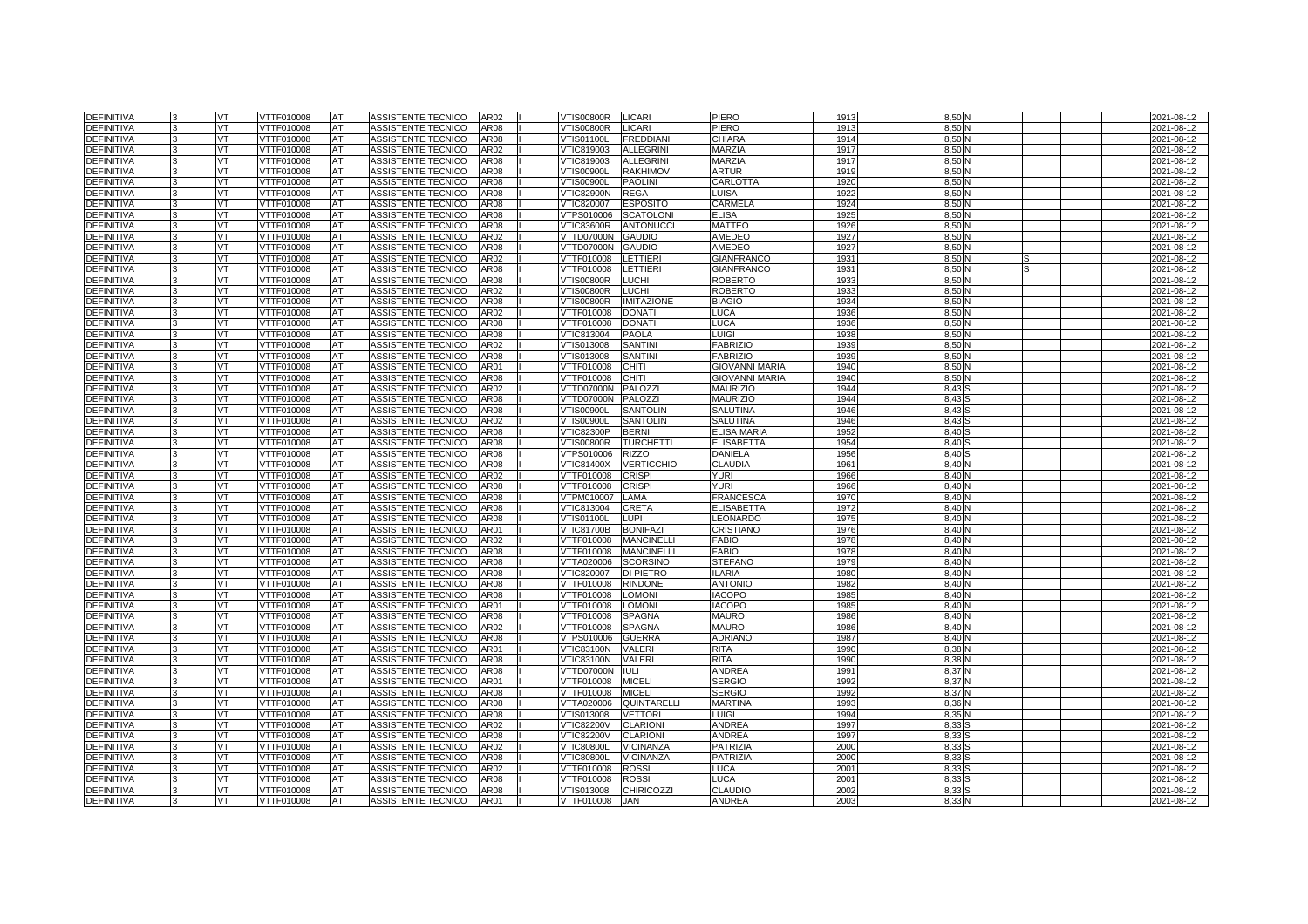| | | | | | | | | | | | | | | | | | | |
|---|---|---|---|---|---|---|---|---|---|---|---|---|---|---|---|---|---|---|
| DEFINITIVA | 3 | VT | VTTF010008 | AT | ASSISTENTE TECNICO | AR02 | I | VTIS00800R | LICARI | PIERO | 1913 | | 8,50 | N | | | | 2021-08-12 |
| DEFINITIVA | 3 | VT | VTTF010008 | AT | ASSISTENTE TECNICO | AR08 | I | VTIS00800R | LICARI | PIERO | 1913 | | 8,50 | N | | | | 2021-08-12 |
| DEFINITIVA | 3 | VT | VTTF010008 | AT | ASSISTENTE TECNICO | AR08 | I | VTIS01100L | FREDDIANI | CHIARA | 1914 | | 8,50 | N | | | | 2021-08-12 |
| DEFINITIVA | 3 | VT | VTTF010008 | AT | ASSISTENTE TECNICO | AR02 | I | VTIC819003 | ALLEGRINI | MARZIA | 1917 | | 8,50 | N | | | | 2021-08-12 |
| DEFINITIVA | 3 | VT | VTTF010008 | AT | ASSISTENTE TECNICO | AR08 | I | VTIC819003 | ALLEGRINI | MARZIA | 1917 | | 8,50 | N | | | | 2021-08-12 |
| DEFINITIVA | 3 | VT | VTTF010008 | AT | ASSISTENTE TECNICO | AR08 | I | VTIS00900L | RAKHIMOV | ARTUR | 1919 | | 8,50 | N | | | | 2021-08-12 |
| DEFINITIVA | 3 | VT | VTTF010008 | AT | ASSISTENTE TECNICO | AR08 | I | VTIS00900L | PAOLINI | CARLOTTA | 1920 | | 8,50 | N | | | | 2021-08-12 |
| DEFINITIVA | 3 | VT | VTTF010008 | AT | ASSISTENTE TECNICO | AR08 | I | VTIC82900N | REGA | LUISA | 1922 | | 8,50 | N | | | | 2021-08-12 |
| DEFINITIVA | 3 | VT | VTTF010008 | AT | ASSISTENTE TECNICO | AR08 | I | VTIC820007 | ESPOSITO | CARMELA | 1924 | | 8,50 | N | | | | 2021-08-12 |
| DEFINITIVA | 3 | VT | VTTF010008 | AT | ASSISTENTE TECNICO | AR08 | I | VTPS010006 | SCATOLONI | ELISA | 1925 | | 8,50 | N | | | | 2021-08-12 |
| DEFINITIVA | 3 | VT | VTTF010008 | AT | ASSISTENTE TECNICO | AR08 | I | VTIC83600R | ANTONUCCI | MATTEO | 1926 | | 8,50 | N | | | | 2021-08-12 |
| DEFINITIVA | 3 | VT | VTTF010008 | AT | ASSISTENTE TECNICO | AR02 | I | VTTD07000N | GAUDIO | AMEDEO | 1927 | | 8,50 | N | | | | 2021-08-12 |
| DEFINITIVA | 3 | VT | VTTF010008 | AT | ASSISTENTE TECNICO | AR08 | I | VTTD07000N | GAUDIO | AMEDEO | 1927 | | 8,50 | N | | | | 2021-08-12 |
| DEFINITIVA | 3 | VT | VTTF010008 | AT | ASSISTENTE TECNICO | AR02 | I | VTTF010008 | LETTIERI | GIANFRANCO | 1931 | | 8,50 | N | S | | | 2021-08-12 |
| DEFINITIVA | 3 | VT | VTTF010008 | AT | ASSISTENTE TECNICO | AR08 | I | VTTF010008 | LETTIERI | GIANFRANCO | 1931 | | 8,50 | N | S | | | 2021-08-12 |
| DEFINITIVA | 3 | VT | VTTF010008 | AT | ASSISTENTE TECNICO | AR08 | I | VTIS00800R | LUCHI | ROBERTO | 1933 | | 8,50 | N | | | | 2021-08-12 |
| DEFINITIVA | 3 | VT | VTTF010008 | AT | ASSISTENTE TECNICO | AR02 | I | VTIS00800R | LUCHI | ROBERTO | 1933 | | 8,50 | N | | | | 2021-08-12 |
| DEFINITIVA | 3 | VT | VTTF010008 | AT | ASSISTENTE TECNICO | AR08 | I | VTIS00800R | IMITAZIONE | BIAGIO | 1934 | | 8,50 | N | | | | 2021-08-12 |
| DEFINITIVA | 3 | VT | VTTF010008 | AT | ASSISTENTE TECNICO | AR02 | I | VTTF010008 | DONATI | LUCA | 1936 | | 8,50 | N | | | | 2021-08-12 |
| DEFINITIVA | 3 | VT | VTTF010008 | AT | ASSISTENTE TECNICO | AR08 | I | VTTF010008 | DONATI | LUCA | 1936 | | 8,50 | N | | | | 2021-08-12 |
| DEFINITIVA | 3 | VT | VTTF010008 | AT | ASSISTENTE TECNICO | AR08 | I | VTIC813004 | PAOLA | LUIGI | 1938 | | 8,50 | N | | | | 2021-08-12 |
| DEFINITIVA | 3 | VT | VTTF010008 | AT | ASSISTENTE TECNICO | AR02 | I | VTIS013008 | SANTINI | FABRIZIO | 1939 | | 8,50 | N | | | | 2021-08-12 |
| DEFINITIVA | 3 | VT | VTTF010008 | AT | ASSISTENTE TECNICO | AR08 | I | VTIS013008 | SANTINI | FABRIZIO | 1939 | | 8,50 | N | | | | 2021-08-12 |
| DEFINITIVA | 3 | VT | VTTF010008 | AT | ASSISTENTE TECNICO | AR01 | I | VTTF010008 | CHITI | GIOVANNI MARIA | 1940 | | 8,50 | N | | | | 2021-08-12 |
| DEFINITIVA | 3 | VT | VTTF010008 | AT | ASSISTENTE TECNICO | AR08 | I | VTTF010008 | CHITI | GIOVANNI MARIA | 1940 | | 8,50 | N | | | | 2021-08-12 |
| DEFINITIVA | 3 | VT | VTTF010008 | AT | ASSISTENTE TECNICO | AR02 | I | VTTD07000N | PALOZZI | MAURIZIO | 1944 | | 8,43 | S | | | | 2021-08-12 |
| DEFINITIVA | 3 | VT | VTTF010008 | AT | ASSISTENTE TECNICO | AR08 | I | VTTD07000N | PALOZZI | MAURIZIO | 1944 | | 8,43 | S | | | | 2021-08-12 |
| DEFINITIVA | 3 | VT | VTTF010008 | AT | ASSISTENTE TECNICO | AR08 | I | VTIS00900L | SANTOLIN | SALUTINA | 1946 | | 8,43 | S | | | | 2021-08-12 |
| DEFINITIVA | 3 | VT | VTTF010008 | AT | ASSISTENTE TECNICO | AR02 | I | VTIS00900L | SANTOLIN | SALUTINA | 1946 | | 8,43 | S | | | | 2021-08-12 |
| DEFINITIVA | 3 | VT | VTTF010008 | AT | ASSISTENTE TECNICO | AR08 | I | VTIC82300P | BERNI | ELISA MARIA | 1952 | | 8,40 | S | | | | 2021-08-12 |
| DEFINITIVA | 3 | VT | VTTF010008 | AT | ASSISTENTE TECNICO | AR08 | I | VTIS00800R | TURCHETTI | ELISABETTA | 1954 | | 8,40 | S | | | | 2021-08-12 |
| DEFINITIVA | 3 | VT | VTTF010008 | AT | ASSISTENTE TECNICO | AR08 | I | VTPS010006 | RIZZO | DANIELA | 1956 | | 8,40 | S | | | | 2021-08-12 |
| DEFINITIVA | 3 | VT | VTTF010008 | AT | ASSISTENTE TECNICO | AR08 | I | VTIC81400X | VERTICCHIO | CLAUDIA | 1961 | | 8,40 | N | | | | 2021-08-12 |
| DEFINITIVA | 3 | VT | VTTF010008 | AT | ASSISTENTE TECNICO | AR02 | I | VTTF010008 | CRISPI | YURI | 1966 | | 8,40 | N | | | | 2021-08-12 |
| DEFINITIVA | 3 | VT | VTTF010008 | AT | ASSISTENTE TECNICO | AR08 | I | VTTF010008 | CRISPI | YURI | 1966 | | 8,40 | N | | | | 2021-08-12 |
| DEFINITIVA | 3 | VT | VTTF010008 | AT | ASSISTENTE TECNICO | AR08 | I | VTPM010007 | LAMA | FRANCESCA | 1970 | | 8,40 | N | | | | 2021-08-12 |
| DEFINITIVA | 3 | VT | VTTF010008 | AT | ASSISTENTE TECNICO | AR08 | I | VTIC813004 | CRETA | ELISABETTA | 1972 | | 8,40 | N | | | | 2021-08-12 |
| DEFINITIVA | 3 | VT | VTTF010008 | AT | ASSISTENTE TECNICO | AR08 | I | VTIS01100L | LUPI | LEONARDO | 1975 | | 8,40 | N | | | | 2021-08-12 |
| DEFINITIVA | 3 | VT | VTTF010008 | AT | ASSISTENTE TECNICO | AR01 | I | VTIC81700B | BONIFAZI | CRISTIANO | 1976 | | 8,40 | N | | | | 2021-08-12 |
| DEFINITIVA | 3 | VT | VTTF010008 | AT | ASSISTENTE TECNICO | AR02 | I | VTTF010008 | MANCINELLI | FABIO | 1978 | | 8,40 | N | | | | 2021-08-12 |
| DEFINITIVA | 3 | VT | VTTF010008 | AT | ASSISTENTE TECNICO | AR08 | I | VTTF010008 | MANCINELLI | FABIO | 1978 | | 8,40 | N | | | | 2021-08-12 |
| DEFINITIVA | 3 | VT | VTTF010008 | AT | ASSISTENTE TECNICO | AR08 | I | VTTA020006 | SCORSINO | STEFANO | 1979 | | 8,40 | N | | | | 2021-08-12 |
| DEFINITIVA | 3 | VT | VTTF010008 | AT | ASSISTENTE TECNICO | AR08 | I | VTIC820007 | DI PIETRO | ILARIA | 1980 | | 8,40 | N | | | | 2021-08-12 |
| DEFINITIVA | 3 | VT | VTTF010008 | AT | ASSISTENTE TECNICO | AR08 | I | VTTF010008 | RINDONE | ANTONIO | 1982 | | 8,40 | N | | | | 2021-08-12 |
| DEFINITIVA | 3 | VT | VTTF010008 | AT | ASSISTENTE TECNICO | AR08 | I | VTTF010008 | LOMONI | IACOPO | 1985 | | 8,40 | N | | | | 2021-08-12 |
| DEFINITIVA | 3 | VT | VTTF010008 | AT | ASSISTENTE TECNICO | AR01 | I | VTTF010008 | LOMONI | IACOPO | 1985 | | 8,40 | N | | | | 2021-08-12 |
| DEFINITIVA | 3 | VT | VTTF010008 | AT | ASSISTENTE TECNICO | AR08 | I | VTTF010008 | SPAGNA | MAURO | 1986 | | 8,40 | N | | | | 2021-08-12 |
| DEFINITIVA | 3 | VT | VTTF010008 | AT | ASSISTENTE TECNICO | AR02 | I | VTTF010008 | SPAGNA | MAURO | 1986 | | 8,40 | N | | | | 2021-08-12 |
| DEFINITIVA | 3 | VT | VTTF010008 | AT | ASSISTENTE TECNICO | AR08 | I | VTPS010006 | GUERRA | ADRIANO | 1987 | | 8,40 | N | | | | 2021-08-12 |
| DEFINITIVA | 3 | VT | VTTF010008 | AT | ASSISTENTE TECNICO | AR01 | I | VTIC83100N | VALERI | RITA | 1990 | | 8,38 | N | | | | 2021-08-12 |
| DEFINITIVA | 3 | VT | VTTF010008 | AT | ASSISTENTE TECNICO | AR08 | I | VTIC83100N | VALERI | RITA | 1990 | | 8,38 | N | | | | 2021-08-12 |
| DEFINITIVA | 3 | VT | VTTF010008 | AT | ASSISTENTE TECNICO | AR08 | I | VTTD07000N | IULI | ANDREA | 1991 | | 8,37 | N | | | | 2021-08-12 |
| DEFINITIVA | 3 | VT | VTTF010008 | AT | ASSISTENTE TECNICO | AR01 | I | VTTF010008 | MICELI | SERGIO | 1992 | | 8,37 | N | | | | 2021-08-12 |
| DEFINITIVA | 3 | VT | VTTF010008 | AT | ASSISTENTE TECNICO | AR08 | I | VTTF010008 | MICELI | SERGIO | 1992 | | 8,37 | N | | | | 2021-08-12 |
| DEFINITIVA | 3 | VT | VTTF010008 | AT | ASSISTENTE TECNICO | AR08 | I | VTTA020006 | QUINTARELLI | MARTINA | 1993 | | 8,36 | N | | | | 2021-08-12 |
| DEFINITIVA | 3 | VT | VTTF010008 | AT | ASSISTENTE TECNICO | AR08 | I | VTIS013008 | VETTORI | LUIGI | 1994 | | 8,35 | N | | | | 2021-08-12 |
| DEFINITIVA | 3 | VT | VTTF010008 | AT | ASSISTENTE TECNICO | AR02 | I | VTIC82200V | CLARIONI | ANDREA | 1997 | | 8,33 | S | | | | 2021-08-12 |
| DEFINITIVA | 3 | VT | VTTF010008 | AT | ASSISTENTE TECNICO | AR08 | I | VTIC82200V | CLARIONI | ANDREA | 1997 | | 8,33 | S | | | | 2021-08-12 |
| DEFINITIVA | 3 | VT | VTTF010008 | AT | ASSISTENTE TECNICO | AR02 | I | VTIC80800L | VICINANZA | PATRIZIA | 2000 | | 8,33 | S | | | | 2021-08-12 |
| DEFINITIVA | 3 | VT | VTTF010008 | AT | ASSISTENTE TECNICO | AR08 | I | VTIC80800L | VICINANZA | PATRIZIA | 2000 | | 8,33 | S | | | | 2021-08-12 |
| DEFINITIVA | 3 | VT | VTTF010008 | AT | ASSISTENTE TECNICO | AR02 | I | VTTF010008 | ROSSI | LUCA | 2001 | | 8,33 | S | | | | 2021-08-12 |
| DEFINITIVA | 3 | VT | VTTF010008 | AT | ASSISTENTE TECNICO | AR08 | I | VTTF010008 | ROSSI | LUCA | 2001 | | 8,33 | S | | | | 2021-08-12 |
| DEFINITIVA | 3 | VT | VTTF010008 | AT | ASSISTENTE TECNICO | AR08 | I | VTIS013008 | CHIRICOZZI | CLAUDIO | 2002 | | 8,33 | S | | | | 2021-08-12 |
| DEFINITIVA | 3 | VT | VTTF010008 | AT | ASSISTENTE TECNICO | AR01 | I | VTTF010008 | JAN | ANDREA | 2003 | | 8,33 | N | | | | 2021-08-12 |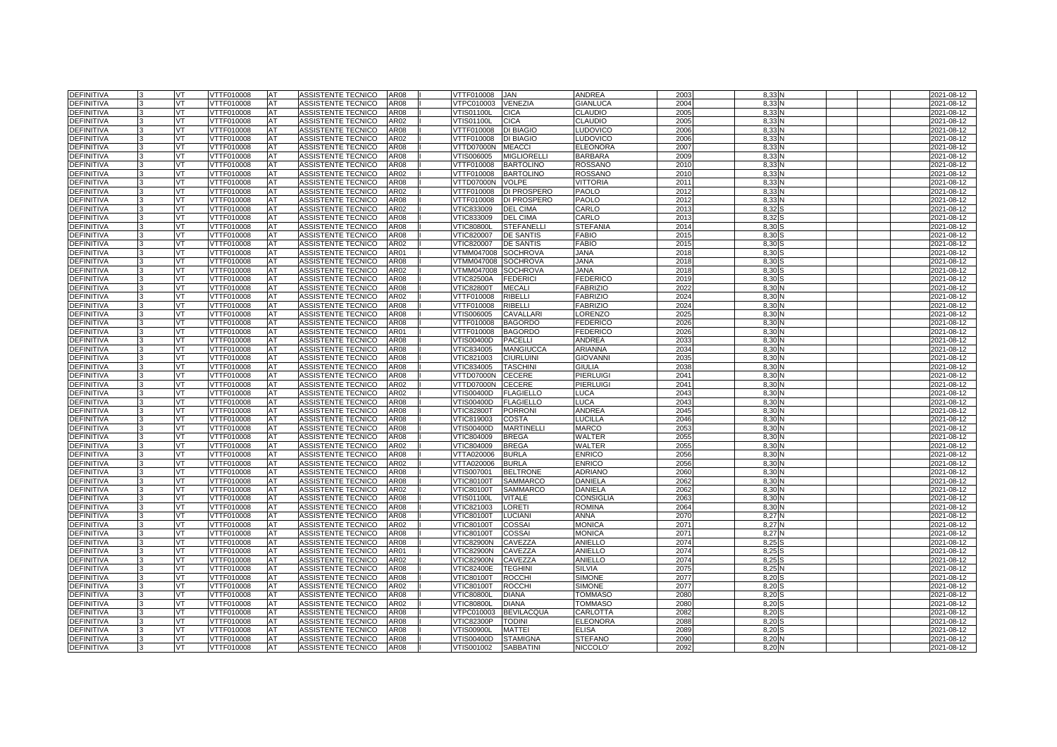| DEFINITIVA | 3 | VT | VTTF010008 | AT | ASSISTENTE TECNICO | AR08 | I | VTTF010008 | JAN | ANDREA | 2003 | 8,33 | N | | | | 2021-08-12 |
|---|---|---|---|---|---|---|---|---|---|---|---|---|---|---|---|---|---|
| DEFINITIVA | 3 | VT | VTTF010008 | AT | ASSISTENTE TECNICO | AR08 | I | VTPC010003 | VENEZIA | GIANLUCA | 2004 | 8,33 | N | | | | 2021-08-12 |
| DEFINITIVA | 3 | VT | VTTF010008 | AT | ASSISTENTE TECNICO | AR08 | I | VTIS01100L | CICA | CLAUDIO | 2005 | 8,33 | N | | | | 2021-08-12 |
| DEFINITIVA | 3 | VT | VTTF010008 | AT | ASSISTENTE TECNICO | AR02 | I | VTIS01100L | CICA | CLAUDIO | 2005 | 8,33 | N | | | | 2021-08-12 |
| DEFINITIVA | 3 | VT | VTTF010008 | AT | ASSISTENTE TECNICO | AR08 | I | VTTF010008 | DI BIAGIO | LUDOVICO | 2006 | 8,33 | N | | | | 2021-08-12 |
| DEFINITIVA | 3 | VT | VTTF010008 | AT | ASSISTENTE TECNICO | AR02 | I | VTTF010008 | DI BIAGIO | LUDOVICO | 2006 | 8,33 | N | | | | 2021-08-12 |
| DEFINITIVA | 3 | VT | VTTF010008 | AT | ASSISTENTE TECNICO | AR08 | I | VTTD07000N | MEACCI | ELEONORA | 2007 | 8,33 | N | | | | 2021-08-12 |
| DEFINITIVA | 3 | VT | VTTF010008 | AT | ASSISTENTE TECNICO | AR08 | I | VTIS006005 | MIGLIORELLI | BARBARA | 2009 | 8,33 | N | | | | 2021-08-12 |
| DEFINITIVA | 3 | VT | VTTF010008 | AT | ASSISTENTE TECNICO | AR08 | I | VTTF010008 | BARTOLINO | ROSSANO | 2010 | 8,33 | N | | | | 2021-08-12 |
| DEFINITIVA | 3 | VT | VTTF010008 | AT | ASSISTENTE TECNICO | AR02 | I | VTTF010008 | BARTOLINO | ROSSANO | 2010 | 8,33 | N | | | | 2021-08-12 |
| DEFINITIVA | 3 | VT | VTTF010008 | AT | ASSISTENTE TECNICO | AR08 | I | VTTD07000N | VOLPE | VITTORIA | 2011 | 8,33 | N | | | | 2021-08-12 |
| DEFINITIVA | 3 | VT | VTTF010008 | AT | ASSISTENTE TECNICO | AR02 | I | VTTF010008 | DI PROSPERO | PAOLO | 2012 | 8,33 | N | | | | 2021-08-12 |
| DEFINITIVA | 3 | VT | VTTF010008 | AT | ASSISTENTE TECNICO | AR08 | I | VTTF010008 | DI PROSPERO | PAOLO | 2012 | 8,33 | N | | | | 2021-08-12 |
| DEFINITIVA | 3 | VT | VTTF010008 | AT | ASSISTENTE TECNICO | AR02 | I | VTIC833009 | DEL CIMA | CARLO | 2013 | 8,32 | S | | | | 2021-08-12 |
| DEFINITIVA | 3 | VT | VTTF010008 | AT | ASSISTENTE TECNICO | AR08 | I | VTIC833009 | DEL CIMA | CARLO | 2013 | 8,32 | S | | | | 2021-08-12 |
| DEFINITIVA | 3 | VT | VTTF010008 | AT | ASSISTENTE TECNICO | AR08 | I | VTIC80800L | STEFANELLI | STEFANIA | 2014 | 8,30 | S | | | | 2021-08-12 |
| DEFINITIVA | 3 | VT | VTTF010008 | AT | ASSISTENTE TECNICO | AR08 | I | VTIC820007 | DE SANTIS | FABIO | 2015 | 8,30 | S | | | | 2021-08-12 |
| DEFINITIVA | 3 | VT | VTTF010008 | AT | ASSISTENTE TECNICO | AR02 | I | VTIC820007 | DE SANTIS | FABIO | 2015 | 8,30 | S | | | | 2021-08-12 |
| DEFINITIVA | 3 | VT | VTTF010008 | AT | ASSISTENTE TECNICO | AR01 | I | VTMM047008 | SOCHROVA | JANA | 2018 | 8,30 | S | | | | 2021-08-12 |
| DEFINITIVA | 3 | VT | VTTF010008 | AT | ASSISTENTE TECNICO | AR08 | I | VTMM047008 | SOCHROVA | JANA | 2018 | 8,30 | S | | | | 2021-08-12 |
| DEFINITIVA | 3 | VT | VTTF010008 | AT | ASSISTENTE TECNICO | AR02 | I | VTMM047008 | SOCHROVA | JANA | 2018 | 8,30 | S | | | | 2021-08-12 |
| DEFINITIVA | 3 | VT | VTTF010008 | AT | ASSISTENTE TECNICO | AR08 | I | VTIC82500A | FEDERICI | FEDERICO | 2019 | 8,30 | S | | | | 2021-08-12 |
| DEFINITIVA | 3 | VT | VTTF010008 | AT | ASSISTENTE TECNICO | AR08 | I | VTIC82800T | MECALI | FABRIZIO | 2022 | 8,30 | N | | | | 2021-08-12 |
| DEFINITIVA | 3 | VT | VTTF010008 | AT | ASSISTENTE TECNICO | AR02 | I | VTTF010008 | RIBELLI | FABRIZIO | 2024 | 8,30 | N | | | | 2021-08-12 |
| DEFINITIVA | 3 | VT | VTTF010008 | AT | ASSISTENTE TECNICO | AR08 | I | VTTF010008 | RIBELLI | FABRIZIO | 2024 | 8,30 | N | | | | 2021-08-12 |
| DEFINITIVA | 3 | VT | VTTF010008 | AT | ASSISTENTE TECNICO | AR08 | I | VTIS006005 | CAVALLARI | LORENZO | 2025 | 8,30 | N | | | | 2021-08-12 |
| DEFINITIVA | 3 | VT | VTTF010008 | AT | ASSISTENTE TECNICO | AR08 | I | VTTF010008 | BAGORDO | FEDERICO | 2026 | 8,30 | N | | | | 2021-08-12 |
| DEFINITIVA | 3 | VT | VTTF010008 | AT | ASSISTENTE TECNICO | AR01 | I | VTTF010008 | BAGORDO | FEDERICO | 2026 | 8,30 | N | | | | 2021-08-12 |
| DEFINITIVA | 3 | VT | VTTF010008 | AT | ASSISTENTE TECNICO | AR08 | I | VTIS00400D | PACELLI | ANDREA | 2033 | 8,30 | N | | | | 2021-08-12 |
| DEFINITIVA | 3 | VT | VTTF010008 | AT | ASSISTENTE TECNICO | AR08 | I | VTIC834005 | MANGIUCCA | ARIANNA | 2034 | 8,30 | N | | | | 2021-08-12 |
| DEFINITIVA | 3 | VT | VTTF010008 | AT | ASSISTENTE TECNICO | AR08 | I | VTIC821003 | CIURLUINI | GIOVANNI | 2035 | 8,30 | N | | | | 2021-08-12 |
| DEFINITIVA | 3 | VT | VTTF010008 | AT | ASSISTENTE TECNICO | AR08 | I | VTIC834005 | TASCHINI | GIULIA | 2038 | 8,30 | N | | | | 2021-08-12 |
| DEFINITIVA | 3 | VT | VTTF010008 | AT | ASSISTENTE TECNICO | AR08 | I | VTTD07000N | CECERE | PIERLUIGI | 2041 | 8,30 | N | | | | 2021-08-12 |
| DEFINITIVA | 3 | VT | VTTF010008 | AT | ASSISTENTE TECNICO | AR02 | I | VTTD07000N | CECERE | PIERLUIGI | 2041 | 8,30 | N | | | | 2021-08-12 |
| DEFINITIVA | 3 | VT | VTTF010008 | AT | ASSISTENTE TECNICO | AR02 | I | VTIS00400D | FLAGIELLO | LUCA | 2043 | 8,30 | N | | | | 2021-08-12 |
| DEFINITIVA | 3 | VT | VTTF010008 | AT | ASSISTENTE TECNICO | AR08 | I | VTIS00400D | FLAGIELLO | LUCA | 2043 | 8,30 | N | | | | 2021-08-12 |
| DEFINITIVA | 3 | VT | VTTF010008 | AT | ASSISTENTE TECNICO | AR08 | I | VTIC82800T | PORRONI | ANDREA | 2045 | 8,30 | N | | | | 2021-08-12 |
| DEFINITIVA | 3 | VT | VTTF010008 | AT | ASSISTENTE TECNICO | AR08 | I | VTIC819003 | COSTA | LUCILLA | 2046 | 8,30 | N | | | | 2021-08-12 |
| DEFINITIVA | 3 | VT | VTTF010008 | AT | ASSISTENTE TECNICO | AR08 | I | VTIS00400D | MARTINELLI | MARCO | 2053 | 8,30 | N | | | | 2021-08-12 |
| DEFINITIVA | 3 | VT | VTTF010008 | AT | ASSISTENTE TECNICO | AR08 | I | VTIC804009 | BREGA | WALTER | 2055 | 8,30 | N | | | | 2021-08-12 |
| DEFINITIVA | 3 | VT | VTTF010008 | AT | ASSISTENTE TECNICO | AR02 | I | VTIC804009 | BREGA | WALTER | 2055 | 8,30 | N | | | | 2021-08-12 |
| DEFINITIVA | 3 | VT | VTTF010008 | AT | ASSISTENTE TECNICO | AR08 | I | VTTA020006 | BURLA | ENRICO | 2056 | 8,30 | N | | | | 2021-08-12 |
| DEFINITIVA | 3 | VT | VTTF010008 | AT | ASSISTENTE TECNICO | AR02 | I | VTTA020006 | BURLA | ENRICO | 2056 | 8,30 | N | | | | 2021-08-12 |
| DEFINITIVA | 3 | VT | VTTF010008 | AT | ASSISTENTE TECNICO | AR08 | I | VTIS007001 | BELTRONE | ADRIANO | 2060 | 8,30 | N | | | | 2021-08-12 |
| DEFINITIVA | 3 | VT | VTTF010008 | AT | ASSISTENTE TECNICO | AR08 | I | VTIC80100T | SAMMARCO | DANIELA | 2062 | 8,30 | N | | | | 2021-08-12 |
| DEFINITIVA | 3 | VT | VTTF010008 | AT | ASSISTENTE TECNICO | AR02 | I | VTIC80100T | SAMMARCO | DANIELA | 2062 | 8,30 | N | | | | 2021-08-12 |
| DEFINITIVA | 3 | VT | VTTF010008 | AT | ASSISTENTE TECNICO | AR08 | I | VTIS01100L | VITALE | CONSIGLIA | 2063 | 8,30 | N | | | | 2021-08-12 |
| DEFINITIVA | 3 | VT | VTTF010008 | AT | ASSISTENTE TECNICO | AR08 | I | VTIC821003 | LORETI | ROMINA | 2064 | 8,30 | N | | | | 2021-08-12 |
| DEFINITIVA | 3 | VT | VTTF010008 | AT | ASSISTENTE TECNICO | AR08 | I | VTIC80100T | LUCIANI | ANNA | 2070 | 8,27 | N | | | | 2021-08-12 |
| DEFINITIVA | 3 | VT | VTTF010008 | AT | ASSISTENTE TECNICO | AR02 | I | VTIC80100T | COSSAI | MONICA | 2071 | 8,27 | N | | | | 2021-08-12 |
| DEFINITIVA | 3 | VT | VTTF010008 | AT | ASSISTENTE TECNICO | AR08 | I | VTIC80100T | COSSAI | MONICA | 2071 | 8,27 | N | | | | 2021-08-12 |
| DEFINITIVA | 3 | VT | VTTF010008 | AT | ASSISTENTE TECNICO | AR08 | I | VTIC82900N | CAVEZZA | ANIELLO | 2074 | 8,25 | S | | | | 2021-08-12 |
| DEFINITIVA | 3 | VT | VTTF010008 | AT | ASSISTENTE TECNICO | AR01 | I | VTIC82900N | CAVEZZA | ANIELLO | 2074 | 8,25 | S | | | | 2021-08-12 |
| DEFINITIVA | 3 | VT | VTTF010008 | AT | ASSISTENTE TECNICO | AR02 | I | VTIC82900N | CAVEZZA | ANIELLO | 2074 | 8,25 | S | | | | 2021-08-12 |
| DEFINITIVA | 3 | VT | VTTF010008 | AT | ASSISTENTE TECNICO | AR08 | I | VTIC82400E | TEGHINI | SILVIA | 2075 | 8,25 | N | | | | 2021-08-12 |
| DEFINITIVA | 3 | VT | VTTF010008 | AT | ASSISTENTE TECNICO | AR08 | I | VTIC80100T | ROCCHI | SIMONE | 2077 | 8,20 | S | | | | 2021-08-12 |
| DEFINITIVA | 3 | VT | VTTF010008 | AT | ASSISTENTE TECNICO | AR02 | I | VTIC80100T | ROCCHI | SIMONE | 2077 | 8,20 | S | | | | 2021-08-12 |
| DEFINITIVA | 3 | VT | VTTF010008 | AT | ASSISTENTE TECNICO | AR08 | I | VTIC80800L | DIANA | TOMMASO | 2080 | 8,20 | S | | | | 2021-08-12 |
| DEFINITIVA | 3 | VT | VTTF010008 | AT | ASSISTENTE TECNICO | AR02 | I | VTIC80800L | DIANA | TOMMASO | 2080 | 8,20 | S | | | | 2021-08-12 |
| DEFINITIVA | 3 | VT | VTTF010008 | AT | ASSISTENTE TECNICO | AR08 | I | VTPC010003 | BEVILACQUA | CARLOTTA | 2082 | 8,20 | S | | | | 2021-08-12 |
| DEFINITIVA | 3 | VT | VTTF010008 | AT | ASSISTENTE TECNICO | AR08 | I | VTIC82300P | TODINI | ELEONORA | 2088 | 8,20 | S | | | | 2021-08-12 |
| DEFINITIVA | 3 | VT | VTTF010008 | AT | ASSISTENTE TECNICO | AR08 | I | VTIS00900L | MATTEI | ELISA | 2089 | 8,20 | S | | | | 2021-08-12 |
| DEFINITIVA | 3 | VT | VTTF010008 | AT | ASSISTENTE TECNICO | AR08 | I | VTIS00400D | STAMIGNA | STEFANO | 2090 | 8,20 | N | | | | 2021-08-12 |
| DEFINITIVA | 3 | VT | VTTF010008 | AT | ASSISTENTE TECNICO | AR08 | I | VTIS001002 | SABBATINI | NICCOLO' | 2092 | 8,20 | N | | | | 2021-08-12 |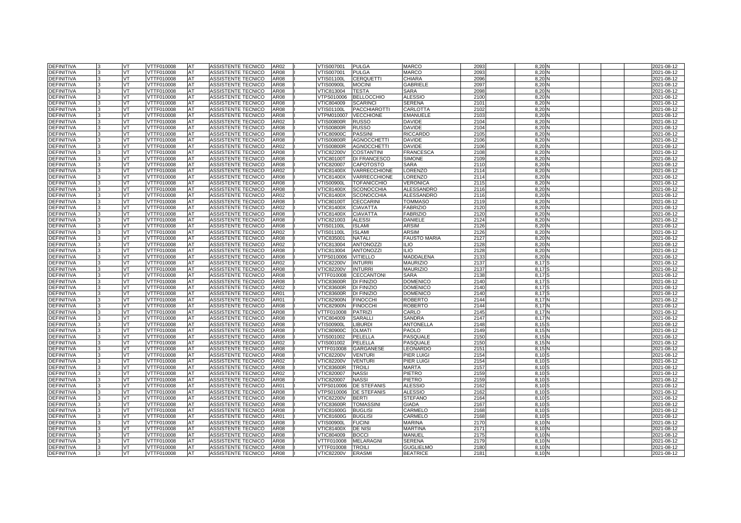| DEFINITIVA | 3 | VT | VTTF010008 | AT | ASSISTENTE TECNICO | AR02 | I | VTIS007001 | PULGA | MARCO | 2093 | 8,20 | N | | | | 2021-08-12 |
|---|---|---|---|---|---|---|---|---|---|---|---|---|---|---|---|---|---|
| DEFINITIVA | 3 | VT | VTTF010008 | AT | ASSISTENTE TECNICO | AR08 | I | VTIS007001 | PULGA | MARCO | 2093 | 8,20 | N | | | | 2021-08-12 |
| DEFINITIVA | 3 | VT | VTTF010008 | AT | ASSISTENTE TECNICO | AR08 | I | VTIS01100L | CERQUETTI | CHIARA | 2096 | 8,20 | N | | | | 2021-08-12 |
| DEFINITIVA | 3 | VT | VTTF010008 | AT | ASSISTENTE TECNICO | AR08 | I | VTIS00900L | MOCINI | GABRIELE | 2097 | 8,20 | N | | | | 2021-08-12 |
| DEFINITIVA | 3 | VT | VTTF010008 | AT | ASSISTENTE TECNICO | AR08 | I | VTIC813004 | TESTA | SARA | 2098 | 8,20 | N | | | | 2021-08-12 |
| DEFINITIVA | 3 | VT | VTTF010008 | AT | ASSISTENTE TECNICO | AR08 | I | VTPS010006 | BELLOCCHIO | ALESSIO | 2100 | 8,20 | N | | | | 2021-08-12 |
| DEFINITIVA | 3 | VT | VTTF010008 | AT | ASSISTENTE TECNICO | AR08 | I | VTIC804009 | SCARINCI | SERENA | 2101 | 8,20 | N | | | | 2021-08-12 |
| DEFINITIVA | 3 | VT | VTTF010008 | AT | ASSISTENTE TECNICO | AR08 | I | VTIS01100L | PACCHIAROTTI | CARLOTTA | 2102 | 8,20 | N | | | | 2021-08-12 |
| DEFINITIVA | 3 | VT | VTTF010008 | AT | ASSISTENTE TECNICO | AR08 | I | VTPM010007 | VECCHIONE | EMANUELE | 2103 | 8,20 | N | | | | 2021-08-12 |
| DEFINITIVA | 3 | VT | VTTF010008 | AT | ASSISTENTE TECNICO | AR02 | I | VTIS00800R | RUSSO | DAVIDE | 2104 | 8,20 | N | | | | 2021-08-12 |
| DEFINITIVA | 3 | VT | VTTF010008 | AT | ASSISTENTE TECNICO | AR08 | I | VTIS00800R | RUSSO | DAVIDE | 2104 | 8,20 | N | | | | 2021-08-12 |
| DEFINITIVA | 3 | VT | VTTF010008 | AT | ASSISTENTE TECNICO | AR08 | I | VTIC80900C | PASSINI | RICCARDO | 2105 | 8,20 | N | | | | 2021-08-12 |
| DEFINITIVA | 3 | VT | VTTF010008 | AT | ASSISTENTE TECNICO | AR08 | I | VTIS00800R | AGNOCCHETTI | DAVIDE | 2106 | 8,20 | N | | | | 2021-08-12 |
| DEFINITIVA | 3 | VT | VTTF010008 | AT | ASSISTENTE TECNICO | AR02 | I | VTIS00800R | AGNOCCHETTI | DAVIDE | 2106 | 8,20 | N | | | | 2021-08-12 |
| DEFINITIVA | 3 | VT | VTTF010008 | AT | ASSISTENTE TECNICO | AR08 | I | VTIC82200V | COSTANTINI | FRANCESCA | 2108 | 8,20 | N | | | | 2021-08-12 |
| DEFINITIVA | 3 | VT | VTTF010008 | AT | ASSISTENTE TECNICO | AR08 | I | VTIC80100T | DI FRANCESCO | SIMONE | 2109 | 8,20 | N | | | | 2021-08-12 |
| DEFINITIVA | 3 | VT | VTTF010008 | AT | ASSISTENTE TECNICO | AR08 | I | VTIC820007 | CAPOTOSTO | SARA | 2110 | 8,20 | N | | | | 2021-08-12 |
| DEFINITIVA | 3 | VT | VTTF010008 | AT | ASSISTENTE TECNICO | AR02 | I | VTIC81400X | VARRECCHIONE | LORENZO | 2114 | 8,20 | N | | | | 2021-08-12 |
| DEFINITIVA | 3 | VT | VTTF010008 | AT | ASSISTENTE TECNICO | AR08 | I | VTIC81400X | VARRECCHIONE | LORENZO | 2114 | 8,20 | N | | | | 2021-08-12 |
| DEFINITIVA | 3 | VT | VTTF010008 | AT | ASSISTENTE TECNICO | AR08 | I | VTIS00900L | TOFANICCHIO | VERONICA | 2115 | 8,20 | N | | | | 2021-08-12 |
| DEFINITIVA | 3 | VT | VTTF010008 | AT | ASSISTENTE TECNICO | AR08 | I | VTIC81400X | SCONOCCHIA | ALESSANDRO | 2116 | 8,20 | N | | | | 2021-08-12 |
| DEFINITIVA | 3 | VT | VTTF010008 | AT | ASSISTENTE TECNICO | AR02 | I | VTIC81400X | SCONOCCHIA | ALESSANDRO | 2116 | 8,20 | N | | | | 2021-08-12 |
| DEFINITIVA | 3 | VT | VTTF010008 | AT | ASSISTENTE TECNICO | AR08 | I | VTIC80100T | CECCARINI | TOMMASO | 2119 | 8,20 | N | | | | 2021-08-12 |
| DEFINITIVA | 3 | VT | VTTF010008 | AT | ASSISTENTE TECNICO | AR02 | I | VTIC81400X | CIAVATTA | FABRIZIO | 2120 | 8,20 | N | | | | 2021-08-12 |
| DEFINITIVA | 3 | VT | VTTF010008 | AT | ASSISTENTE TECNICO | AR08 | I | VTIC81400X | CIAVATTA | FABRIZIO | 2120 | 8,20 | N | | | | 2021-08-12 |
| DEFINITIVA | 3 | VT | VTTF010008 | AT | ASSISTENTE TECNICO | AR08 | I | VTIC821003 | ALESSI | DANIELE | 2124 | 8,20 | N | | | | 2021-08-12 |
| DEFINITIVA | 3 | VT | VTTF010008 | AT | ASSISTENTE TECNICO | AR08 | I | VTIS01100L | ISLAMI | ARSIM | 2126 | 8,20 | N | | | | 2021-08-12 |
| DEFINITIVA | 3 | VT | VTTF010008 | AT | ASSISTENTE TECNICO | AR02 | I | VTIS01100L | ISLAMI | ARSIM | 2126 | 8,20 | N | | | | 2021-08-12 |
| DEFINITIVA | 3 | VT | VTTF010008 | AT | ASSISTENTE TECNICO | AR08 | I | VTIC835001 | NATALI | FAUSTO MARIA | 2127 | 8,20 | N | | | | 2021-08-12 |
| DEFINITIVA | 3 | VT | VTTF010008 | AT | ASSISTENTE TECNICO | AR02 | I | VTIC813004 | ANTONOZZI | ILIO | 2128 | 8,20 | N | | | | 2021-08-12 |
| DEFINITIVA | 3 | VT | VTTF010008 | AT | ASSISTENTE TECNICO | AR08 | I | VTIC813004 | ANTONOZZI | ILIO | 2128 | 8,20 | N | | | | 2021-08-12 |
| DEFINITIVA | 3 | VT | VTTF010008 | AT | ASSISTENTE TECNICO | AR08 | I | VTPS010006 | VITIELLO | MADDALENA | 2133 | 8,20 | N | | | | 2021-08-12 |
| DEFINITIVA | 3 | VT | VTTF010008 | AT | ASSISTENTE TECNICO | AR02 | I | VTIC82200V | INTURRI | MAURIZIO | 2137 | 8,17 | S | | | | 2021-08-12 |
| DEFINITIVA | 3 | VT | VTTF010008 | AT | ASSISTENTE TECNICO | AR08 | I | VTIC82200V | INTURRI | MAURIZIO | 2137 | 8,17 | S | | | | 2021-08-12 |
| DEFINITIVA | 3 | VT | VTTF010008 | AT | ASSISTENTE TECNICO | AR08 | I | VTTF010008 | CECCANTONI | SARA | 2138 | 8,17 | S | | | | 2021-08-12 |
| DEFINITIVA | 3 | VT | VTTF010008 | AT | ASSISTENTE TECNICO | AR08 | I | VTIC83600R | DI FINIZIO | DOMENICO | 2140 | 8,17 | S | | | | 2021-08-12 |
| DEFINITIVA | 3 | VT | VTTF010008 | AT | ASSISTENTE TECNICO | AR02 | I | VTIC83600R | DI FINIZIO | DOMENICO | 2140 | 8,17 | S | | | | 2021-08-12 |
| DEFINITIVA | 3 | VT | VTTF010008 | AT | ASSISTENTE TECNICO | AR01 | I | VTIC83600R | DI FINIZIO | DOMENICO | 2140 | 8,17 | S | | | | 2021-08-12 |
| DEFINITIVA | 3 | VT | VTTF010008 | AT | ASSISTENTE TECNICO | AR01 | I | VTIC82900N | FINOCCHI | ROBERTO | 2144 | 8,17 | N | | | | 2021-08-12 |
| DEFINITIVA | 3 | VT | VTTF010008 | AT | ASSISTENTE TECNICO | AR08 | I | VTIC82900N | FINOCCHI | ROBERTO | 2144 | 8,17 | N | | | | 2021-08-12 |
| DEFINITIVA | 3 | VT | VTTF010008 | AT | ASSISTENTE TECNICO | AR08 | I | VTTF010008 | PATRIZI | CARLO | 2145 | 8,17 | N | | | | 2021-08-12 |
| DEFINITIVA | 3 | VT | VTTF010008 | AT | ASSISTENTE TECNICO | AR08 | I | VTIC804009 | SARALLI | SANDRA | 2147 | 8,17 | N | | | | 2021-08-12 |
| DEFINITIVA | 3 | VT | VTTF010008 | AT | ASSISTENTE TECNICO | AR08 | I | VTIS00900L | LIBURDI | ANTONELLA | 2148 | 8,15 | S | | | | 2021-08-12 |
| DEFINITIVA | 3 | VT | VTTF010008 | AT | ASSISTENTE TECNICO | AR08 | I | VTIC80900C | OLMATI | PAOLO | 2149 | 8,15 | N | | | | 2021-08-12 |
| DEFINITIVA | 3 | VT | VTTF010008 | AT | ASSISTENTE TECNICO | AR08 | I | VTIS001002 | PELELLA | PASQUALE | 2150 | 8,15 | N | | | | 2021-08-12 |
| DEFINITIVA | 3 | VT | VTTF010008 | AT | ASSISTENTE TECNICO | AR02 | I | VTIS001002 | PELELLA | PASQUALE | 2150 | 8,15 | N | | | | 2021-08-12 |
| DEFINITIVA | 3 | VT | VTTF010008 | AT | ASSISTENTE TECNICO | AR08 | I | VTTF010008 | GARGANESE | LEONARDO | 2151 | 8,15 | N | | | | 2021-08-12 |
| DEFINITIVA | 3 | VT | VTTF010008 | AT | ASSISTENTE TECNICO | AR08 | I | VTIC82200V | VENTURI | PIER LUIGI | 2154 | 8,10 | S | | | | 2021-08-12 |
| DEFINITIVA | 3 | VT | VTTF010008 | AT | ASSISTENTE TECNICO | AR02 | I | VTIC82200V | VENTURI | PIER LUIGI | 2154 | 8,10 | S | | | | 2021-08-12 |
| DEFINITIVA | 3 | VT | VTTF010008 | AT | ASSISTENTE TECNICO | AR08 | I | VTIC83600R | TROILI | MARTA | 2157 | 8,10 | S | | | | 2021-08-12 |
| DEFINITIVA | 3 | VT | VTTF010008 | AT | ASSISTENTE TECNICO | AR02 | I | VTIC820007 | NASSI | PIETRO | 2159 | 8,10 | S | | | | 2021-08-12 |
| DEFINITIVA | 3 | VT | VTTF010008 | AT | ASSISTENTE TECNICO | AR08 | I | VTIC820007 | NASSI | PIETRO | 2159 | 8,10 | S | | | | 2021-08-12 |
| DEFINITIVA | 3 | VT | VTTF010008 | AT | ASSISTENTE TECNICO | AR01 | I | VTPS010006 | DE STEFANIS | ALESSIO | 2162 | 8,10 | S | | | | 2021-08-12 |
| DEFINITIVA | 3 | VT | VTTF010008 | AT | ASSISTENTE TECNICO | AR08 | I | VTPS010006 | DE STEFANIS | ALESSIO | 2162 | 8,10 | S | | | | 2021-08-12 |
| DEFINITIVA | 3 | VT | VTTF010008 | AT | ASSISTENTE TECNICO | AR08 | I | VTIC82200V | BERTI | STEFANO | 2164 | 8,10 | S | | | | 2021-08-12 |
| DEFINITIVA | 3 | VT | VTTF010008 | AT | ASSISTENTE TECNICO | AR08 | I | VTIC83600R | TOMASSINI | GIADA | 2167 | 8,10 | S | | | | 2021-08-12 |
| DEFINITIVA | 3 | VT | VTTF010008 | AT | ASSISTENTE TECNICO | AR08 | I | VTIC81600G | BUGLISI | CARMELO | 2168 | 8,10 | S | | | | 2021-08-12 |
| DEFINITIVA | 3 | VT | VTTF010008 | AT | ASSISTENTE TECNICO | AR01 | I | VTIC81600G | BUGLISI | CARMELO | 2168 | 8,10 | S | | | | 2021-08-12 |
| DEFINITIVA | 3 | VT | VTTF010008 | AT | ASSISTENTE TECNICO | AR08 | I | VTIS00900L | FUCINI | MARINA | 2170 | 8,10 | N | | | | 2021-08-12 |
| DEFINITIVA | 3 | VT | VTTF010008 | AT | ASSISTENTE TECNICO | AR08 | I | VTIC81400X | DE NISI | MARTINA | 2171 | 8,10 | N | | | | 2021-08-12 |
| DEFINITIVA | 3 | VT | VTTF010008 | AT | ASSISTENTE TECNICO | AR08 | I | VTIC804009 | BOCCI | MANUEL | 2175 | 8,10 | N | | | | 2021-08-12 |
| DEFINITIVA | 3 | VT | VTTF010008 | AT | ASSISTENTE TECNICO | AR08 | I | VTTF010008 | MELARAGNI | SERENA | 2179 | 8,10 | N | | | | 2021-08-12 |
| DEFINITIVA | 3 | VT | VTTF010008 | AT | ASSISTENTE TECNICO | AR08 | I | VTTF010008 | TROILI | GUGLIELMO | 2180 | 8,10 | N | | | | 2021-08-12 |
| DEFINITIVA | 3 | VT | VTTF010008 | AT | ASSISTENTE TECNICO | AR08 | I | VTIC82200V | ERASMI | BEATRICE | 2181 | 8,10 | N | | | | 2021-08-12 |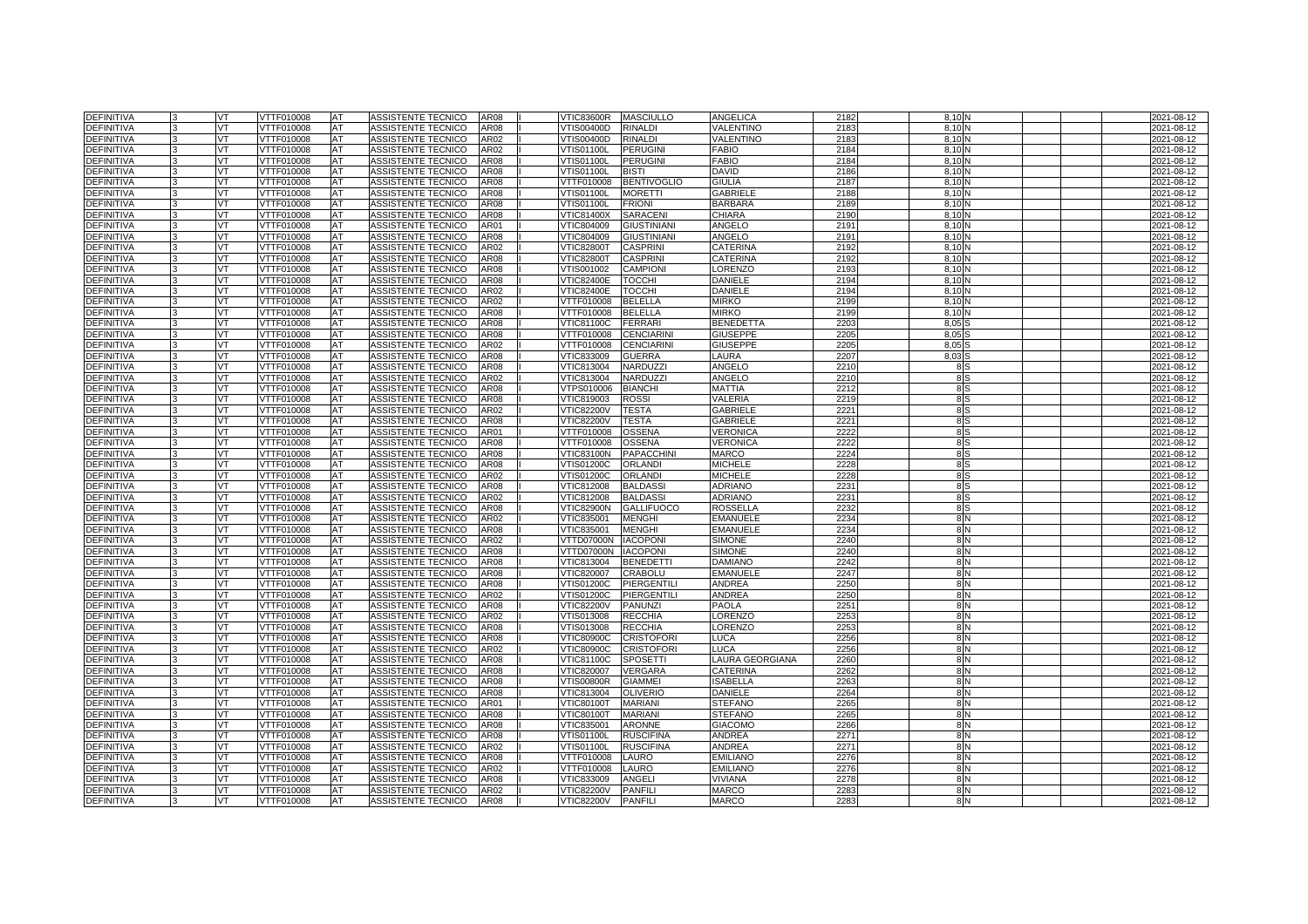| | | | | | | | | | | | | | | | | | | |
|---|---|---|---|---|---|---|---|---|---|---|---|---|---|---|---|---|---|---|
| DEFINITIVA | 3 | VT | VTTF010008 | AT | ASSISTENTE TECNICO | AR08 | I | VTIC83600R | MASCIULLO | ANGELICA | 2182 | | 8,10 | N | | | | 2021-08-12 |
| DEFINITIVA | 3 | VT | VTTF010008 | AT | ASSISTENTE TECNICO | AR08 | I | VTIS00400D | RINALDI | VALENTINO | 2183 | | 8,10 | N | | | | 2021-08-12 |
| DEFINITIVA | 3 | VT | VTTF010008 | AT | ASSISTENTE TECNICO | AR02 | I | VTIS00400D | RINALDI | VALENTINO | 2183 | | 8,10 | N | | | | 2021-08-12 |
| DEFINITIVA | 3 | VT | VTTF010008 | AT | ASSISTENTE TECNICO | AR02 | I | VTIS01100L | PERUGINI | FABIO | 2184 | | 8,10 | N | | | | 2021-08-12 |
| DEFINITIVA | 3 | VT | VTTF010008 | AT | ASSISTENTE TECNICO | AR08 | I | VTIS01100L | PERUGINI | FABIO | 2184 | | 8,10 | N | | | | 2021-08-12 |
| DEFINITIVA | 3 | VT | VTTF010008 | AT | ASSISTENTE TECNICO | AR08 | I | VTIS01100L | BISTI | DAVID | 2186 | | 8,10 | N | | | | 2021-08-12 |
| DEFINITIVA | 3 | VT | VTTF010008 | AT | ASSISTENTE TECNICO | AR08 | I | VTTF010008 | BENTIVOGLIO | GIULIA | 2187 | | 8,10 | N | | | | 2021-08-12 |
| DEFINITIVA | 3 | VT | VTTF010008 | AT | ASSISTENTE TECNICO | AR08 | I | VTIS01100L | MORETTI | GABRIELE | 2188 | | 8,10 | N | | | | 2021-08-12 |
| DEFINITIVA | 3 | VT | VTTF010008 | AT | ASSISTENTE TECNICO | AR08 | I | VTIS01100L | FRIONI | BARBARA | 2189 | | 8,10 | N | | | | 2021-08-12 |
| DEFINITIVA | 3 | VT | VTTF010008 | AT | ASSISTENTE TECNICO | AR08 | I | VTIC81400X | SARACENI | CHIARA | 2190 | | 8,10 | N | | | | 2021-08-12 |
| DEFINITIVA | 3 | VT | VTTF010008 | AT | ASSISTENTE TECNICO | AR01 | I | VTIC804009 | GIUSTINIANI | ANGELO | 2191 | | 8,10 | N | | | | 2021-08-12 |
| DEFINITIVA | 3 | VT | VTTF010008 | AT | ASSISTENTE TECNICO | AR08 | I | VTIC804009 | GIUSTINIANI | ANGELO | 2191 | | 8,10 | N | | | | 2021-08-12 |
| DEFINITIVA | 3 | VT | VTTF010008 | AT | ASSISTENTE TECNICO | AR02 | I | VTIC82800T | CASPRINI | CATERINA | 2192 | | 8,10 | N | | | | 2021-08-12 |
| DEFINITIVA | 3 | VT | VTTF010008 | AT | ASSISTENTE TECNICO | AR08 | I | VTIC82800T | CASPRINI | CATERINA | 2192 | | 8,10 | N | | | | 2021-08-12 |
| DEFINITIVA | 3 | VT | VTTF010008 | AT | ASSISTENTE TECNICO | AR08 | I | VTIS001002 | CAMPIONI | LORENZO | 2193 | | 8,10 | N | | | | 2021-08-12 |
| DEFINITIVA | 3 | VT | VTTF010008 | AT | ASSISTENTE TECNICO | AR08 | I | VTIC82400E | TOCCHI | DANIELE | 2194 | | 8,10 | N | | | | 2021-08-12 |
| DEFINITIVA | 3 | VT | VTTF010008 | AT | ASSISTENTE TECNICO | AR02 | I | VTIC82400E | TOCCHI | DANIELE | 2194 | | 8,10 | N | | | | 2021-08-12 |
| DEFINITIVA | 3 | VT | VTTF010008 | AT | ASSISTENTE TECNICO | AR02 | I | VTTF010008 | BELELLA | MIRKO | 2199 | | 8,10 | N | | | | 2021-08-12 |
| DEFINITIVA | 3 | VT | VTTF010008 | AT | ASSISTENTE TECNICO | AR08 | I | VTTF010008 | BELELLA | MIRKO | 2199 | | 8,10 | N | | | | 2021-08-12 |
| DEFINITIVA | 3 | VT | VTTF010008 | AT | ASSISTENTE TECNICO | AR08 | I | VTIC81100C | FERRARI | BENEDETTA | 2203 | | 8,05 | S | | | | 2021-08-12 |
| DEFINITIVA | 3 | VT | VTTF010008 | AT | ASSISTENTE TECNICO | AR08 | I | VTTF010008 | CENCIARINI | GIUSEPPE | 2205 | | 8,05 | S | | | | 2021-08-12 |
| DEFINITIVA | 3 | VT | VTTF010008 | AT | ASSISTENTE TECNICO | AR02 | I | VTTF010008 | CENCIARINI | GIUSEPPE | 2205 | | 8,05 | S | | | | 2021-08-12 |
| DEFINITIVA | 3 | VT | VTTF010008 | AT | ASSISTENTE TECNICO | AR08 | I | VTIC833009 | GUERRA | LAURA | 2207 | | 8,03 | S | | | | 2021-08-12 |
| DEFINITIVA | 3 | VT | VTTF010008 | AT | ASSISTENTE TECNICO | AR08 | I | VTIC813004 | NARDUZZI | ANGELO | 2210 | | 8 | S | | | | 2021-08-12 |
| DEFINITIVA | 3 | VT | VTTF010008 | AT | ASSISTENTE TECNICO | AR02 | I | VTIC813004 | NARDUZZI | ANGELO | 2210 | | 8 | S | | | | 2021-08-12 |
| DEFINITIVA | 3 | VT | VTTF010008 | AT | ASSISTENTE TECNICO | AR08 | I | VTPS010006 | BIANCHI | MATTIA | 2212 | | 8 | S | | | | 2021-08-12 |
| DEFINITIVA | 3 | VT | VTTF010008 | AT | ASSISTENTE TECNICO | AR08 | I | VTIC819003 | ROSSI | VALERIA | 2219 | | 8 | S | | | | 2021-08-12 |
| DEFINITIVA | 3 | VT | VTTF010008 | AT | ASSISTENTE TECNICO | AR02 | I | VTIC82200V | TESTA | GABRIELE | 2221 | | 8 | S | | | | 2021-08-12 |
| DEFINITIVA | 3 | VT | VTTF010008 | AT | ASSISTENTE TECNICO | AR08 | I | VTIC82200V | TESTA | GABRIELE | 2221 | | 8 | S | | | | 2021-08-12 |
| DEFINITIVA | 3 | VT | VTTF010008 | AT | ASSISTENTE TECNICO | AR01 | I | VTTF010008 | OSSENA | VERONICA | 2222 | | 8 | S | | | | 2021-08-12 |
| DEFINITIVA | 3 | VT | VTTF010008 | AT | ASSISTENTE TECNICO | AR08 | I | VTTF010008 | OSSENA | VERONICA | 2222 | | 8 | S | | | | 2021-08-12 |
| DEFINITIVA | 3 | VT | VTTF010008 | AT | ASSISTENTE TECNICO | AR08 | I | VTIC83100N | PAPACCHINI | MARCO | 2224 | | 8 | S | | | | 2021-08-12 |
| DEFINITIVA | 3 | VT | VTTF010008 | AT | ASSISTENTE TECNICO | AR08 | I | VTIS01200C | ORLANDI | MICHELE | 2228 | | 8 | S | | | | 2021-08-12 |
| DEFINITIVA | 3 | VT | VTTF010008 | AT | ASSISTENTE TECNICO | AR02 | I | VTIS01200C | ORLANDI | MICHELE | 2228 | | 8 | S | | | | 2021-08-12 |
| DEFINITIVA | 3 | VT | VTTF010008 | AT | ASSISTENTE TECNICO | AR08 | I | VTIC812008 | BALDASSI | ADRIANO | 2231 | | 8 | S | | | | 2021-08-12 |
| DEFINITIVA | 3 | VT | VTTF010008 | AT | ASSISTENTE TECNICO | AR02 | I | VTIC812008 | BALDASSI | ADRIANO | 2231 | | 8 | S | | | | 2021-08-12 |
| DEFINITIVA | 3 | VT | VTTF010008 | AT | ASSISTENTE TECNICO | AR08 | I | VTIC82900N | GALLIFUOCO | ROSSELLA | 2232 | | 8 | S | | | | 2021-08-12 |
| DEFINITIVA | 3 | VT | VTTF010008 | AT | ASSISTENTE TECNICO | AR02 | I | VTIC835001 | MENGHI | EMANUELE | 2234 | | 8 | N | | | | 2021-08-12 |
| DEFINITIVA | 3 | VT | VTTF010008 | AT | ASSISTENTE TECNICO | AR08 | I | VTIC835001 | MENGHI | EMANUELE | 2234 | | 8 | N | | | | 2021-08-12 |
| DEFINITIVA | 3 | VT | VTTF010008 | AT | ASSISTENTE TECNICO | AR02 | I | VTTD07000N | IACOPONI | SIMONE | 2240 | | 8 | N | | | | 2021-08-12 |
| DEFINITIVA | 3 | VT | VTTF010008 | AT | ASSISTENTE TECNICO | AR08 | I | VTTD07000N | IACOPONI | SIMONE | 2240 | | 8 | N | | | | 2021-08-12 |
| DEFINITIVA | 3 | VT | VTTF010008 | AT | ASSISTENTE TECNICO | AR08 | I | VTIC813004 | BENEDETTI | DAMIANO | 2242 | | 8 | N | | | | 2021-08-12 |
| DEFINITIVA | 3 | VT | VTTF010008 | AT | ASSISTENTE TECNICO | AR08 | I | VTIC820007 | CRABOLU | EMANUELE | 2247 | | 8 | N | | | | 2021-08-12 |
| DEFINITIVA | 3 | VT | VTTF010008 | AT | ASSISTENTE TECNICO | AR08 | I | VTIS01200C | PIERGENTILI | ANDREA | 2250 | | 8 | N | | | | 2021-08-12 |
| DEFINITIVA | 3 | VT | VTTF010008 | AT | ASSISTENTE TECNICO | AR02 | I | VTIS01200C | PIERGENTILI | ANDREA | 2250 | | 8 | N | | | | 2021-08-12 |
| DEFINITIVA | 3 | VT | VTTF010008 | AT | ASSISTENTE TECNICO | AR08 | I | VTIC82200V | PANUNZI | PAOLA | 2251 | | 8 | N | | | | 2021-08-12 |
| DEFINITIVA | 3 | VT | VTTF010008 | AT | ASSISTENTE TECNICO | AR02 | I | VTIS013008 | RECCHIA | LORENZO | 2253 | | 8 | N | | | | 2021-08-12 |
| DEFINITIVA | 3 | VT | VTTF010008 | AT | ASSISTENTE TECNICO | AR08 | I | VTIS013008 | RECCHIA | LORENZO | 2253 | | 8 | N | | | | 2021-08-12 |
| DEFINITIVA | 3 | VT | VTTF010008 | AT | ASSISTENTE TECNICO | AR08 | I | VTIC80900C | CRISTOFORI | LUCA | 2256 | | 8 | N | | | | 2021-08-12 |
| DEFINITIVA | 3 | VT | VTTF010008 | AT | ASSISTENTE TECNICO | AR02 | I | VTIC80900C | CRISTOFORI | LUCA | 2256 | | 8 | N | | | | 2021-08-12 |
| DEFINITIVA | 3 | VT | VTTF010008 | AT | ASSISTENTE TECNICO | AR08 | I | VTIC81100C | SPOSETTI | LAURA GEORGIANA | 2260 | | 8 | N | | | | 2021-08-12 |
| DEFINITIVA | 3 | VT | VTTF010008 | AT | ASSISTENTE TECNICO | AR08 | I | VTIC820007 | VERGARA | CATERINA | 2262 | | 8 | N | | | | 2021-08-12 |
| DEFINITIVA | 3 | VT | VTTF010008 | AT | ASSISTENTE TECNICO | AR08 | I | VTIS00800R | GIAMMEI | ISABELLA | 2263 | | 8 | N | | | | 2021-08-12 |
| DEFINITIVA | 3 | VT | VTTF010008 | AT | ASSISTENTE TECNICO | AR08 | I | VTIC813004 | OLIVERIO | DANIELE | 2264 | | 8 | N | | | | 2021-08-12 |
| DEFINITIVA | 3 | VT | VTTF010008 | AT | ASSISTENTE TECNICO | AR01 | I | VTIC80100T | MARIANI | STEFANO | 2265 | | 8 | N | | | | 2021-08-12 |
| DEFINITIVA | 3 | VT | VTTF010008 | AT | ASSISTENTE TECNICO | AR08 | I | VTIC80100T | MARIANI | STEFANO | 2265 | | 8 | N | | | | 2021-08-12 |
| DEFINITIVA | 3 | VT | VTTF010008 | AT | ASSISTENTE TECNICO | AR08 | I | VTIC835001 | ARONNE | GIACOMO | 2266 | | 8 | N | | | | 2021-08-12 |
| DEFINITIVA | 3 | VT | VTTF010008 | AT | ASSISTENTE TECNICO | AR08 | I | VTIS01100L | RUSCIFINA | ANDREA | 2271 | | 8 | N | | | | 2021-08-12 |
| DEFINITIVA | 3 | VT | VTTF010008 | AT | ASSISTENTE TECNICO | AR02 | I | VTIS01100L | RUSCIFINA | ANDREA | 2271 | | 8 | N | | | | 2021-08-12 |
| DEFINITIVA | 3 | VT | VTTF010008 | AT | ASSISTENTE TECNICO | AR08 | I | VTTF010008 | LAURO | EMILIANO | 2276 | | 8 | N | | | | 2021-08-12 |
| DEFINITIVA | 3 | VT | VTTF010008 | AT | ASSISTENTE TECNICO | AR02 | I | VTTF010008 | LAURO | EMILIANO | 2276 | | 8 | N | | | | 2021-08-12 |
| DEFINITIVA | 3 | VT | VTTF010008 | AT | ASSISTENTE TECNICO | AR08 | I | VTIC833009 | ANGELI | VIVIANA | 2278 | | 8 | N | | | | 2021-08-12 |
| DEFINITIVA | 3 | VT | VTTF010008 | AT | ASSISTENTE TECNICO | AR02 | I | VTIC82200V | PANFILI | MARCO | 2283 | | 8 | N | | | | 2021-08-12 |
| DEFINITIVA | 3 | VT | VTTF010008 | AT | ASSISTENTE TECNICO | AR08 | I | VTIC82200V | PANFILI | MARCO | 2283 | | 8 | N | | | | 2021-08-12 |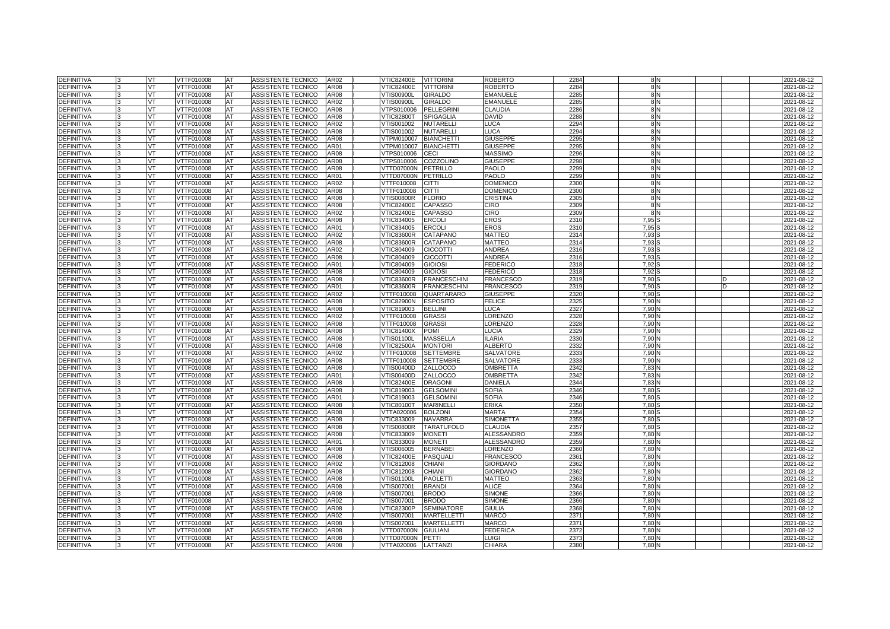| | | | | | | | | | | | | | | | | | | |
|---|---|---|---|---|---|---|---|---|---|---|---|---|---|---|---|---|---|---|
| DEFINITIVA | 3 | VT | VTTF010008 | AT | ASSISTENTE TECNICO | AR02 | I | VTIC82400E | VITTORINI | ROBERTO | 2284 | | 8 | N | | | | 2021-08-12 |
| DEFINITIVA | 3 | VT | VTTF010008 | AT | ASSISTENTE TECNICO | AR08 | I | VTIC82400E | VITTORINI | ROBERTO | 2284 | | 8 | N | | | | 2021-08-12 |
| DEFINITIVA | 3 | VT | VTTF010008 | AT | ASSISTENTE TECNICO | AR08 | I | VTIS00900L | GIRALDO | EMANUELE | 2285 | | 8 | N | | | | 2021-08-12 |
| DEFINITIVA | 3 | VT | VTTF010008 | AT | ASSISTENTE TECNICO | AR02 | I | VTIS00900L | GIRALDO | EMANUELE | 2285 | | 8 | N | | | | 2021-08-12 |
| DEFINITIVA | 3 | VT | VTTF010008 | AT | ASSISTENTE TECNICO | AR08 | I | VTPS010006 | PELLEGRINI | CLAUDIA | 2286 | | 8 | N | | | | 2021-08-12 |
| DEFINITIVA | 3 | VT | VTTF010008 | AT | ASSISTENTE TECNICO | AR08 | I | VTIC82800T | SPIGAGLIA | DAVID | 2288 | | 8 | N | | | | 2021-08-12 |
| DEFINITIVA | 3 | VT | VTTF010008 | AT | ASSISTENTE TECNICO | AR02 | I | VTIS001002 | NUTARELLI | LUCA | 2294 | | 8 | N | | | | 2021-08-12 |
| DEFINITIVA | 3 | VT | VTTF010008 | AT | ASSISTENTE TECNICO | AR08 | I | VTIS001002 | NUTARELLI | LUCA | 2294 | | 8 | N | | | | 2021-08-12 |
| DEFINITIVA | 3 | VT | VTTF010008 | AT | ASSISTENTE TECNICO | AR08 | I | VTPM010007 | BIANCHETTI | GIUSEPPE | 2295 | | 8 | N | | | | 2021-08-12 |
| DEFINITIVA | 3 | VT | VTTF010008 | AT | ASSISTENTE TECNICO | AR01 | I | VTPM010007 | BIANCHETTI | GIUSEPPE | 2295 | | 8 | N | | | | 2021-08-12 |
| DEFINITIVA | 3 | VT | VTTF010008 | AT | ASSISTENTE TECNICO | AR08 | I | VTPS010006 | CECI | MASSIMO | 2296 | | 8 | N | | | | 2021-08-12 |
| DEFINITIVA | 3 | VT | VTTF010008 | AT | ASSISTENTE TECNICO | AR08 | I | VTPS010006 | COZZOLINO | GIUSEPPE | 2298 | | 8 | N | | | | 2021-08-12 |
| DEFINITIVA | 3 | VT | VTTF010008 | AT | ASSISTENTE TECNICO | AR08 | I | VTTD07000N | PETRILLO | PAOLO | 2299 | | 8 | N | | | | 2021-08-12 |
| DEFINITIVA | 3 | VT | VTTF010008 | AT | ASSISTENTE TECNICO | AR01 | I | VTTD07000N | PETRILLO | PAOLO | 2299 | | 8 | N | | | | 2021-08-12 |
| DEFINITIVA | 3 | VT | VTTF010008 | AT | ASSISTENTE TECNICO | AR02 | I | VTTF010008 | CITTI | DOMENICO | 2300 | | 8 | N | | | | 2021-08-12 |
| DEFINITIVA | 3 | VT | VTTF010008 | AT | ASSISTENTE TECNICO | AR08 | I | VTTF010008 | CITTI | DOMENICO | 2300 | | 8 | N | | | | 2021-08-12 |
| DEFINITIVA | 3 | VT | VTTF010008 | AT | ASSISTENTE TECNICO | AR08 | I | VTIS00800R | FLORIO | CRISTINA | 2305 | | 8 | N | | | | 2021-08-12 |
| DEFINITIVA | 3 | VT | VTTF010008 | AT | ASSISTENTE TECNICO | AR08 | I | VTIC82400E | CAPASSO | CIRO | 2309 | | 8 | N | | | | 2021-08-12 |
| DEFINITIVA | 3 | VT | VTTF010008 | AT | ASSISTENTE TECNICO | AR02 | I | VTIC82400E | CAPASSO | CIRO | 2309 | | 8 | N | | | | 2021-08-12 |
| DEFINITIVA | 3 | VT | VTTF010008 | AT | ASSISTENTE TECNICO | AR08 | I | VTIC834005 | ERCOLI | EROS | 2310 | | 7,95 | S | | | | 2021-08-12 |
| DEFINITIVA | 3 | VT | VTTF010008 | AT | ASSISTENTE TECNICO | AR01 | I | VTIC834005 | ERCOLI | EROS | 2310 | | 7,95 | S | | | | 2021-08-12 |
| DEFINITIVA | 3 | VT | VTTF010008 | AT | ASSISTENTE TECNICO | AR02 | I | VTIC83600R | CATAPANO | MATTEO | 2314 | | 7,93 | S | | | | 2021-08-12 |
| DEFINITIVA | 3 | VT | VTTF010008 | AT | ASSISTENTE TECNICO | AR08 | I | VTIC83600R | CATAPANO | MATTEO | 2314 | | 7,93 | S | | | | 2021-08-12 |
| DEFINITIVA | 3 | VT | VTTF010008 | AT | ASSISTENTE TECNICO | AR02 | I | VTIC804009 | CICCOTTI | ANDREA | 2316 | | 7,93 | S | | | | 2021-08-12 |
| DEFINITIVA | 3 | VT | VTTF010008 | AT | ASSISTENTE TECNICO | AR08 | I | VTIC804009 | CICCOTTI | ANDREA | 2316 | | 7,93 | S | | | | 2021-08-12 |
| DEFINITIVA | 3 | VT | VTTF010008 | AT | ASSISTENTE TECNICO | AR01 | I | VTIC804009 | GIOIOSI | FEDERICO | 2318 | | 7,92 | S | | | | 2021-08-12 |
| DEFINITIVA | 3 | VT | VTTF010008 | AT | ASSISTENTE TECNICO | AR08 | I | VTIC804009 | GIOIOSI | FEDERICO | 2318 | | 7,92 | S | | | | 2021-08-12 |
| DEFINITIVA | 3 | VT | VTTF010008 | AT | ASSISTENTE TECNICO | AR08 | I | VTIC83600R | FRANCESCHINI | FRANCESCO | 2319 | | 7,90 | S | | D | | 2021-08-12 |
| DEFINITIVA | 3 | VT | VTTF010008 | AT | ASSISTENTE TECNICO | AR01 | I | VTIC83600R | FRANCESCHINI | FRANCESCO | 2319 | | 7,90 | S | | D | | 2021-08-12 |
| DEFINITIVA | 3 | VT | VTTF010008 | AT | ASSISTENTE TECNICO | AR02 | I | VTTF010008 | QUARTARARO | GIUSEPPE | 2320 | | 7,90 | S | | | | 2021-08-12 |
| DEFINITIVA | 3 | VT | VTTF010008 | AT | ASSISTENTE TECNICO | AR08 | I | VTIC82900N | ESPOSITO | FELICE | 2325 | | 7,90 | N | | | | 2021-08-12 |
| DEFINITIVA | 3 | VT | VTTF010008 | AT | ASSISTENTE TECNICO | AR08 | I | VTIC819003 | BELLINI | LUCA | 2327 | | 7,90 | N | | | | 2021-08-12 |
| DEFINITIVA | 3 | VT | VTTF010008 | AT | ASSISTENTE TECNICO | AR02 | I | VTTF010008 | GRASSI | LORENZO | 2328 | | 7,90 | N | | | | 2021-08-12 |
| DEFINITIVA | 3 | VT | VTTF010008 | AT | ASSISTENTE TECNICO | AR08 | I | VTTF010008 | GRASSI | LORENZO | 2328 | | 7,90 | N | | | | 2021-08-12 |
| DEFINITIVA | 3 | VT | VTTF010008 | AT | ASSISTENTE TECNICO | AR08 | I | VTIC81400X | POMI | LUCIA | 2329 | | 7,90 | N | | | | 2021-08-12 |
| DEFINITIVA | 3 | VT | VTTF010008 | AT | ASSISTENTE TECNICO | AR08 | I | VTIS01100L | MASSELLA | ILARIA | 2330 | | 7,90 | N | | | | 2021-08-12 |
| DEFINITIVA | 3 | VT | VTTF010008 | AT | ASSISTENTE TECNICO | AR08 | I | VTIC82500A | MONTORI | ALBERTO | 2332 | | 7,90 | N | | | | 2021-08-12 |
| DEFINITIVA | 3 | VT | VTTF010008 | AT | ASSISTENTE TECNICO | AR02 | I | VTTF010008 | SETTEMBRE | SALVATORE | 2333 | | 7,90 | N | | | | 2021-08-12 |
| DEFINITIVA | 3 | VT | VTTF010008 | AT | ASSISTENTE TECNICO | AR08 | I | VTTF010008 | SETTEMBRE | SALVATORE | 2333 | | 7,90 | N | | | | 2021-08-12 |
| DEFINITIVA | 3 | VT | VTTF010008 | AT | ASSISTENTE TECNICO | AR08 | I | VTIS00400D | ZALLOCCO | OMBRETTA | 2342 | | 7,83 | N | | | | 2021-08-12 |
| DEFINITIVA | 3 | VT | VTTF010008 | AT | ASSISTENTE TECNICO | AR01 | I | VTIS00400D | ZALLOCCO | OMBRETTA | 2342 | | 7,83 | N | | | | 2021-08-12 |
| DEFINITIVA | 3 | VT | VTTF010008 | AT | ASSISTENTE TECNICO | AR08 | I | VTIC82400E | DRAGONI | DANIELA | 2344 | | 7,83 | N | | | | 2021-08-12 |
| DEFINITIVA | 3 | VT | VTTF010008 | AT | ASSISTENTE TECNICO | AR08 | I | VTIC819003 | GELSOMINI | SOFIA | 2346 | | 7,80 | S | | | | 2021-08-12 |
| DEFINITIVA | 3 | VT | VTTF010008 | AT | ASSISTENTE TECNICO | AR01 | I | VTIC819003 | GELSOMINI | SOFIA | 2346 | | 7,80 | S | | | | 2021-08-12 |
| DEFINITIVA | 3 | VT | VTTF010008 | AT | ASSISTENTE TECNICO | AR08 | I | VTIC80100T | MARINELLI | ERIKA | 2350 | | 7,80 | S | | | | 2021-08-12 |
| DEFINITIVA | 3 | VT | VTTF010008 | AT | ASSISTENTE TECNICO | AR08 | I | VTTA020006 | BOLZONI | MARTA | 2354 | | 7,80 | S | | | | 2021-08-12 |
| DEFINITIVA | 3 | VT | VTTF010008 | AT | ASSISTENTE TECNICO | AR08 | I | VTIC833009 | NAVARRA | SIMONETTA | 2355 | | 7,80 | S | | | | 2021-08-12 |
| DEFINITIVA | 3 | VT | VTTF010008 | AT | ASSISTENTE TECNICO | AR08 | I | VTIS00800R | TARATUFOLO | CLAUDIA | 2357 | | 7,80 | S | | | | 2021-08-12 |
| DEFINITIVA | 3 | VT | VTTF010008 | AT | ASSISTENTE TECNICO | AR08 | I | VTIC833009 | MONETI | ALESSANDRO | 2359 | | 7,80 | N | | | | 2021-08-12 |
| DEFINITIVA | 3 | VT | VTTF010008 | AT | ASSISTENTE TECNICO | AR01 | I | VTIC833009 | MONETI | ALESSANDRO | 2359 | | 7,80 | N | | | | 2021-08-12 |
| DEFINITIVA | 3 | VT | VTTF010008 | AT | ASSISTENTE TECNICO | AR08 | I | VTIS006005 | BERNABEI | LORENZO | 2360 | | 7,80 | N | | | | 2021-08-12 |
| DEFINITIVA | 3 | VT | VTTF010008 | AT | ASSISTENTE TECNICO | AR08 | I | VTIC82400E | PASQUALI | FRANCESCO | 2361 | | 7,80 | N | | | | 2021-08-12 |
| DEFINITIVA | 3 | VT | VTTF010008 | AT | ASSISTENTE TECNICO | AR02 | I | VTIC812008 | CHIANI | GIORDANO | 2362 | | 7,80 | N | | | | 2021-08-12 |
| DEFINITIVA | 3 | VT | VTTF010008 | AT | ASSISTENTE TECNICO | AR08 | I | VTIC812008 | CHIANI | GIORDANO | 2362 | | 7,80 | N | | | | 2021-08-12 |
| DEFINITIVA | 3 | VT | VTTF010008 | AT | ASSISTENTE TECNICO | AR08 | I | VTIS01100L | PAOLETTI | MATTEO | 2363 | | 7,80 | N | | | | 2021-08-12 |
| DEFINITIVA | 3 | VT | VTTF010008 | AT | ASSISTENTE TECNICO | AR08 | I | VTIS007001 | BRANDI | ALICE | 2364 | | 7,80 | N | | | | 2021-08-12 |
| DEFINITIVA | 3 | VT | VTTF010008 | AT | ASSISTENTE TECNICO | AR08 | I | VTIS007001 | BRODO | SIMONE | 2366 | | 7,80 | N | | | | 2021-08-12 |
| DEFINITIVA | 3 | VT | VTTF010008 | AT | ASSISTENTE TECNICO | AR02 | I | VTIS007001 | BRODO | SIMONE | 2366 | | 7,80 | N | | | | 2021-08-12 |
| DEFINITIVA | 3 | VT | VTTF010008 | AT | ASSISTENTE TECNICO | AR08 | I | VTIC82300P | SEMINATORE | GIULIA | 2368 | | 7,80 | N | | | | 2021-08-12 |
| DEFINITIVA | 3 | VT | VTTF010008 | AT | ASSISTENTE TECNICO | AR02 | I | VTIS007001 | MARTELLETTI | MARCO | 2371 | | 7,80 | N | | | | 2021-08-12 |
| DEFINITIVA | 3 | VT | VTTF010008 | AT | ASSISTENTE TECNICO | AR08 | I | VTIS007001 | MARTELLETTI | MARCO | 2371 | | 7,80 | N | | | | 2021-08-12 |
| DEFINITIVA | 3 | VT | VTTF010008 | AT | ASSISTENTE TECNICO | AR08 | I | VTTD07000N | GIULIANI | FEDERICA | 2372 | | 7,80 | N | | | | 2021-08-12 |
| DEFINITIVA | 3 | VT | VTTF010008 | AT | ASSISTENTE TECNICO | AR08 | I | VTTD07000N | PETTI | LUIGI | 2373 | | 7,80 | N | | | | 2021-08-12 |
| DEFINITIVA | 3 | VT | VTTF010008 | AT | ASSISTENTE TECNICO | AR08 | I | VTTA020006 | LATTANZI | CHIARA | 2380 | | 7,80 | N | | | | 2021-08-12 |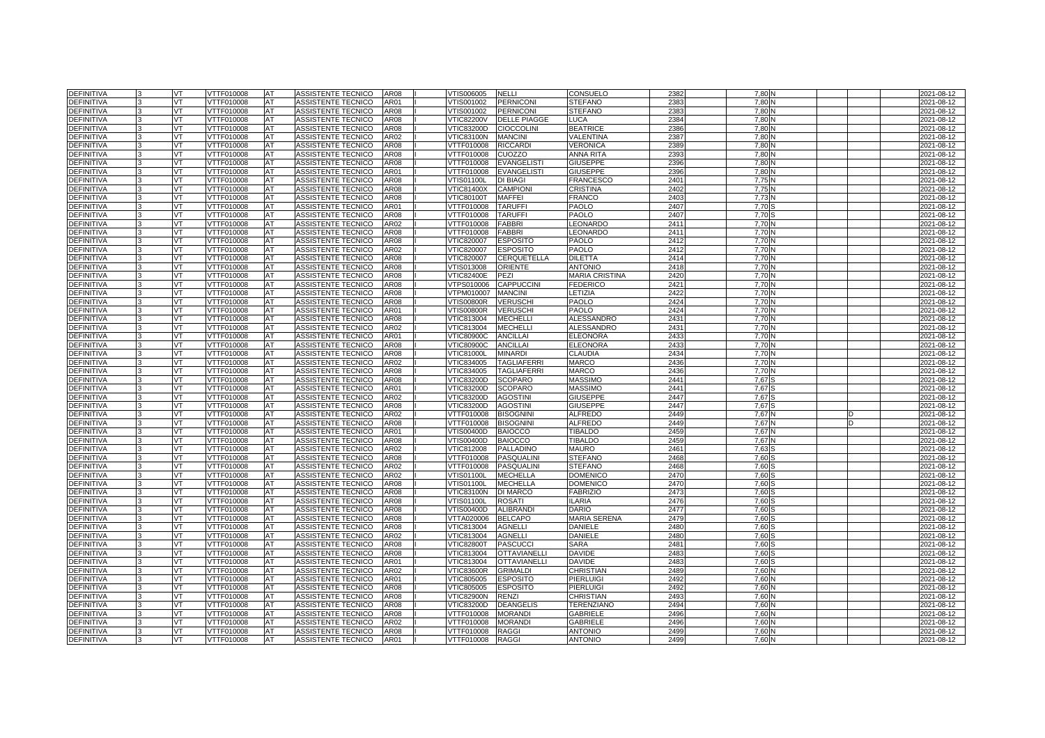| | | | | | | | | | | | | | | | | | | |
|---|---|---|---|---|---|---|---|---|---|---|---|---|---|---|---|---|---|---|
| DEFINITIVA | 3 | VT | VTTF010008 | AT | ASSISTENTE TECNICO | AR08 | I | VTIS006005 | NELLI | CONSUELO | 2382 | | 7,80 | N | | | | 2021-08-12 |
| DEFINITIVA | 3 | VT | VTTF010008 | AT | ASSISTENTE TECNICO | AR01 | I | VTIS001002 | PERNICONI | STEFANO | 2383 | | 7,80 | N | | | | 2021-08-12 |
| DEFINITIVA | 3 | VT | VTTF010008 | AT | ASSISTENTE TECNICO | AR08 | I | VTIS001002 | PERNICONI | STEFANO | 2383 | | 7,80 | N | | | | 2021-08-12 |
| DEFINITIVA | 3 | VT | VTTF010008 | AT | ASSISTENTE TECNICO | AR08 | I | VTIC82200V | DELLE PIAGGE | LUCA | 2384 | | 7,80 | N | | | | 2021-08-12 |
| DEFINITIVA | 3 | VT | VTTF010008 | AT | ASSISTENTE TECNICO | AR08 | I | VTIC83200D | CIOCCOLINI | BEATRICE | 2386 | | 7,80 | N | | | | 2021-08-12 |
| DEFINITIVA | 3 | VT | VTTF010008 | AT | ASSISTENTE TECNICO | AR02 | I | VTIC83100N | MANCINI | VALENTINA | 2387 | | 7,80 | N | | | | 2021-08-12 |
| DEFINITIVA | 3 | VT | VTTF010008 | AT | ASSISTENTE TECNICO | AR08 | I | VTTF010008 | RICCARDI | VERONICA | 2389 | | 7,80 | N | | | | 2021-08-12 |
| DEFINITIVA | 3 | VT | VTTF010008 | AT | ASSISTENTE TECNICO | AR08 | I | VTTF010008 | CUOZZO | ANNA RITA | 2393 | | 7,80 | N | | | | 2021-08-12 |
| DEFINITIVA | 3 | VT | VTTF010008 | AT | ASSISTENTE TECNICO | AR08 | I | VTTF010008 | EVANGELISTI | GIUSEPPE | 2396 | | 7,80 | N | | | | 2021-08-12 |
| DEFINITIVA | 3 | VT | VTTF010008 | AT | ASSISTENTE TECNICO | AR01 | I | VTTF010008 | EVANGELISTI | GIUSEPPE | 2396 | | 7,80 | N | | | | 2021-08-12 |
| DEFINITIVA | 3 | VT | VTTF010008 | AT | ASSISTENTE TECNICO | AR08 | I | VTIS01100L | DI BIAGI | FRANCESCO | 2401 | | 7,75 | N | | | | 2021-08-12 |
| DEFINITIVA | 3 | VT | VTTF010008 | AT | ASSISTENTE TECNICO | AR08 | I | VTIC81400X | CAMPIONI | CRISTINA | 2402 | | 7,75 | N | | | | 2021-08-12 |
| DEFINITIVA | 3 | VT | VTTF010008 | AT | ASSISTENTE TECNICO | AR08 | I | VTIC80100T | MAFFEI | FRANCO | 2403 | | 7,73 | N | | | | 2021-08-12 |
| DEFINITIVA | 3 | VT | VTTF010008 | AT | ASSISTENTE TECNICO | AR01 | I | VTTF010008 | TARUFFI | PAOLO | 2407 | | 7,70 | S | | | | 2021-08-12 |
| DEFINITIVA | 3 | VT | VTTF010008 | AT | ASSISTENTE TECNICO | AR08 | I | VTTF010008 | TARUFFI | PAOLO | 2407 | | 7,70 | S | | | | 2021-08-12 |
| DEFINITIVA | 3 | VT | VTTF010008 | AT | ASSISTENTE TECNICO | AR02 | I | VTTF010008 | FABBRI | LEONARDO | 2411 | | 7,70 | N | | | | 2021-08-12 |
| DEFINITIVA | 3 | VT | VTTF010008 | AT | ASSISTENTE TECNICO | AR08 | I | VTTF010008 | FABBRI | LEONARDO | 2411 | | 7,70 | N | | | | 2021-08-12 |
| DEFINITIVA | 3 | VT | VTTF010008 | AT | ASSISTENTE TECNICO | AR08 | I | VTIC820007 | ESPOSITO | PAOLO | 2412 | | 7,70 | N | | | | 2021-08-12 |
| DEFINITIVA | 3 | VT | VTTF010008 | AT | ASSISTENTE TECNICO | AR02 | I | VTIC820007 | ESPOSITO | PAOLO | 2412 | | 7,70 | N | | | | 2021-08-12 |
| DEFINITIVA | 3 | VT | VTTF010008 | AT | ASSISTENTE TECNICO | AR08 | I | VTIC820007 | CERQUETELLA | DILETTA | 2414 | | 7,70 | N | | | | 2021-08-12 |
| DEFINITIVA | 3 | VT | VTTF010008 | AT | ASSISTENTE TECNICO | AR08 | I | VTIS013008 | ORIENTE | ANTONIO | 2418 | | 7,70 | N | | | | 2021-08-12 |
| DEFINITIVA | 3 | VT | VTTF010008 | AT | ASSISTENTE TECNICO | AR08 | I | VTIC82400E | PEZI | MARIA CRISTINA | 2420 | | 7,70 | N | | | | 2021-08-12 |
| DEFINITIVA | 3 | VT | VTTF010008 | AT | ASSISTENTE TECNICO | AR08 | I | VTPS010006 | CAPPUCCINI | FEDERICO | 2421 | | 7,70 | N | | | | 2021-08-12 |
| DEFINITIVA | 3 | VT | VTTF010008 | AT | ASSISTENTE TECNICO | AR08 | I | VTPM010007 | MANCINI | LETIZIA | 2422 | | 7,70 | N | | | | 2021-08-12 |
| DEFINITIVA | 3 | VT | VTTF010008 | AT | ASSISTENTE TECNICO | AR08 | I | VTIS00800R | VERUSCHI | PAOLO | 2424 | | 7,70 | N | | | | 2021-08-12 |
| DEFINITIVA | 3 | VT | VTTF010008 | AT | ASSISTENTE TECNICO | AR01 | I | VTIS00800R | VERUSCHI | PAOLO | 2424 | | 7,70 | N | | | | 2021-08-12 |
| DEFINITIVA | 3 | VT | VTTF010008 | AT | ASSISTENTE TECNICO | AR08 | I | VTIC813004 | MECHELLI | ALESSANDRO | 2431 | | 7,70 | N | | | | 2021-08-12 |
| DEFINITIVA | 3 | VT | VTTF010008 | AT | ASSISTENTE TECNICO | AR02 | I | VTIC813004 | MECHELLI | ALESSANDRO | 2431 | | 7,70 | N | | | | 2021-08-12 |
| DEFINITIVA | 3 | VT | VTTF010008 | AT | ASSISTENTE TECNICO | AR01 | I | VTIC80900C | ANCILLAI | ELEONORA | 2433 | | 7,70 | N | | | | 2021-08-12 |
| DEFINITIVA | 3 | VT | VTTF010008 | AT | ASSISTENTE TECNICO | AR08 | I | VTIC80900C | ANCILLAI | ELEONORA | 2433 | | 7,70 | N | | | | 2021-08-12 |
| DEFINITIVA | 3 | VT | VTTF010008 | AT | ASSISTENTE TECNICO | AR08 | I | VTIC81000L | MINARDI | CLAUDIA | 2434 | | 7,70 | N | | | | 2021-08-12 |
| DEFINITIVA | 3 | VT | VTTF010008 | AT | ASSISTENTE TECNICO | AR02 | I | VTIC834005 | TAGLIAFERRI | MARCO | 2436 | | 7,70 | N | | | | 2021-08-12 |
| DEFINITIVA | 3 | VT | VTTF010008 | AT | ASSISTENTE TECNICO | AR08 | I | VTIC834005 | TAGLIAFERRI | MARCO | 2436 | | 7,70 | N | | | | 2021-08-12 |
| DEFINITIVA | 3 | VT | VTTF010008 | AT | ASSISTENTE TECNICO | AR08 | I | VTIC83200D | SCOPARO | MASSIMO | 2441 | | 7,67 | S | | | | 2021-08-12 |
| DEFINITIVA | 3 | VT | VTTF010008 | AT | ASSISTENTE TECNICO | AR01 | I | VTIC83200D | SCOPARO | MASSIMO | 2441 | | 7,67 | S | | | | 2021-08-12 |
| DEFINITIVA | 3 | VT | VTTF010008 | AT | ASSISTENTE TECNICO | AR02 | I | VTIC83200D | AGOSTINI | GIUSEPPE | 2447 | | 7,67 | S | | | | 2021-08-12 |
| DEFINITIVA | 3 | VT | VTTF010008 | AT | ASSISTENTE TECNICO | AR08 | I | VTIC83200D | AGOSTINI | GIUSEPPE | 2447 | | 7,67 | S | | | | 2021-08-12 |
| DEFINITIVA | 3 | VT | VTTF010008 | AT | ASSISTENTE TECNICO | AR02 | I | VTTF010008 | BISOGNINI | ALFREDO | 2449 | | 7,67 | N | | D | | 2021-08-12 |
| DEFINITIVA | 3 | VT | VTTF010008 | AT | ASSISTENTE TECNICO | AR08 | I | VTTF010008 | BISOGNINI | ALFREDO | 2449 | | 7,67 | N | | D | | 2021-08-12 |
| DEFINITIVA | 3 | VT | VTTF010008 | AT | ASSISTENTE TECNICO | AR01 | I | VTIS00400D | BAIOCCO | TIBALDO | 2459 | | 7,67 | N | | | | 2021-08-12 |
| DEFINITIVA | 3 | VT | VTTF010008 | AT | ASSISTENTE TECNICO | AR08 | I | VTIS00400D | BAIOCCO | TIBALDO | 2459 | | 7,67 | N | | | | 2021-08-12 |
| DEFINITIVA | 3 | VT | VTTF010008 | AT | ASSISTENTE TECNICO | AR02 | I | VTIC812008 | PALLADINO | MAURO | 2461 | | 7,63 | S | | | | 2021-08-12 |
| DEFINITIVA | 3 | VT | VTTF010008 | AT | ASSISTENTE TECNICO | AR08 | I | VTTF010008 | PASQUALINI | STEFANO | 2468 | | 7,60 | S | | | | 2021-08-12 |
| DEFINITIVA | 3 | VT | VTTF010008 | AT | ASSISTENTE TECNICO | AR02 | I | VTTF010008 | PASQUALINI | STEFANO | 2468 | | 7,60 | S | | | | 2021-08-12 |
| DEFINITIVA | 3 | VT | VTTF010008 | AT | ASSISTENTE TECNICO | AR02 | I | VTIS01100L | MECHELLA | DOMENICO | 2470 | | 7,60 | S | | | | 2021-08-12 |
| DEFINITIVA | 3 | VT | VTTF010008 | AT | ASSISTENTE TECNICO | AR08 | I | VTIS01100L | MECHELLA | DOMENICO | 2470 | | 7,60 | S | | | | 2021-08-12 |
| DEFINITIVA | 3 | VT | VTTF010008 | AT | ASSISTENTE TECNICO | AR08 | I | VTIC83100N | DI MARCO | FABRIZIO | 2473 | | 7,60 | S | | | | 2021-08-12 |
| DEFINITIVA | 3 | VT | VTTF010008 | AT | ASSISTENTE TECNICO | AR08 | I | VTIS01100L | ROSATI | ILARIA | 2476 | | 7,60 | S | | | | 2021-08-12 |
| DEFINITIVA | 3 | VT | VTTF010008 | AT | ASSISTENTE TECNICO | AR08 | I | VTIS00400D | ALIBRANDI | DARIO | 2477 | | 7,60 | S | | | | 2021-08-12 |
| DEFINITIVA | 3 | VT | VTTF010008 | AT | ASSISTENTE TECNICO | AR08 | I | VTTA020006 | BELCAPO | MARIA SERENA | 2479 | | 7,60 | S | | | | 2021-08-12 |
| DEFINITIVA | 3 | VT | VTTF010008 | AT | ASSISTENTE TECNICO | AR08 | I | VTIC813004 | AGNELLI | DANIELE | 2480 | | 7,60 | S | | | | 2021-08-12 |
| DEFINITIVA | 3 | VT | VTTF010008 | AT | ASSISTENTE TECNICO | AR02 | I | VTIC813004 | AGNELLI | DANIELE | 2480 | | 7,60 | S | | | | 2021-08-12 |
| DEFINITIVA | 3 | VT | VTTF010008 | AT | ASSISTENTE TECNICO | AR08 | I | VTIC82800T | PASCUCCI | SARA | 2481 | | 7,60 | S | | | | 2021-08-12 |
| DEFINITIVA | 3 | VT | VTTF010008 | AT | ASSISTENTE TECNICO | AR08 | I | VTIC813004 | OTTAVIANELLI | DAVIDE | 2483 | | 7,60 | S | | | | 2021-08-12 |
| DEFINITIVA | 3 | VT | VTTF010008 | AT | ASSISTENTE TECNICO | AR01 | I | VTIC813004 | OTTAVIANELLI | DAVIDE | 2483 | | 7,60 | S | | | | 2021-08-12 |
| DEFINITIVA | 3 | VT | VTTF010008 | AT | ASSISTENTE TECNICO | AR02 | I | VTIC83600R | GRIMALDI | CHRISTIAN | 2489 | | 7,60 | N | | | | 2021-08-12 |
| DEFINITIVA | 3 | VT | VTTF010008 | AT | ASSISTENTE TECNICO | AR01 | I | VTIC805005 | ESPOSITO | PIERLUIGI | 2492 | | 7,60 | N | | | | 2021-08-12 |
| DEFINITIVA | 3 | VT | VTTF010008 | AT | ASSISTENTE TECNICO | AR08 | I | VTIC805005 | ESPOSITO | PIERLUIGI | 2492 | | 7,60 | N | | | | 2021-08-12 |
| DEFINITIVA | 3 | VT | VTTF010008 | AT | ASSISTENTE TECNICO | AR08 | I | VTIC82900N | RENZI | CHRISTIAN | 2493 | | 7,60 | N | | | | 2021-08-12 |
| DEFINITIVA | 3 | VT | VTTF010008 | AT | ASSISTENTE TECNICO | AR08 | I | VTIC83200D | DEANGELIS | TERENZIANO | 2494 | | 7,60 | N | | | | 2021-08-12 |
| DEFINITIVA | 3 | VT | VTTF010008 | AT | ASSISTENTE TECNICO | AR08 | I | VTTF010008 | MORANDI | GABRIELE | 2496 | | 7,60 | N | | | | 2021-08-12 |
| DEFINITIVA | 3 | VT | VTTF010008 | AT | ASSISTENTE TECNICO | AR02 | I | VTTF010008 | MORANDI | GABRIELE | 2496 | | 7,60 | N | | | | 2021-08-12 |
| DEFINITIVA | 3 | VT | VTTF010008 | AT | ASSISTENTE TECNICO | AR08 | I | VTTF010008 | RAGGI | ANTONIO | 2499 | | 7,60 | N | | | | 2021-08-12 |
| DEFINITIVA | 3 | VT | VTTF010008 | AT | ASSISTENTE TECNICO | AR01 | I | VTTF010008 | RAGGI | ANTONIO | 2499 | | 7,60 | N | | | | 2021-08-12 |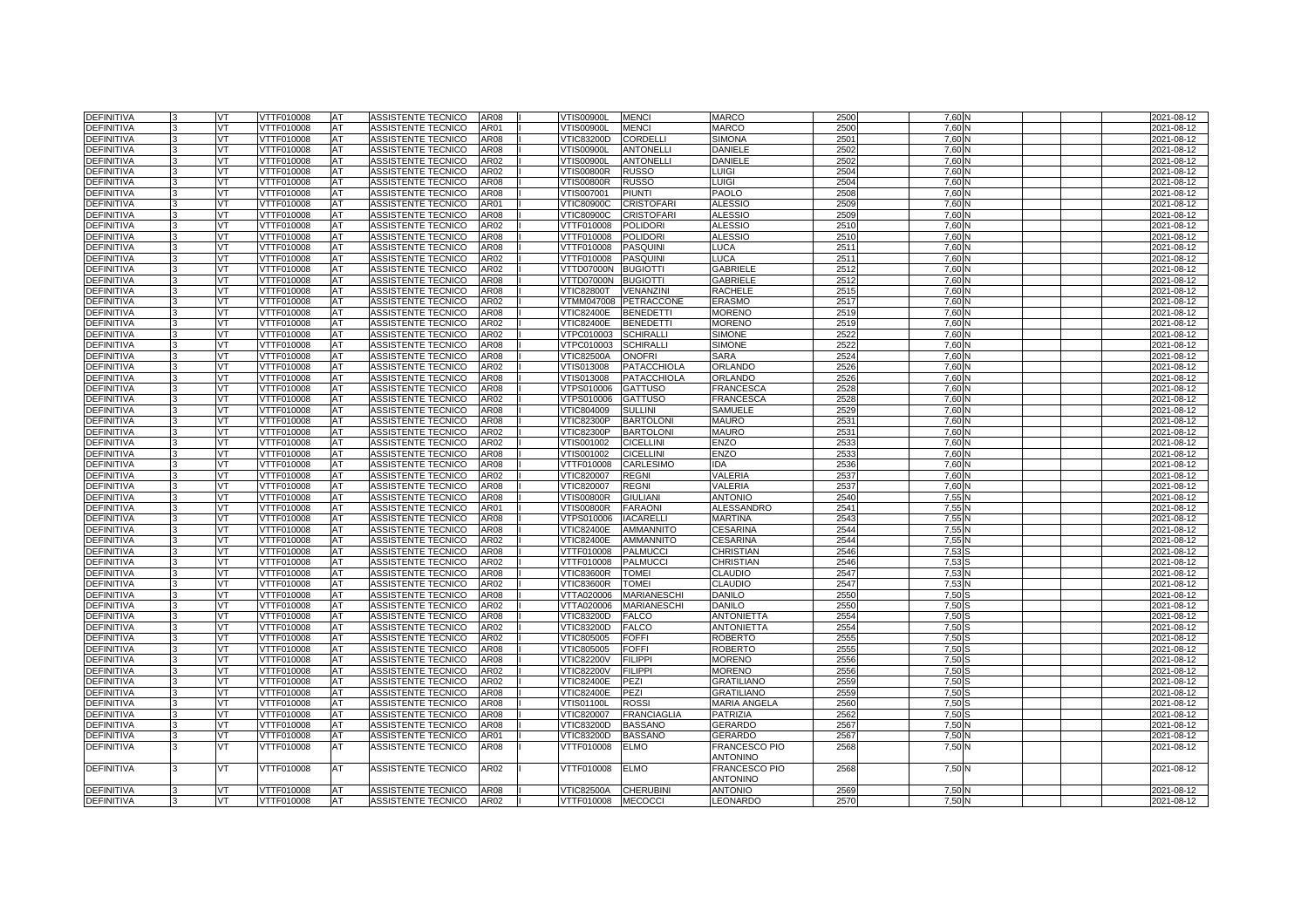| DEFINITIVA | 3 | VT | VTTF010008 | AT | ASSISTENTE TECNICO | AR08 | I | VTIS00900L | MENCI | MARCO | 2500 | 7,60 | N | | | 2021-08-12 |
|---|---|---|---|---|---|---|---|---|---|---|---|---|---|---|---|---|
| DEFINITIVA | 3 | VT | VTTF010008 | AT | ASSISTENTE TECNICO | AR01 | I | VTIS00900L | MENCI | MARCO | 2500 | 7,60 | N | | | 2021-08-12 |
| DEFINITIVA | 3 | VT | VTTF010008 | AT | ASSISTENTE TECNICO | AR08 | I | VTIC83200D | CORDELLI | SIMONA | 2501 | 7,60 | N | | | 2021-08-12 |
| DEFINITIVA | 3 | VT | VTTF010008 | AT | ASSISTENTE TECNICO | AR08 | I | VTIS00900L | ANTONELLI | DANIELE | 2502 | 7,60 | N | | | 2021-08-12 |
| DEFINITIVA | 3 | VT | VTTF010008 | AT | ASSISTENTE TECNICO | AR02 | I | VTIS00900L | ANTONELLI | DANIELE | 2502 | 7,60 | N | | | 2021-08-12 |
| DEFINITIVA | 3 | VT | VTTF010008 | AT | ASSISTENTE TECNICO | AR02 | I | VTIS00800R | RUSSO | LUIGI | 2504 | 7,60 | N | | | 2021-08-12 |
| DEFINITIVA | 3 | VT | VTTF010008 | AT | ASSISTENTE TECNICO | AR08 | I | VTIS00800R | RUSSO | LUIGI | 2504 | 7,60 | N | | | 2021-08-12 |
| DEFINITIVA | 3 | VT | VTTF010008 | AT | ASSISTENTE TECNICO | AR08 | I | VTIS007001 | PIUNTI | PAOLO | 2508 | 7,60 | N | | | 2021-08-12 |
| DEFINITIVA | 3 | VT | VTTF010008 | AT | ASSISTENTE TECNICO | AR01 | I | VTIC80900C | CRISTOFARI | ALESSIO | 2509 | 7,60 | N | | | 2021-08-12 |
| DEFINITIVA | 3 | VT | VTTF010008 | AT | ASSISTENTE TECNICO | AR08 | I | VTIC80900C | CRISTOFARI | ALESSIO | 2509 | 7,60 | N | | | 2021-08-12 |
| DEFINITIVA | 3 | VT | VTTF010008 | AT | ASSISTENTE TECNICO | AR02 | I | VTTF010008 | POLIDORI | ALESSIO | 2510 | 7,60 | N | | | 2021-08-12 |
| DEFINITIVA | 3 | VT | VTTF010008 | AT | ASSISTENTE TECNICO | AR08 | I | VTTF010008 | POLIDORI | ALESSIO | 2510 | 7,60 | N | | | 2021-08-12 |
| DEFINITIVA | 3 | VT | VTTF010008 | AT | ASSISTENTE TECNICO | AR08 | I | VTTF010008 | PASQUINI | LUCA | 2511 | 7,60 | N | | | 2021-08-12 |
| DEFINITIVA | 3 | VT | VTTF010008 | AT | ASSISTENTE TECNICO | AR02 | I | VTTF010008 | PASQUINI | LUCA | 2511 | 7,60 | N | | | 2021-08-12 |
| DEFINITIVA | 3 | VT | VTTF010008 | AT | ASSISTENTE TECNICO | AR02 | I | VTTD07000N | BUGIOTTI | GABRIELE | 2512 | 7,60 | N | | | 2021-08-12 |
| DEFINITIVA | 3 | VT | VTTF010008 | AT | ASSISTENTE TECNICO | AR08 | I | VTTD07000N | BUGIOTTI | GABRIELE | 2512 | 7,60 | N | | | 2021-08-12 |
| DEFINITIVA | 3 | VT | VTTF010008 | AT | ASSISTENTE TECNICO | AR08 | I | VTIC82800T | VENANZINI | RACHELE | 2515 | 7,60 | N | | | 2021-08-12 |
| DEFINITIVA | 3 | VT | VTTF010008 | AT | ASSISTENTE TECNICO | AR02 | I | VTMM047008 | PETRACCONE | ERASMO | 2517 | 7,60 | N | | | 2021-08-12 |
| DEFINITIVA | 3 | VT | VTTF010008 | AT | ASSISTENTE TECNICO | AR08 | I | VTIC82400E | BENEDETTI | MORENO | 2519 | 7,60 | N | | | 2021-08-12 |
| DEFINITIVA | 3 | VT | VTTF010008 | AT | ASSISTENTE TECNICO | AR02 | I | VTIC82400E | BENEDETTI | MORENO | 2519 | 7,60 | N | | | 2021-08-12 |
| DEFINITIVA | 3 | VT | VTTF010008 | AT | ASSISTENTE TECNICO | AR02 | I | VTPC010003 | SCHIRALLI | SIMONE | 2522 | 7,60 | N | | | 2021-08-12 |
| DEFINITIVA | 3 | VT | VTTF010008 | AT | ASSISTENTE TECNICO | AR08 | I | VTPC010003 | SCHIRALLI | SIMONE | 2522 | 7,60 | N | | | 2021-08-12 |
| DEFINITIVA | 3 | VT | VTTF010008 | AT | ASSISTENTE TECNICO | AR08 | I | VTIC82500A | ONOFRI | SARA | 2524 | 7,60 | N | | | 2021-08-12 |
| DEFINITIVA | 3 | VT | VTTF010008 | AT | ASSISTENTE TECNICO | AR02 | I | VTIS013008 | PATACCHIOLA | ORLANDO | 2526 | 7,60 | N | | | 2021-08-12 |
| DEFINITIVA | 3 | VT | VTTF010008 | AT | ASSISTENTE TECNICO | AR08 | I | VTIS013008 | PATACCHIOLA | ORLANDO | 2526 | 7,60 | N | | | 2021-08-12 |
| DEFINITIVA | 3 | VT | VTTF010008 | AT | ASSISTENTE TECNICO | AR08 | I | VTPS010006 | GATTUSO | FRANCESCA | 2528 | 7,60 | N | | | 2021-08-12 |
| DEFINITIVA | 3 | VT | VTTF010008 | AT | ASSISTENTE TECNICO | AR02 | I | VTPS010006 | GATTUSO | FRANCESCA | 2528 | 7,60 | N | | | 2021-08-12 |
| DEFINITIVA | 3 | VT | VTTF010008 | AT | ASSISTENTE TECNICO | AR08 | I | VTIC804009 | SULLINI | SAMUELE | 2529 | 7,60 | N | | | 2021-08-12 |
| DEFINITIVA | 3 | VT | VTTF010008 | AT | ASSISTENTE TECNICO | AR08 | I | VTIC82300P | BARTOLONI | MAURO | 2531 | 7,60 | N | | | 2021-08-12 |
| DEFINITIVA | 3 | VT | VTTF010008 | AT | ASSISTENTE TECNICO | AR02 | I | VTIC82300P | BARTOLONI | MAURO | 2531 | 7,60 | N | | | 2021-08-12 |
| DEFINITIVA | 3 | VT | VTTF010008 | AT | ASSISTENTE TECNICO | AR02 | I | VTIS001002 | CICELLINI | ENZO | 2533 | 7,60 | N | | | 2021-08-12 |
| DEFINITIVA | 3 | VT | VTTF010008 | AT | ASSISTENTE TECNICO | AR08 | I | VTIS001002 | CICELLINI | ENZO | 2533 | 7,60 | N | | | 2021-08-12 |
| DEFINITIVA | 3 | VT | VTTF010008 | AT | ASSISTENTE TECNICO | AR08 | I | VTTF010008 | CARLESIMO | IDA | 2536 | 7,60 | N | | | 2021-08-12 |
| DEFINITIVA | 3 | VT | VTTF010008 | AT | ASSISTENTE TECNICO | AR02 | I | VTIC820007 | REGNI | VALERIA | 2537 | 7,60 | N | | | 2021-08-12 |
| DEFINITIVA | 3 | VT | VTTF010008 | AT | ASSISTENTE TECNICO | AR08 | I | VTIC820007 | REGNI | VALERIA | 2537 | 7,60 | N | | | 2021-08-12 |
| DEFINITIVA | 3 | VT | VTTF010008 | AT | ASSISTENTE TECNICO | AR08 | I | VTIS00800R | GIULIANI | ANTONIO | 2540 | 7,55 | N | | | 2021-08-12 |
| DEFINITIVA | 3 | VT | VTTF010008 | AT | ASSISTENTE TECNICO | AR01 | I | VTIS00800R | FARAONI | ALESSANDRO | 2541 | 7,55 | N | | | 2021-08-12 |
| DEFINITIVA | 3 | VT | VTTF010008 | AT | ASSISTENTE TECNICO | AR08 | I | VTPS010006 | IACARELLI | MARTINA | 2543 | 7,55 | N | | | 2021-08-12 |
| DEFINITIVA | 3 | VT | VTTF010008 | AT | ASSISTENTE TECNICO | AR08 | I | VTIC82400E | AMMANNITO | CESARINA | 2544 | 7,55 | N | | | 2021-08-12 |
| DEFINITIVA | 3 | VT | VTTF010008 | AT | ASSISTENTE TECNICO | AR02 | I | VTIC82400E | AMMANNITO | CESARINA | 2544 | 7,55 | N | | | 2021-08-12 |
| DEFINITIVA | 3 | VT | VTTF010008 | AT | ASSISTENTE TECNICO | AR08 | I | VTTF010008 | PALMUCCI | CHRISTIAN | 2546 | 7,53 | S | | | 2021-08-12 |
| DEFINITIVA | 3 | VT | VTTF010008 | AT | ASSISTENTE TECNICO | AR02 | I | VTTF010008 | PALMUCCI | CHRISTIAN | 2546 | 7,53 | S | | | 2021-08-12 |
| DEFINITIVA | 3 | VT | VTTF010008 | AT | ASSISTENTE TECNICO | AR08 | I | VTIC83600R | TOMEI | CLAUDIO | 2547 | 7,53 | N | | | 2021-08-12 |
| DEFINITIVA | 3 | VT | VTTF010008 | AT | ASSISTENTE TECNICO | AR02 | I | VTIC83600R | TOMEI | CLAUDIO | 2547 | 7,53 | N | | | 2021-08-12 |
| DEFINITIVA | 3 | VT | VTTF010008 | AT | ASSISTENTE TECNICO | AR08 | I | VTTA020006 | MARIANESCHI | DANILO | 2550 | 7,50 | S | | | 2021-08-12 |
| DEFINITIVA | 3 | VT | VTTF010008 | AT | ASSISTENTE TECNICO | AR02 | I | VTTA020006 | MARIANESCHI | DANILO | 2550 | 7,50 | S | | | 2021-08-12 |
| DEFINITIVA | 3 | VT | VTTF010008 | AT | ASSISTENTE TECNICO | AR08 | I | VTIC83200D | FALCO | ANTONIETTA | 2554 | 7,50 | S | | | 2021-08-12 |
| DEFINITIVA | 3 | VT | VTTF010008 | AT | ASSISTENTE TECNICO | AR02 | I | VTIC83200D | FALCO | ANTONIETTA | 2554 | 7,50 | S | | | 2021-08-12 |
| DEFINITIVA | 3 | VT | VTTF010008 | AT | ASSISTENTE TECNICO | AR02 | I | VTIC805005 | FOFFI | ROBERTO | 2555 | 7,50 | S | | | 2021-08-12 |
| DEFINITIVA | 3 | VT | VTTF010008 | AT | ASSISTENTE TECNICO | AR08 | I | VTIC805005 | FOFFI | ROBERTO | 2555 | 7,50 | S | | | 2021-08-12 |
| DEFINITIVA | 3 | VT | VTTF010008 | AT | ASSISTENTE TECNICO | AR08 | I | VTIC82200V | FILIPPI | MORENO | 2556 | 7,50 | S | | | 2021-08-12 |
| DEFINITIVA | 3 | VT | VTTF010008 | AT | ASSISTENTE TECNICO | AR02 | I | VTIC82200V | FILIPPI | MORENO | 2556 | 7,50 | S | | | 2021-08-12 |
| DEFINITIVA | 3 | VT | VTTF010008 | AT | ASSISTENTE TECNICO | AR02 | I | VTIC82400E | PEZI | GRATILIANO | 2559 | 7,50 | S | | | 2021-08-12 |
| DEFINITIVA | 3 | VT | VTTF010008 | AT | ASSISTENTE TECNICO | AR08 | I | VTIC82400E | PEZI | GRATILIANO | 2559 | 7,50 | S | | | 2021-08-12 |
| DEFINITIVA | 3 | VT | VTTF010008 | AT | ASSISTENTE TECNICO | AR08 | I | VTIS01100L | ROSSI | MARIA ANGELA | 2560 | 7,50 | S | | | 2021-08-12 |
| DEFINITIVA | 3 | VT | VTTF010008 | AT | ASSISTENTE TECNICO | AR08 | I | VTIC820007 | FRANCIAGLIA | PATRIZIA | 2562 | 7,50 | S | | | 2021-08-12 |
| DEFINITIVA | 3 | VT | VTTF010008 | AT | ASSISTENTE TECNICO | AR08 | I | VTIC83200D | BASSANO | GERARDO | 2567 | 7,50 | N | | | 2021-08-12 |
| DEFINITIVA | 3 | VT | VTTF010008 | AT | ASSISTENTE TECNICO | AR01 | I | VTIC83200D | BASSANO | GERARDO | 2567 | 7,50 | N | | | 2021-08-12 |
| DEFINITIVA | 3 | VT | VTTF010008 | AT | ASSISTENTE TECNICO | AR08 | I | VTTF010008 | ELMO | FRANCESCO PIO ANTONINO | 2568 | 7,50 | N | | | 2021-08-12 |
| DEFINITIVA | 3 | VT | VTTF010008 | AT | ASSISTENTE TECNICO | AR02 | I | VTTF010008 | ELMO | FRANCESCO PIO ANTONINO | 2568 | 7,50 | N | | | 2021-08-12 |
| DEFINITIVA | 3 | VT | VTTF010008 | AT | ASSISTENTE TECNICO | AR08 | I | VTIC82500A | CHERUBINI | ANTONIO | 2569 | 7,50 | N | | | 2021-08-12 |
| DEFINITIVA | 3 | VT | VTTF010008 | AT | ASSISTENTE TECNICO | AR02 | I | VTTF010008 | MECOCCI | LEONARDO | 2570 | 7,50 | N | | | 2021-08-12 |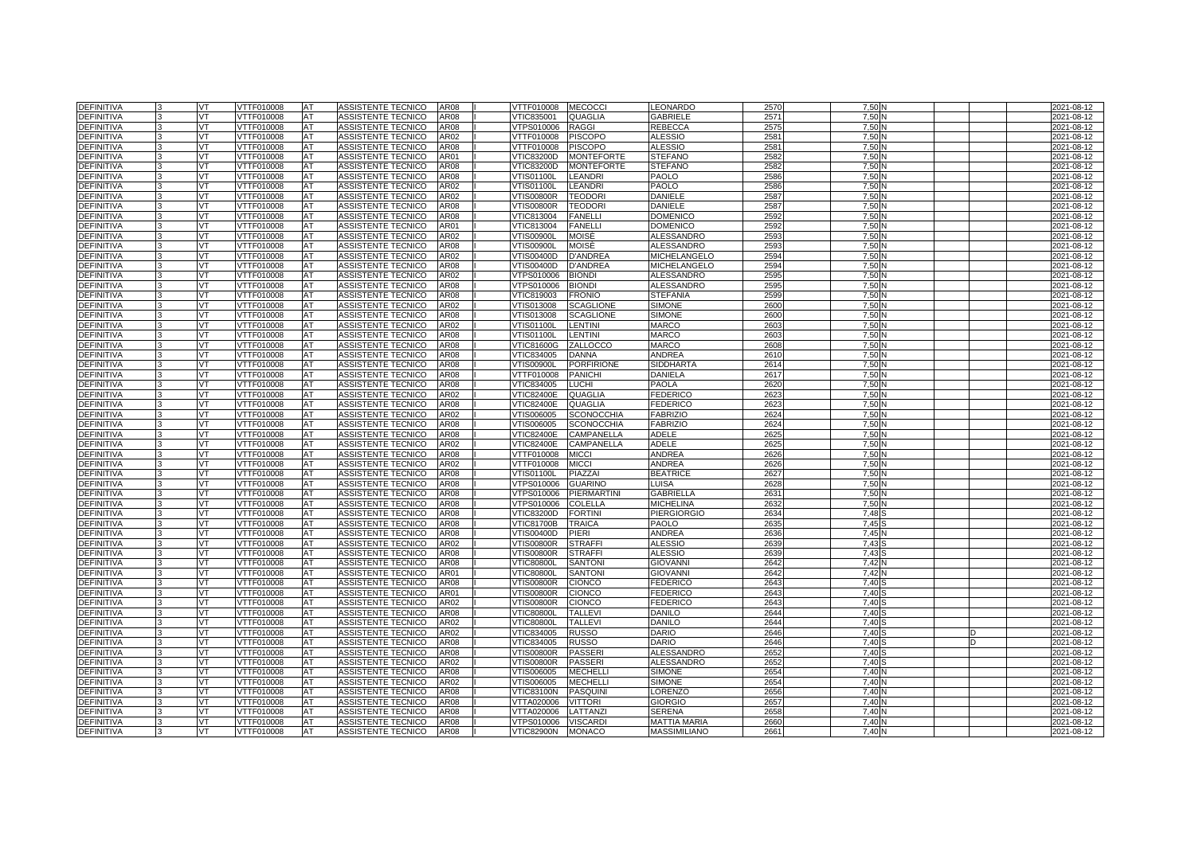| | | | | | | | | | | | | | | | | | | |
|---|---|---|---|---|---|---|---|---|---|---|---|---|---|---|---|---|---|---|
| DEFINITIVA | 3 | VT | VTTF010008 | AT | ASSISTENTE TECNICO | AR08 | I | VTTF010008 | MECOCCI | LEONARDO | 2570 | | 7,50 | N | | | | 2021-08-12 |
| DEFINITIVA | 3 | VT | VTTF010008 | AT | ASSISTENTE TECNICO | AR08 | I | VTIC835001 | QUAGLIA | GABRIELE | 2571 | | 7,50 | N | | | | 2021-08-12 |
| DEFINITIVA | 3 | VT | VTTF010008 | AT | ASSISTENTE TECNICO | AR08 | I | VTPS010006 | RAGGI | REBECCA | 2575 | | 7,50 | N | | | | 2021-08-12 |
| DEFINITIVA | 3 | VT | VTTF010008 | AT | ASSISTENTE TECNICO | AR02 | I | VTTF010008 | PISCOPO | ALESSIO | 2581 | | 7,50 | N | | | | 2021-08-12 |
| DEFINITIVA | 3 | VT | VTTF010008 | AT | ASSISTENTE TECNICO | AR08 | I | VTTF010008 | PISCOPO | ALESSIO | 2581 | | 7,50 | N | | | | 2021-08-12 |
| DEFINITIVA | 3 | VT | VTTF010008 | AT | ASSISTENTE TECNICO | AR01 | I | VTIC83200D | MONTEFORTE | STEFANO | 2582 | | 7,50 | N | | | | 2021-08-12 |
| DEFINITIVA | 3 | VT | VTTF010008 | AT | ASSISTENTE TECNICO | AR08 | I | VTIC83200D | MONTEFORTE | STEFANO | 2582 | | 7,50 | N | | | | 2021-08-12 |
| DEFINITIVA | 3 | VT | VTTF010008 | AT | ASSISTENTE TECNICO | AR08 | I | VTIS01100L | LEANDRI | PAOLO | 2586 | | 7,50 | N | | | | 2021-08-12 |
| DEFINITIVA | 3 | VT | VTTF010008 | AT | ASSISTENTE TECNICO | AR02 | I | VTIS01100L | LEANDRI | PAOLO | 2586 | | 7,50 | N | | | | 2021-08-12 |
| DEFINITIVA | 3 | VT | VTTF010008 | AT | ASSISTENTE TECNICO | AR02 | I | VTIS00800R | TEODORI | DANIELE | 2587 | | 7,50 | N | | | | 2021-08-12 |
| DEFINITIVA | 3 | VT | VTTF010008 | AT | ASSISTENTE TECNICO | AR08 | I | VTIS00800R | TEODORI | DANIELE | 2587 | | 7,50 | N | | | | 2021-08-12 |
| DEFINITIVA | 3 | VT | VTTF010008 | AT | ASSISTENTE TECNICO | AR08 | I | VTIC813004 | FANELLI | DOMENICO | 2592 | | 7,50 | N | | | | 2021-08-12 |
| DEFINITIVA | 3 | VT | VTTF010008 | AT | ASSISTENTE TECNICO | AR01 | I | VTIC813004 | FANELLI | DOMENICO | 2592 | | 7,50 | N | | | | 2021-08-12 |
| DEFINITIVA | 3 | VT | VTTF010008 | AT | ASSISTENTE TECNICO | AR02 | I | VTIS00900L | MOISÈ | ALESSANDRO | 2593 | | 7,50 | N | | | | 2021-08-12 |
| DEFINITIVA | 3 | VT | VTTF010008 | AT | ASSISTENTE TECNICO | AR08 | I | VTIS00900L | MOISÈ | ALESSANDRO | 2593 | | 7,50 | N | | | | 2021-08-12 |
| DEFINITIVA | 3 | VT | VTTF010008 | AT | ASSISTENTE TECNICO | AR02 | I | VTIS00400D | D'ANDREA | MICHELANGELO | 2594 | | 7,50 | N | | | | 2021-08-12 |
| DEFINITIVA | 3 | VT | VTTF010008 | AT | ASSISTENTE TECNICO | AR08 | I | VTIS00400D | D'ANDREA | MICHELANGELO | 2594 | | 7,50 | N | | | | 2021-08-12 |
| DEFINITIVA | 3 | VT | VTTF010008 | AT | ASSISTENTE TECNICO | AR02 | I | VTPS010006 | BIONDI | ALESSANDRO | 2595 | | 7,50 | N | | | | 2021-08-12 |
| DEFINITIVA | 3 | VT | VTTF010008 | AT | ASSISTENTE TECNICO | AR08 | I | VTPS010006 | BIONDI | ALESSANDRO | 2595 | | 7,50 | N | | | | 2021-08-12 |
| DEFINITIVA | 3 | VT | VTTF010008 | AT | ASSISTENTE TECNICO | AR08 | I | VTIC819003 | FRONIO | STEFANIA | 2599 | | 7,50 | N | | | | 2021-08-12 |
| DEFINITIVA | 3 | VT | VTTF010008 | AT | ASSISTENTE TECNICO | AR02 | I | VTIS013008 | SCAGLIONE | SIMONE | 2600 | | 7,50 | N | | | | 2021-08-12 |
| DEFINITIVA | 3 | VT | VTTF010008 | AT | ASSISTENTE TECNICO | AR08 | I | VTIS013008 | SCAGLIONE | SIMONE | 2600 | | 7,50 | N | | | | 2021-08-12 |
| DEFINITIVA | 3 | VT | VTTF010008 | AT | ASSISTENTE TECNICO | AR02 | I | VTIS01100L | LENTINI | MARCO | 2603 | | 7,50 | N | | | | 2021-08-12 |
| DEFINITIVA | 3 | VT | VTTF010008 | AT | ASSISTENTE TECNICO | AR08 | I | VTIS01100L | LENTINI | MARCO | 2603 | | 7,50 | N | | | | 2021-08-12 |
| DEFINITIVA | 3 | VT | VTTF010008 | AT | ASSISTENTE TECNICO | AR08 | I | VTIC81600G | ZALLOCCO | MARCO | 2608 | | 7,50 | N | | | | 2021-08-12 |
| DEFINITIVA | 3 | VT | VTTF010008 | AT | ASSISTENTE TECNICO | AR08 | I | VTIC834005 | DANNA | ANDREA | 2610 | | 7,50 | N | | | | 2021-08-12 |
| DEFINITIVA | 3 | VT | VTTF010008 | AT | ASSISTENTE TECNICO | AR08 | I | VTIS00900L | PORFIRIONE | SIDDHARTA | 2614 | | 7,50 | N | | | | 2021-08-12 |
| DEFINITIVA | 3 | VT | VTTF010008 | AT | ASSISTENTE TECNICO | AR08 | I | VTTF010008 | PANICHI | DANIELA | 2617 | | 7,50 | N | | | | 2021-08-12 |
| DEFINITIVA | 3 | VT | VTTF010008 | AT | ASSISTENTE TECNICO | AR08 | I | VTIC834005 | LUCHI | PAOLA | 2620 | | 7,50 | N | | | | 2021-08-12 |
| DEFINITIVA | 3 | VT | VTTF010008 | AT | ASSISTENTE TECNICO | AR02 | I | VTIC82400E | QUAGLIA | FEDERICO | 2623 | | 7,50 | N | | | | 2021-08-12 |
| DEFINITIVA | 3 | VT | VTTF010008 | AT | ASSISTENTE TECNICO | AR08 | I | VTIC82400E | QUAGLIA | FEDERICO | 2623 | | 7,50 | N | | | | 2021-08-12 |
| DEFINITIVA | 3 | VT | VTTF010008 | AT | ASSISTENTE TECNICO | AR02 | I | VTIS006005 | SCONOCCHIA | FABRIZIO | 2624 | | 7,50 | N | | | | 2021-08-12 |
| DEFINITIVA | 3 | VT | VTTF010008 | AT | ASSISTENTE TECNICO | AR08 | I | VTIS006005 | SCONOCCHIA | FABRIZIO | 2624 | | 7,50 | N | | | | 2021-08-12 |
| DEFINITIVA | 3 | VT | VTTF010008 | AT | ASSISTENTE TECNICO | AR08 | I | VTIC82400E | CAMPANELLA | ADELE | 2625 | | 7,50 | N | | | | 2021-08-12 |
| DEFINITIVA | 3 | VT | VTTF010008 | AT | ASSISTENTE TECNICO | AR02 | I | VTIC82400E | CAMPANELLA | ADELE | 2625 | | 7,50 | N | | | | 2021-08-12 |
| DEFINITIVA | 3 | VT | VTTF010008 | AT | ASSISTENTE TECNICO | AR08 | I | VTTF010008 | MICCI | ANDREA | 2626 | | 7,50 | N | | | | 2021-08-12 |
| DEFINITIVA | 3 | VT | VTTF010008 | AT | ASSISTENTE TECNICO | AR02 | I | VTTF010008 | MICCI | ANDREA | 2626 | | 7,50 | N | | | | 2021-08-12 |
| DEFINITIVA | 3 | VT | VTTF010008 | AT | ASSISTENTE TECNICO | AR08 | I | VTIS01100L | PIAZZAI | BEATRICE | 2627 | | 7,50 | N | | | | 2021-08-12 |
| DEFINITIVA | 3 | VT | VTTF010008 | AT | ASSISTENTE TECNICO | AR08 | I | VTPS010006 | GUARINO | LUISA | 2628 | | 7,50 | N | | | | 2021-08-12 |
| DEFINITIVA | 3 | VT | VTTF010008 | AT | ASSISTENTE TECNICO | AR08 | I | VTPS010006 | PIERMARTINI | GABRIELLA | 2631 | | 7,50 | N | | | | 2021-08-12 |
| DEFINITIVA | 3 | VT | VTTF010008 | AT | ASSISTENTE TECNICO | AR08 | I | VTPS010006 | COLELLA | MICHELINA | 2632 | | 7,50 | N | | | | 2021-08-12 |
| DEFINITIVA | 3 | VT | VTTF010008 | AT | ASSISTENTE TECNICO | AR08 | I | VTIC83200D | FORTINI | PIERGIORGIO | 2634 | | 7,48 | S | | | | 2021-08-12 |
| DEFINITIVA | 3 | VT | VTTF010008 | AT | ASSISTENTE TECNICO | AR08 | I | VTIC81700B | TRAICA | PAOLO | 2635 | | 7,45 | S | | | | 2021-08-12 |
| DEFINITIVA | 3 | VT | VTTF010008 | AT | ASSISTENTE TECNICO | AR08 | I | VTIS00400D | PIERI | ANDREA | 2636 | | 7,45 | N | | | | 2021-08-12 |
| DEFINITIVA | 3 | VT | VTTF010008 | AT | ASSISTENTE TECNICO | AR02 | I | VTIS00800R | STRAFFI | ALESSIO | 2639 | | 7,43 | S | | | | 2021-08-12 |
| DEFINITIVA | 3 | VT | VTTF010008 | AT | ASSISTENTE TECNICO | AR08 | I | VTIS00800R | STRAFFI | ALESSIO | 2639 | | 7,43 | S | | | | 2021-08-12 |
| DEFINITIVA | 3 | VT | VTTF010008 | AT | ASSISTENTE TECNICO | AR08 | I | VTIC80800L | SANTONI | GIOVANNI | 2642 | | 7,42 | N | | | | 2021-08-12 |
| DEFINITIVA | 3 | VT | VTTF010008 | AT | ASSISTENTE TECNICO | AR01 | I | VTIC80800L | SANTONI | GIOVANNI | 2642 | | 7,42 | N | | | | 2021-08-12 |
| DEFINITIVA | 3 | VT | VTTF010008 | AT | ASSISTENTE TECNICO | AR08 | I | VTIS00800R | CIONCO | FEDERICO | 2643 | | 7,40 | S | | | | 2021-08-12 |
| DEFINITIVA | 3 | VT | VTTF010008 | AT | ASSISTENTE TECNICO | AR01 | I | VTIS00800R | CIONCO | FEDERICO | 2643 | | 7,40 | S | | | | 2021-08-12 |
| DEFINITIVA | 3 | VT | VTTF010008 | AT | ASSISTENTE TECNICO | AR02 | I | VTIS00800R | CIONCO | FEDERICO | 2643 | | 7,40 | S | | | | 2021-08-12 |
| DEFINITIVA | 3 | VT | VTTF010008 | AT | ASSISTENTE TECNICO | AR08 | I | VTIC80800L | TALLEVI | DANILO | 2644 | | 7,40 | S | | | | 2021-08-12 |
| DEFINITIVA | 3 | VT | VTTF010008 | AT | ASSISTENTE TECNICO | AR02 | I | VTIC80800L | TALLEVI | DANILO | 2644 | | 7,40 | S | | | | 2021-08-12 |
| DEFINITIVA | 3 | VT | VTTF010008 | AT | ASSISTENTE TECNICO | AR02 | I | VTIC834005 | RUSSO | DARIO | 2646 | | 7,40 | S | | D | | 2021-08-12 |
| DEFINITIVA | 3 | VT | VTTF010008 | AT | ASSISTENTE TECNICO | AR08 | I | VTIC834005 | RUSSO | DARIO | 2646 | | 7,40 | S | | D | | 2021-08-12 |
| DEFINITIVA | 3 | VT | VTTF010008 | AT | ASSISTENTE TECNICO | AR08 | I | VTIS00800R | PASSERI | ALESSANDRO | 2652 | | 7,40 | S | | | | 2021-08-12 |
| DEFINITIVA | 3 | VT | VTTF010008 | AT | ASSISTENTE TECNICO | AR02 | I | VTIS00800R | PASSERI | ALESSANDRO | 2652 | | 7,40 | S | | | | 2021-08-12 |
| DEFINITIVA | 3 | VT | VTTF010008 | AT | ASSISTENTE TECNICO | AR08 | I | VTIS006005 | MECHELLI | SIMONE | 2654 | | 7,40 | N | | | | 2021-08-12 |
| DEFINITIVA | 3 | VT | VTTF010008 | AT | ASSISTENTE TECNICO | AR02 | I | VTIS006005 | MECHELLI | SIMONE | 2654 | | 7,40 | N | | | | 2021-08-12 |
| DEFINITIVA | 3 | VT | VTTF010008 | AT | ASSISTENTE TECNICO | AR08 | I | VTIC83100N | PASQUINI | LORENZO | 2656 | | 7,40 | N | | | | 2021-08-12 |
| DEFINITIVA | 3 | VT | VTTF010008 | AT | ASSISTENTE TECNICO | AR08 | I | VTTA020006 | VITTORI | GIORGIO | 2657 | | 7,40 | N | | | | 2021-08-12 |
| DEFINITIVA | 3 | VT | VTTF010008 | AT | ASSISTENTE TECNICO | AR08 | I | VTTA020006 | LATTANZI | SERENA | 2658 | | 7,40 | N | | | | 2021-08-12 |
| DEFINITIVA | 3 | VT | VTTF010008 | AT | ASSISTENTE TECNICO | AR08 | I | VTPS010006 | VISCARDI | MATTIA MARIA | 2660 | | 7,40 | N | | | | 2021-08-12 |
| DEFINITIVA | 3 | VT | VTTF010008 | AT | ASSISTENTE TECNICO | AR08 | I | VTIC82900N | MONACO | MASSIMILIANO | 2661 | | 7,40 | N | | | | 2021-08-12 |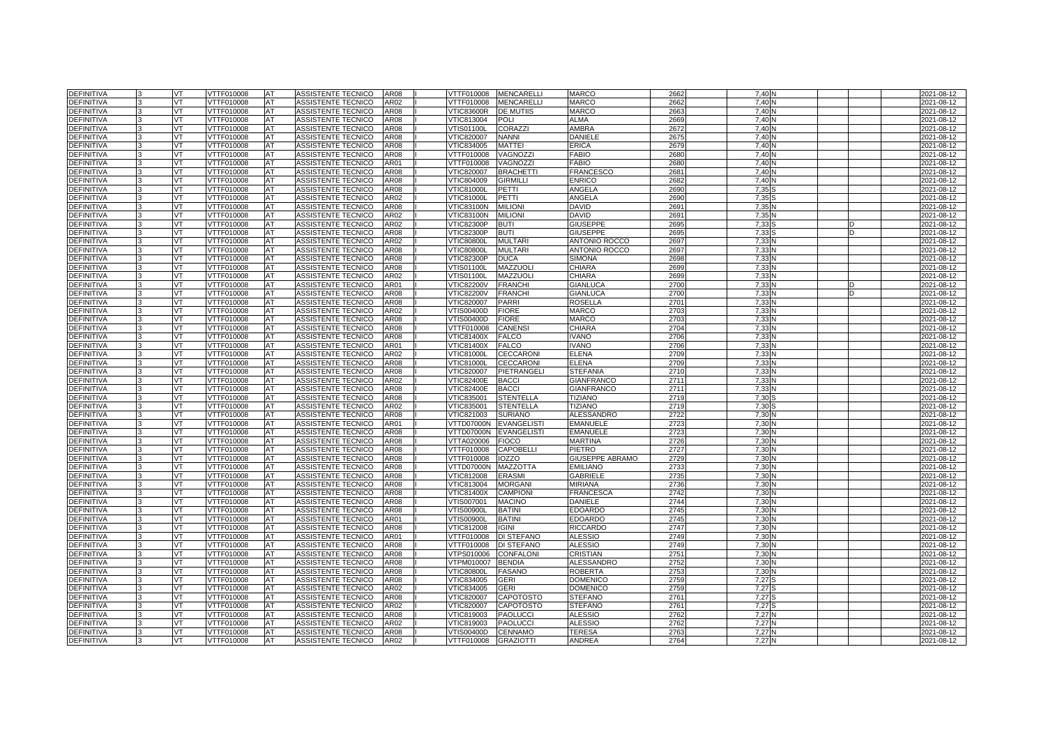| DEFINITIVA | 3 | VT | VTTF010008 | AT | ASSISTENTE TECNICO | AR08 | I | VTTF010008 | MENCARELLI | MARCO | 2662 | 7,40 | N | | | | 2021-08-12 |
|---|---|---|---|---|---|---|---|---|---|---|---|---|---|---|---|---|---|
| DEFINITIVA | 3 | VT | VTTF010008 | AT | ASSISTENTE TECNICO | AR02 | I | VTTF010008 | MENCARELLI | MARCO | 2662 | 7,40 | N | | | | 2021-08-12 |
| DEFINITIVA | 3 | VT | VTTF010008 | AT | ASSISTENTE TECNICO | AR08 | I | VTIC83600R | DE MUTIIS | MARCO | 2663 | 7,40 | N | | | | 2021-08-12 |
| DEFINITIVA | 3 | VT | VTTF010008 | AT | ASSISTENTE TECNICO | AR08 | I | VTIC813004 | POLI | ALMA | 2669 | 7,40 | N | | | | 2021-08-12 |
| DEFINITIVA | 3 | VT | VTTF010008 | AT | ASSISTENTE TECNICO | AR08 | I | VTIS01100L | CORAZZI | AMBRA | 2672 | 7,40 | N | | | | 2021-08-12 |
| DEFINITIVA | 3 | VT | VTTF010008 | AT | ASSISTENTE TECNICO | AR08 | I | VTIC820007 | NANNI | DANIELE | 2675 | 7,40 | N | | | | 2021-08-12 |
| DEFINITIVA | 3 | VT | VTTF010008 | AT | ASSISTENTE TECNICO | AR08 | I | VTIC834005 | MATTEI | ERICA | 2679 | 7,40 | N | | | | 2021-08-12 |
| DEFINITIVA | 3 | VT | VTTF010008 | AT | ASSISTENTE TECNICO | AR08 | I | VTTF010008 | VAGNOZZI | FABIO | 2680 | 7,40 | N | | | | 2021-08-12 |
| DEFINITIVA | 3 | VT | VTTF010008 | AT | ASSISTENTE TECNICO | AR01 | I | VTTF010008 | VAGNOZZI | FABIO | 2680 | 7,40 | N | | | | 2021-08-12 |
| DEFINITIVA | 3 | VT | VTTF010008 | AT | ASSISTENTE TECNICO | AR08 | I | VTIC820007 | BRACHETTI | FRANCESCO | 2681 | 7,40 | N | | | | 2021-08-12 |
| DEFINITIVA | 3 | VT | VTTF010008 | AT | ASSISTENTE TECNICO | AR08 | I | VTIC804009 | GIRMILLI | ENRICO | 2682 | 7,40 | N | | | | 2021-08-12 |
| DEFINITIVA | 3 | VT | VTTF010008 | AT | ASSISTENTE TECNICO | AR08 | I | VTIC81000L | PETTI | ANGELA | 2690 | 7,35 | S | | | | 2021-08-12 |
| DEFINITIVA | 3 | VT | VTTF010008 | AT | ASSISTENTE TECNICO | AR02 | I | VTIC81000L | PETTI | ANGELA | 2690 | 7,35 | S | | | | 2021-08-12 |
| DEFINITIVA | 3 | VT | VTTF010008 | AT | ASSISTENTE TECNICO | AR08 | I | VTIC83100N | MILIONI | DAVID | 2691 | 7,35 | N | | | | 2021-08-12 |
| DEFINITIVA | 3 | VT | VTTF010008 | AT | ASSISTENTE TECNICO | AR02 | I | VTIC83100N | MILIONI | DAVID | 2691 | 7,35 | N | | | | 2021-08-12 |
| DEFINITIVA | 3 | VT | VTTF010008 | AT | ASSISTENTE TECNICO | AR02 | I | VTIC82300P | BUTI | GIUSEPPE | 2695 | 7,33 | S | | D | | 2021-08-12 |
| DEFINITIVA | 3 | VT | VTTF010008 | AT | ASSISTENTE TECNICO | AR08 | I | VTIC82300P | BUTI | GIUSEPPE | 2695 | 7,33 | S | | D | | 2021-08-12 |
| DEFINITIVA | 3 | VT | VTTF010008 | AT | ASSISTENTE TECNICO | AR02 | I | VTIC80800L | MULTARI | ANTONIO ROCCO | 2697 | 7,33 | N | | | | 2021-08-12 |
| DEFINITIVA | 3 | VT | VTTF010008 | AT | ASSISTENTE TECNICO | AR08 | I | VTIC80800L | MULTARI | ANTONIO ROCCO | 2697 | 7,33 | N | | | | 2021-08-12 |
| DEFINITIVA | 3 | VT | VTTF010008 | AT | ASSISTENTE TECNICO | AR08 | I | VTIC82300P | DUCA | SIMONA | 2698 | 7,33 | N | | | | 2021-08-12 |
| DEFINITIVA | 3 | VT | VTTF010008 | AT | ASSISTENTE TECNICO | AR08 | I | VTIS01100L | MAZZUOLI | CHIARA | 2699 | 7,33 | N | | | | 2021-08-12 |
| DEFINITIVA | 3 | VT | VTTF010008 | AT | ASSISTENTE TECNICO | AR02 | I | VTIS01100L | MAZZUOLI | CHIARA | 2699 | 7,33 | N | | | | 2021-08-12 |
| DEFINITIVA | 3 | VT | VTTF010008 | AT | ASSISTENTE TECNICO | AR01 | I | VTIC82200V | FRANCHI | GIANLUCA | 2700 | 7,33 | N | | D | | 2021-08-12 |
| DEFINITIVA | 3 | VT | VTTF010008 | AT | ASSISTENTE TECNICO | AR08 | I | VTIC82200V | FRANCHI | GIANLUCA | 2700 | 7,33 | N | | D | | 2021-08-12 |
| DEFINITIVA | 3 | VT | VTTF010008 | AT | ASSISTENTE TECNICO | AR08 | I | VTIC820007 | PARRI | ROSELLA | 2701 | 7,33 | N | | | | 2021-08-12 |
| DEFINITIVA | 3 | VT | VTTF010008 | AT | ASSISTENTE TECNICO | AR02 | I | VTIS00400D | FIORE | MARCO | 2703 | 7,33 | N | | | | 2021-08-12 |
| DEFINITIVA | 3 | VT | VTTF010008 | AT | ASSISTENTE TECNICO | AR08 | I | VTIS00400D | FIORE | MARCO | 2703 | 7,33 | N | | | | 2021-08-12 |
| DEFINITIVA | 3 | VT | VTTF010008 | AT | ASSISTENTE TECNICO | AR08 | I | VTTF010008 | CANENSI | CHIARA | 2704 | 7,33 | N | | | | 2021-08-12 |
| DEFINITIVA | 3 | VT | VTTF010008 | AT | ASSISTENTE TECNICO | AR08 | I | VTIC81400X | FALCO | IVANO | 2706 | 7,33 | N | | | | 2021-08-12 |
| DEFINITIVA | 3 | VT | VTTF010008 | AT | ASSISTENTE TECNICO | AR01 | I | VTIC81400X | FALCO | IVANO | 2706 | 7,33 | N | | | | 2021-08-12 |
| DEFINITIVA | 3 | VT | VTTF010008 | AT | ASSISTENTE TECNICO | AR02 | I | VTIC81000L | CECCARONI | ELENA | 2709 | 7,33 | N | | | | 2021-08-12 |
| DEFINITIVA | 3 | VT | VTTF010008 | AT | ASSISTENTE TECNICO | AR08 | I | VTIC81000L | CECCARONI | ELENA | 2709 | 7,33 | N | | | | 2021-08-12 |
| DEFINITIVA | 3 | VT | VTTF010008 | AT | ASSISTENTE TECNICO | AR08 | I | VTIC820007 | PIETRANGELI | STEFANIA | 2710 | 7,33 | N | | | | 2021-08-12 |
| DEFINITIVA | 3 | VT | VTTF010008 | AT | ASSISTENTE TECNICO | AR02 | I | VTIC82400E | BACCI | GIANFRANCO | 2711 | 7,33 | N | | | | 2021-08-12 |
| DEFINITIVA | 3 | VT | VTTF010008 | AT | ASSISTENTE TECNICO | AR08 | I | VTIC82400E | BACCI | GIANFRANCO | 2711 | 7,33 | N | | | | 2021-08-12 |
| DEFINITIVA | 3 | VT | VTTF010008 | AT | ASSISTENTE TECNICO | AR08 | I | VTIC835001 | STENTELLA | TIZIANO | 2719 | 7,30 | S | | | | 2021-08-12 |
| DEFINITIVA | 3 | VT | VTTF010008 | AT | ASSISTENTE TECNICO | AR02 | I | VTIC835001 | STENTELLA | TIZIANO | 2719 | 7,30 | S | | | | 2021-08-12 |
| DEFINITIVA | 3 | VT | VTTF010008 | AT | ASSISTENTE TECNICO | AR08 | I | VTIC821003 | SURIANO | ALESSANDRO | 2722 | 7,30 | N | | | | 2021-08-12 |
| DEFINITIVA | 3 | VT | VTTF010008 | AT | ASSISTENTE TECNICO | AR01 | I | VTTD07000N | EVANGELISTI | EMANUELE | 2723 | 7,30 | N | | | | 2021-08-12 |
| DEFINITIVA | 3 | VT | VTTF010008 | AT | ASSISTENTE TECNICO | AR08 | I | VTTD07000N | EVANGELISTI | EMANUELE | 2723 | 7,30 | N | | | | 2021-08-12 |
| DEFINITIVA | 3 | VT | VTTF010008 | AT | ASSISTENTE TECNICO | AR08 | I | VTTA020006 | FIOCO | MARTINA | 2726 | 7,30 | N | | | | 2021-08-12 |
| DEFINITIVA | 3 | VT | VTTF010008 | AT | ASSISTENTE TECNICO | AR08 | I | VTTF010008 | CAPOBELLI | PIETRO | 2727 | 7,30 | N | | | | 2021-08-12 |
| DEFINITIVA | 3 | VT | VTTF010008 | AT | ASSISTENTE TECNICO | AR08 | I | VTTF010008 | IOZZO | GIUSEPPE ABRAMO | 2729 | 7,30 | N | | | | 2021-08-12 |
| DEFINITIVA | 3 | VT | VTTF010008 | AT | ASSISTENTE TECNICO | AR08 | I | VTTD07000N | MAZZOTTA | EMILIANO | 2733 | 7,30 | N | | | | 2021-08-12 |
| DEFINITIVA | 3 | VT | VTTF010008 | AT | ASSISTENTE TECNICO | AR08 | I | VTIC812008 | ERASMI | GABRIELE | 2735 | 7,30 | N | | | | 2021-08-12 |
| DEFINITIVA | 3 | VT | VTTF010008 | AT | ASSISTENTE TECNICO | AR08 | I | VTIC813004 | MORGANI | MIRIANA | 2736 | 7,30 | N | | | | 2021-08-12 |
| DEFINITIVA | 3 | VT | VTTF010008 | AT | ASSISTENTE TECNICO | AR08 | I | VTIC81400X | CAMPIONI | FRANCESCA | 2742 | 7,30 | N | | | | 2021-08-12 |
| DEFINITIVA | 3 | VT | VTTF010008 | AT | ASSISTENTE TECNICO | AR08 | I | VTIS007001 | MACINO | DANIELE | 2744 | 7,30 | N | | | | 2021-08-12 |
| DEFINITIVA | 3 | VT | VTTF010008 | AT | ASSISTENTE TECNICO | AR08 | I | VTIS00900L | BATINI | EDOARDO | 2745 | 7,30 | N | | | | 2021-08-12 |
| DEFINITIVA | 3 | VT | VTTF010008 | AT | ASSISTENTE TECNICO | AR01 | I | VTIS00900L | BATINI | EDOARDO | 2745 | 7,30 | N | | | | 2021-08-12 |
| DEFINITIVA | 3 | VT | VTTF010008 | AT | ASSISTENTE TECNICO | AR08 | I | VTIC812008 | IGINI | RICCARDO | 2747 | 7,30 | N | | | | 2021-08-12 |
| DEFINITIVA | 3 | VT | VTTF010008 | AT | ASSISTENTE TECNICO | AR01 | I | VTTF010008 | DI STEFANO | ALESSIO | 2749 | 7,30 | N | | | | 2021-08-12 |
| DEFINITIVA | 3 | VT | VTTF010008 | AT | ASSISTENTE TECNICO | AR08 | I | VTTF010008 | DI STEFANO | ALESSIO | 2749 | 7,30 | N | | | | 2021-08-12 |
| DEFINITIVA | 3 | VT | VTTF010008 | AT | ASSISTENTE TECNICO | AR08 | I | VTPS010006 | CONFALONI | CRISTIAN | 2751 | 7,30 | N | | | | 2021-08-12 |
| DEFINITIVA | 3 | VT | VTTF010008 | AT | ASSISTENTE TECNICO | AR08 | I | VTPM010007 | BENDIA | ALESSANDRO | 2752 | 7,30 | N | | | | 2021-08-12 |
| DEFINITIVA | 3 | VT | VTTF010008 | AT | ASSISTENTE TECNICO | AR08 | I | VTIC80800L | FASANO | ROBERTA | 2753 | 7,30 | N | | | | 2021-08-12 |
| DEFINITIVA | 3 | VT | VTTF010008 | AT | ASSISTENTE TECNICO | AR08 | I | VTIC834005 | GERI | DOMENICO | 2759 | 7,27 | S | | | | 2021-08-12 |
| DEFINITIVA | 3 | VT | VTTF010008 | AT | ASSISTENTE TECNICO | AR02 | I | VTIC834005 | GERI | DOMENICO | 2759 | 7,27 | S | | | | 2021-08-12 |
| DEFINITIVA | 3 | VT | VTTF010008 | AT | ASSISTENTE TECNICO | AR08 | I | VTIC820007 | CAPOTOSTO | STEFANO | 2761 | 7,27 | S | | | | 2021-08-12 |
| DEFINITIVA | 3 | VT | VTTF010008 | AT | ASSISTENTE TECNICO | AR02 | I | VTIC820007 | CAPOTOSTO | STEFANO | 2761 | 7,27 | S | | | | 2021-08-12 |
| DEFINITIVA | 3 | VT | VTTF010008 | AT | ASSISTENTE TECNICO | AR08 | I | VTIC819003 | PAOLUCCI | ALESSIO | 2762 | 7,27 | N | | | | 2021-08-12 |
| DEFINITIVA | 3 | VT | VTTF010008 | AT | ASSISTENTE TECNICO | AR02 | I | VTIC819003 | PAOLUCCI | ALESSIO | 2762 | 7,27 | N | | | | 2021-08-12 |
| DEFINITIVA | 3 | VT | VTTF010008 | AT | ASSISTENTE TECNICO | AR08 | I | VTIS00400D | CENNAMO | TERESA | 2763 | 7,27 | N | | | | 2021-08-12 |
| DEFINITIVA | 3 | VT | VTTF010008 | AT | ASSISTENTE TECNICO | AR02 | I | VTTF010008 | GRAZIOTTI | ANDREA | 2764 | 7,27 | N | | | | 2021-08-12 |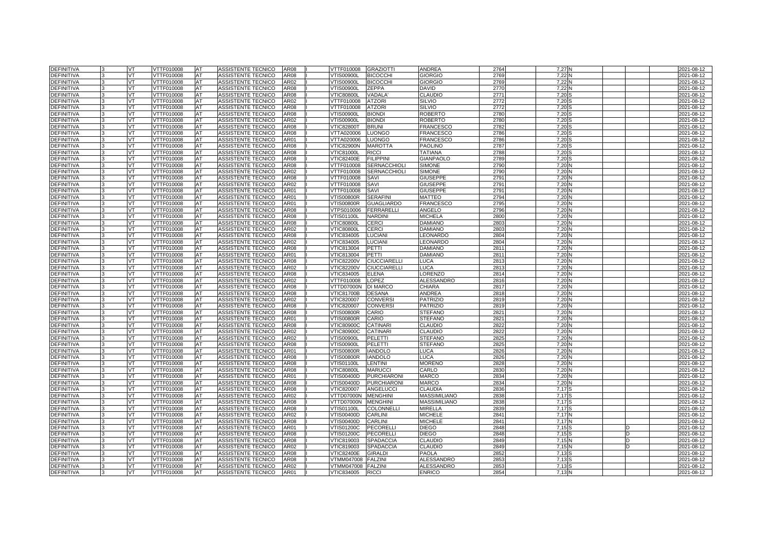| DEFINITIVA | 3 | VT | VTTF010008 | AT | ASSISTENTE TECNICO | AR08 | I | VTTF010008 | GRAZIOTTI | ANDREA | 2764 | 7,27 | N | | | 2021-08-12 |
|---|---|---|---|---|---|---|---|---|---|---|---|---|---|---|---|---|
| DEFINITIVA | 3 | VT | VTTF010008 | AT | ASSISTENTE TECNICO | AR08 | I | VTIS00900L | BICOCCHI | GIORGIO | 2769 | 7,22 | N | | | 2021-08-12 |
| DEFINITIVA | 3 | VT | VTTF010008 | AT | ASSISTENTE TECNICO | AR02 | I | VTIS00900L | BICOCCHI | GIORGIO | 2769 | 7,22 | N | | | 2021-08-12 |
| DEFINITIVA | 3 | VT | VTTF010008 | AT | ASSISTENTE TECNICO | AR08 | I | VTIS00900L | ZEPPA | DAVID | 2770 | 7,22 | N | | | 2021-08-12 |
| DEFINITIVA | 3 | VT | VTTF010008 | AT | ASSISTENTE TECNICO | AR08 | I | VTIC80800L | VADALA' | CLAUDIO | 2771 | 7,20 | S | | | 2021-08-12 |
| DEFINITIVA | 3 | VT | VTTF010008 | AT | ASSISTENTE TECNICO | AR02 | I | VTTF010008 | ATZORI | SILVIO | 2772 | 7,20 | S | | | 2021-08-12 |
| DEFINITIVA | 3 | VT | VTTF010008 | AT | ASSISTENTE TECNICO | AR08 | I | VTTF010008 | ATZORI | SILVIO | 2772 | 7,20 | S | | | 2021-08-12 |
| DEFINITIVA | 3 | VT | VTTF010008 | AT | ASSISTENTE TECNICO | AR08 | I | VTIS00900L | BIONDI | ROBERTO | 2780 | 7,20 | S | | | 2021-08-12 |
| DEFINITIVA | 3 | VT | VTTF010008 | AT | ASSISTENTE TECNICO | AR02 | I | VTIS00900L | BIONDI | ROBERTO | 2780 | 7,20 | S | | | 2021-08-12 |
| DEFINITIVA | 3 | VT | VTTF010008 | AT | ASSISTENTE TECNICO | AR08 | I | VTIC82800T | BRUNI | FRANCESCO | 2782 | 7,20 | S | | | 2021-08-12 |
| DEFINITIVA | 3 | VT | VTTF010008 | AT | ASSISTENTE TECNICO | AR08 | I | VTTA020006 | LUONGO | FRANCESCO | 2786 | 7,20 | S | | | 2021-08-12 |
| DEFINITIVA | 3 | VT | VTTF010008 | AT | ASSISTENTE TECNICO | AR01 | I | VTTA020006 | LUONGO | FRANCESCO | 2786 | 7,20 | S | | | 2021-08-12 |
| DEFINITIVA | 3 | VT | VTTF010008 | AT | ASSISTENTE TECNICO | AR08 | I | VTIC82900N | MAROTTA | PAOLINO | 2787 | 7,20 | S | | | 2021-08-12 |
| DEFINITIVA | 3 | VT | VTTF010008 | AT | ASSISTENTE TECNICO | AR08 | I | VTIC81000L | RICCI | TATIANA | 2788 | 7,20 | S | | | 2021-08-12 |
| DEFINITIVA | 3 | VT | VTTF010008 | AT | ASSISTENTE TECNICO | AR08 | I | VTIC82400E | FILIPPINI | GIANPAOLO | 2789 | 7,20 | S | | | 2021-08-12 |
| DEFINITIVA | 3 | VT | VTTF010008 | AT | ASSISTENTE TECNICO | AR08 | I | VTTF010008 | SERNACCHIOLI | SIMONE | 2790 | 7,20 | N | | | 2021-08-12 |
| DEFINITIVA | 3 | VT | VTTF010008 | AT | ASSISTENTE TECNICO | AR02 | I | VTTF010008 | SERNACCHIOLI | SIMONE | 2790 | 7,20 | N | | | 2021-08-12 |
| DEFINITIVA | 3 | VT | VTTF010008 | AT | ASSISTENTE TECNICO | AR08 | I | VTTF010008 | SAVI | GIUSEPPE | 2791 | 7,20 | N | | | 2021-08-12 |
| DEFINITIVA | 3 | VT | VTTF010008 | AT | ASSISTENTE TECNICO | AR02 | I | VTTF010008 | SAVI | GIUSEPPE | 2791 | 7,20 | N | | | 2021-08-12 |
| DEFINITIVA | 3 | VT | VTTF010008 | AT | ASSISTENTE TECNICO | AR01 | I | VTTF010008 | SAVI | GIUSEPPE | 2791 | 7,20 | N | | | 2021-08-12 |
| DEFINITIVA | 3 | VT | VTTF010008 | AT | ASSISTENTE TECNICO | AR01 | I | VTIS00800R | SERAFINI | MATTEO | 2794 | 7,20 | N | | | 2021-08-12 |
| DEFINITIVA | 3 | VT | VTTF010008 | AT | ASSISTENTE TECNICO | AR01 | I | VTIS00800R | GUAGLIARDO | FRANCESCO | 2795 | 7,20 | N | | | 2021-08-12 |
| DEFINITIVA | 3 | VT | VTTF010008 | AT | ASSISTENTE TECNICO | AR08 | I | VTPS010006 | FERRARELLI | ANGELO | 2796 | 7,20 | N | | | 2021-08-12 |
| DEFINITIVA | 3 | VT | VTTF010008 | AT | ASSISTENTE TECNICO | AR08 | I | VTIS01100L | NARDINI | MICHELA | 2800 | 7,20 | N | | | 2021-08-12 |
| DEFINITIVA | 3 | VT | VTTF010008 | AT | ASSISTENTE TECNICO | AR08 | I | VTIC80800L | CERCI | DAMIANO | 2803 | 7,20 | N | | | 2021-08-12 |
| DEFINITIVA | 3 | VT | VTTF010008 | AT | ASSISTENTE TECNICO | AR02 | I | VTIC80800L | CERCI | DAMIANO | 2803 | 7,20 | N | | | 2021-08-12 |
| DEFINITIVA | 3 | VT | VTTF010008 | AT | ASSISTENTE TECNICO | AR08 | I | VTIC834005 | LUCIANI | LEONARDO | 2804 | 7,20 | N | | | 2021-08-12 |
| DEFINITIVA | 3 | VT | VTTF010008 | AT | ASSISTENTE TECNICO | AR02 | I | VTIC834005 | LUCIANI | LEONARDO | 2804 | 7,20 | N | | | 2021-08-12 |
| DEFINITIVA | 3 | VT | VTTF010008 | AT | ASSISTENTE TECNICO | AR08 | I | VTIC813004 | PETTI | DAMIANO | 2811 | 7,20 | N | | | 2021-08-12 |
| DEFINITIVA | 3 | VT | VTTF010008 | AT | ASSISTENTE TECNICO | AR01 | I | VTIC813004 | PETTI | DAMIANO | 2811 | 7,20 | N | | | 2021-08-12 |
| DEFINITIVA | 3 | VT | VTTF010008 | AT | ASSISTENTE TECNICO | AR08 | I | VTIC82200V | CIUCCIARELLI | LUCA | 2813 | 7,20 | N | | | 2021-08-12 |
| DEFINITIVA | 3 | VT | VTTF010008 | AT | ASSISTENTE TECNICO | AR02 | I | VTIC82200V | CIUCCIARELLI | LUCA | 2813 | 7,20 | N | | | 2021-08-12 |
| DEFINITIVA | 3 | VT | VTTF010008 | AT | ASSISTENTE TECNICO | AR08 | I | VTIC834005 | ELENA | LORENZO | 2814 | 7,20 | N | | | 2021-08-12 |
| DEFINITIVA | 3 | VT | VTTF010008 | AT | ASSISTENTE TECNICO | AR02 | I | VTTF010008 | LOPEZ | ALESSANDRO | 2816 | 7,20 | N | | | 2021-08-12 |
| DEFINITIVA | 3 | VT | VTTF010008 | AT | ASSISTENTE TECNICO | AR08 | I | VTTD07000N | DI MARCO | CHIARA | 2817 | 7,20 | N | | | 2021-08-12 |
| DEFINITIVA | 3 | VT | VTTF010008 | AT | ASSISTENTE TECNICO | AR08 | I | VTIC81700B | DESANA | ANDREA | 2818 | 7,20 | N | | | 2021-08-12 |
| DEFINITIVA | 3 | VT | VTTF010008 | AT | ASSISTENTE TECNICO | AR02 | I | VTIC820007 | CONVERSI | PATRIZIO | 2819 | 7,20 | N | | | 2021-08-12 |
| DEFINITIVA | 3 | VT | VTTF010008 | AT | ASSISTENTE TECNICO | AR08 | I | VTIC820007 | CONVERSI | PATRIZIO | 2819 | 7,20 | N | | | 2021-08-12 |
| DEFINITIVA | 3 | VT | VTTF010008 | AT | ASSISTENTE TECNICO | AR08 | I | VTIS00800R | CARIO | STEFANO | 2821 | 7,20 | N | | | 2021-08-12 |
| DEFINITIVA | 3 | VT | VTTF010008 | AT | ASSISTENTE TECNICO | AR01 | I | VTIS00800R | CARIO | STEFANO | 2821 | 7,20 | N | | | 2021-08-12 |
| DEFINITIVA | 3 | VT | VTTF010008 | AT | ASSISTENTE TECNICO | AR08 | I | VTIC80900C | CATINARI | CLAUDIO | 2822 | 7,20 | N | | | 2021-08-12 |
| DEFINITIVA | 3 | VT | VTTF010008 | AT | ASSISTENTE TECNICO | AR02 | I | VTIC80900C | CATINARI | CLAUDIO | 2822 | 7,20 | N | | | 2021-08-12 |
| DEFINITIVA | 3 | VT | VTTF010008 | AT | ASSISTENTE TECNICO | AR02 | I | VTIS00900L | PELETTI | STEFANO | 2825 | 7,20 | N | | | 2021-08-12 |
| DEFINITIVA | 3 | VT | VTTF010008 | AT | ASSISTENTE TECNICO | AR08 | I | VTIS00900L | PELETTI | STEFANO | 2825 | 7,20 | N | | | 2021-08-12 |
| DEFINITIVA | 3 | VT | VTTF010008 | AT | ASSISTENTE TECNICO | AR01 | I | VTIS00800R | IANDOLO | LUCA | 2826 | 7,20 | N | | | 2021-08-12 |
| DEFINITIVA | 3 | VT | VTTF010008 | AT | ASSISTENTE TECNICO | AR08 | I | VTIS00800R | IANDOLO | LUCA | 2826 | 7,20 | N | | | 2021-08-12 |
| DEFINITIVA | 3 | VT | VTTF010008 | AT | ASSISTENTE TECNICO | AR08 | I | VTIS01100L | LENTINI | MORENO | 2828 | 7,20 | N | | | 2021-08-12 |
| DEFINITIVA | 3 | VT | VTTF010008 | AT | ASSISTENTE TECNICO | AR08 | I | VTIC80800L | MARUCCI | CARLO | 2830 | 7,20 | N | | | 2021-08-12 |
| DEFINITIVA | 3 | VT | VTTF010008 | AT | ASSISTENTE TECNICO | AR01 | I | VTIS00400D | PURCHIARONI | MARCO | 2834 | 7,20 | N | | | 2021-08-12 |
| DEFINITIVA | 3 | VT | VTTF010008 | AT | ASSISTENTE TECNICO | AR08 | I | VTIS00400D | PURCHIARONI | MARCO | 2834 | 7,20 | N | | | 2021-08-12 |
| DEFINITIVA | 3 | VT | VTTF010008 | AT | ASSISTENTE TECNICO | AR08 | I | VTIC820007 | ANGELUCCI | CLAUDIA | 2836 | 7,17 | S | | | 2021-08-12 |
| DEFINITIVA | 3 | VT | VTTF010008 | AT | ASSISTENTE TECNICO | AR02 | I | VTTD07000N | MENGHINI | MASSIMILIANO | 2838 | 7,17 | S | | | 2021-08-12 |
| DEFINITIVA | 3 | VT | VTTF010008 | AT | ASSISTENTE TECNICO | AR08 | I | VTTD07000N | MENGHINI | MASSIMILIANO | 2838 | 7,17 | S | | | 2021-08-12 |
| DEFINITIVA | 3 | VT | VTTF010008 | AT | ASSISTENTE TECNICO | AR08 | I | VTIS01100L | COLONNELLI | MIRELLA | 2839 | 7,17 | S | | | 2021-08-12 |
| DEFINITIVA | 3 | VT | VTTF010008 | AT | ASSISTENTE TECNICO | AR02 | I | VTIS00400D | CARLINI | MICHELE | 2841 | 7,17 | N | | | 2021-08-12 |
| DEFINITIVA | 3 | VT | VTTF010008 | AT | ASSISTENTE TECNICO | AR08 | I | VTIS00400D | CARLINI | MICHELE | 2841 | 7,17 | N | | | 2021-08-12 |
| DEFINITIVA | 3 | VT | VTTF010008 | AT | ASSISTENTE TECNICO | AR01 | I | VTIS01200C | PECORELLI | DIEGO | 2848 | 7,15 | S | | D | 2021-08-12 |
| DEFINITIVA | 3 | VT | VTTF010008 | AT | ASSISTENTE TECNICO | AR08 | I | VTIS01200C | PECORELLI | DIEGO | 2848 | 7,15 | S | | D | 2021-08-12 |
| DEFINITIVA | 3 | VT | VTTF010008 | AT | ASSISTENTE TECNICO | AR08 | I | VTIC819003 | SPADACCIA | CLAUDIO | 2849 | 7,15 | N | | D | 2021-08-12 |
| DEFINITIVA | 3 | VT | VTTF010008 | AT | ASSISTENTE TECNICO | AR02 | I | VTIC819003 | SPADACCIA | CLAUDIO | 2849 | 7,15 | N | | D | 2021-08-12 |
| DEFINITIVA | 3 | VT | VTTF010008 | AT | ASSISTENTE TECNICO | AR08 | I | VTIC82400E | GIRALDI | PAOLA | 2852 | 7,13 | S | | | 2021-08-12 |
| DEFINITIVA | 3 | VT | VTTF010008 | AT | ASSISTENTE TECNICO | AR08 | I | VTMM047008 | FALZINI | ALESSANDRO | 2853 | 7,13 | S | | | 2021-08-12 |
| DEFINITIVA | 3 | VT | VTTF010008 | AT | ASSISTENTE TECNICO | AR02 | I | VTMM047008 | FALZINI | ALESSANDRO | 2853 | 7,13 | S | | | 2021-08-12 |
| DEFINITIVA | 3 | VT | VTTF010008 | AT | ASSISTENTE TECNICO | AR01 | I | VTIC834005 | RICCI | ENRICO | 2854 | 7,13 | N | | | 2021-08-12 |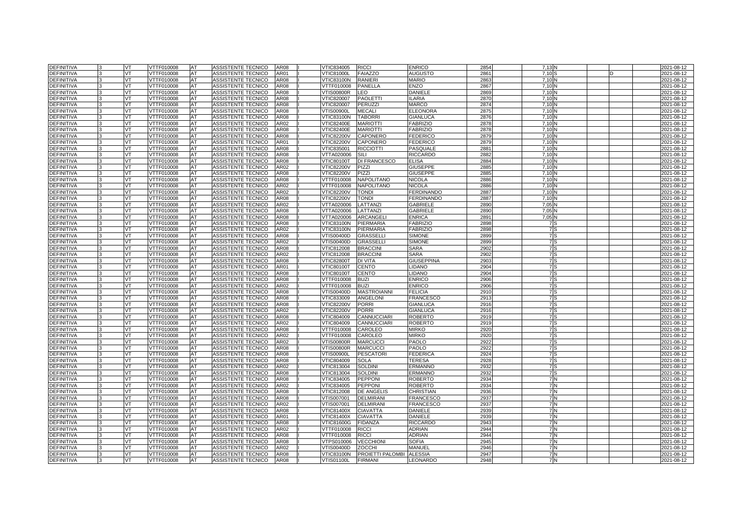| | | | | | | | | | | | | | | | | | |
|---|---|---|---|---|---|---|---|---|---|---|---|---|---|---|---|---|---|
| DEFINITIVA | 3 | VT | VTTF010008 | AT | ASSISTENTE TECNICO | AR08 | I | VTIC834005 | RICCI | ENRICO | 2854 | 7,13 | N | | | | 2021-08-12 |
| DEFINITIVA | 3 | VT | VTTF010008 | AT | ASSISTENTE TECNICO | AR01 | I | VTIC81000L | FAIAZZO | AUGUSTO | 2861 | 7,10 | S | | D | | 2021-08-12 |
| DEFINITIVA | 3 | VT | VTTF010008 | AT | ASSISTENTE TECNICO | AR08 | I | VTIC83100N | RANIERI | MARIO | 2863 | 7,10 | N | | | | 2021-08-12 |
| DEFINITIVA | 3 | VT | VTTF010008 | AT | ASSISTENTE TECNICO | AR08 | I | VTTF010008 | PANELLA | ENZO | 2867 | 7,10 | N | | | | 2021-08-12 |
| DEFINITIVA | 3 | VT | VTTF010008 | AT | ASSISTENTE TECNICO | AR08 | I | VTIS00800R | LEO | DANIELE | 2869 | 7,10 | N | | | | 2021-08-12 |
| DEFINITIVA | 3 | VT | VTTF010008 | AT | ASSISTENTE TECNICO | AR08 | I | VTIC820007 | PAOLETTI | ILARIA | 2870 | 7,10 | N | | | | 2021-08-12 |
| DEFINITIVA | 3 | VT | VTTF010008 | AT | ASSISTENTE TECNICO | AR08 | I | VTIC820007 | PERUZZI | MARCO | 2874 | 7,10 | N | | | | 2021-08-12 |
| DEFINITIVA | 3 | VT | VTTF010008 | AT | ASSISTENTE TECNICO | AR08 | I | VTIS00900L | MECALI | ELEONORA | 2875 | 7,10 | N | | | | 2021-08-12 |
| DEFINITIVA | 3 | VT | VTTF010008 | AT | ASSISTENTE TECNICO | AR08 | I | VTIC83100N | TABORRI | GIANLUCA | 2876 | 7,10 | N | | | | 2021-08-12 |
| DEFINITIVA | 3 | VT | VTTF010008 | AT | ASSISTENTE TECNICO | AR02 | I | VTIC82400E | MARIOTTI | FABRIZIO | 2878 | 7,10 | N | | | | 2021-08-12 |
| DEFINITIVA | 3 | VT | VTTF010008 | AT | ASSISTENTE TECNICO | AR08 | I | VTIC82400E | MARIOTTI | FABRIZIO | 2878 | 7,10 | N | | | | 2021-08-12 |
| DEFINITIVA | 3 | VT | VTTF010008 | AT | ASSISTENTE TECNICO | AR08 | I | VTIC82200V | CAPONERO | FEDERICO | 2879 | 7,10 | N | | | | 2021-08-12 |
| DEFINITIVA | 3 | VT | VTTF010008 | AT | ASSISTENTE TECNICO | AR01 | I | VTIC82200V | CAPONERO | FEDERICO | 2879 | 7,10 | N | | | | 2021-08-12 |
| DEFINITIVA | 3 | VT | VTTF010008 | AT | ASSISTENTE TECNICO | AR08 | I | VTIC835001 | RICCIOTTI | PASQUALE | 2881 | 7,10 | N | | | | 2021-08-12 |
| DEFINITIVA | 3 | VT | VTTF010008 | AT | ASSISTENTE TECNICO | AR08 | I | VTTA020006 | SILI | RICCARDO | 2882 | 7,10 | N | | | | 2021-08-12 |
| DEFINITIVA | 3 | VT | VTTF010008 | AT | ASSISTENTE TECNICO | AR08 | I | VTIC80100T | DI FRANCESCO | ELISA | 2884 | 7,10 | N | | | | 2021-08-12 |
| DEFINITIVA | 3 | VT | VTTF010008 | AT | ASSISTENTE TECNICO | AR02 | I | VTIC82200V | PIZZI | GIUSEPPE | 2885 | 7,10 | N | | | | 2021-08-12 |
| DEFINITIVA | 3 | VT | VTTF010008 | AT | ASSISTENTE TECNICO | AR08 | I | VTIC82200V | PIZZI | GIUSEPPE | 2885 | 7,10 | N | | | | 2021-08-12 |
| DEFINITIVA | 3 | VT | VTTF010008 | AT | ASSISTENTE TECNICO | AR08 | I | VTTF010008 | NAPOLITANO | NICOLA | 2886 | 7,10 | N | | | | 2021-08-12 |
| DEFINITIVA | 3 | VT | VTTF010008 | AT | ASSISTENTE TECNICO | AR02 | I | VTTF010008 | NAPOLITANO | NICOLA | 2886 | 7,10 | N | | | | 2021-08-12 |
| DEFINITIVA | 3 | VT | VTTF010008 | AT | ASSISTENTE TECNICO | AR02 | I | VTIC82200V | TONDI | FERDINANDO | 2887 | 7,10 | N | | | | 2021-08-12 |
| DEFINITIVA | 3 | VT | VTTF010008 | AT | ASSISTENTE TECNICO | AR08 | I | VTIC82200V | TONDI | FERDINANDO | 2887 | 7,10 | N | | | | 2021-08-12 |
| DEFINITIVA | 3 | VT | VTTF010008 | AT | ASSISTENTE TECNICO | AR02 | I | VTTA020006 | LATTANZI | GABRIELE | 2890 | 7,05 | N | | | | 2021-08-12 |
| DEFINITIVA | 3 | VT | VTTF010008 | AT | ASSISTENTE TECNICO | AR08 | I | VTTA020006 | LATTANZI | GABRIELE | 2890 | 7,05 | N | | | | 2021-08-12 |
| DEFINITIVA | 3 | VT | VTTF010008 | AT | ASSISTENTE TECNICO | AR08 | I | VTTA020006 | ARCANGELI | ENRICA | 2891 | 7,05 | N | | | | 2021-08-12 |
| DEFINITIVA | 3 | VT | VTTF010008 | AT | ASSISTENTE TECNICO | AR08 | I | VTIC83100N | PIERMARIA | FABRIZIO | 2898 | 7 | S | | | | 2021-08-12 |
| DEFINITIVA | 3 | VT | VTTF010008 | AT | ASSISTENTE TECNICO | AR02 | I | VTIC83100N | PIERMARIA | FABRIZIO | 2898 | 7 | S | | | | 2021-08-12 |
| DEFINITIVA | 3 | VT | VTTF010008 | AT | ASSISTENTE TECNICO | AR08 | I | VTIS00400D | GRASSELLI | SIMONE | 2899 | 7 | S | | | | 2021-08-12 |
| DEFINITIVA | 3 | VT | VTTF010008 | AT | ASSISTENTE TECNICO | AR02 | I | VTIS00400D | GRASSELLI | SIMONE | 2899 | 7 | S | | | | 2021-08-12 |
| DEFINITIVA | 3 | VT | VTTF010008 | AT | ASSISTENTE TECNICO | AR08 | I | VTIC812008 | BRACCINI | SARA | 2902 | 7 | S | | | | 2021-08-12 |
| DEFINITIVA | 3 | VT | VTTF010008 | AT | ASSISTENTE TECNICO | AR02 | I | VTIC812008 | BRACCINI | SARA | 2902 | 7 | S | | | | 2021-08-12 |
| DEFINITIVA | 3 | VT | VTTF010008 | AT | ASSISTENTE TECNICO | AR08 | I | VTIC82800T | DI VITA | GIUSEPPINA | 2903 | 7 | S | | | | 2021-08-12 |
| DEFINITIVA | 3 | VT | VTTF010008 | AT | ASSISTENTE TECNICO | AR01 | I | VTIC80100T | CENTO | LIDANO | 2904 | 7 | S | | | | 2021-08-12 |
| DEFINITIVA | 3 | VT | VTTF010008 | AT | ASSISTENTE TECNICO | AR08 | I | VTIC80100T | CENTO | LIDANO | 2904 | 7 | S | | | | 2021-08-12 |
| DEFINITIVA | 3 | VT | VTTF010008 | AT | ASSISTENTE TECNICO | AR08 | I | VTTF010008 | BUZI | ENRICO | 2906 | 7 | S | | | | 2021-08-12 |
| DEFINITIVA | 3 | VT | VTTF010008 | AT | ASSISTENTE TECNICO | AR02 | I | VTTF010008 | BUZI | ENRICO | 2906 | 7 | S | | | | 2021-08-12 |
| DEFINITIVA | 3 | VT | VTTF010008 | AT | ASSISTENTE TECNICO | AR08 | I | VTIS00400D | MASTROIANNI | FELICIA | 2910 | 7 | S | | | | 2021-08-12 |
| DEFINITIVA | 3 | VT | VTTF010008 | AT | ASSISTENTE TECNICO | AR08 | I | VTIC833009 | ANGELONI | FRANCESCO | 2913 | 7 | S | | | | 2021-08-12 |
| DEFINITIVA | 3 | VT | VTTF010008 | AT | ASSISTENTE TECNICO | AR08 | I | VTIC82200V | PORRI | GIANLUCA | 2916 | 7 | S | | | | 2021-08-12 |
| DEFINITIVA | 3 | VT | VTTF010008 | AT | ASSISTENTE TECNICO | AR02 | I | VTIC82200V | PORRI | GIANLUCA | 2916 | 7 | S | | | | 2021-08-12 |
| DEFINITIVA | 3 | VT | VTTF010008 | AT | ASSISTENTE TECNICO | AR08 | I | VTIC804009 | CANNUCCIARI | ROBERTO | 2919 | 7 | S | | | | 2021-08-12 |
| DEFINITIVA | 3 | VT | VTTF010008 | AT | ASSISTENTE TECNICO | AR02 | I | VTIC804009 | CANNUCCIARI | ROBERTO | 2919 | 7 | S | | | | 2021-08-12 |
| DEFINITIVA | 3 | VT | VTTF010008 | AT | ASSISTENTE TECNICO | AR08 | I | VTTF010008 | CAROLEO | MIRKO | 2920 | 7 | S | | | | 2021-08-12 |
| DEFINITIVA | 3 | VT | VTTF010008 | AT | ASSISTENTE TECNICO | AR02 | I | VTTF010008 | CAROLEO | MIRKO | 2920 | 7 | S | | | | 2021-08-12 |
| DEFINITIVA | 3 | VT | VTTF010008 | AT | ASSISTENTE TECNICO | AR02 | I | VTIS00800R | MARCUCCI | PAOLO | 2922 | 7 | S | | | | 2021-08-12 |
| DEFINITIVA | 3 | VT | VTTF010008 | AT | ASSISTENTE TECNICO | AR08 | I | VTIS00800R | MARCUCCI | PAOLO | 2922 | 7 | S | | | | 2021-08-12 |
| DEFINITIVA | 3 | VT | VTTF010008 | AT | ASSISTENTE TECNICO | AR08 | I | VTIS00900L | PESCATORI | FEDERICA | 2924 | 7 | S | | | | 2021-08-12 |
| DEFINITIVA | 3 | VT | VTTF010008 | AT | ASSISTENTE TECNICO | AR08 | I | VTIC804009 | SOLA | TERESA | 2928 | 7 | S | | | | 2021-08-12 |
| DEFINITIVA | 3 | VT | VTTF010008 | AT | ASSISTENTE TECNICO | AR02 | I | VTIC813004 | SOLDINI | ERMANNO | 2932 | 7 | S | | | | 2021-08-12 |
| DEFINITIVA | 3 | VT | VTTF010008 | AT | ASSISTENTE TECNICO | AR08 | I | VTIC813004 | SOLDINI | ERMANNO | 2932 | 7 | S | | | | 2021-08-12 |
| DEFINITIVA | 3 | VT | VTTF010008 | AT | ASSISTENTE TECNICO | AR08 | I | VTIC834005 | PEPPONI | ROBERTO | 2934 | 7 | N | | | | 2021-08-12 |
| DEFINITIVA | 3 | VT | VTTF010008 | AT | ASSISTENTE TECNICO | AR02 | I | VTIC834005 | PEPPONI | ROBERTO | 2934 | 7 | N | | | | 2021-08-12 |
| DEFINITIVA | 3 | VT | VTTF010008 | AT | ASSISTENTE TECNICO | AR08 | I | VTIC812008 | DE ANGELIS | CHRISTIAN | 2936 | 7 | N | | | | 2021-08-12 |
| DEFINITIVA | 3 | VT | VTTF010008 | AT | ASSISTENTE TECNICO | AR08 | I | VTIS007001 | DELMIRANI | FRANCESCO | 2937 | 7 | N | | | | 2021-08-12 |
| DEFINITIVA | 3 | VT | VTTF010008 | AT | ASSISTENTE TECNICO | AR02 | I | VTIS007001 | DELMIRANI | FRANCESCO | 2937 | 7 | N | | | | 2021-08-12 |
| DEFINITIVA | 3 | VT | VTTF010008 | AT | ASSISTENTE TECNICO | AR08 | I | VTIC81400X | CIAVATTA | DANIELE | 2939 | 7 | N | | | | 2021-08-12 |
| DEFINITIVA | 3 | VT | VTTF010008 | AT | ASSISTENTE TECNICO | AR01 | I | VTIC81400X | CIAVATTA | DANIELE | 2939 | 7 | N | | | | 2021-08-12 |
| DEFINITIVA | 3 | VT | VTTF010008 | AT | ASSISTENTE TECNICO | AR08 | I | VTIC81600G | FIDANZA | RICCARDO | 2943 | 7 | N | | | | 2021-08-12 |
| DEFINITIVA | 3 | VT | VTTF010008 | AT | ASSISTENTE TECNICO | AR02 | I | VTTF010008 | RICCI | ADRIAN | 2944 | 7 | N | | | | 2021-08-12 |
| DEFINITIVA | 3 | VT | VTTF010008 | AT | ASSISTENTE TECNICO | AR08 | I | VTTF010008 | RICCI | ADRIAN | 2944 | 7 | N | | | | 2021-08-12 |
| DEFINITIVA | 3 | VT | VTTF010008 | AT | ASSISTENTE TECNICO | AR08 | I | VTPS010006 | VECCHIONI | SOFIA | 2945 | 7 | N | | | | 2021-08-12 |
| DEFINITIVA | 3 | VT | VTTF010008 | AT | ASSISTENTE TECNICO | AR02 | I | VTIS00400D | ZOCCHI | MANUEL | 2946 | 7 | N | | | | 2021-08-12 |
| DEFINITIVA | 3 | VT | VTTF010008 | AT | ASSISTENTE TECNICO | AR08 | I | VTIC83100N | PROIETTI PALOMBI | ALESSIA | 2947 | 7 | N | | | | 2021-08-12 |
| DEFINITIVA | 3 | VT | VTTF010008 | AT | ASSISTENTE TECNICO | AR08 | I | VTIS01100L | FIRMANI | LEONARDO | 2948 | 7 | N | | | | 2021-08-12 |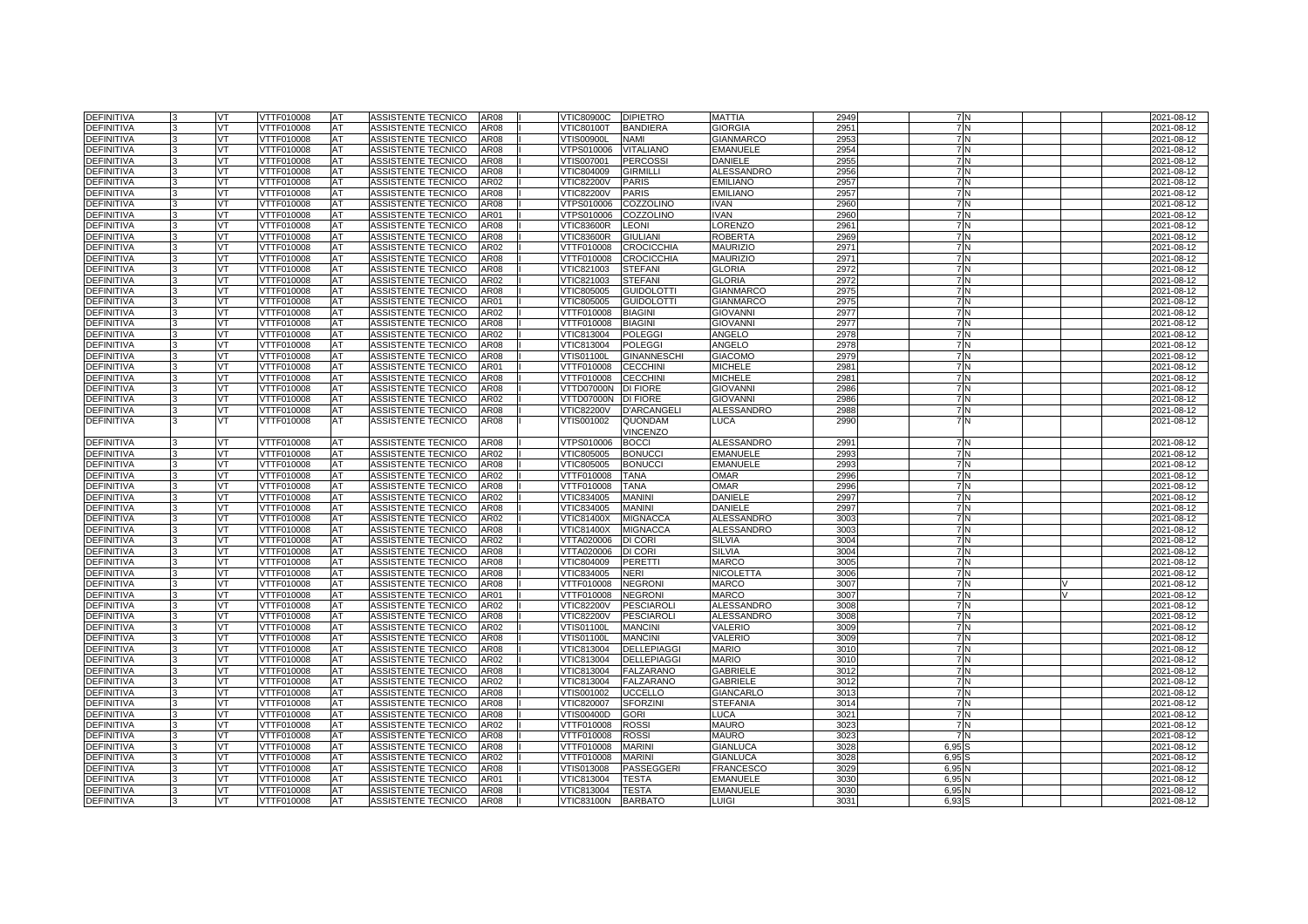| DEFINITIVA | 3 | VT | VTTF010008 | AT | ASSISTENTE TECNICO | AR08 | I | VTIC80900C | DIPIETRO | MATTIA | 2949 | 7 | N | | | 2021-08-12 |
|---|---|---|---|---|---|---|---|---|---|---|---|---|---|---|---|---|
| DEFINITIVA | 3 | VT | VTTF010008 | AT | ASSISTENTE TECNICO | AR08 | I | VTIC80100T | BANDIERA | GIORGIA | 2951 | 7 | N | | | 2021-08-12 |
| DEFINITIVA | 3 | VT | VTTF010008 | AT | ASSISTENTE TECNICO | AR08 | I | VTIS00900L | NAMI | GIANMARCO | 2953 | 7 | N | | | 2021-08-12 |
| DEFINITIVA | 3 | VT | VTTF010008 | AT | ASSISTENTE TECNICO | AR08 | I | VTPS010006 | VITALIANO | EMANUELE | 2954 | 7 | N | | | 2021-08-12 |
| DEFINITIVA | 3 | VT | VTTF010008 | AT | ASSISTENTE TECNICO | AR08 | I | VTIS007001 | PERCOSSI | DANIELE | 2955 | 7 | N | | | 2021-08-12 |
| DEFINITIVA | 3 | VT | VTTF010008 | AT | ASSISTENTE TECNICO | AR08 | I | VTIC804009 | GIRMILLI | ALESSANDRO | 2956 | 7 | N | | | 2021-08-12 |
| DEFINITIVA | 3 | VT | VTTF010008 | AT | ASSISTENTE TECNICO | AR02 | I | VTIC82200V | PARIS | EMILIANO | 2957 | 7 | N | | | 2021-08-12 |
| DEFINITIVA | 3 | VT | VTTF010008 | AT | ASSISTENTE TECNICO | AR08 | I | VTIC82200V | PARIS | EMILIANO | 2957 | 7 | N | | | 2021-08-12 |
| DEFINITIVA | 3 | VT | VTTF010008 | AT | ASSISTENTE TECNICO | AR08 | I | VTPS010006 | COZZOLINO | IVAN | 2960 | 7 | N | | | 2021-08-12 |
| DEFINITIVA | 3 | VT | VTTF010008 | AT | ASSISTENTE TECNICO | AR01 | I | VTPS010006 | COZZOLINO | IVAN | 2960 | 7 | N | | | 2021-08-12 |
| DEFINITIVA | 3 | VT | VTTF010008 | AT | ASSISTENTE TECNICO | AR08 | I | VTIC83600R | LEONI | LORENZO | 2961 | 7 | N | | | 2021-08-12 |
| DEFINITIVA | 3 | VT | VTTF010008 | AT | ASSISTENTE TECNICO | AR08 | I | VTIC83600R | GIULIANI | ROBERTA | 2969 | 7 | N | | | 2021-08-12 |
| DEFINITIVA | 3 | VT | VTTF010008 | AT | ASSISTENTE TECNICO | AR02 | I | VTTF010008 | CROCICCHIA | MAURIZIO | 2971 | 7 | N | | | 2021-08-12 |
| DEFINITIVA | 3 | VT | VTTF010008 | AT | ASSISTENTE TECNICO | AR08 | I | VTTF010008 | CROCICCHIA | MAURIZIO | 2971 | 7 | N | | | 2021-08-12 |
| DEFINITIVA | 3 | VT | VTTF010008 | AT | ASSISTENTE TECNICO | AR08 | I | VTIC821003 | STEFANI | GLORIA | 2972 | 7 | N | | | 2021-08-12 |
| DEFINITIVA | 3 | VT | VTTF010008 | AT | ASSISTENTE TECNICO | AR02 | I | VTIC821003 | STEFANI | GLORIA | 2972 | 7 | N | | | 2021-08-12 |
| DEFINITIVA | 3 | VT | VTTF010008 | AT | ASSISTENTE TECNICO | AR08 | I | VTIC805005 | GUIDOLOTTI | GIANMARCO | 2975 | 7 | N | | | 2021-08-12 |
| DEFINITIVA | 3 | VT | VTTF010008 | AT | ASSISTENTE TECNICO | AR01 | I | VTIC805005 | GUIDOLOTTI | GIANMARCO | 2975 | 7 | N | | | 2021-08-12 |
| DEFINITIVA | 3 | VT | VTTF010008 | AT | ASSISTENTE TECNICO | AR02 | I | VTTF010008 | BIAGINI | GIOVANNI | 2977 | 7 | N | | | 2021-08-12 |
| DEFINITIVA | 3 | VT | VTTF010008 | AT | ASSISTENTE TECNICO | AR08 | I | VTTF010008 | BIAGINI | GIOVANNI | 2977 | 7 | N | | | 2021-08-12 |
| DEFINITIVA | 3 | VT | VTTF010008 | AT | ASSISTENTE TECNICO | AR02 | I | VTIC813004 | POLEGGI | ANGELO | 2978 | 7 | N | | | 2021-08-12 |
| DEFINITIVA | 3 | VT | VTTF010008 | AT | ASSISTENTE TECNICO | AR08 | I | VTIC813004 | POLEGGI | ANGELO | 2978 | 7 | N | | | 2021-08-12 |
| DEFINITIVA | 3 | VT | VTTF010008 | AT | ASSISTENTE TECNICO | AR08 | I | VTIS01100L | GINANNESCHI | GIACOMO | 2979 | 7 | N | | | 2021-08-12 |
| DEFINITIVA | 3 | VT | VTTF010008 | AT | ASSISTENTE TECNICO | AR01 | I | VTTF010008 | CECCHINI | MICHELE | 2981 | 7 | N | | | 2021-08-12 |
| DEFINITIVA | 3 | VT | VTTF010008 | AT | ASSISTENTE TECNICO | AR08 | I | VTTF010008 | CECCHINI | MICHELE | 2981 | 7 | N | | | 2021-08-12 |
| DEFINITIVA | 3 | VT | VTTF010008 | AT | ASSISTENTE TECNICO | AR08 | I | VTTD07000N | DI FIORE | GIOVANNI | 2986 | 7 | N | | | 2021-08-12 |
| DEFINITIVA | 3 | VT | VTTF010008 | AT | ASSISTENTE TECNICO | AR02 | I | VTTD07000N | DI FIORE | GIOVANNI | 2986 | 7 | N | | | 2021-08-12 |
| DEFINITIVA | 3 | VT | VTTF010008 | AT | ASSISTENTE TECNICO | AR08 | I | VTIC82200V | D'ARCANGELI | ALESSANDRO | 2988 | 7 | N | | | 2021-08-12 |
| DEFINITIVA | 3 | VT | VTTF010008 | AT | ASSISTENTE TECNICO | AR08 | I | VTIS001002 | QUONDAM VINCENZO | LUCA | 2990 | 7 | N | | | 2021-08-12 |
| DEFINITIVA | 3 | VT | VTTF010008 | AT | ASSISTENTE TECNICO | AR08 | I | VTPS010006 | BOCCI | ALESSANDRO | 2991 | 7 | N | | | 2021-08-12 |
| DEFINITIVA | 3 | VT | VTTF010008 | AT | ASSISTENTE TECNICO | AR02 | I | VTIC805005 | BONUCCI | EMANUELE | 2993 | 7 | N | | | 2021-08-12 |
| DEFINITIVA | 3 | VT | VTTF010008 | AT | ASSISTENTE TECNICO | AR08 | I | VTIC805005 | BONUCCI | EMANUELE | 2993 | 7 | N | | | 2021-08-12 |
| DEFINITIVA | 3 | VT | VTTF010008 | AT | ASSISTENTE TECNICO | AR02 | I | VTTF010008 | TANA | OMAR | 2996 | 7 | N | | | 2021-08-12 |
| DEFINITIVA | 3 | VT | VTTF010008 | AT | ASSISTENTE TECNICO | AR08 | I | VTTF010008 | TANA | OMAR | 2996 | 7 | N | | | 2021-08-12 |
| DEFINITIVA | 3 | VT | VTTF010008 | AT | ASSISTENTE TECNICO | AR02 | I | VTIC834005 | MANINI | DANIELE | 2997 | 7 | N | | | 2021-08-12 |
| DEFINITIVA | 3 | VT | VTTF010008 | AT | ASSISTENTE TECNICO | AR08 | I | VTIC834005 | MANINI | DANIELE | 2997 | 7 | N | | | 2021-08-12 |
| DEFINITIVA | 3 | VT | VTTF010008 | AT | ASSISTENTE TECNICO | AR02 | I | VTIC81400X | MIGNACCA | ALESSANDRO | 3003 | 7 | N | | | 2021-08-12 |
| DEFINITIVA | 3 | VT | VTTF010008 | AT | ASSISTENTE TECNICO | AR08 | I | VTIC81400X | MIGNACCA | ALESSANDRO | 3003 | 7 | N | | | 2021-08-12 |
| DEFINITIVA | 3 | VT | VTTF010008 | AT | ASSISTENTE TECNICO | AR02 | I | VTTA020006 | DI CORI | SILVIA | 3004 | 7 | N | | | 2021-08-12 |
| DEFINITIVA | 3 | VT | VTTF010008 | AT | ASSISTENTE TECNICO | AR08 | I | VTTA020006 | DI CORI | SILVIA | 3004 | 7 | N | | | 2021-08-12 |
| DEFINITIVA | 3 | VT | VTTF010008 | AT | ASSISTENTE TECNICO | AR08 | I | VTIC804009 | PERETTI | MARCO | 3005 | 7 | N | | | 2021-08-12 |
| DEFINITIVA | 3 | VT | VTTF010008 | AT | ASSISTENTE TECNICO | AR08 | I | VTIC834005 | NERI | NICOLETTA | 3006 | 7 | N | | | 2021-08-12 |
| DEFINITIVA | 3 | VT | VTTF010008 | AT | ASSISTENTE TECNICO | AR08 | I | VTTF010008 | NEGRONI | MARCO | 3007 | 7 | N | | V | 2021-08-12 |
| DEFINITIVA | 3 | VT | VTTF010008 | AT | ASSISTENTE TECNICO | AR01 | I | VTTF010008 | NEGRONI | MARCO | 3007 | 7 | N | | V | 2021-08-12 |
| DEFINITIVA | 3 | VT | VTTF010008 | AT | ASSISTENTE TECNICO | AR02 | I | VTIC82200V | PESCIAROLI | ALESSANDRO | 3008 | 7 | N | | | 2021-08-12 |
| DEFINITIVA | 3 | VT | VTTF010008 | AT | ASSISTENTE TECNICO | AR08 | I | VTIC82200V | PESCIAROLI | ALESSANDRO | 3008 | 7 | N | | | 2021-08-12 |
| DEFINITIVA | 3 | VT | VTTF010008 | AT | ASSISTENTE TECNICO | AR02 | I | VTIS01100L | MANCINI | VALERIO | 3009 | 7 | N | | | 2021-08-12 |
| DEFINITIVA | 3 | VT | VTTF010008 | AT | ASSISTENTE TECNICO | AR08 | I | VTIS01100L | MANCINI | VALERIO | 3009 | 7 | N | | | 2021-08-12 |
| DEFINITIVA | 3 | VT | VTTF010008 | AT | ASSISTENTE TECNICO | AR08 | I | VTIC813004 | DELLEPIAGGI | MARIO | 3010 | 7 | N | | | 2021-08-12 |
| DEFINITIVA | 3 | VT | VTTF010008 | AT | ASSISTENTE TECNICO | AR02 | I | VTIC813004 | DELLEPIAGGI | MARIO | 3010 | 7 | N | | | 2021-08-12 |
| DEFINITIVA | 3 | VT | VTTF010008 | AT | ASSISTENTE TECNICO | AR08 | I | VTIC813004 | FALZARANO | GABRIELE | 3012 | 7 | N | | | 2021-08-12 |
| DEFINITIVA | 3 | VT | VTTF010008 | AT | ASSISTENTE TECNICO | AR02 | I | VTIC813004 | FALZARANO | GABRIELE | 3012 | 7 | N | | | 2021-08-12 |
| DEFINITIVA | 3 | VT | VTTF010008 | AT | ASSISTENTE TECNICO | AR08 | I | VTIS001002 | UCCELLO | GIANCARLO | 3013 | 7 | N | | | 2021-08-12 |
| DEFINITIVA | 3 | VT | VTTF010008 | AT | ASSISTENTE TECNICO | AR08 | I | VTIC820007 | SFORZINI | STEFANIA | 3014 | 7 | N | | | 2021-08-12 |
| DEFINITIVA | 3 | VT | VTTF010008 | AT | ASSISTENTE TECNICO | AR08 | I | VTIS00400D | GORI | LUCA | 3021 | 7 | N | | | 2021-08-12 |
| DEFINITIVA | 3 | VT | VTTF010008 | AT | ASSISTENTE TECNICO | AR02 | I | VTTF010008 | ROSSI | MAURO | 3023 | 7 | N | | | 2021-08-12 |
| DEFINITIVA | 3 | VT | VTTF010008 | AT | ASSISTENTE TECNICO | AR08 | I | VTTF010008 | ROSSI | MAURO | 3023 | 7 | N | | | 2021-08-12 |
| DEFINITIVA | 3 | VT | VTTF010008 | AT | ASSISTENTE TECNICO | AR08 | I | VTTF010008 | MARINI | GIANLUCA | 3028 | 6,95 | S | | | 2021-08-12 |
| DEFINITIVA | 3 | VT | VTTF010008 | AT | ASSISTENTE TECNICO | AR02 | I | VTTF010008 | MARINI | GIANLUCA | 3028 | 6,95 | S | | | 2021-08-12 |
| DEFINITIVA | 3 | VT | VTTF010008 | AT | ASSISTENTE TECNICO | AR08 | I | VTIS013008 | PASSEGGERI | FRANCESCO | 3029 | 6,95 | N | | | 2021-08-12 |
| DEFINITIVA | 3 | VT | VTTF010008 | AT | ASSISTENTE TECNICO | AR01 | I | VTIC813004 | TESTA | EMANUELE | 3030 | 6,95 | N | | | 2021-08-12 |
| DEFINITIVA | 3 | VT | VTTF010008 | AT | ASSISTENTE TECNICO | AR08 | I | VTIC813004 | TESTA | EMANUELE | 3030 | 6,95 | N | | | 2021-08-12 |
| DEFINITIVA | 3 | VT | VTTF010008 | AT | ASSISTENTE TECNICO | AR08 | I | VTIC83100N | BARBATO | LUIGI | 3031 | 6,93 | S | | | 2021-08-12 |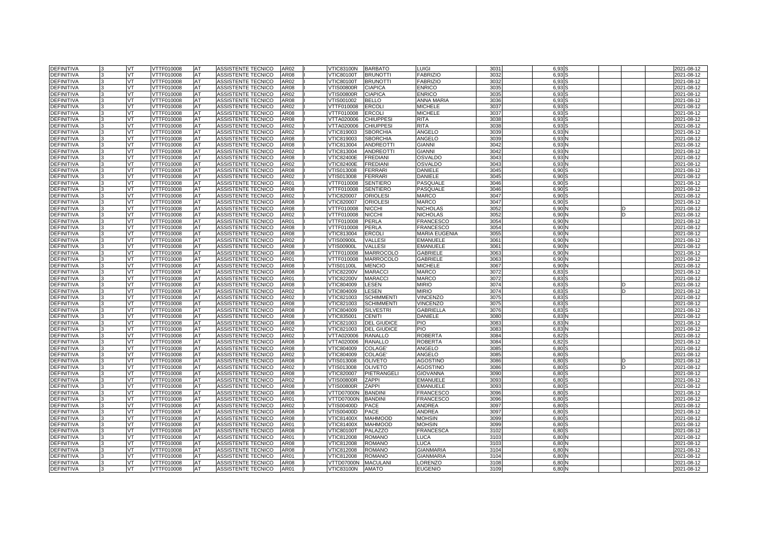| | | | | | | | | | | | | | | | | | | |
|---|---|---|---|---|---|---|---|---|---|---|---|---|---|---|---|---|---|---|
| DEFINITIVA | 3 | VT | VTTF010008 | AT | ASSISTENTE TECNICO | AR02 | I | VTIC83100N | BARBATO | LUIGI | 3031 | 6,93 | S | | | | | 2021-08-12 |
| DEFINITIVA | 3 | VT | VTTF010008 | AT | ASSISTENTE TECNICO | AR08 | I | VTIC80100T | BRUNOTTI | FABRIZIO | 3032 | 6,93 | S | | | | | 2021-08-12 |
| DEFINITIVA | 3 | VT | VTTF010008 | AT | ASSISTENTE TECNICO | AR02 | I | VTIC80100T | BRUNOTTI | FABRIZIO | 3032 | 6,93 | S | | | | | 2021-08-12 |
| DEFINITIVA | 3 | VT | VTTF010008 | AT | ASSISTENTE TECNICO | AR08 | I | VTIS00800R | CIAPICA | ENRICO | 3035 | 6,93 | S | | | | | 2021-08-12 |
| DEFINITIVA | 3 | VT | VTTF010008 | AT | ASSISTENTE TECNICO | AR02 | I | VTIS00800R | CIAPICA | ENRICO | 3035 | 6,93 | S | | | | | 2021-08-12 |
| DEFINITIVA | 3 | VT | VTTF010008 | AT | ASSISTENTE TECNICO | AR08 | I | VTIS001002 | BELLO | ANNA MARIA | 3036 | 6,93 | S | | | | | 2021-08-12 |
| DEFINITIVA | 3 | VT | VTTF010008 | AT | ASSISTENTE TECNICO | AR02 | I | VTTF010008 | ERCOLI | MICHELE | 3037 | 6,93 | S | | | | | 2021-08-12 |
| DEFINITIVA | 3 | VT | VTTF010008 | AT | ASSISTENTE TECNICO | AR08 | I | VTTF010008 | ERCOLI | MICHELE | 3037 | 6,93 | S | | | | | 2021-08-12 |
| DEFINITIVA | 3 | VT | VTTF010008 | AT | ASSISTENTE TECNICO | AR08 | I | VTTA020006 | CHIUPPESI | RITA | 3038 | 6,93 | S | | | | | 2021-08-12 |
| DEFINITIVA | 3 | VT | VTTF010008 | AT | ASSISTENTE TECNICO | AR02 | I | VTTA020006 | CHIUPPESI | RITA | 3038 | 6,93 | S | | | | | 2021-08-12 |
| DEFINITIVA | 3 | VT | VTTF010008 | AT | ASSISTENTE TECNICO | AR02 | I | VTIC819003 | SBORCHIA | ANGELO | 3039 | 6,93 | N | | | | | 2021-08-12 |
| DEFINITIVA | 3 | VT | VTTF010008 | AT | ASSISTENTE TECNICO | AR08 | I | VTIC819003 | SBORCHIA | ANGELO | 3039 | 6,93 | N | | | | | 2021-08-12 |
| DEFINITIVA | 3 | VT | VTTF010008 | AT | ASSISTENTE TECNICO | AR08 | I | VTIC813004 | ANDREOTTI | GIANNI | 3042 | 6,93 | N | | | | | 2021-08-12 |
| DEFINITIVA | 3 | VT | VTTF010008 | AT | ASSISTENTE TECNICO | AR02 | I | VTIC813004 | ANDREOTTI | GIANNI | 3042 | 6,93 | N | | | | | 2021-08-12 |
| DEFINITIVA | 3 | VT | VTTF010008 | AT | ASSISTENTE TECNICO | AR08 | I | VTIC82400E | FREDIANI | OSVALDO | 3043 | 6,93 | N | | | | | 2021-08-12 |
| DEFINITIVA | 3 | VT | VTTF010008 | AT | ASSISTENTE TECNICO | AR02 | I | VTIC82400E | FREDIANI | OSVALDO | 3043 | 6,93 | N | | | | | 2021-08-12 |
| DEFINITIVA | 3 | VT | VTTF010008 | AT | ASSISTENTE TECNICO | AR08 | I | VTIS013008 | FERRARI | DANIELE | 3045 | 6,90 | S | | | | | 2021-08-12 |
| DEFINITIVA | 3 | VT | VTTF010008 | AT | ASSISTENTE TECNICO | AR02 | I | VTIS013008 | FERRARI | DANIELE | 3045 | 6,90 | S | | | | | 2021-08-12 |
| DEFINITIVA | 3 | VT | VTTF010008 | AT | ASSISTENTE TECNICO | AR01 | I | VTTF010008 | SENTIERO | PASQUALE | 3046 | 6,90 | S | | | | | 2021-08-12 |
| DEFINITIVA | 3 | VT | VTTF010008 | AT | ASSISTENTE TECNICO | AR08 | I | VTTF010008 | SENTIERO | PASQUALE | 3046 | 6,90 | S | | | | | 2021-08-12 |
| DEFINITIVA | 3 | VT | VTTF010008 | AT | ASSISTENTE TECNICO | AR02 | I | VTIC820007 | ORIOLESI | MARCO | 3047 | 6,90 | S | | | | | 2021-08-12 |
| DEFINITIVA | 3 | VT | VTTF010008 | AT | ASSISTENTE TECNICO | AR08 | I | VTIC820007 | ORIOLESI | MARCO | 3047 | 6,90 | S | | | | | 2021-08-12 |
| DEFINITIVA | 3 | VT | VTTF010008 | AT | ASSISTENTE TECNICO | AR08 | I | VTTF010008 | NICCHI | NICHOLAS | 3052 | 6,90 | N | | | D | | 2021-08-12 |
| DEFINITIVA | 3 | VT | VTTF010008 | AT | ASSISTENTE TECNICO | AR02 | I | VTTF010008 | NICCHI | NICHOLAS | 3052 | 6,90 | N | | | D | | 2021-08-12 |
| DEFINITIVA | 3 | VT | VTTF010008 | AT | ASSISTENTE TECNICO | AR01 | I | VTTF010008 | PERLA | FRANCESCO | 3054 | 6,90 | N | | | | | 2021-08-12 |
| DEFINITIVA | 3 | VT | VTTF010008 | AT | ASSISTENTE TECNICO | AR08 | I | VTTF010008 | PERLA | FRANCESCO | 3054 | 6,90 | N | | | | | 2021-08-12 |
| DEFINITIVA | 3 | VT | VTTF010008 | AT | ASSISTENTE TECNICO | AR08 | I | VTIC813004 | ERCOLI | MARIA EUGENIA | 3055 | 6,90 | N | | | | | 2021-08-12 |
| DEFINITIVA | 3 | VT | VTTF010008 | AT | ASSISTENTE TECNICO | AR02 | I | VTIS00900L | VALLESI | EMANUELE | 3061 | 6,90 | N | | | | | 2021-08-12 |
| DEFINITIVA | 3 | VT | VTTF010008 | AT | ASSISTENTE TECNICO | AR08 | I | VTIS00900L | VALLESI | EMANUELE | 3061 | 6,90 | N | | | | | 2021-08-12 |
| DEFINITIVA | 3 | VT | VTTF010008 | AT | ASSISTENTE TECNICO | AR08 | I | VTTF010008 | MARROCOLO | GABRIELE | 3063 | 6,90 | N | | | | | 2021-08-12 |
| DEFINITIVA | 3 | VT | VTTF010008 | AT | ASSISTENTE TECNICO | AR01 | I | VTTF010008 | MARROCOLO | GABRIELE | 3063 | 6,90 | N | | | | | 2021-08-12 |
| DEFINITIVA | 3 | VT | VTTF010008 | AT | ASSISTENTE TECNICO | AR08 | I | VTIS01100L | MENCIO | MICHELE | 3067 | 6,90 | N | | | | | 2021-08-12 |
| DEFINITIVA | 3 | VT | VTTF010008 | AT | ASSISTENTE TECNICO | AR08 | I | VTIC82200V | MARACCI | MARCO | 3072 | 6,83 | S | | | | | 2021-08-12 |
| DEFINITIVA | 3 | VT | VTTF010008 | AT | ASSISTENTE TECNICO | AR01 | I | VTIC82200V | MARACCI | MARCO | 3072 | 6,83 | S | | | | | 2021-08-12 |
| DEFINITIVA | 3 | VT | VTTF010008 | AT | ASSISTENTE TECNICO | AR08 | I | VTIC804009 | LESEN | MIRIO | 3074 | 6,83 | S | | | D | | 2021-08-12 |
| DEFINITIVA | 3 | VT | VTTF010008 | AT | ASSISTENTE TECNICO | AR02 | I | VTIC804009 | LESEN | MIRIO | 3074 | 6,83 | S | | | D | | 2021-08-12 |
| DEFINITIVA | 3 | VT | VTTF010008 | AT | ASSISTENTE TECNICO | AR02 | I | VTIC821003 | SCHIMMENTI | VINCENZO | 3075 | 6,83 | S | | | | | 2021-08-12 |
| DEFINITIVA | 3 | VT | VTTF010008 | AT | ASSISTENTE TECNICO | AR08 | I | VTIC821003 | SCHIMMENTI | VINCENZO | 3075 | 6,83 | S | | | | | 2021-08-12 |
| DEFINITIVA | 3 | VT | VTTF010008 | AT | ASSISTENTE TECNICO | AR08 | I | VTIC804009 | SILVESTRI | GABRIELLA | 3076 | 6,83 | S | | | | | 2021-08-12 |
| DEFINITIVA | 3 | VT | VTTF010008 | AT | ASSISTENTE TECNICO | AR08 | I | VTIC835001 | CENITI | DANIELE | 3080 | 6,83 | N | | | | | 2021-08-12 |
| DEFINITIVA | 3 | VT | VTTF010008 | AT | ASSISTENTE TECNICO | AR08 | I | VTIC821003 | DEL GIUDICE | PIO | 3083 | 6,83 | N | | | | | 2021-08-12 |
| DEFINITIVA | 3 | VT | VTTF010008 | AT | ASSISTENTE TECNICO | AR02 | I | VTIC821003 | DEL GIUDICE | PIO | 3083 | 6,83 | N | | | | | 2021-08-12 |
| DEFINITIVA | 3 | VT | VTTF010008 | AT | ASSISTENTE TECNICO | AR02 | I | VTTA020006 | RANALLO | ROBERTA | 3084 | 6,82 | S | | | | | 2021-08-12 |
| DEFINITIVA | 3 | VT | VTTF010008 | AT | ASSISTENTE TECNICO | AR08 | I | VTTA020006 | RANALLO | ROBERTA | 3084 | 6,82 | S | | | | | 2021-08-12 |
| DEFINITIVA | 3 | VT | VTTF010008 | AT | ASSISTENTE TECNICO | AR08 | I | VTIC804009 | COLAGE' | ANGELO | 3085 | 6,80 | S | | | | | 2021-08-12 |
| DEFINITIVA | 3 | VT | VTTF010008 | AT | ASSISTENTE TECNICO | AR02 | I | VTIC804009 | COLAGE' | ANGELO | 3085 | 6,80 | S | | | | | 2021-08-12 |
| DEFINITIVA | 3 | VT | VTTF010008 | AT | ASSISTENTE TECNICO | AR08 | I | VTIS013008 | OLIVETO | AGOSTINO | 3086 | 6,80 | S | | | D | | 2021-08-12 |
| DEFINITIVA | 3 | VT | VTTF010008 | AT | ASSISTENTE TECNICO | AR02 | I | VTIS013008 | OLIVETO | AGOSTINO | 3086 | 6,80 | S | | | D | | 2021-08-12 |
| DEFINITIVA | 3 | VT | VTTF010008 | AT | ASSISTENTE TECNICO | AR08 | I | VTIC820007 | PIETRANGELI | GIOVANNA | 3090 | 6,80 | S | | | | | 2021-08-12 |
| DEFINITIVA | 3 | VT | VTTF010008 | AT | ASSISTENTE TECNICO | AR02 | I | VTIS00800R | ZAPPI | EMANUELE | 3093 | 6,80 | S | | | | | 2021-08-12 |
| DEFINITIVA | 3 | VT | VTTF010008 | AT | ASSISTENTE TECNICO | AR08 | I | VTIS00800R | ZAPPI | EMANUELE | 3093 | 6,80 | S | | | | | 2021-08-12 |
| DEFINITIVA | 3 | VT | VTTF010008 | AT | ASSISTENTE TECNICO | AR08 | I | VTTD07000N | BANDINI | FRANCESCO | 3096 | 6,80 | S | | | | | 2021-08-12 |
| DEFINITIVA | 3 | VT | VTTF010008 | AT | ASSISTENTE TECNICO | AR01 | I | VTTD07000N | BANDINI | FRANCESCO | 3096 | 6,80 | S | | | | | 2021-08-12 |
| DEFINITIVA | 3 | VT | VTTF010008 | AT | ASSISTENTE TECNICO | AR02 | I | VTIS00400D | PACE | ANDREA | 3097 | 6,80 | S | | | | | 2021-08-12 |
| DEFINITIVA | 3 | VT | VTTF010008 | AT | ASSISTENTE TECNICO | AR08 | I | VTIS00400D | PACE | ANDREA | 3097 | 6,80 | S | | | | | 2021-08-12 |
| DEFINITIVA | 3 | VT | VTTF010008 | AT | ASSISTENTE TECNICO | AR08 | I | VTIC81400X | MAHMOOD | MOHSIN | 3099 | 6,80 | S | | | | | 2021-08-12 |
| DEFINITIVA | 3 | VT | VTTF010008 | AT | ASSISTENTE TECNICO | AR01 | I | VTIC81400X | MAHMOOD | MOHSIN | 3099 | 6,80 | S | | | | | 2021-08-12 |
| DEFINITIVA | 3 | VT | VTTF010008 | AT | ASSISTENTE TECNICO | AR08 | I | VTIC80100T | PALAZZO | FRANCESCA | 3102 | 6,80 | S | | | | | 2021-08-12 |
| DEFINITIVA | 3 | VT | VTTF010008 | AT | ASSISTENTE TECNICO | AR01 | I | VTIC812008 | ROMANO | LUCA | 3103 | 6,80 | N | | | | | 2021-08-12 |
| DEFINITIVA | 3 | VT | VTTF010008 | AT | ASSISTENTE TECNICO | AR08 | I | VTIC812008 | ROMANO | LUCA | 3103 | 6,80 | N | | | | | 2021-08-12 |
| DEFINITIVA | 3 | VT | VTTF010008 | AT | ASSISTENTE TECNICO | AR08 | I | VTIC812008 | ROMANO | GIANMARIA | 3104 | 6,80 | N | | | | | 2021-08-12 |
| DEFINITIVA | 3 | VT | VTTF010008 | AT | ASSISTENTE TECNICO | AR01 | I | VTIC812008 | ROMANO | GIANMARIA | 3104 | 6,80 | N | | | | | 2021-08-12 |
| DEFINITIVA | 3 | VT | VTTF010008 | AT | ASSISTENTE TECNICO | AR08 | I | VTTD07000N | MACULANI | LORENZO | 3108 | 6,80 | N | | | | | 2021-08-12 |
| DEFINITIVA | 3 | VT | VTTF010008 | AT | ASSISTENTE TECNICO | AR01 | I | VTIC83100N | AMATO | EUGENIO | 3109 | 6,80 | N | | | | | 2021-08-12 |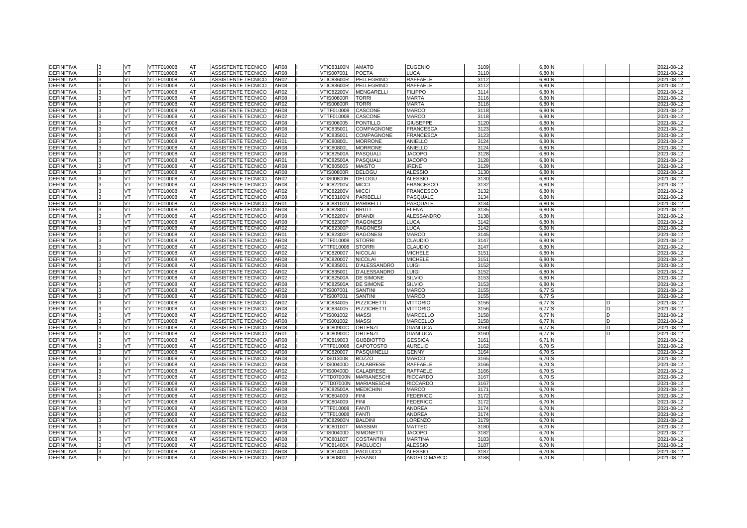| | | | | | | | | | | | | | | | | | | |
|---|---|---|---|---|---|---|---|---|---|---|---|---|---|---|---|---|---|---|
| DEFINITIVA | 3 | VT | VTTF010008 | AT | ASSISTENTE TECNICO | AR08 | I | VTIC83100N | AMATO | EUGENIO | 3109 | 6,80 | N | | | | | 2021-08-12 |
| DEFINITIVA | 3 | VT | VTTF010008 | AT | ASSISTENTE TECNICO | AR08 | I | VTIS007001 | POETA | LUCA | 3110 | 6,80 | N | | | | | 2021-08-12 |
| DEFINITIVA | 3 | VT | VTTF010008 | AT | ASSISTENTE TECNICO | AR02 | I | VTIC83600R | PELLEGRINO | RAFFAELE | 3112 | 6,80 | N | | | | | 2021-08-12 |
| DEFINITIVA | 3 | VT | VTTF010008 | AT | ASSISTENTE TECNICO | AR08 | I | VTIC83600R | PELLEGRINO | RAFFAELE | 3112 | 6,80 | N | | | | | 2021-08-12 |
| DEFINITIVA | 3 | VT | VTTF010008 | AT | ASSISTENTE TECNICO | AR02 | I | VTIC82200V | MENGARELLI | FILIPPO | 3114 | 6,80 | N | | | | | 2021-08-12 |
| DEFINITIVA | 3 | VT | VTTF010008 | AT | ASSISTENTE TECNICO | AR08 | I | VTIS00800R | TORRI | MARTA | 3116 | 6,80 | N | | | | | 2021-08-12 |
| DEFINITIVA | 3 | VT | VTTF010008 | AT | ASSISTENTE TECNICO | AR02 | I | VTIS00800R | TORRI | MARTA | 3116 | 6,80 | N | | | | | 2021-08-12 |
| DEFINITIVA | 3 | VT | VTTF010008 | AT | ASSISTENTE TECNICO | AR08 | I | VTTF010008 | CASCONE | MARCO | 3118 | 6,80 | N | | | | | 2021-08-12 |
| DEFINITIVA | 3 | VT | VTTF010008 | AT | ASSISTENTE TECNICO | AR02 | I | VTTF010008 | CASCONE | MARCO | 3118 | 6,80 | N | | | | | 2021-08-12 |
| DEFINITIVA | 3 | VT | VTTF010008 | AT | ASSISTENTE TECNICO | AR08 | I | VTIS006005 | PONTILLO | GIUSEPPE | 3120 | 6,80 | N | | | | | 2021-08-12 |
| DEFINITIVA | 3 | VT | VTTF010008 | AT | ASSISTENTE TECNICO | AR08 | I | VTIC835001 | COMPAGNONE | FRANCESCA | 3123 | 6,80 | N | | | | | 2021-08-12 |
| DEFINITIVA | 3 | VT | VTTF010008 | AT | ASSISTENTE TECNICO | AR02 | I | VTIC835001 | COMPAGNONE | FRANCESCA | 3123 | 6,80 | N | | | | | 2021-08-12 |
| DEFINITIVA | 3 | VT | VTTF010008 | AT | ASSISTENTE TECNICO | AR01 | I | VTIC80800L | MORRONE | ANIELLO | 3124 | 6,80 | N | | | | | 2021-08-12 |
| DEFINITIVA | 3 | VT | VTTF010008 | AT | ASSISTENTE TECNICO | AR08 | I | VTIC80800L | MORRONE | ANIELLO | 3124 | 6,80 | N | | | | | 2021-08-12 |
| DEFINITIVA | 3 | VT | VTTF010008 | AT | ASSISTENTE TECNICO | AR08 | I | VTIC82500A | PASQUALI | JACOPO | 3128 | 6,80 | N | | | | | 2021-08-12 |
| DEFINITIVA | 3 | VT | VTTF010008 | AT | ASSISTENTE TECNICO | AR01 | I | VTIC82500A | PASQUALI | JACOPO | 3128 | 6,80 | N | | | | | 2021-08-12 |
| DEFINITIVA | 3 | VT | VTTF010008 | AT | ASSISTENTE TECNICO | AR08 | I | VTIC805005 | MAISTO | IRENE | 3129 | 6,80 | N | | | | | 2021-08-12 |
| DEFINITIVA | 3 | VT | VTTF010008 | AT | ASSISTENTE TECNICO | AR08 | I | VTIS00800R | DELOGU | ALESSIO | 3130 | 6,80 | N | | | | | 2021-08-12 |
| DEFINITIVA | 3 | VT | VTTF010008 | AT | ASSISTENTE TECNICO | AR02 | I | VTIS00800R | DELOGU | ALESSIO | 3130 | 6,80 | N | | | | | 2021-08-12 |
| DEFINITIVA | 3 | VT | VTTF010008 | AT | ASSISTENTE TECNICO | AR08 | I | VTIC82200V | MICCI | FRANCESCO | 3132 | 6,80 | N | | | | | 2021-08-12 |
| DEFINITIVA | 3 | VT | VTTF010008 | AT | ASSISTENTE TECNICO | AR02 | I | VTIC82200V | MICCI | FRANCESCO | 3132 | 6,80 | N | | | | | 2021-08-12 |
| DEFINITIVA | 3 | VT | VTTF010008 | AT | ASSISTENTE TECNICO | AR08 | I | VTIC83100N | PARIBELLI | PASQUALE | 3134 | 6,80 | N | | | | | 2021-08-12 |
| DEFINITIVA | 3 | VT | VTTF010008 | AT | ASSISTENTE TECNICO | AR01 | I | VTIC83100N | PARIBELLI | PASQUALE | 3134 | 6,80 | N | | | | | 2021-08-12 |
| DEFINITIVA | 3 | VT | VTTF010008 | AT | ASSISTENTE TECNICO | AR08 | I | VTIC82800T | BRUTI | ELENA | 3135 | 6,80 | N | | | | | 2021-08-12 |
| DEFINITIVA | 3 | VT | VTTF010008 | AT | ASSISTENTE TECNICO | AR08 | I | VTIC82200V | BRANDI | ALESSANDRO | 3138 | 6,80 | N | | | | | 2021-08-12 |
| DEFINITIVA | 3 | VT | VTTF010008 | AT | ASSISTENTE TECNICO | AR08 | I | VTIC82300P | RAGONESI | LUCA | 3142 | 6,80 | N | | | | | 2021-08-12 |
| DEFINITIVA | 3 | VT | VTTF010008 | AT | ASSISTENTE TECNICO | AR02 | I | VTIC82300P | RAGONESI | LUCA | 3142 | 6,80 | N | | | | | 2021-08-12 |
| DEFINITIVA | 3 | VT | VTTF010008 | AT | ASSISTENTE TECNICO | AR01 | I | VTIC82300P | RAGONESI | MARCO | 3145 | 6,80 | N | | | | | 2021-08-12 |
| DEFINITIVA | 3 | VT | VTTF010008 | AT | ASSISTENTE TECNICO | AR08 | I | VTTF010008 | STORRI | CLAUDIO | 3147 | 6,80 | N | | | | | 2021-08-12 |
| DEFINITIVA | 3 | VT | VTTF010008 | AT | ASSISTENTE TECNICO | AR02 | I | VTTF010008 | STORRI | CLAUDIO | 3147 | 6,80 | N | | | | | 2021-08-12 |
| DEFINITIVA | 3 | VT | VTTF010008 | AT | ASSISTENTE TECNICO | AR02 | I | VTIC820007 | NICOLAI | MICHELE | 3151 | 6,80 | N | | | | | 2021-08-12 |
| DEFINITIVA | 3 | VT | VTTF010008 | AT | ASSISTENTE TECNICO | AR08 | I | VTIC820007 | NICOLAI | MICHELE | 3151 | 6,80 | N | | | | | 2021-08-12 |
| DEFINITIVA | 3 | VT | VTTF010008 | AT | ASSISTENTE TECNICO | AR08 | I | VTIC835001 | D'ALESSANDRO | LUIGI | 3152 | 6,80 | N | | | | | 2021-08-12 |
| DEFINITIVA | 3 | VT | VTTF010008 | AT | ASSISTENTE TECNICO | AR02 | I | VTIC835001 | D'ALESSANDRO | LUIGI | 3152 | 6,80 | N | | | | | 2021-08-12 |
| DEFINITIVA | 3 | VT | VTTF010008 | AT | ASSISTENTE TECNICO | AR02 | I | VTIC82500A | DE SIMONE | SILVIO | 3153 | 6,80 | N | | | | | 2021-08-12 |
| DEFINITIVA | 3 | VT | VTTF010008 | AT | ASSISTENTE TECNICO | AR08 | I | VTIC82500A | DE SIMONE | SILVIO | 3153 | 6,80 | N | | | | | 2021-08-12 |
| DEFINITIVA | 3 | VT | VTTF010008 | AT | ASSISTENTE TECNICO | AR02 | I | VTIS007001 | SANTINI | MARCO | 3155 | 6,77 | S | | | | | 2021-08-12 |
| DEFINITIVA | 3 | VT | VTTF010008 | AT | ASSISTENTE TECNICO | AR08 | I | VTIS007001 | SANTINI | MARCO | 3155 | 6,77 | S | | | | | 2021-08-12 |
| DEFINITIVA | 3 | VT | VTTF010008 | AT | ASSISTENTE TECNICO | AR02 | I | VTIC834005 | PIZZICHETTI | VITTORIO | 3156 | 6,77 | S | | | D | | 2021-08-12 |
| DEFINITIVA | 3 | VT | VTTF010008 | AT | ASSISTENTE TECNICO | AR08 | I | VTIC834005 | PIZZICHETTI | VITTORIO | 3156 | 6,77 | S | | | D | | 2021-08-12 |
| DEFINITIVA | 3 | VT | VTTF010008 | AT | ASSISTENTE TECNICO | AR02 | I | VTIS001002 | MASSI | MARCELLO | 3158 | 6,77 | N | | | D | | 2021-08-12 |
| DEFINITIVA | 3 | VT | VTTF010008 | AT | ASSISTENTE TECNICO | AR08 | I | VTIS001002 | MASSI | MARCELLO | 3158 | 6,77 | N | | | D | | 2021-08-12 |
| DEFINITIVA | 3 | VT | VTTF010008 | AT | ASSISTENTE TECNICO | AR08 | I | VTIC80900C | ORTENZI | GIANLUCA | 3160 | 6,77 | N | | | D | | 2021-08-12 |
| DEFINITIVA | 3 | VT | VTTF010008 | AT | ASSISTENTE TECNICO | AR01 | I | VTIC80900C | ORTENZI | GIANLUCA | 3160 | 6,77 | N | | | D | | 2021-08-12 |
| DEFINITIVA | 3 | VT | VTTF010008 | AT | ASSISTENTE TECNICO | AR08 | I | VTIC819003 | GUBBIOTTO | GESSICA | 3161 | 6,71 | N | | | | | 2021-08-12 |
| DEFINITIVA | 3 | VT | VTTF010008 | AT | ASSISTENTE TECNICO | AR02 | I | VTTF010008 | CAPOTOSTO | AURELIO | 3162 | 6,70 | S | | | | | 2021-08-12 |
| DEFINITIVA | 3 | VT | VTTF010008 | AT | ASSISTENTE TECNICO | AR08 | I | VTIC820007 | PASQUINELLI | GENNY | 3164 | 6,70 | S | | | | | 2021-08-12 |
| DEFINITIVA | 3 | VT | VTTF010008 | AT | ASSISTENTE TECNICO | AR08 | I | VTIS013008 | BOZZO | MARCO | 3165 | 6,70 | S | | | | | 2021-08-12 |
| DEFINITIVA | 3 | VT | VTTF010008 | AT | ASSISTENTE TECNICO | AR08 | I | VTIS00400D | CALABRESE | RAFFAELE | 3166 | 6,70 | S | | | | | 2021-08-12 |
| DEFINITIVA | 3 | VT | VTTF010008 | AT | ASSISTENTE TECNICO | AR02 | I | VTIS00400D | CALABRESE | RAFFAELE | 3166 | 6,70 | S | | | | | 2021-08-12 |
| DEFINITIVA | 3 | VT | VTTF010008 | AT | ASSISTENTE TECNICO | AR02 | I | VTTD07000N | MARIANESCHI | RICCARDO | 3167 | 6,70 | S | | | | | 2021-08-12 |
| DEFINITIVA | 3 | VT | VTTF010008 | AT | ASSISTENTE TECNICO | AR08 | I | VTTD07000N | MARIANESCHI | RICCARDO | 3167 | 6,70 | S | | | | | 2021-08-12 |
| DEFINITIVA | 3 | VT | VTTF010008 | AT | ASSISTENTE TECNICO | AR08 | I | VTIC82500A | MEDICHINI | MARCO | 3171 | 6,70 | N | | | | | 2021-08-12 |
| DEFINITIVA | 3 | VT | VTTF010008 | AT | ASSISTENTE TECNICO | AR02 | I | VTIC804009 | FINI | FEDERICO | 3172 | 6,70 | N | | | | | 2021-08-12 |
| DEFINITIVA | 3 | VT | VTTF010008 | AT | ASSISTENTE TECNICO | AR08 | I | VTIC804009 | FINI | FEDERICO | 3172 | 6,70 | N | | | | | 2021-08-12 |
| DEFINITIVA | 3 | VT | VTTF010008 | AT | ASSISTENTE TECNICO | AR08 | I | VTTF010008 | FANTI | ANDREA | 3174 | 6,70 | N | | | | | 2021-08-12 |
| DEFINITIVA | 3 | VT | VTTF010008 | AT | ASSISTENTE TECNICO | AR02 | I | VTTF010008 | FANTI | ANDREA | 3174 | 6,70 | N | | | | | 2021-08-12 |
| DEFINITIVA | 3 | VT | VTTF010008 | AT | ASSISTENTE TECNICO | AR08 | I | VTIC82900N | BALDINI | LORENZO | 3179 | 6,70 | N | | | | | 2021-08-12 |
| DEFINITIVA | 3 | VT | VTTF010008 | AT | ASSISTENTE TECNICO | AR08 | I | VTIC80100T | MASSIMI | MATTEO | 3180 | 6,70 | N | | | | | 2021-08-12 |
| DEFINITIVA | 3 | VT | VTTF010008 | AT | ASSISTENTE TECNICO | AR08 | I | VTIS00400D | SIMONETTI | JACOPO | 3182 | 6,70 | N | | | | | 2021-08-12 |
| DEFINITIVA | 3 | VT | VTTF010008 | AT | ASSISTENTE TECNICO | AR08 | I | VTIC80100T | COSTANTINI | MARTINA | 3183 | 6,70 | N | | | | | 2021-08-12 |
| DEFINITIVA | 3 | VT | VTTF010008 | AT | ASSISTENTE TECNICO | AR02 | I | VTIC81400X | PAOLUCCI | ALESSIO | 3187 | 6,70 | N | | | | | 2021-08-12 |
| DEFINITIVA | 3 | VT | VTTF010008 | AT | ASSISTENTE TECNICO | AR08 | I | VTIC81400X | PAOLUCCI | ALESSIO | 3187 | 6,70 | N | | | | | 2021-08-12 |
| DEFINITIVA | 3 | VT | VTTF010008 | AT | ASSISTENTE TECNICO | AR02 | I | VTIC80800L | FASANO | ANGELO MARCO | 3188 | 6,70 | N | | | | | 2021-08-12 |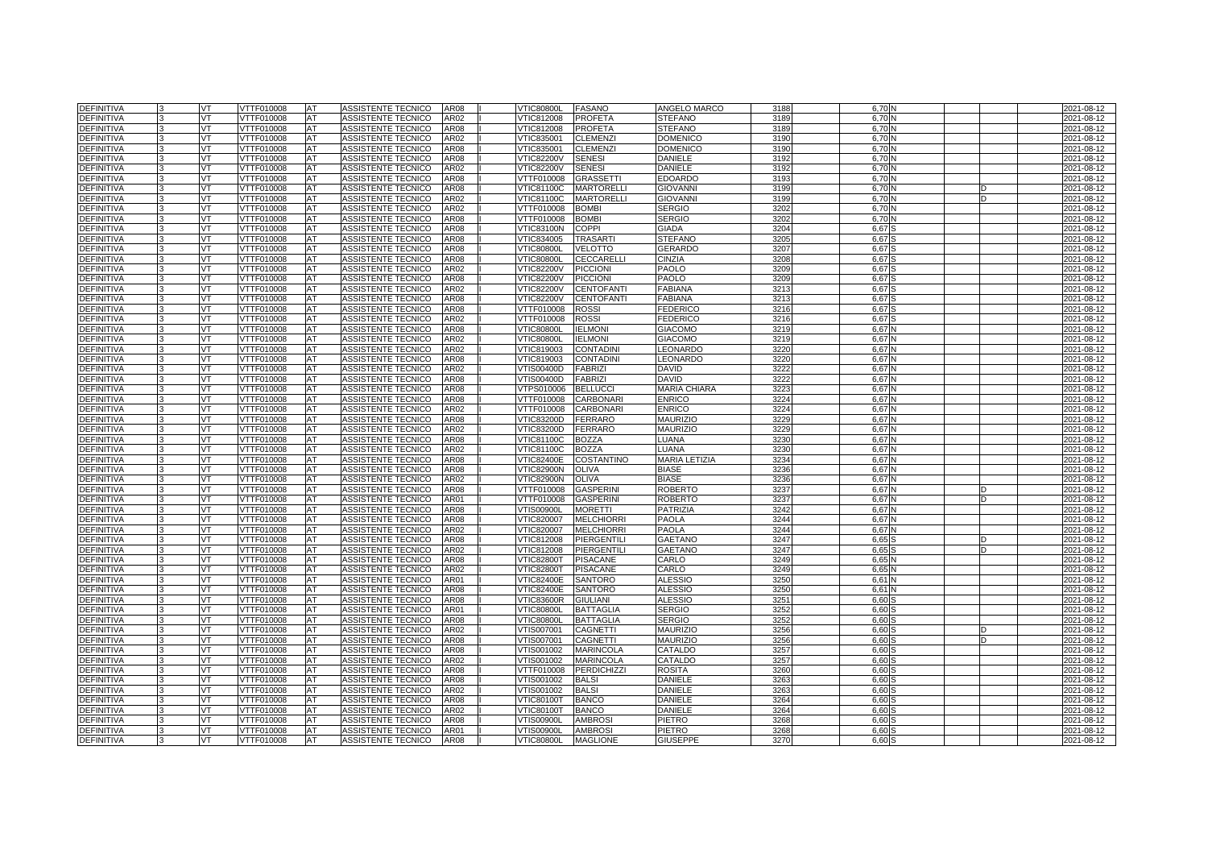| | | | | | | | | | | | | | | | | | | |
|---|---|---|---|---|---|---|---|---|---|---|---|---|---|---|---|---|---|---|
| DEFINITIVA | 3 | VT | VTTF010008 | AT | ASSISTENTE TECNICO | AR08 | I | VTIC80800L | FASANO | ANGELO MARCO | 3188 | | 6,70 | N | | | | 2021-08-12 |
| DEFINITIVA | 3 | VT | VTTF010008 | AT | ASSISTENTE TECNICO | AR02 | I | VTIC812008 | PROFETA | STEFANO | 3189 | | 6,70 | N | | | | 2021-08-12 |
| DEFINITIVA | 3 | VT | VTTF010008 | AT | ASSISTENTE TECNICO | AR08 | I | VTIC812008 | PROFETA | STEFANO | 3189 | | 6,70 | N | | | | 2021-08-12 |
| DEFINITIVA | 3 | VT | VTTF010008 | AT | ASSISTENTE TECNICO | AR02 | I | VTIC835001 | CLEMENZI | DOMENICO | 3190 | | 6,70 | N | | | | 2021-08-12 |
| DEFINITIVA | 3 | VT | VTTF010008 | AT | ASSISTENTE TECNICO | AR08 | I | VTIC835001 | CLEMENZI | DOMENICO | 3190 | | 6,70 | N | | | | 2021-08-12 |
| DEFINITIVA | 3 | VT | VTTF010008 | AT | ASSISTENTE TECNICO | AR08 | I | VTIC82200V | SENESI | DANIELE | 3192 | | 6,70 | N | | | | 2021-08-12 |
| DEFINITIVA | 3 | VT | VTTF010008 | AT | ASSISTENTE TECNICO | AR02 | I | VTIC82200V | SENESI | DANIELE | 3192 | | 6,70 | N | | | | 2021-08-12 |
| DEFINITIVA | 3 | VT | VTTF010008 | AT | ASSISTENTE TECNICO | AR08 | I | VTTF010008 | GRASSETTI | EDOARDO | 3193 | | 6,70 | N | | | | 2021-08-12 |
| DEFINITIVA | 3 | VT | VTTF010008 | AT | ASSISTENTE TECNICO | AR08 | I | VTIC81100C | MARTORELLI | GIOVANNI | 3199 | | 6,70 | N | | D | | 2021-08-12 |
| DEFINITIVA | 3 | VT | VTTF010008 | AT | ASSISTENTE TECNICO | AR02 | I | VTIC81100C | MARTORELLI | GIOVANNI | 3199 | | 6,70 | N | | D | | 2021-08-12 |
| DEFINITIVA | 3 | VT | VTTF010008 | AT | ASSISTENTE TECNICO | AR02 | I | VTTF010008 | BOMBI | SERGIO | 3202 | | 6,70 | N | | | | 2021-08-12 |
| DEFINITIVA | 3 | VT | VTTF010008 | AT | ASSISTENTE TECNICO | AR08 | I | VTTF010008 | BOMBI | SERGIO | 3202 | | 6,70 | N | | | | 2021-08-12 |
| DEFINITIVA | 3 | VT | VTTF010008 | AT | ASSISTENTE TECNICO | AR08 | I | VTIC83100N | COPPI | GIADA | 3204 | | 6,67 | S | | | | 2021-08-12 |
| DEFINITIVA | 3 | VT | VTTF010008 | AT | ASSISTENTE TECNICO | AR08 | I | VTIC834005 | TRASARTI | STEFANO | 3205 | | 6,67 | S | | | | 2021-08-12 |
| DEFINITIVA | 3 | VT | VTTF010008 | AT | ASSISTENTE TECNICO | AR08 | I | VTIC80800L | VELOTTO | GERARDO | 3207 | | 6,67 | S | | | | 2021-08-12 |
| DEFINITIVA | 3 | VT | VTTF010008 | AT | ASSISTENTE TECNICO | AR08 | I | VTIC80800L | CECCARELLI | CINZIA | 3208 | | 6,67 | S | | | | 2021-08-12 |
| DEFINITIVA | 3 | VT | VTTF010008 | AT | ASSISTENTE TECNICO | AR02 | I | VTIC82200V | PICCIONI | PAOLO | 3209 | | 6,67 | S | | | | 2021-08-12 |
| DEFINITIVA | 3 | VT | VTTF010008 | AT | ASSISTENTE TECNICO | AR08 | I | VTIC82200V | PICCIONI | PAOLO | 3209 | | 6,67 | S | | | | 2021-08-12 |
| DEFINITIVA | 3 | VT | VTTF010008 | AT | ASSISTENTE TECNICO | AR02 | I | VTIC82200V | CENTOFANTI | FABIANA | 3213 | | 6,67 | S | | | | 2021-08-12 |
| DEFINITIVA | 3 | VT | VTTF010008 | AT | ASSISTENTE TECNICO | AR08 | I | VTIC82200V | CENTOFANTI | FABIANA | 3213 | | 6,67 | S | | | | 2021-08-12 |
| DEFINITIVA | 3 | VT | VTTF010008 | AT | ASSISTENTE TECNICO | AR08 | I | VTTF010008 | ROSSI | FEDERICO | 3216 | | 6,67 | S | | | | 2021-08-12 |
| DEFINITIVA | 3 | VT | VTTF010008 | AT | ASSISTENTE TECNICO | AR02 | I | VTTF010008 | ROSSI | FEDERICO | 3216 | | 6,67 | S | | | | 2021-08-12 |
| DEFINITIVA | 3 | VT | VTTF010008 | AT | ASSISTENTE TECNICO | AR08 | I | VTIC80800L | IELMONI | GIACOMO | 3219 | | 6,67 | N | | | | 2021-08-12 |
| DEFINITIVA | 3 | VT | VTTF010008 | AT | ASSISTENTE TECNICO | AR02 | I | VTIC80800L | IELMONI | GIACOMO | 3219 | | 6,67 | N | | | | 2021-08-12 |
| DEFINITIVA | 3 | VT | VTTF010008 | AT | ASSISTENTE TECNICO | AR02 | I | VTIC819003 | CONTADINI | LEONARDO | 3220 | | 6,67 | N | | | | 2021-08-12 |
| DEFINITIVA | 3 | VT | VTTF010008 | AT | ASSISTENTE TECNICO | AR08 | I | VTIC819003 | CONTADINI | LEONARDO | 3220 | | 6,67 | N | | | | 2021-08-12 |
| DEFINITIVA | 3 | VT | VTTF010008 | AT | ASSISTENTE TECNICO | AR02 | I | VTIS00400D | FABRIZI | DAVID | 3222 | | 6,67 | N | | | | 2021-08-12 |
| DEFINITIVA | 3 | VT | VTTF010008 | AT | ASSISTENTE TECNICO | AR08 | I | VTIS00400D | FABRIZI | DAVID | 3222 | | 6,67 | N | | | | 2021-08-12 |
| DEFINITIVA | 3 | VT | VTTF010008 | AT | ASSISTENTE TECNICO | AR08 | I | VTPS010006 | BELLUCCI | MARIA CHIARA | 3223 | | 6,67 | N | | | | 2021-08-12 |
| DEFINITIVA | 3 | VT | VTTF010008 | AT | ASSISTENTE TECNICO | AR08 | I | VTTF010008 | CARBONARI | ENRICO | 3224 | | 6,67 | N | | | | 2021-08-12 |
| DEFINITIVA | 3 | VT | VTTF010008 | AT | ASSISTENTE TECNICO | AR02 | I | VTTF010008 | CARBONARI | ENRICO | 3224 | | 6,67 | N | | | | 2021-08-12 |
| DEFINITIVA | 3 | VT | VTTF010008 | AT | ASSISTENTE TECNICO | AR08 | I | VTIC83200D | FERRARO | MAURIZIO | 3229 | | 6,67 | N | | | | 2021-08-12 |
| DEFINITIVA | 3 | VT | VTTF010008 | AT | ASSISTENTE TECNICO | AR02 | I | VTIC83200D | FERRARO | MAURIZIO | 3229 | | 6,67 | N | | | | 2021-08-12 |
| DEFINITIVA | 3 | VT | VTTF010008 | AT | ASSISTENTE TECNICO | AR08 | I | VTIC81100C | BOZZA | LUANA | 3230 | | 6,67 | N | | | | 2021-08-12 |
| DEFINITIVA | 3 | VT | VTTF010008 | AT | ASSISTENTE TECNICO | AR02 | I | VTIC81100C | BOZZA | LUANA | 3230 | | 6,67 | N | | | | 2021-08-12 |
| DEFINITIVA | 3 | VT | VTTF010008 | AT | ASSISTENTE TECNICO | AR08 | I | VTIC82400E | COSTANTINO | MARIA LETIZIA | 3234 | | 6,67 | N | | | | 2021-08-12 |
| DEFINITIVA | 3 | VT | VTTF010008 | AT | ASSISTENTE TECNICO | AR08 | I | VTIC82900N | OLIVA | BIASE | 3236 | | 6,67 | N | | | | 2021-08-12 |
| DEFINITIVA | 3 | VT | VTTF010008 | AT | ASSISTENTE TECNICO | AR02 | I | VTIC82900N | OLIVA | BIASE | 3236 | | 6,67 | N | | | | 2021-08-12 |
| DEFINITIVA | 3 | VT | VTTF010008 | AT | ASSISTENTE TECNICO | AR08 | I | VTTF010008 | GASPERINI | ROBERTO | 3237 | | 6,67 | N | | D | | 2021-08-12 |
| DEFINITIVA | 3 | VT | VTTF010008 | AT | ASSISTENTE TECNICO | AR01 | I | VTTF010008 | GASPERINI | ROBERTO | 3237 | | 6,67 | N | | D | | 2021-08-12 |
| DEFINITIVA | 3 | VT | VTTF010008 | AT | ASSISTENTE TECNICO | AR08 | I | VTIS00900L | MORETTI | PATRIZIA | 3242 | | 6,67 | N | | | | 2021-08-12 |
| DEFINITIVA | 3 | VT | VTTF010008 | AT | ASSISTENTE TECNICO | AR08 | I | VTIC820007 | MELCHIORRI | PAOLA | 3244 | | 6,67 | N | | | | 2021-08-12 |
| DEFINITIVA | 3 | VT | VTTF010008 | AT | ASSISTENTE TECNICO | AR02 | I | VTIC820007 | MELCHIORRI | PAOLA | 3244 | | 6,67 | N | | | | 2021-08-12 |
| DEFINITIVA | 3 | VT | VTTF010008 | AT | ASSISTENTE TECNICO | AR08 | I | VTIC812008 | PIERGENTILI | GAETANO | 3247 | | 6,65 | S | | D | | 2021-08-12 |
| DEFINITIVA | 3 | VT | VTTF010008 | AT | ASSISTENTE TECNICO | AR02 | I | VTIC812008 | PIERGENTILI | GAETANO | 3247 | | 6,65 | S | | D | | 2021-08-12 |
| DEFINITIVA | 3 | VT | VTTF010008 | AT | ASSISTENTE TECNICO | AR08 | I | VTIC82800T | PISACANE | CARLO | 3249 | | 6,65 | N | | | | 2021-08-12 |
| DEFINITIVA | 3 | VT | VTTF010008 | AT | ASSISTENTE TECNICO | AR02 | I | VTIC82800T | PISACANE | CARLO | 3249 | | 6,65 | N | | | | 2021-08-12 |
| DEFINITIVA | 3 | VT | VTTF010008 | AT | ASSISTENTE TECNICO | AR01 | I | VTIC82400E | SANTORO | ALESSIO | 3250 | | 6,61 | N | | | | 2021-08-12 |
| DEFINITIVA | 3 | VT | VTTF010008 | AT | ASSISTENTE TECNICO | AR08 | I | VTIC82400E | SANTORO | ALESSIO | 3250 | | 6,61 | N | | | | 2021-08-12 |
| DEFINITIVA | 3 | VT | VTTF010008 | AT | ASSISTENTE TECNICO | AR08 | I | VTIC83600R | GIULIANI | ALESSIO | 3251 | | 6,60 | S | | | | 2021-08-12 |
| DEFINITIVA | 3 | VT | VTTF010008 | AT | ASSISTENTE TECNICO | AR01 | I | VTIC80800L | BATTAGLIA | SERGIO | 3252 | | 6,60 | S | | | | 2021-08-12 |
| DEFINITIVA | 3 | VT | VTTF010008 | AT | ASSISTENTE TECNICO | AR08 | I | VTIC80800L | BATTAGLIA | SERGIO | 3252 | | 6,60 | S | | | | 2021-08-12 |
| DEFINITIVA | 3 | VT | VTTF010008 | AT | ASSISTENTE TECNICO | AR02 | I | VTIS007001 | CAGNETTI | MAURIZIO | 3256 | | 6,60 | S | | D | | 2021-08-12 |
| DEFINITIVA | 3 | VT | VTTF010008 | AT | ASSISTENTE TECNICO | AR08 | I | VTIS007001 | CAGNETTI | MAURIZIO | 3256 | | 6,60 | S | | D | | 2021-08-12 |
| DEFINITIVA | 3 | VT | VTTF010008 | AT | ASSISTENTE TECNICO | AR08 | I | VTIS001002 | MARINCOLA | CATALDO | 3257 | | 6,60 | S | | | | 2021-08-12 |
| DEFINITIVA | 3 | VT | VTTF010008 | AT | ASSISTENTE TECNICO | AR02 | I | VTIS001002 | MARINCOLA | CATALDO | 3257 | | 6,60 | S | | | | 2021-08-12 |
| DEFINITIVA | 3 | VT | VTTF010008 | AT | ASSISTENTE TECNICO | AR08 | I | VTTF010008 | PERDICHIZZI | ROSITA | 3260 | | 6,60 | S | | | | 2021-08-12 |
| DEFINITIVA | 3 | VT | VTTF010008 | AT | ASSISTENTE TECNICO | AR08 | I | VTIS001002 | BALSI | DANIELE | 3263 | | 6,60 | S | | | | 2021-08-12 |
| DEFINITIVA | 3 | VT | VTTF010008 | AT | ASSISTENTE TECNICO | AR02 | I | VTIS001002 | BALSI | DANIELE | 3263 | | 6,60 | S | | | | 2021-08-12 |
| DEFINITIVA | 3 | VT | VTTF010008 | AT | ASSISTENTE TECNICO | AR08 | I | VTIC80100T | BANCO | DANIELE | 3264 | | 6,60 | S | | | | 2021-08-12 |
| DEFINITIVA | 3 | VT | VTTF010008 | AT | ASSISTENTE TECNICO | AR02 | I | VTIC80100T | BANCO | DANIELE | 3264 | | 6,60 | S | | | | 2021-08-12 |
| DEFINITIVA | 3 | VT | VTTF010008 | AT | ASSISTENTE TECNICO | AR08 | I | VTIS00900L | AMBROSI | PIETRO | 3268 | | 6,60 | S | | | | 2021-08-12 |
| DEFINITIVA | 3 | VT | VTTF010008 | AT | ASSISTENTE TECNICO | AR01 | I | VTIS00900L | AMBROSI | PIETRO | 3268 | | 6,60 | S | | | | 2021-08-12 |
| DEFINITIVA | 3 | VT | VTTF010008 | AT | ASSISTENTE TECNICO | AR08 | I | VTIC80800L | MAGLIONE | GIUSEPPE | 3270 | | 6,60 | S | | | | 2021-08-12 |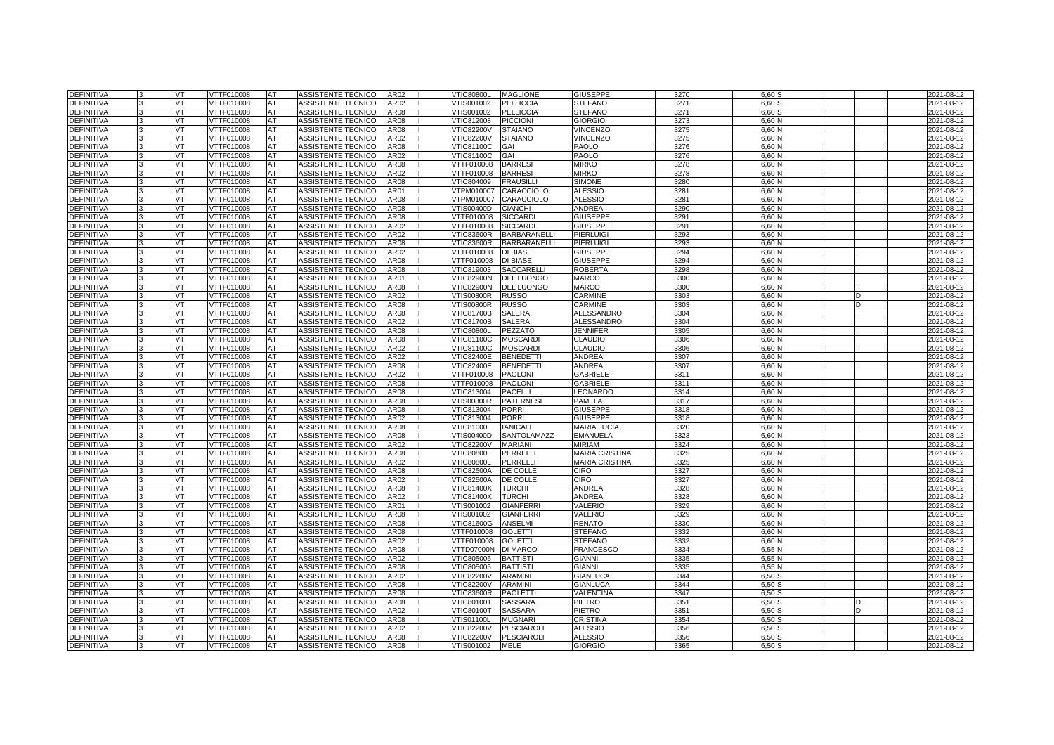| | | | | | | | | | | | | | | | | | | |
|---|---|---|---|---|---|---|---|---|---|---|---|---|---|---|---|---|---|---|
| DEFINITIVA | 3 | VT | VTTF010008 | AT | ASSISTENTE TECNICO | AR02 | I | VTIC80800L | MAGLIONE | GIUSEPPE | 3270 | | 6,60 | S | | | | 2021-08-12 |
| DEFINITIVA | 3 | VT | VTTF010008 | AT | ASSISTENTE TECNICO | AR02 | I | VTIS001002 | PELLICCIA | STEFANO | 3271 | | 6,60 | S | | | | 2021-08-12 |
| DEFINITIVA | 3 | VT | VTTF010008 | AT | ASSISTENTE TECNICO | AR08 | I | VTIS001002 | PELLICCIA | STEFANO | 3271 | | 6,60 | S | | | | 2021-08-12 |
| DEFINITIVA | 3 | VT | VTTF010008 | AT | ASSISTENTE TECNICO | AR08 | I | VTIC812008 | PICCIONI | GIORGIO | 3273 | | 6,60 | N | | | | 2021-08-12 |
| DEFINITIVA | 3 | VT | VTTF010008 | AT | ASSISTENTE TECNICO | AR08 | I | VTIC82200V | STAIANO | VINCENZO | 3275 | | 6,60 | N | | | | 2021-08-12 |
| DEFINITIVA | 3 | VT | VTTF010008 | AT | ASSISTENTE TECNICO | AR02 | I | VTIC82200V | STAIANO | VINCENZO | 3275 | | 6,60 | N | | | | 2021-08-12 |
| DEFINITIVA | 3 | VT | VTTF010008 | AT | ASSISTENTE TECNICO | AR08 | I | VTIC81100C | GAI | PAOLO | 3276 | | 6,60 | N | | | | 2021-08-12 |
| DEFINITIVA | 3 | VT | VTTF010008 | AT | ASSISTENTE TECNICO | AR02 | I | VTIC81100C | GAI | PAOLO | 3276 | | 6,60 | N | | | | 2021-08-12 |
| DEFINITIVA | 3 | VT | VTTF010008 | AT | ASSISTENTE TECNICO | AR08 | I | VTTF010008 | BARRESI | MIRKO | 3278 | | 6,60 | N | | | | 2021-08-12 |
| DEFINITIVA | 3 | VT | VTTF010008 | AT | ASSISTENTE TECNICO | AR02 | I | VTTF010008 | BARRESI | MIRKO | 3278 | | 6,60 | N | | | | 2021-08-12 |
| DEFINITIVA | 3 | VT | VTTF010008 | AT | ASSISTENTE TECNICO | AR08 | I | VTIC804009 | FRAUSILLI | SIMONE | 3280 | | 6,60 | N | | | | 2021-08-12 |
| DEFINITIVA | 3 | VT | VTTF010008 | AT | ASSISTENTE TECNICO | AR01 | I | VTPM010007 | CARACCIOLO | ALESSIO | 3281 | | 6,60 | N | | | | 2021-08-12 |
| DEFINITIVA | 3 | VT | VTTF010008 | AT | ASSISTENTE TECNICO | AR08 | I | VTPM010007 | CARACCIOLO | ALESSIO | 3281 | | 6,60 | N | | | | 2021-08-12 |
| DEFINITIVA | 3 | VT | VTTF010008 | AT | ASSISTENTE TECNICO | AR08 | I | VTIS00400D | CIANCHI | ANDREA | 3290 | | 6,60 | N | | | | 2021-08-12 |
| DEFINITIVA | 3 | VT | VTTF010008 | AT | ASSISTENTE TECNICO | AR08 | I | VTTF010008 | SICCARDI | GIUSEPPE | 3291 | | 6,60 | N | | | | 2021-08-12 |
| DEFINITIVA | 3 | VT | VTTF010008 | AT | ASSISTENTE TECNICO | AR02 | I | VTTF010008 | SICCARDI | GIUSEPPE | 3291 | | 6,60 | N | | | | 2021-08-12 |
| DEFINITIVA | 3 | VT | VTTF010008 | AT | ASSISTENTE TECNICO | AR02 | I | VTIC83600R | BARBARANELLI | PIERLUIGI | 3293 | | 6,60 | N | | | | 2021-08-12 |
| DEFINITIVA | 3 | VT | VTTF010008 | AT | ASSISTENTE TECNICO | AR08 | I | VTIC83600R | BARBARANELLI | PIERLUIGI | 3293 | | 6,60 | N | | | | 2021-08-12 |
| DEFINITIVA | 3 | VT | VTTF010008 | AT | ASSISTENTE TECNICO | AR02 | I | VTTF010008 | DI BIASE | GIUSEPPE | 3294 | | 6,60 | N | | | | 2021-08-12 |
| DEFINITIVA | 3 | VT | VTTF010008 | AT | ASSISTENTE TECNICO | AR08 | I | VTTF010008 | DI BIASE | GIUSEPPE | 3294 | | 6,60 | N | | | | 2021-08-12 |
| DEFINITIVA | 3 | VT | VTTF010008 | AT | ASSISTENTE TECNICO | AR08 | I | VTIC819003 | SACCARELLI | ROBERTA | 3298 | | 6,60 | N | | | | 2021-08-12 |
| DEFINITIVA | 3 | VT | VTTF010008 | AT | ASSISTENTE TECNICO | AR01 | I | VTIC82900N | DEL LUONGO | MARCO | 3300 | | 6,60 | N | | | | 2021-08-12 |
| DEFINITIVA | 3 | VT | VTTF010008 | AT | ASSISTENTE TECNICO | AR08 | I | VTIC82900N | DEL LUONGO | MARCO | 3300 | | 6,60 | N | | | | 2021-08-12 |
| DEFINITIVA | 3 | VT | VTTF010008 | AT | ASSISTENTE TECNICO | AR02 | I | VTIS00800R | RUSSO | CARMINE | 3303 | | 6,60 | N | | D | | 2021-08-12 |
| DEFINITIVA | 3 | VT | VTTF010008 | AT | ASSISTENTE TECNICO | AR08 | I | VTIS00800R | RUSSO | CARMINE | 3303 | | 6,60 | N | | D | | 2021-08-12 |
| DEFINITIVA | 3 | VT | VTTF010008 | AT | ASSISTENTE TECNICO | AR08 | I | VTIC81700B | SALERA | ALESSANDRO | 3304 | | 6,60 | N | | | | 2021-08-12 |
| DEFINITIVA | 3 | VT | VTTF010008 | AT | ASSISTENTE TECNICO | AR02 | I | VTIC81700B | SALERA | ALESSANDRO | 3304 | | 6,60 | N | | | | 2021-08-12 |
| DEFINITIVA | 3 | VT | VTTF010008 | AT | ASSISTENTE TECNICO | AR08 | I | VTIC80800L | PEZZATO | JENNIFER | 3305 | | 6,60 | N | | | | 2021-08-12 |
| DEFINITIVA | 3 | VT | VTTF010008 | AT | ASSISTENTE TECNICO | AR08 | I | VTIC81100C | MOSCARDI | CLAUDIO | 3306 | | 6,60 | N | | | | 2021-08-12 |
| DEFINITIVA | 3 | VT | VTTF010008 | AT | ASSISTENTE TECNICO | AR02 | I | VTIC81100C | MOSCARDI | CLAUDIO | 3306 | | 6,60 | N | | | | 2021-08-12 |
| DEFINITIVA | 3 | VT | VTTF010008 | AT | ASSISTENTE TECNICO | AR02 | I | VTIC82400E | BENEDETTI | ANDREA | 3307 | | 6,60 | N | | | | 2021-08-12 |
| DEFINITIVA | 3 | VT | VTTF010008 | AT | ASSISTENTE TECNICO | AR08 | I | VTIC82400E | BENEDETTI | ANDREA | 3307 | | 6,60 | N | | | | 2021-08-12 |
| DEFINITIVA | 3 | VT | VTTF010008 | AT | ASSISTENTE TECNICO | AR02 | I | VTTF010008 | PAOLONI | GABRIELE | 3311 | | 6,60 | N | | | | 2021-08-12 |
| DEFINITIVA | 3 | VT | VTTF010008 | AT | ASSISTENTE TECNICO | AR08 | I | VTTF010008 | PAOLONI | GABRIELE | 3311 | | 6,60 | N | | | | 2021-08-12 |
| DEFINITIVA | 3 | VT | VTTF010008 | AT | ASSISTENTE TECNICO | AR08 | I | VTIC813004 | PACELLI | LEONARDO | 3314 | | 6,60 | N | | | | 2021-08-12 |
| DEFINITIVA | 3 | VT | VTTF010008 | AT | ASSISTENTE TECNICO | AR08 | I | VTIS00800R | PATERNESI | PAMELA | 3317 | | 6,60 | N | | | | 2021-08-12 |
| DEFINITIVA | 3 | VT | VTTF010008 | AT | ASSISTENTE TECNICO | AR08 | I | VTIC813004 | PORRI | GIUSEPPE | 3318 | | 6,60 | N | | | | 2021-08-12 |
| DEFINITIVA | 3 | VT | VTTF010008 | AT | ASSISTENTE TECNICO | AR02 | I | VTIC813004 | PORRI | GIUSEPPE | 3318 | | 6,60 | N | | | | 2021-08-12 |
| DEFINITIVA | 3 | VT | VTTF010008 | AT | ASSISTENTE TECNICO | AR08 | I | VTIC81000L | IANICALI | MARIA LUCIA | 3320 | | 6,60 | N | | | | 2021-08-12 |
| DEFINITIVA | 3 | VT | VTTF010008 | AT | ASSISTENTE TECNICO | AR08 | I | VTIS00400D | SANTOLAMAZZ | EMANUELA | 3323 | | 6,60 | N | | | | 2021-08-12 |
| DEFINITIVA | 3 | VT | VTTF010008 | AT | ASSISTENTE TECNICO | AR02 | I | VTIC82200V | MARIANI | MIRIAM | 3324 | | 6,60 | N | | | | 2021-08-12 |
| DEFINITIVA | 3 | VT | VTTF010008 | AT | ASSISTENTE TECNICO | AR08 | I | VTIC80800L | PERRELLI | MARIA CRISTINA | 3325 | | 6,60 | N | | | | 2021-08-12 |
| DEFINITIVA | 3 | VT | VTTF010008 | AT | ASSISTENTE TECNICO | AR02 | I | VTIC80800L | PERRELLI | MARIA CRISTINA | 3325 | | 6,60 | N | | | | 2021-08-12 |
| DEFINITIVA | 3 | VT | VTTF010008 | AT | ASSISTENTE TECNICO | AR08 | I | VTIC82500A | DE COLLE | CIRO | 3327 | | 6,60 | N | | | | 2021-08-12 |
| DEFINITIVA | 3 | VT | VTTF010008 | AT | ASSISTENTE TECNICO | AR02 | I | VTIC82500A | DE COLLE | CIRO | 3327 | | 6,60 | N | | | | 2021-08-12 |
| DEFINITIVA | 3 | VT | VTTF010008 | AT | ASSISTENTE TECNICO | AR08 | I | VTIC81400X | TURCHI | ANDREA | 3328 | | 6,60 | N | | | | 2021-08-12 |
| DEFINITIVA | 3 | VT | VTTF010008 | AT | ASSISTENTE TECNICO | AR02 | I | VTIC81400X | TURCHI | ANDREA | 3328 | | 6,60 | N | | | | 2021-08-12 |
| DEFINITIVA | 3 | VT | VTTF010008 | AT | ASSISTENTE TECNICO | AR01 | I | VTIS001002 | GIANFERRI | VALERIO | 3329 | | 6,60 | N | | | | 2021-08-12 |
| DEFINITIVA | 3 | VT | VTTF010008 | AT | ASSISTENTE TECNICO | AR08 | I | VTIS001002 | GIANFERRI | VALERIO | 3329 | | 6,60 | N | | | | 2021-08-12 |
| DEFINITIVA | 3 | VT | VTTF010008 | AT | ASSISTENTE TECNICO | AR08 | I | VTIC81600G | ANSELMI | RENATO | 3330 | | 6,60 | N | | | | 2021-08-12 |
| DEFINITIVA | 3 | VT | VTTF010008 | AT | ASSISTENTE TECNICO | AR08 | I | VTTF010008 | GOLETTI | STEFANO | 3332 | | 6,60 | N | | | | 2021-08-12 |
| DEFINITIVA | 3 | VT | VTTF010008 | AT | ASSISTENTE TECNICO | AR02 | I | VTTF010008 | GOLETTI | STEFANO | 3332 | | 6,60 | N | | | | 2021-08-12 |
| DEFINITIVA | 3 | VT | VTTF010008 | AT | ASSISTENTE TECNICO | AR08 | I | VTTD07000N | DI MARCO | FRANCESCO | 3334 | | 6,55 | N | | | | 2021-08-12 |
| DEFINITIVA | 3 | VT | VTTF010008 | AT | ASSISTENTE TECNICO | AR02 | I | VTIC805005 | BATTISTI | GIANNI | 3335 | | 6,55 | N | | | | 2021-08-12 |
| DEFINITIVA | 3 | VT | VTTF010008 | AT | ASSISTENTE TECNICO | AR08 | I | VTIC805005 | BATTISTI | GIANNI | 3335 | | 6,55 | N | | | | 2021-08-12 |
| DEFINITIVA | 3 | VT | VTTF010008 | AT | ASSISTENTE TECNICO | AR02 | I | VTIC82200V | ARAMINI | GIANLUCA | 3344 | | 6,50 | S | | | | 2021-08-12 |
| DEFINITIVA | 3 | VT | VTTF010008 | AT | ASSISTENTE TECNICO | AR08 | I | VTIC82200V | ARAMINI | GIANLUCA | 3344 | | 6,50 | S | | | | 2021-08-12 |
| DEFINITIVA | 3 | VT | VTTF010008 | AT | ASSISTENTE TECNICO | AR08 | I | VTIC83600R | PAOLETTI | VALENTINA | 3347 | | 6,50 | S | | | | 2021-08-12 |
| DEFINITIVA | 3 | VT | VTTF010008 | AT | ASSISTENTE TECNICO | AR08 | I | VTIC80100T | SASSARA | PIETRO | 3351 | | 6,50 | S | | D | | 2021-08-12 |
| DEFINITIVA | 3 | VT | VTTF010008 | AT | ASSISTENTE TECNICO | AR02 | I | VTIC80100T | SASSARA | PIETRO | 3351 | | 6,50 | S | | D | | 2021-08-12 |
| DEFINITIVA | 3 | VT | VTTF010008 | AT | ASSISTENTE TECNICO | AR08 | I | VTIS01100L | MUGNARI | CRISTINA | 3354 | | 6,50 | S | | | | 2021-08-12 |
| DEFINITIVA | 3 | VT | VTTF010008 | AT | ASSISTENTE TECNICO | AR02 | I | VTIC82200V | PESCIAROLI | ALESSIO | 3356 | | 6,50 | S | | | | 2021-08-12 |
| DEFINITIVA | 3 | VT | VTTF010008 | AT | ASSISTENTE TECNICO | AR08 | I | VTIC82200V | PESCIAROLI | ALESSIO | 3356 | | 6,50 | S | | | | 2021-08-12 |
| DEFINITIVA | 3 | VT | VTTF010008 | AT | ASSISTENTE TECNICO | AR08 | I | VTIS001002 | MELE | GIORGIO | 3365 | | 6,50 | S | | | | 2021-08-12 |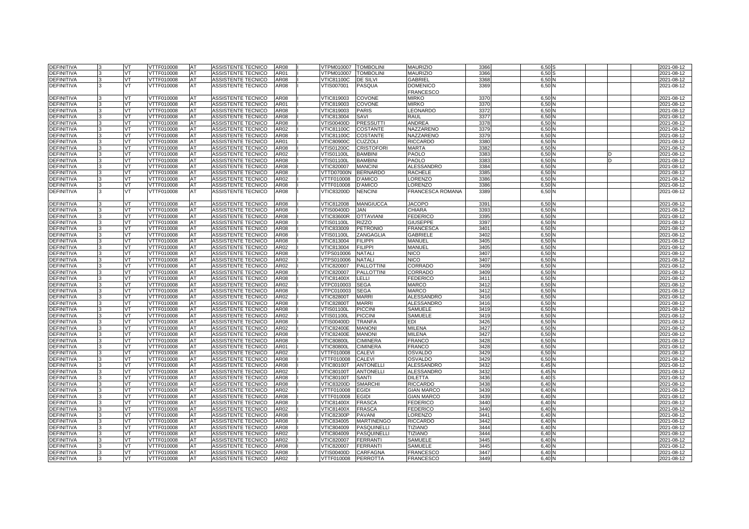| | | | | | | | | | | | | | | | | |
|---|---|---|---|---|---|---|---|---|---|---|---|---|---|---|---|---|
| DEFINITIVA | 3 | VT | VTTF010008 | AT | ASSISTENTE TECNICO | AR08 | I | VTPM010007 | TOMBOLINI | MAURIZIO | 3366 | 6,50 | S | | | 2021-08-12 |
| DEFINITIVA | 3 | VT | VTTF010008 | AT | ASSISTENTE TECNICO | AR01 | I | VTPM010007 | TOMBOLINI | MAURIZIO | 3366 | 6,50 | S | | | 2021-08-12 |
| DEFINITIVA | 3 | VT | VTTF010008 | AT | ASSISTENTE TECNICO | AR08 | I | VTIC81100C | DE SILVI | GABRIEL | 3368 | 6,50 | N | | | 2021-08-12 |
| DEFINITIVA | 3 | VT | VTTF010008 | AT | ASSISTENTE TECNICO | AR08 | I | VTIS007001 | PASQUA | DOMENICO FRANCESCO | 3369 | 6,50 | N | | | 2021-08-12 |
| DEFINITIVA | 3 | VT | VTTF010008 | AT | ASSISTENTE TECNICO | AR08 | I | VTIC819003 | COVONE | MIRKO | 3370 | 6,50 | N | | | 2021-08-12 |
| DEFINITIVA | 3 | VT | VTTF010008 | AT | ASSISTENTE TECNICO | AR01 | I | VTIC819003 | COVONE | MIRKO | 3370 | 6,50 | N | | | 2021-08-12 |
| DEFINITIVA | 3 | VT | VTTF010008 | AT | ASSISTENTE TECNICO | AR08 | I | VTIC819003 | PARIS | LEONARDO | 3372 | 6,50 | N | | | 2021-08-12 |
| DEFINITIVA | 3 | VT | VTTF010008 | AT | ASSISTENTE TECNICO | AR08 | I | VTIC813004 | SAVI | RAUL | 3377 | 6,50 | N | | | 2021-08-12 |
| DEFINITIVA | 3 | VT | VTTF010008 | AT | ASSISTENTE TECNICO | AR08 | I | VTIS00400D | PRESSUTTI | ANDREA | 3378 | 6,50 | N | | | 2021-08-12 |
| DEFINITIVA | 3 | VT | VTTF010008 | AT | ASSISTENTE TECNICO | AR02 | I | VTIC81100C | COSTANTE | NAZZARENO | 3379 | 6,50 | N | | | 2021-08-12 |
| DEFINITIVA | 3 | VT | VTTF010008 | AT | ASSISTENTE TECNICO | AR08 | I | VTIC81100C | COSTANTE | NAZZARENO | 3379 | 6,50 | N | | | 2021-08-12 |
| DEFINITIVA | 3 | VT | VTTF010008 | AT | ASSISTENTE TECNICO | AR01 | I | VTIC80900C | CUZZOLI | RICCARDO | 3380 | 6,50 | N | | | 2021-08-12 |
| DEFINITIVA | 3 | VT | VTTF010008 | AT | ASSISTENTE TECNICO | AR08 | I | VTIS01200C | CRISTOFORI | MARTA | 3382 | 6,50 | N | | | 2021-08-12 |
| DEFINITIVA | 3 | VT | VTTF010008 | AT | ASSISTENTE TECNICO | AR02 | I | VTIS01100L | BAMBINI | PAOLO | 3383 | 6,50 | N | | D | 2021-08-12 |
| DEFINITIVA | 3 | VT | VTTF010008 | AT | ASSISTENTE TECNICO | AR08 | I | VTIS01100L | BAMBINI | PAOLO | 3383 | 6,50 | N | | D | 2021-08-12 |
| DEFINITIVA | 3 | VT | VTTF010008 | AT | ASSISTENTE TECNICO | AR08 | I | VTIC820007 | MANCINI | ALESSANDRO | 3384 | 6,50 | N | | | 2021-08-12 |
| DEFINITIVA | 3 | VT | VTTF010008 | AT | ASSISTENTE TECNICO | AR08 | I | VTTD07000N | BERNARDO | RACHELE | 3385 | 6,50 | N | | | 2021-08-12 |
| DEFINITIVA | 3 | VT | VTTF010008 | AT | ASSISTENTE TECNICO | AR02 | I | VTTF010008 | D'AMICO | LORENZO | 3386 | 6,50 | N | | | 2021-08-12 |
| DEFINITIVA | 3 | VT | VTTF010008 | AT | ASSISTENTE TECNICO | AR08 | I | VTTF010008 | D'AMICO | LORENZO | 3386 | 6,50 | N | | | 2021-08-12 |
| DEFINITIVA | 3 | VT | VTTF010008 | AT | ASSISTENTE TECNICO | AR08 | I | VTIC83200D | NENCINI | FRANCESCA ROMANA | 3389 | 6,50 | N | | | 2021-08-12 |
| DEFINITIVA | 3 | VT | VTTF010008 | AT | ASSISTENTE TECNICO | AR08 | I | VTIC812008 | MANGIUCCA | JACOPO | 3391 | 6,50 | N | | | 2021-08-12 |
| DEFINITIVA | 3 | VT | VTTF010008 | AT | ASSISTENTE TECNICO | AR08 | I | VTIS00400D | JAN | CHIARA | 3393 | 6,50 | N | | | 2021-08-12 |
| DEFINITIVA | 3 | VT | VTTF010008 | AT | ASSISTENTE TECNICO | AR08 | I | VTIC83600R | OTTAVIANI | FEDERICO | 3395 | 6,50 | N | | | 2021-08-12 |
| DEFINITIVA | 3 | VT | VTTF010008 | AT | ASSISTENTE TECNICO | AR08 | I | VTIS01100L | RIZZO | GIUSEPPE | 3397 | 6,50 | N | | | 2021-08-12 |
| DEFINITIVA | 3 | VT | VTTF010008 | AT | ASSISTENTE TECNICO | AR08 | I | VTIC833009 | PETRONIO | FRANCESCA | 3401 | 6,50 | N | | | 2021-08-12 |
| DEFINITIVA | 3 | VT | VTTF010008 | AT | ASSISTENTE TECNICO | AR08 | I | VTIS01100L | ZANGAGLIA | GABRIELE | 3402 | 6,50 | N | | | 2021-08-12 |
| DEFINITIVA | 3 | VT | VTTF010008 | AT | ASSISTENTE TECNICO | AR08 | I | VTIC813004 | FILIPPI | MANUEL | 3405 | 6,50 | N | | | 2021-08-12 |
| DEFINITIVA | 3 | VT | VTTF010008 | AT | ASSISTENTE TECNICO | AR02 | I | VTIC813004 | FILIPPI | MANUEL | 3405 | 6,50 | N | | | 2021-08-12 |
| DEFINITIVA | 3 | VT | VTTF010008 | AT | ASSISTENTE TECNICO | AR08 | I | VTPS010006 | NATALI | NICO | 3407 | 6,50 | N | | | 2021-08-12 |
| DEFINITIVA | 3 | VT | VTTF010008 | AT | ASSISTENTE TECNICO | AR02 | I | VTPS010006 | NATALI | NICO | 3407 | 6,50 | N | | | 2021-08-12 |
| DEFINITIVA | 3 | VT | VTTF010008 | AT | ASSISTENTE TECNICO | AR02 | I | VTIC820007 | PALLOTTINI | CORRADO | 3409 | 6,50 | N | | | 2021-08-12 |
| DEFINITIVA | 3 | VT | VTTF010008 | AT | ASSISTENTE TECNICO | AR08 | I | VTIC820007 | PALLOTTINI | CORRADO | 3409 | 6,50 | N | | | 2021-08-12 |
| DEFINITIVA | 3 | VT | VTTF010008 | AT | ASSISTENTE TECNICO | AR08 | I | VTIC81400X | LELLI | FEDERICO | 3411 | 6,50 | N | | | 2021-08-12 |
| DEFINITIVA | 3 | VT | VTTF010008 | AT | ASSISTENTE TECNICO | AR02 | I | VTPC010003 | SEGA | MARCO | 3412 | 6,50 | N | | | 2021-08-12 |
| DEFINITIVA | 3 | VT | VTTF010008 | AT | ASSISTENTE TECNICO | AR08 | I | VTPC010003 | SEGA | MARCO | 3412 | 6,50 | N | | | 2021-08-12 |
| DEFINITIVA | 3 | VT | VTTF010008 | AT | ASSISTENTE TECNICO | AR02 | I | VTIC82800T | MARRI | ALESSANDRO | 3416 | 6,50 | N | | | 2021-08-12 |
| DEFINITIVA | 3 | VT | VTTF010008 | AT | ASSISTENTE TECNICO | AR08 | I | VTIC82800T | MARRI | ALESSANDRO | 3416 | 6,50 | N | | | 2021-08-12 |
| DEFINITIVA | 3 | VT | VTTF010008 | AT | ASSISTENTE TECNICO | AR08 | I | VTIS01100L | PICCINI | SAMUELE | 3419 | 6,50 | N | | | 2021-08-12 |
| DEFINITIVA | 3 | VT | VTTF010008 | AT | ASSISTENTE TECNICO | AR02 | I | VTIS01100L | PICCINI | SAMUELE | 3419 | 6,50 | N | | | 2021-08-12 |
| DEFINITIVA | 3 | VT | VTTF010008 | AT | ASSISTENTE TECNICO | AR08 | I | VTIS00400D | TRANFA | EDI | 3426 | 6,50 | N | | | 2021-08-12 |
| DEFINITIVA | 3 | VT | VTTF010008 | AT | ASSISTENTE TECNICO | AR02 | I | VTIC82400E | MANONI | MILENA | 3427 | 6,50 | N | | | 2021-08-12 |
| DEFINITIVA | 3 | VT | VTTF010008 | AT | ASSISTENTE TECNICO | AR08 | I | VTIC82400E | MANONI | MILENA | 3427 | 6,50 | N | | | 2021-08-12 |
| DEFINITIVA | 3 | VT | VTTF010008 | AT | ASSISTENTE TECNICO | AR08 | I | VTIC80800L | CIMINERA | FRANCO | 3428 | 6,50 | N | | | 2021-08-12 |
| DEFINITIVA | 3 | VT | VTTF010008 | AT | ASSISTENTE TECNICO | AR01 | I | VTIC80800L | CIMINERA | FRANCO | 3428 | 6,50 | N | | | 2021-08-12 |
| DEFINITIVA | 3 | VT | VTTF010008 | AT | ASSISTENTE TECNICO | AR02 | I | VTTF010008 | CALEVI | OSVALDO | 3429 | 6,50 | N | | | 2021-08-12 |
| DEFINITIVA | 3 | VT | VTTF010008 | AT | ASSISTENTE TECNICO | AR08 | I | VTTF010008 | CALEVI | OSVALDO | 3429 | 6,50 | N | | | 2021-08-12 |
| DEFINITIVA | 3 | VT | VTTF010008 | AT | ASSISTENTE TECNICO | AR08 | I | VTIC80100T | ANTONELLI | ALESSANDRO | 3432 | 6,45 | N | | | 2021-08-12 |
| DEFINITIVA | 3 | VT | VTTF010008 | AT | ASSISTENTE TECNICO | AR02 | I | VTIC80100T | ANTONELLI | ALESSANDRO | 3432 | 6,45 | N | | | 2021-08-12 |
| DEFINITIVA | 3 | VT | VTTF010008 | AT | ASSISTENTE TECNICO | AR08 | I | VTIC80100T | SANTI | DILETTA | 3436 | 6,40 | S | | | 2021-08-12 |
| DEFINITIVA | 3 | VT | VTTF010008 | AT | ASSISTENTE TECNICO | AR08 | I | VTIC83200D | SMARCHI | RICCARDO | 3438 | 6,40 | N | | | 2021-08-12 |
| DEFINITIVA | 3 | VT | VTTF010008 | AT | ASSISTENTE TECNICO | AR02 | I | VTTF010008 | EGIDI | GIAN MARCO | 3439 | 6,40 | N | | | 2021-08-12 |
| DEFINITIVA | 3 | VT | VTTF010008 | AT | ASSISTENTE TECNICO | AR08 | I | VTTF010008 | EGIDI | GIAN MARCO | 3439 | 6,40 | N | | | 2021-08-12 |
| DEFINITIVA | 3 | VT | VTTF010008 | AT | ASSISTENTE TECNICO | AR08 | I | VTIC81400X | FRASCA | FEDERICO | 3440 | 6,40 | N | | | 2021-08-12 |
| DEFINITIVA | 3 | VT | VTTF010008 | AT | ASSISTENTE TECNICO | AR02 | I | VTIC81400X | FRASCA | FEDERICO | 3440 | 6,40 | N | | | 2021-08-12 |
| DEFINITIVA | 3 | VT | VTTF010008 | AT | ASSISTENTE TECNICO | AR08 | I | VTIC82300P | PAVANI | LORENZO | 3441 | 6,40 | N | | | 2021-08-12 |
| DEFINITIVA | 3 | VT | VTTF010008 | AT | ASSISTENTE TECNICO | AR08 | I | VTIC834005 | MARTINENGO | RICCARDO | 3442 | 6,40 | N | | | 2021-08-12 |
| DEFINITIVA | 3 | VT | VTTF010008 | AT | ASSISTENTE TECNICO | AR08 | I | VTIC804009 | PASQUINELLI | TIZIANO | 3444 | 6,40 | N | | | 2021-08-12 |
| DEFINITIVA | 3 | VT | VTTF010008 | AT | ASSISTENTE TECNICO | AR02 | I | VTIC804009 | PASQUINELLI | TIZIANO | 3444 | 6,40 | N | | | 2021-08-12 |
| DEFINITIVA | 3 | VT | VTTF010008 | AT | ASSISTENTE TECNICO | AR02 | I | VTIC820007 | FERRANTI | SAMUELE | 3445 | 6,40 | N | | | 2021-08-12 |
| DEFINITIVA | 3 | VT | VTTF010008 | AT | ASSISTENTE TECNICO | AR08 | I | VTIC820007 | FERRANTI | SAMUELE | 3445 | 6,40 | N | | | 2021-08-12 |
| DEFINITIVA | 3 | VT | VTTF010008 | AT | ASSISTENTE TECNICO | AR08 | I | VTIS00400D | CARFAGNA | FRANCESCO | 3447 | 6,40 | N | | | 2021-08-12 |
| DEFINITIVA | 3 | VT | VTTF010008 | AT | ASSISTENTE TECNICO | AR02 | I | VTTF010008 | PERROTTA | FRANCESCO | 3449 | 6,40 | N | | | 2021-08-12 |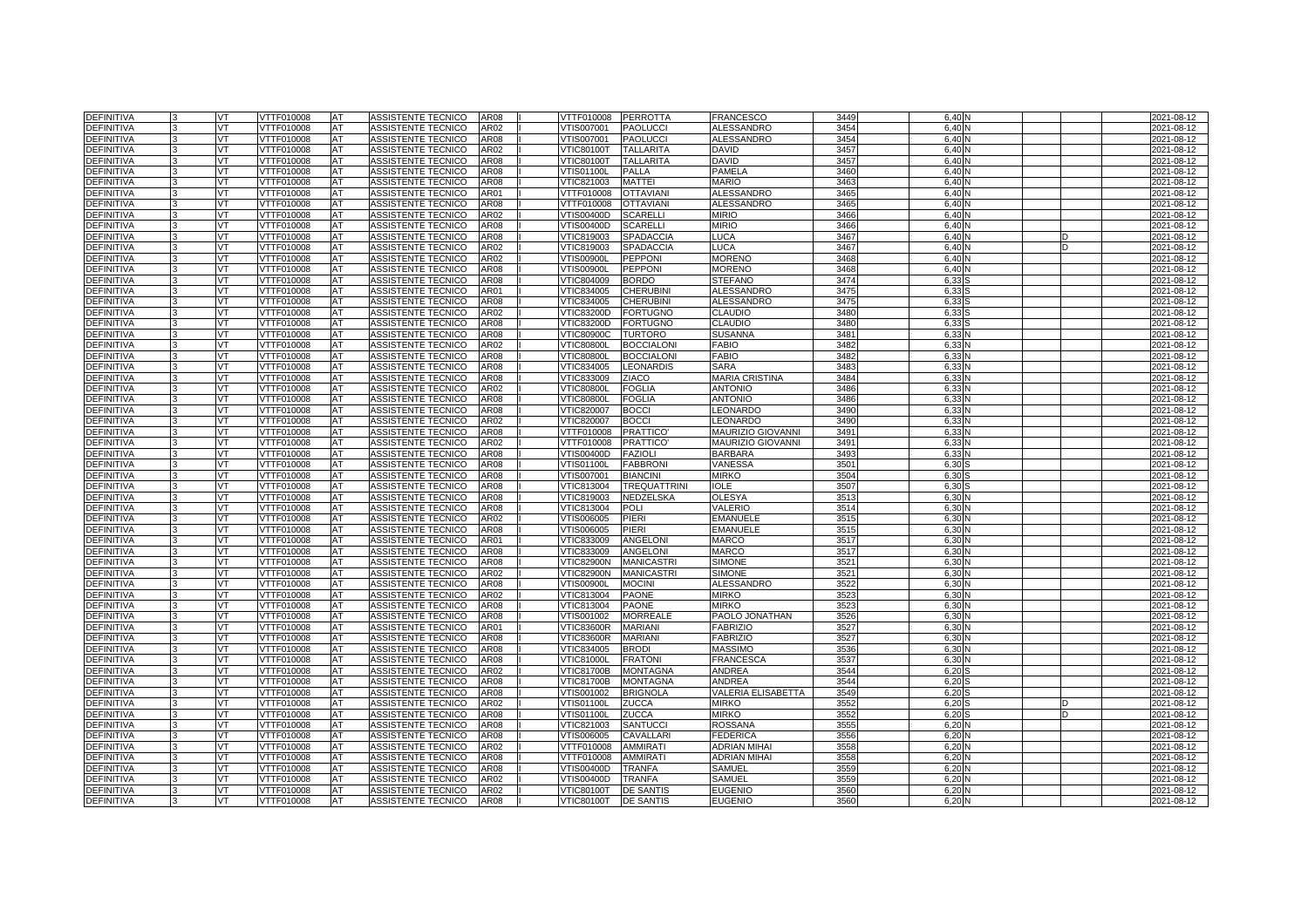| | | | | | | | | | | | | | | | | | | |
|---|---|---|---|---|---|---|---|---|---|---|---|---|---|---|---|---|---|---|
| DEFINITIVA | 3 | VT | VTTF010008 | AT | ASSISTENTE TECNICO | AR08 | I | VTTF010008 | PERROTTA | FRANCESCO | 3449 | | 6,40 | N | | | | 2021-08-12 |
| DEFINITIVA | 3 | VT | VTTF010008 | AT | ASSISTENTE TECNICO | AR02 | I | VTIS007001 | PAOLUCCI | ALESSANDRO | 3454 | | 6,40 | N | | | | 2021-08-12 |
| DEFINITIVA | 3 | VT | VTTF010008 | AT | ASSISTENTE TECNICO | AR08 | I | VTIS007001 | PAOLUCCI | ALESSANDRO | 3454 | | 6,40 | N | | | | 2021-08-12 |
| DEFINITIVA | 3 | VT | VTTF010008 | AT | ASSISTENTE TECNICO | AR02 | I | VTIC80100T | TALLARITA | DAVID | 3457 | | 6,40 | N | | | | 2021-08-12 |
| DEFINITIVA | 3 | VT | VTTF010008 | AT | ASSISTENTE TECNICO | AR08 | I | VTIC80100T | TALLARITA | DAVID | 3457 | | 6,40 | N | | | | 2021-08-12 |
| DEFINITIVA | 3 | VT | VTTF010008 | AT | ASSISTENTE TECNICO | AR08 | I | VTIS01100L | PALLA | PAMELA | 3460 | | 6,40 | N | | | | 2021-08-12 |
| DEFINITIVA | 3 | VT | VTTF010008 | AT | ASSISTENTE TECNICO | AR08 | I | VTIC821003 | MATTEI | MARIO | 3463 | | 6,40 | N | | | | 2021-08-12 |
| DEFINITIVA | 3 | VT | VTTF010008 | AT | ASSISTENTE TECNICO | AR01 | I | VTTF010008 | OTTAVIANI | ALESSANDRO | 3465 | | 6,40 | N | | | | 2021-08-12 |
| DEFINITIVA | 3 | VT | VTTF010008 | AT | ASSISTENTE TECNICO | AR08 | I | VTTF010008 | OTTAVIANI | ALESSANDRO | 3465 | | 6,40 | N | | | | 2021-08-12 |
| DEFINITIVA | 3 | VT | VTTF010008 | AT | ASSISTENTE TECNICO | AR02 | I | VTIS00400D | SCARELLI | MIRIO | 3466 | | 6,40 | N | | | | 2021-08-12 |
| DEFINITIVA | 3 | VT | VTTF010008 | AT | ASSISTENTE TECNICO | AR08 | I | VTIS00400D | SCARELLI | MIRIO | 3466 | | 6,40 | N | | | | 2021-08-12 |
| DEFINITIVA | 3 | VT | VTTF010008 | AT | ASSISTENTE TECNICO | AR08 | I | VTIC819003 | SPADACCIA | LUCA | 3467 | | 6,40 | N | | D | | 2021-08-12 |
| DEFINITIVA | 3 | VT | VTTF010008 | AT | ASSISTENTE TECNICO | AR02 | I | VTIC819003 | SPADACCIA | LUCA | 3467 | | 6,40 | N | | D | | 2021-08-12 |
| DEFINITIVA | 3 | VT | VTTF010008 | AT | ASSISTENTE TECNICO | AR02 | I | VTIS00900L | PEPPONI | MORENO | 3468 | | 6,40 | N | | | | 2021-08-12 |
| DEFINITIVA | 3 | VT | VTTF010008 | AT | ASSISTENTE TECNICO | AR08 | I | VTIS00900L | PEPPONI | MORENO | 3468 | | 6,40 | N | | | | 2021-08-12 |
| DEFINITIVA | 3 | VT | VTTF010008 | AT | ASSISTENTE TECNICO | AR08 | I | VTIC804009 | BORDO | STEFANO | 3474 | | 6,33 | S | | | | 2021-08-12 |
| DEFINITIVA | 3 | VT | VTTF010008 | AT | ASSISTENTE TECNICO | AR01 | I | VTIC834005 | CHERUBINI | ALESSANDRO | 3475 | | 6,33 | S | | | | 2021-08-12 |
| DEFINITIVA | 3 | VT | VTTF010008 | AT | ASSISTENTE TECNICO | AR08 | I | VTIC834005 | CHERUBINI | ALESSANDRO | 3475 | | 6,33 | S | | | | 2021-08-12 |
| DEFINITIVA | 3 | VT | VTTF010008 | AT | ASSISTENTE TECNICO | AR02 | I | VTIC83200D | FORTUGNO | CLAUDIO | 3480 | | 6,33 | S | | | | 2021-08-12 |
| DEFINITIVA | 3 | VT | VTTF010008 | AT | ASSISTENTE TECNICO | AR08 | I | VTIC83200D | FORTUGNO | CLAUDIO | 3480 | | 6,33 | S | | | | 2021-08-12 |
| DEFINITIVA | 3 | VT | VTTF010008 | AT | ASSISTENTE TECNICO | AR08 | I | VTIC80900C | TURTORO | SUSANNA | 3481 | | 6,33 | N | | | | 2021-08-12 |
| DEFINITIVA | 3 | VT | VTTF010008 | AT | ASSISTENTE TECNICO | AR02 | I | VTIC80800L | BOCCIALONI | FABIO | 3482 | | 6,33 | N | | | | 2021-08-12 |
| DEFINITIVA | 3 | VT | VTTF010008 | AT | ASSISTENTE TECNICO | AR08 | I | VTIC80800L | BOCCIALONI | FABIO | 3482 | | 6,33 | N | | | | 2021-08-12 |
| DEFINITIVA | 3 | VT | VTTF010008 | AT | ASSISTENTE TECNICO | AR08 | I | VTIC834005 | LEONARDIS | SARA | 3483 | | 6,33 | N | | | | 2021-08-12 |
| DEFINITIVA | 3 | VT | VTTF010008 | AT | ASSISTENTE TECNICO | AR08 | I | VTIC833009 | ZIACO | MARIA CRISTINA | 3484 | | 6,33 | N | | | | 2021-08-12 |
| DEFINITIVA | 3 | VT | VTTF010008 | AT | ASSISTENTE TECNICO | AR02 | I | VTIC80800L | FOGLIA | ANTONIO | 3486 | | 6,33 | N | | | | 2021-08-12 |
| DEFINITIVA | 3 | VT | VTTF010008 | AT | ASSISTENTE TECNICO | AR08 | I | VTIC80800L | FOGLIA | ANTONIO | 3486 | | 6,33 | N | | | | 2021-08-12 |
| DEFINITIVA | 3 | VT | VTTF010008 | AT | ASSISTENTE TECNICO | AR08 | I | VTIC820007 | BOCCI | LEONARDO | 3490 | | 6,33 | N | | | | 2021-08-12 |
| DEFINITIVA | 3 | VT | VTTF010008 | AT | ASSISTENTE TECNICO | AR02 | I | VTIC820007 | BOCCI | LEONARDO | 3490 | | 6,33 | N | | | | 2021-08-12 |
| DEFINITIVA | 3 | VT | VTTF010008 | AT | ASSISTENTE TECNICO | AR08 | I | VTTF010008 | PRATTICO' | MAURIZIO GIOVANNI | 3491 | | 6,33 | N | | | | 2021-08-12 |
| DEFINITIVA | 3 | VT | VTTF010008 | AT | ASSISTENTE TECNICO | AR02 | I | VTTF010008 | PRATTICO' | MAURIZIO GIOVANNI | 3491 | | 6,33 | N | | | | 2021-08-12 |
| DEFINITIVA | 3 | VT | VTTF010008 | AT | ASSISTENTE TECNICO | AR08 | I | VTIS00400D | FAZIOLI | BARBARA | 3493 | | 6,33 | N | | | | 2021-08-12 |
| DEFINITIVA | 3 | VT | VTTF010008 | AT | ASSISTENTE TECNICO | AR08 | I | VTIS01100L | FABBRONI | VANESSA | 3501 | | 6,30 | S | | | | 2021-08-12 |
| DEFINITIVA | 3 | VT | VTTF010008 | AT | ASSISTENTE TECNICO | AR08 | I | VTIS007001 | BIANCINI | MIRKO | 3504 | | 6,30 | S | | | | 2021-08-12 |
| DEFINITIVA | 3 | VT | VTTF010008 | AT | ASSISTENTE TECNICO | AR08 | I | VTIC813004 | TREQUATTRINI | IOLE | 3507 | | 6,30 | S | | | | 2021-08-12 |
| DEFINITIVA | 3 | VT | VTTF010008 | AT | ASSISTENTE TECNICO | AR08 | I | VTIC819003 | NEDZELSKA | OLESYA | 3513 | | 6,30 | N | | | | 2021-08-12 |
| DEFINITIVA | 3 | VT | VTTF010008 | AT | ASSISTENTE TECNICO | AR08 | I | VTIC813004 | POLI | VALERIO | 3514 | | 6,30 | N | | | | 2021-08-12 |
| DEFINITIVA | 3 | VT | VTTF010008 | AT | ASSISTENTE TECNICO | AR02 | I | VTIS006005 | PIERI | EMANUELE | 3515 | | 6,30 | N | | | | 2021-08-12 |
| DEFINITIVA | 3 | VT | VTTF010008 | AT | ASSISTENTE TECNICO | AR08 | I | VTIS006005 | PIERI | EMANUELE | 3515 | | 6,30 | N | | | | 2021-08-12 |
| DEFINITIVA | 3 | VT | VTTF010008 | AT | ASSISTENTE TECNICO | AR01 | I | VTIC833009 | ANGELONI | MARCO | 3517 | | 6,30 | N | | | | 2021-08-12 |
| DEFINITIVA | 3 | VT | VTTF010008 | AT | ASSISTENTE TECNICO | AR08 | I | VTIC833009 | ANGELONI | MARCO | 3517 | | 6,30 | N | | | | 2021-08-12 |
| DEFINITIVA | 3 | VT | VTTF010008 | AT | ASSISTENTE TECNICO | AR08 | I | VTIC82900N | MANICASTRI | SIMONE | 3521 | | 6,30 | N | | | | 2021-08-12 |
| DEFINITIVA | 3 | VT | VTTF010008 | AT | ASSISTENTE TECNICO | AR02 | I | VTIC82900N | MANICASTRI | SIMONE | 3521 | | 6,30 | N | | | | 2021-08-12 |
| DEFINITIVA | 3 | VT | VTTF010008 | AT | ASSISTENTE TECNICO | AR08 | I | VTIS00900L | MOCINI | ALESSANDRO | 3522 | | 6,30 | N | | | | 2021-08-12 |
| DEFINITIVA | 3 | VT | VTTF010008 | AT | ASSISTENTE TECNICO | AR02 | I | VTIC813004 | PAONE | MIRKO | 3523 | | 6,30 | N | | | | 2021-08-12 |
| DEFINITIVA | 3 | VT | VTTF010008 | AT | ASSISTENTE TECNICO | AR08 | I | VTIC813004 | PAONE | MIRKO | 3523 | | 6,30 | N | | | | 2021-08-12 |
| DEFINITIVA | 3 | VT | VTTF010008 | AT | ASSISTENTE TECNICO | AR08 | I | VTIS001002 | MORREALE | PAOLO JONATHAN | 3526 | | 6,30 | N | | | | 2021-08-12 |
| DEFINITIVA | 3 | VT | VTTF010008 | AT | ASSISTENTE TECNICO | AR01 | I | VTIC83600R | MARIANI | FABRIZIO | 3527 | | 6,30 | N | | | | 2021-08-12 |
| DEFINITIVA | 3 | VT | VTTF010008 | AT | ASSISTENTE TECNICO | AR08 | I | VTIC83600R | MARIANI | FABRIZIO | 3527 | | 6,30 | N | | | | 2021-08-12 |
| DEFINITIVA | 3 | VT | VTTF010008 | AT | ASSISTENTE TECNICO | AR08 | I | VTIC834005 | BRODI | MASSIMO | 3536 | | 6,30 | N | | | | 2021-08-12 |
| DEFINITIVA | 3 | VT | VTTF010008 | AT | ASSISTENTE TECNICO | AR08 | I | VTIC81000L | FRATONI | FRANCESCA | 3537 | | 6,30 | N | | | | 2021-08-12 |
| DEFINITIVA | 3 | VT | VTTF010008 | AT | ASSISTENTE TECNICO | AR02 | I | VTIC81700B | MONTAGNA | ANDREA | 3544 | | 6,20 | S | | | | 2021-08-12 |
| DEFINITIVA | 3 | VT | VTTF010008 | AT | ASSISTENTE TECNICO | AR08 | I | VTIC81700B | MONTAGNA | ANDREA | 3544 | | 6,20 | S | | | | 2021-08-12 |
| DEFINITIVA | 3 | VT | VTTF010008 | AT | ASSISTENTE TECNICO | AR08 | I | VTIS001002 | BRIGNOLA | VALERIA ELISABETTA | 3549 | | 6,20 | S | | | | 2021-08-12 |
| DEFINITIVA | 3 | VT | VTTF010008 | AT | ASSISTENTE TECNICO | AR02 | I | VTIS01100L | ZUCCA | MIRKO | 3552 | | 6,20 | S | | D | | 2021-08-12 |
| DEFINITIVA | 3 | VT | VTTF010008 | AT | ASSISTENTE TECNICO | AR08 | I | VTIS01100L | ZUCCA | MIRKO | 3552 | | 6,20 | S | | D | | 2021-08-12 |
| DEFINITIVA | 3 | VT | VTTF010008 | AT | ASSISTENTE TECNICO | AR08 | I | VTIC821003 | SANTUCCI | ROSSANA | 3555 | | 6,20 | N | | | | 2021-08-12 |
| DEFINITIVA | 3 | VT | VTTF010008 | AT | ASSISTENTE TECNICO | AR08 | I | VTIS006005 | CAVALLARI | FEDERICA | 3556 | | 6,20 | N | | | | 2021-08-12 |
| DEFINITIVA | 3 | VT | VTTF010008 | AT | ASSISTENTE TECNICO | AR02 | I | VTTF010008 | AMMIRATI | ADRIAN MIHAI | 3558 | | 6,20 | N | | | | 2021-08-12 |
| DEFINITIVA | 3 | VT | VTTF010008 | AT | ASSISTENTE TECNICO | AR08 | I | VTTF010008 | AMMIRATI | ADRIAN MIHAI | 3558 | | 6,20 | N | | | | 2021-08-12 |
| DEFINITIVA | 3 | VT | VTTF010008 | AT | ASSISTENTE TECNICO | AR08 | I | VTIS00400D | TRANFA | SAMUEL | 3559 | | 6,20 | N | | | | 2021-08-12 |
| DEFINITIVA | 3 | VT | VTTF010008 | AT | ASSISTENTE TECNICO | AR02 | I | VTIS00400D | TRANFA | SAMUEL | 3559 | | 6,20 | N | | | | 2021-08-12 |
| DEFINITIVA | 3 | VT | VTTF010008 | AT | ASSISTENTE TECNICO | AR02 | I | VTIC80100T | DE SANTIS | EUGENIO | 3560 | | 6,20 | N | | | | 2021-08-12 |
| DEFINITIVA | 3 | VT | VTTF010008 | AT | ASSISTENTE TECNICO | AR08 | I | VTIC80100T | DE SANTIS | EUGENIO | 3560 | | 6,20 | N | | | | 2021-08-12 |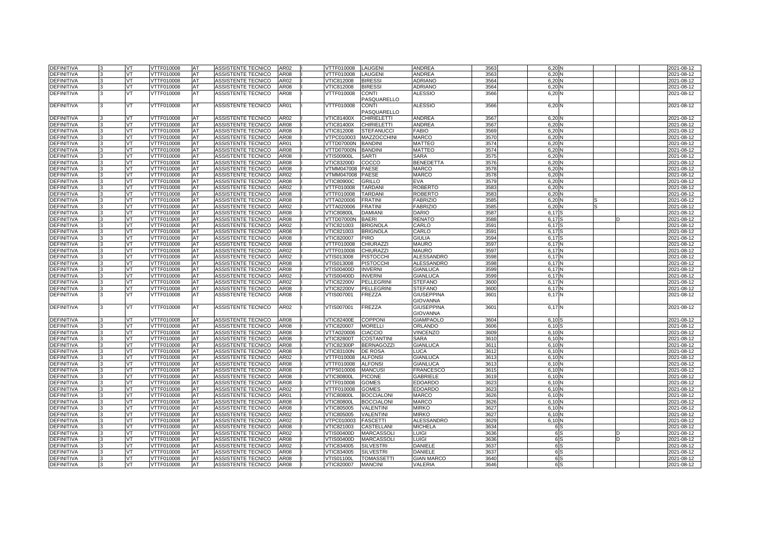| | | | | | | | | | | | | | | | | | | | |
|---|---|---|---|---|---|---|---|---|---|---|---|---|---|---|---|---|---|---|---|
| DEFINITIVA | 3 | VT | VTTF010008 | AT | ASSISTENTE TECNICO | AR02 | I | VTTF010008 | LAUGENI | ANDREA | 3563 | 6,20 | N | | | | | 2021-08-12 |
| DEFINITIVA | 3 | VT | VTTF010008 | AT | ASSISTENTE TECNICO | AR08 | I | VTTF010008 | LAUGENI | ANDREA | 3563 | 6,20 | N | | | | | 2021-08-12 |
| DEFINITIVA | 3 | VT | VTTF010008 | AT | ASSISTENTE TECNICO | AR02 | I | VTIC812008 | BIRESSI | ADRIANO | 3564 | 6,20 | N | | | | | 2021-08-12 |
| DEFINITIVA | 3 | VT | VTTF010008 | AT | ASSISTENTE TECNICO | AR08 | I | VTIC812008 | BIRESSI | ADRIANO | 3564 | 6,20 | N | | | | | 2021-08-12 |
| DEFINITIVA | 3 | VT | VTTF010008 | AT | ASSISTENTE TECNICO | AR08 | I | VTTF010008 | CONTI PASQUARELLO | ALESSIO | 3566 | 6,20 | N | | | | | 2021-08-12 |
| DEFINITIVA | 3 | VT | VTTF010008 | AT | ASSISTENTE TECNICO | AR01 | I | VTTF010008 | CONTI PASQUARELLO | ALESSIO | 3566 | 6,20 | N | | | | | 2021-08-12 |
| DEFINITIVA | 3 | VT | VTTF010008 | AT | ASSISTENTE TECNICO | AR02 | I | VTIC81400X | CHIRIELETTI | ANDREA | 3567 | 6,20 | N | | | | | 2021-08-12 |
| DEFINITIVA | 3 | VT | VTTF010008 | AT | ASSISTENTE TECNICO | AR08 | I | VTIC81400X | CHIRIELETTI | ANDREA | 3567 | 6,20 | N | | | | | 2021-08-12 |
| DEFINITIVA | 3 | VT | VTTF010008 | AT | ASSISTENTE TECNICO | AR08 | I | VTIC812008 | STEFANUCCI | FABIO | 3569 | 6,20 | N | | | | | 2021-08-12 |
| DEFINITIVA | 3 | VT | VTTF010008 | AT | ASSISTENTE TECNICO | AR08 | I | VTPC010003 | MAZZOCCHINI | MARCO | 3570 | 6,20 | N | | | | | 2021-08-12 |
| DEFINITIVA | 3 | VT | VTTF010008 | AT | ASSISTENTE TECNICO | AR01 | I | VTTD07000N | BANDINI | MATTEO | 3574 | 6,20 | N | | | | | 2021-08-12 |
| DEFINITIVA | 3 | VT | VTTF010008 | AT | ASSISTENTE TECNICO | AR08 | I | VTTD07000N | BANDINI | MATTEO | 3574 | 6,20 | N | | | | | 2021-08-12 |
| DEFINITIVA | 3 | VT | VTTF010008 | AT | ASSISTENTE TECNICO | AR08 | I | VTIS00900L | SARTI | SARA | 3575 | 6,20 | N | | | | | 2021-08-12 |
| DEFINITIVA | 3 | VT | VTTF010008 | AT | ASSISTENTE TECNICO | AR08 | I | VTIC83200D | COCCO | BENEDETTA | 3576 | 6,20 | N | | | | | 2021-08-12 |
| DEFINITIVA | 3 | VT | VTTF010008 | AT | ASSISTENTE TECNICO | AR08 | I | VTMM047008 | PAESE | MARCO | 3578 | 6,20 | N | | | | | 2021-08-12 |
| DEFINITIVA | 3 | VT | VTTF010008 | AT | ASSISTENTE TECNICO | AR02 | I | VTMM047008 | PAESE | MARCO | 3578 | 6,20 | N | | | | | 2021-08-12 |
| DEFINITIVA | 3 | VT | VTTF010008 | AT | ASSISTENTE TECNICO | AR08 | I | VTIC80900C | GRILLO | EVA | 3579 | 6,20 | N | | | | | 2021-08-12 |
| DEFINITIVA | 3 | VT | VTTF010008 | AT | ASSISTENTE TECNICO | AR02 | I | VTTF010008 | TARDANI | ROBERTO | 3583 | 6,20 | N | | | | | 2021-08-12 |
| DEFINITIVA | 3 | VT | VTTF010008 | AT | ASSISTENTE TECNICO | AR08 | I | VTTF010008 | TARDANI | ROBERTO | 3583 | 6,20 | N | | | | | 2021-08-12 |
| DEFINITIVA | 3 | VT | VTTF010008 | AT | ASSISTENTE TECNICO | AR08 | I | VTTA020006 | FRATINI | FABRIZIO | 3585 | 6,20 | N | S | | | | 2021-08-12 |
| DEFINITIVA | 3 | VT | VTTF010008 | AT | ASSISTENTE TECNICO | AR02 | I | VTTA020006 | FRATINI | FABRIZIO | 3585 | 6,20 | N | S | | | | 2021-08-12 |
| DEFINITIVA | 3 | VT | VTTF010008 | AT | ASSISTENTE TECNICO | AR08 | I | VTIC80800L | DAMIANI | DARIO | 3587 | 6,17 | S | | | | | 2021-08-12 |
| DEFINITIVA | 3 | VT | VTTF010008 | AT | ASSISTENTE TECNICO | AR08 | I | VTTD07000N | BAERI | RENATO | 3588 | 6,17 | S | | D | | | 2021-08-12 |
| DEFINITIVA | 3 | VT | VTTF010008 | AT | ASSISTENTE TECNICO | AR02 | I | VTIC821003 | BRIGNOLA | CARLO | 3591 | 6,17 | S | | | | | 2021-08-12 |
| DEFINITIVA | 3 | VT | VTTF010008 | AT | ASSISTENTE TECNICO | AR08 | I | VTIC821003 | BRIGNOLA | CARLO | 3591 | 6,17 | S | | | | | 2021-08-12 |
| DEFINITIVA | 3 | VT | VTTF010008 | AT | ASSISTENTE TECNICO | AR08 | I | VTIC820007 | PIRO | GIULIA | 3594 | 6,17 | S | | | | | 2021-08-12 |
| DEFINITIVA | 3 | VT | VTTF010008 | AT | ASSISTENTE TECNICO | AR08 | I | VTTF010008 | CHIURAZZI | MAURO | 3597 | 6,17 | N | | | | | 2021-08-12 |
| DEFINITIVA | 3 | VT | VTTF010008 | AT | ASSISTENTE TECNICO | AR02 | I | VTTF010008 | CHIURAZZI | MAURO | 3597 | 6,17 | N | | | | | 2021-08-12 |
| DEFINITIVA | 3 | VT | VTTF010008 | AT | ASSISTENTE TECNICO | AR02 | I | VTIS013008 | PISTOCCHI | ALESSANDRO | 3598 | 6,17 | N | | | | | 2021-08-12 |
| DEFINITIVA | 3 | VT | VTTF010008 | AT | ASSISTENTE TECNICO | AR08 | I | VTIS013008 | PISTOCCHI | ALESSANDRO | 3598 | 6,17 | N | | | | | 2021-08-12 |
| DEFINITIVA | 3 | VT | VTTF010008 | AT | ASSISTENTE TECNICO | AR08 | I | VTIS00400D | INVERNI | GIANLUCA | 3599 | 6,17 | N | | | | | 2021-08-12 |
| DEFINITIVA | 3 | VT | VTTF010008 | AT | ASSISTENTE TECNICO | AR02 | I | VTIS00400D | INVERNI | GIANLUCA | 3599 | 6,17 | N | | | | | 2021-08-12 |
| DEFINITIVA | 3 | VT | VTTF010008 | AT | ASSISTENTE TECNICO | AR02 | I | VTIC82200V | PELLEGRINI | STEFANO | 3600 | 6,17 | N | | | | | 2021-08-12 |
| DEFINITIVA | 3 | VT | VTTF010008 | AT | ASSISTENTE TECNICO | AR08 | I | VTIC82200V | PELLEGRINI | STEFANO | 3600 | 6,17 | N | | | | | 2021-08-12 |
| DEFINITIVA | 3 | VT | VTTF010008 | AT | ASSISTENTE TECNICO | AR08 | I | VTIS007001 | FREZZA | GIUSEPPINA GIOVANNA | 3601 | 6,17 | N | | | | | 2021-08-12 |
| DEFINITIVA | 3 | VT | VTTF010008 | AT | ASSISTENTE TECNICO | AR02 | I | VTIS007001 | FREZZA | GIUSEPPINA GIOVANNA | 3601 | 6,17 | N | | | | | 2021-08-12 |
| DEFINITIVA | 3 | VT | VTTF010008 | AT | ASSISTENTE TECNICO | AR08 | I | VTIC82400E | COPPONI | GIAMPAOLO | 3604 | 6,10 | S | | | | | 2021-08-12 |
| DEFINITIVA | 3 | VT | VTTF010008 | AT | ASSISTENTE TECNICO | AR08 | I | VTIC820007 | MORELLI | ORLANDO | 3606 | 6,10 | S | | | | | 2021-08-12 |
| DEFINITIVA | 3 | VT | VTTF010008 | AT | ASSISTENTE TECNICO | AR08 | I | VTTA020006 | CIACCIO | VINCENZO | 3609 | 6,10 | N | | | | | 2021-08-12 |
| DEFINITIVA | 3 | VT | VTTF010008 | AT | ASSISTENTE TECNICO | AR08 | I | VTIC82800T | COSTANTINI | SARA | 3610 | 6,10 | N | | | | | 2021-08-12 |
| DEFINITIVA | 3 | VT | VTTF010008 | AT | ASSISTENTE TECNICO | AR08 | I | VTIC82300P | BERNAGOZZI | GIANLUCA | 3611 | 6,10 | N | | | | | 2021-08-12 |
| DEFINITIVA | 3 | VT | VTTF010008 | AT | ASSISTENTE TECNICO | AR08 | I | VTIC83100N | DE ROSA | LUCA | 3612 | 6,10 | N | | | | | 2021-08-12 |
| DEFINITIVA | 3 | VT | VTTF010008 | AT | ASSISTENTE TECNICO | AR02 | I | VTTF010008 | ALFONSI | GIANLUCA | 3613 | 6,10 | N | | | | | 2021-08-12 |
| DEFINITIVA | 3 | VT | VTTF010008 | AT | ASSISTENTE TECNICO | AR08 | I | VTTF010008 | ALFONSI | GIANLUCA | 3613 | 6,10 | N | | | | | 2021-08-12 |
| DEFINITIVA | 3 | VT | VTTF010008 | AT | ASSISTENTE TECNICO | AR08 | I | VTPS010006 | MANCUSI | FRANCESCO | 3615 | 6,10 | N | | | | | 2021-08-12 |
| DEFINITIVA | 3 | VT | VTTF010008 | AT | ASSISTENTE TECNICO | AR08 | I | VTIC80800L | PICONE | GABRIELE | 3619 | 6,10 | N | | | | | 2021-08-12 |
| DEFINITIVA | 3 | VT | VTTF010008 | AT | ASSISTENTE TECNICO | AR08 | I | VTTF010008 | GOMES | EDOARDO | 3623 | 6,10 | N | | | | | 2021-08-12 |
| DEFINITIVA | 3 | VT | VTTF010008 | AT | ASSISTENTE TECNICO | AR02 | I | VTTF010008 | GOMES | EDOARDO | 3623 | 6,10 | N | | | | | 2021-08-12 |
| DEFINITIVA | 3 | VT | VTTF010008 | AT | ASSISTENTE TECNICO | AR01 | I | VTIC80800L | BOCCIALONI | MARCO | 3626 | 6,10 | N | | | | | 2021-08-12 |
| DEFINITIVA | 3 | VT | VTTF010008 | AT | ASSISTENTE TECNICO | AR08 | I | VTIC80800L | BOCCIALONI | MARCO | 3626 | 6,10 | N | | | | | 2021-08-12 |
| DEFINITIVA | 3 | VT | VTTF010008 | AT | ASSISTENTE TECNICO | AR08 | I | VTIC805005 | VALENTINI | MIRKO | 3627 | 6,10 | N | | | | | 2021-08-12 |
| DEFINITIVA | 3 | VT | VTTF010008 | AT | ASSISTENTE TECNICO | AR02 | I | VTIC805005 | VALENTINI | MIRKO | 3627 | 6,10 | N | | | | | 2021-08-12 |
| DEFINITIVA | 3 | VT | VTTF010008 | AT | ASSISTENTE TECNICO | AR02 | I | VTPC010003 | FASCETTI | ALESSANDRO | 3629 | 6,10 | N | | | | | 2021-08-12 |
| DEFINITIVA | 3 | VT | VTTF010008 | AT | ASSISTENTE TECNICO | AR08 | I | VTIC821003 | CASTELLANI | MICHELA | 3634 | 6 | S | | | | | 2021-08-12 |
| DEFINITIVA | 3 | VT | VTTF010008 | AT | ASSISTENTE TECNICO | AR02 | I | VTIS00400D | MARCASSOLI | LUIGI | 3636 | 6 | S | | D | | | 2021-08-12 |
| DEFINITIVA | 3 | VT | VTTF010008 | AT | ASSISTENTE TECNICO | AR08 | I | VTIS00400D | MARCASSOLI | LUIGI | 3636 | 6 | S | | D | | | 2021-08-12 |
| DEFINITIVA | 3 | VT | VTTF010008 | AT | ASSISTENTE TECNICO | AR02 | I | VTIC834005 | SILVESTRI | DANIELE | 3637 | 6 | S | | | | | 2021-08-12 |
| DEFINITIVA | 3 | VT | VTTF010008 | AT | ASSISTENTE TECNICO | AR08 | I | VTIC834005 | SILVESTRI | DANIELE | 3637 | 6 | S | | | | | 2021-08-12 |
| DEFINITIVA | 3 | VT | VTTF010008 | AT | ASSISTENTE TECNICO | AR08 | I | VTIS01100L | TOMASSETTI | GIAN MARCO | 3640 | 6 | S | | | | | 2021-08-12 |
| DEFINITIVA | 3 | VT | VTTF010008 | AT | ASSISTENTE TECNICO | AR08 | I | VTIC820007 | MANCINI | VALERIA | 3646 | 6 | S | | | | | 2021-08-12 |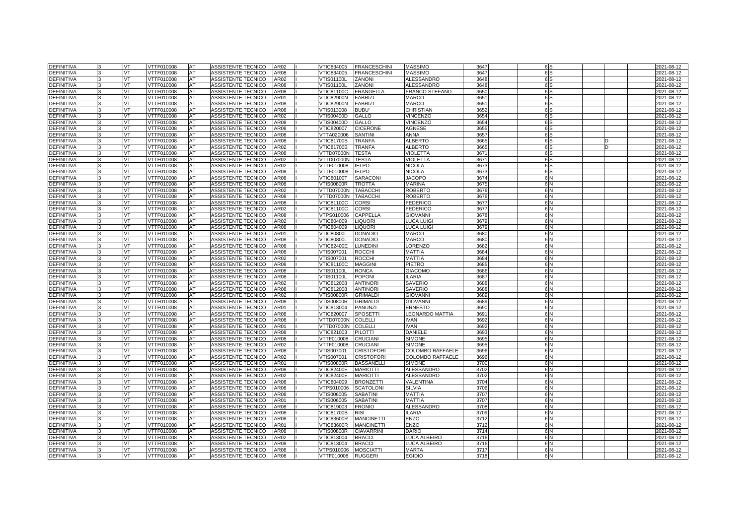| | | | | | | | | | | | | | | | | | | | |
|---|---|---|---|---|---|---|---|---|---|---|---|---|---|---|---|---|---|---|---|
| DEFINITIVA | 3 | VT | VTTF010008 | AT | ASSISTENTE TECNICO | AR02 | I | VTIC834005 | FRANCESCHINI | MASSIMO | 3647 | | 6 | S | | | | 2021-08-12 |
| DEFINITIVA | 3 | VT | VTTF010008 | AT | ASSISTENTE TECNICO | AR08 | I | VTIC834005 | FRANCESCHINI | MASSIMO | 3647 | | 6 | S | | | | 2021-08-12 |
| DEFINITIVA | 3 | VT | VTTF010008 | AT | ASSISTENTE TECNICO | AR02 | I | VTIS01100L | ZANONI | ALESSANDRO | 3648 | | 6 | S | | | | 2021-08-12 |
| DEFINITIVA | 3 | VT | VTTF010008 | AT | ASSISTENTE TECNICO | AR08 | I | VTIS01100L | ZANONI | ALESSANDRO | 3648 | | 6 | S | | | | 2021-08-12 |
| DEFINITIVA | 3 | VT | VTTF010008 | AT | ASSISTENTE TECNICO | AR08 | I | VTIC81100C | FRANGELLA | FRANCO STEFANO | 3650 | | 6 | S | | | | 2021-08-12 |
| DEFINITIVA | 3 | VT | VTTF010008 | AT | ASSISTENTE TECNICO | AR01 | I | VTIC82900N | FABRIZI | MARCO | 3651 | | 6 | S | | | | 2021-08-12 |
| DEFINITIVA | 3 | VT | VTTF010008 | AT | ASSISTENTE TECNICO | AR08 | I | VTIC82900N | FABRIZI | MARCO | 3651 | | 6 | S | | | | 2021-08-12 |
| DEFINITIVA | 3 | VT | VTTF010008 | AT | ASSISTENTE TECNICO | AR08 | I | VTIS013008 | BUBU' | CHRISTIAN | 3652 | | 6 | S | | | | 2021-08-12 |
| DEFINITIVA | 3 | VT | VTTF010008 | AT | ASSISTENTE TECNICO | AR02 | I | VTIS00400D | GALLO | VINCENZO | 3654 | | 6 | S | | | | 2021-08-12 |
| DEFINITIVA | 3 | VT | VTTF010008 | AT | ASSISTENTE TECNICO | AR08 | I | VTIS00400D | GALLO | VINCENZO | 3654 | | 6 | S | | | | 2021-08-12 |
| DEFINITIVA | 3 | VT | VTTF010008 | AT | ASSISTENTE TECNICO | AR08 | I | VTIC820007 | CICERONE | AGNESE | 3655 | | 6 | S | | | | 2021-08-12 |
| DEFINITIVA | 3 | VT | VTTF010008 | AT | ASSISTENTE TECNICO | AR08 | I | VTTA020006 | SANTINI | ANNA | 3657 | | 6 | S | | | | 2021-08-12 |
| DEFINITIVA | 3 | VT | VTTF010008 | AT | ASSISTENTE TECNICO | AR08 | I | VTIC81700B | TRANFA | ALBERTO | 3665 | | 6 | S | | D | | 2021-08-12 |
| DEFINITIVA | 3 | VT | VTTF010008 | AT | ASSISTENTE TECNICO | AR02 | I | VTIC81700B | TRANFA | ALBERTO | 3665 | | 6 | S | | D | | 2021-08-12 |
| DEFINITIVA | 3 | VT | VTTF010008 | AT | ASSISTENTE TECNICO | AR08 | I | VTTD07000N | TESTA | VIOLETTA | 3671 | | 6 | S | | | | 2021-08-12 |
| DEFINITIVA | 3 | VT | VTTF010008 | AT | ASSISTENTE TECNICO | AR02 | I | VTTD07000N | TESTA | VIOLETTA | 3671 | | 6 | S | | | | 2021-08-12 |
| DEFINITIVA | 3 | VT | VTTF010008 | AT | ASSISTENTE TECNICO | AR02 | I | VTTF010008 | IELPO | NICOLA | 3673 | | 6 | S | | | | 2021-08-12 |
| DEFINITIVA | 3 | VT | VTTF010008 | AT | ASSISTENTE TECNICO | AR08 | I | VTTF010008 | IELPO | NICOLA | 3673 | | 6 | S | | | | 2021-08-12 |
| DEFINITIVA | 3 | VT | VTTF010008 | AT | ASSISTENTE TECNICO | AR08 | I | VTIC80100T | SARACONI | JACOPO | 3674 | | 6 | N | | | | 2021-08-12 |
| DEFINITIVA | 3 | VT | VTTF010008 | AT | ASSISTENTE TECNICO | AR08 | I | VTIS00800R | TROTTA | MARINA | 3675 | | 6 | N | | | | 2021-08-12 |
| DEFINITIVA | 3 | VT | VTTF010008 | AT | ASSISTENTE TECNICO | AR02 | I | VTTD07000N | TABACCHI | ROBERTO | 3676 | | 6 | N | | | | 2021-08-12 |
| DEFINITIVA | 3 | VT | VTTF010008 | AT | ASSISTENTE TECNICO | AR08 | I | VTTD07000N | TABACCHI | ROBERTO | 3676 | | 6 | N | | | | 2021-08-12 |
| DEFINITIVA | 3 | VT | VTTF010008 | AT | ASSISTENTE TECNICO | AR08 | I | VTIC81100C | CORSI | FEDERICO | 3677 | | 6 | N | | | | 2021-08-12 |
| DEFINITIVA | 3 | VT | VTTF010008 | AT | ASSISTENTE TECNICO | AR02 | I | VTIC81100C | CORSI | FEDERICO | 3677 | | 6 | N | | | | 2021-08-12 |
| DEFINITIVA | 3 | VT | VTTF010008 | AT | ASSISTENTE TECNICO | AR08 | I | VTPS010006 | CAPPELLA | GIOVANNI | 3678 | | 6 | N | | | | 2021-08-12 |
| DEFINITIVA | 3 | VT | VTTF010008 | AT | ASSISTENTE TECNICO | AR02 | I | VTIC804009 | LIQUORI | LUCA LUIGI | 3679 | | 6 | N | | | | 2021-08-12 |
| DEFINITIVA | 3 | VT | VTTF010008 | AT | ASSISTENTE TECNICO | AR08 | I | VTIC804009 | LIQUORI | LUCA LUIGI | 3679 | | 6 | N | | | | 2021-08-12 |
| DEFINITIVA | 3 | VT | VTTF010008 | AT | ASSISTENTE TECNICO | AR01 | I | VTIC80800L | DONADIO | MARCO | 3680 | | 6 | N | | | | 2021-08-12 |
| DEFINITIVA | 3 | VT | VTTF010008 | AT | ASSISTENTE TECNICO | AR08 | I | VTIC80800L | DONADIO | MARCO | 3680 | | 6 | N | | | | 2021-08-12 |
| DEFINITIVA | 3 | VT | VTTF010008 | AT | ASSISTENTE TECNICO | AR08 | I | VTIC82400E | LUNEDINI | LORENZO | 3682 | | 6 | N | | | | 2021-08-12 |
| DEFINITIVA | 3 | VT | VTTF010008 | AT | ASSISTENTE TECNICO | AR08 | I | VTIS007001 | ROCCHI | MATTIA | 3684 | | 6 | N | | | | 2021-08-12 |
| DEFINITIVA | 3 | VT | VTTF010008 | AT | ASSISTENTE TECNICO | AR02 | I | VTIS007001 | ROCCHI | MATTIA | 3684 | | 6 | N | | | | 2021-08-12 |
| DEFINITIVA | 3 | VT | VTTF010008 | AT | ASSISTENTE TECNICO | AR08 | I | VTIC81100C | MAGGINI | PIETRO | 3685 | | 6 | N | | | | 2021-08-12 |
| DEFINITIVA | 3 | VT | VTTF010008 | AT | ASSISTENTE TECNICO | AR08 | I | VTIS01100L | RONCA | GIACOMO | 3686 | | 6 | N | | | | 2021-08-12 |
| DEFINITIVA | 3 | VT | VTTF010008 | AT | ASSISTENTE TECNICO | AR08 | I | VTIS01100L | POPONI | ILARIA | 3687 | | 6 | N | | | | 2021-08-12 |
| DEFINITIVA | 3 | VT | VTTF010008 | AT | ASSISTENTE TECNICO | AR02 | I | VTIC812008 | ANTINORI | SAVERIO | 3688 | | 6 | N | | | | 2021-08-12 |
| DEFINITIVA | 3 | VT | VTTF010008 | AT | ASSISTENTE TECNICO | AR08 | I | VTIC812008 | ANTINORI | SAVERIO | 3688 | | 6 | N | | | | 2021-08-12 |
| DEFINITIVA | 3 | VT | VTTF010008 | AT | ASSISTENTE TECNICO | AR02 | I | VTIS00800R | GRIMALDI | GIOVANNI | 3689 | | 6 | N | | | | 2021-08-12 |
| DEFINITIVA | 3 | VT | VTTF010008 | AT | ASSISTENTE TECNICO | AR08 | I | VTIS00800R | GRIMALDI | GIOVANNI | 3689 | | 6 | N | | | | 2021-08-12 |
| DEFINITIVA | 3 | VT | VTTF010008 | AT | ASSISTENTE TECNICO | AR01 | I | VTIC813004 | PANUNZI | ERNESTO | 3690 | | 6 | N | | | | 2021-08-12 |
| DEFINITIVA | 3 | VT | VTTF010008 | AT | ASSISTENTE TECNICO | AR08 | I | VTIC820007 | SPOSETTI | LEONARDO MATTIA | 3691 | | 6 | N | | | | 2021-08-12 |
| DEFINITIVA | 3 | VT | VTTF010008 | AT | ASSISTENTE TECNICO | AR08 | I | VTTD07000N | COLELLI | IVAN | 3692 | | 6 | N | | | | 2021-08-12 |
| DEFINITIVA | 3 | VT | VTTF010008 | AT | ASSISTENTE TECNICO | AR01 | I | VTTD07000N | COLELLI | IVAN | 3692 | | 6 | N | | | | 2021-08-12 |
| DEFINITIVA | 3 | VT | VTTF010008 | AT | ASSISTENTE TECNICO | AR08 | I | VTIC821003 | PILOTTI | DANIELE | 3693 | | 6 | N | | | | 2021-08-12 |
| DEFINITIVA | 3 | VT | VTTF010008 | AT | ASSISTENTE TECNICO | AR08 | I | VTTF010008 | CRUCIANI | SIMONE | 3695 | | 6 | N | | | | 2021-08-12 |
| DEFINITIVA | 3 | VT | VTTF010008 | AT | ASSISTENTE TECNICO | AR02 | I | VTTF010008 | CRUCIANI | SIMONE | 3695 | | 6 | N | | | | 2021-08-12 |
| DEFINITIVA | 3 | VT | VTTF010008 | AT | ASSISTENTE TECNICO | AR08 | I | VTIS007001 | CRISTOFORI | COLOMBO RAFFAELE | 3696 | | 6 | N | | | | 2021-08-12 |
| DEFINITIVA | 3 | VT | VTTF010008 | AT | ASSISTENTE TECNICO | AR02 | I | VTIS007001 | CRISTOFORI | COLOMBO RAFFAELE | 3696 | | 6 | N | | | | 2021-08-12 |
| DEFINITIVA | 3 | VT | VTTF010008 | AT | ASSISTENTE TECNICO | AR01 | I | VTIS00800R | BASSANELLI | SIMONE | 3700 | | 6 | N | | | | 2021-08-12 |
| DEFINITIVA | 3 | VT | VTTF010008 | AT | ASSISTENTE TECNICO | AR08 | I | VTIC82400E | MARIOTTI | ALESSANDRO | 3702 | | 6 | N | | | | 2021-08-12 |
| DEFINITIVA | 3 | VT | VTTF010008 | AT | ASSISTENTE TECNICO | AR02 | I | VTIC82400E | MARIOTTI | ALESSANDRO | 3702 | | 6 | N | | | | 2021-08-12 |
| DEFINITIVA | 3 | VT | VTTF010008 | AT | ASSISTENTE TECNICO | AR08 | I | VTIC804009 | BRONZETTI | VALENTINA | 3704 | | 6 | N | | | | 2021-08-12 |
| DEFINITIVA | 3 | VT | VTTF010008 | AT | ASSISTENTE TECNICO | AR08 | I | VTPS010006 | SCATOLONI | SILVIA | 3706 | | 6 | N | | | | 2021-08-12 |
| DEFINITIVA | 3 | VT | VTTF010008 | AT | ASSISTENTE TECNICO | AR08 | I | VTIS006005 | SABATINI | MATTIA | 3707 | | 6 | N | | | | 2021-08-12 |
| DEFINITIVA | 3 | VT | VTTF010008 | AT | ASSISTENTE TECNICO | AR01 | I | VTIS006005 | SABATINI | MATTIA | 3707 | | 6 | N | | | | 2021-08-12 |
| DEFINITIVA | 3 | VT | VTTF010008 | AT | ASSISTENTE TECNICO | AR08 | I | VTIC819003 | FRONIO | ALESSANDRO | 3708 | | 6 | N | | | | 2021-08-12 |
| DEFINITIVA | 3 | VT | VTTF010008 | AT | ASSISTENTE TECNICO | AR08 | I | VTIC81700B | RISI | ILARIA | 3709 | | 6 | N | | | | 2021-08-12 |
| DEFINITIVA | 3 | VT | VTTF010008 | AT | ASSISTENTE TECNICO | AR08 | I | VTIC83600R | MANCINETTI | ENZO | 3712 | | 6 | N | | | | 2021-08-12 |
| DEFINITIVA | 3 | VT | VTTF010008 | AT | ASSISTENTE TECNICO | AR01 | I | VTIC83600R | MANCINETTI | ENZO | 3712 | | 6 | N | | | | 2021-08-12 |
| DEFINITIVA | 3 | VT | VTTF010008 | AT | ASSISTENTE TECNICO | AR08 | I | VTIS00800R | CIAVARRINI | DARIO | 3714 | | 6 | N | | | | 2021-08-12 |
| DEFINITIVA | 3 | VT | VTTF010008 | AT | ASSISTENTE TECNICO | AR02 | I | VTIC813004 | BRACCI | LUCA ALBEIRO | 3716 | | 6 | N | | | | 2021-08-12 |
| DEFINITIVA | 3 | VT | VTTF010008 | AT | ASSISTENTE TECNICO | AR08 | I | VTIC813004 | BRACCI | LUCA ALBEIRO | 3716 | | 6 | N | | | | 2021-08-12 |
| DEFINITIVA | 3 | VT | VTTF010008 | AT | ASSISTENTE TECNICO | AR08 | I | VTPS010006 | MOSCIATTI | MARTA | 3717 | | 6 | N | | | | 2021-08-12 |
| DEFINITIVA | 3 | VT | VTTF010008 | AT | ASSISTENTE TECNICO | AR08 | I | VTTF010008 | RUGGERI | EGIDIO | 3718 | | 6 | N | | | | 2021-08-12 |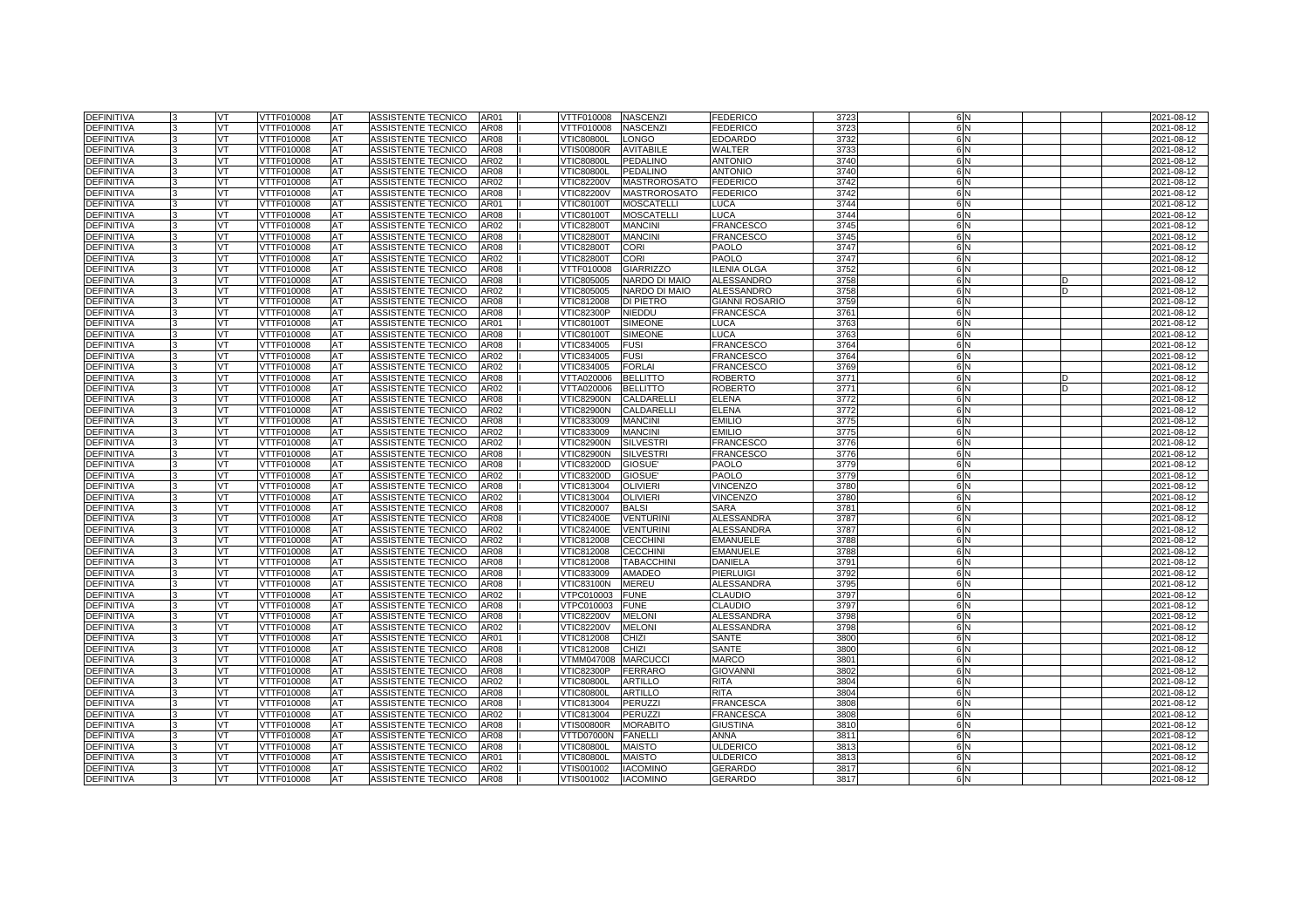| | | | | | | | | | | | | | | | | | | |
|---|---|---|---|---|---|---|---|---|---|---|---|---|---|---|---|---|---|---|
| DEFINITIVA | 3 | VT | VTTF010008 | AT | ASSISTENTE TECNICO | AR01 | I | VTTF010008 | NASCENZI | FEDERICO | 3723 | | 6 | N | | | | 2021-08-12 |
| DEFINITIVA | 3 | VT | VTTF010008 | AT | ASSISTENTE TECNICO | AR08 | I | VTTF010008 | NASCENZI | FEDERICO | 3723 | | 6 | N | | | | 2021-08-12 |
| DEFINITIVA | 3 | VT | VTTF010008 | AT | ASSISTENTE TECNICO | AR08 | I | VTIC80800L | LONGO | EDOARDO | 3732 | | 6 | N | | | | 2021-08-12 |
| DEFINITIVA | 3 | VT | VTTF010008 | AT | ASSISTENTE TECNICO | AR08 | I | VTIS00800R | AVITABILE | WALTER | 3733 | | 6 | N | | | | 2021-08-12 |
| DEFINITIVA | 3 | VT | VTTF010008 | AT | ASSISTENTE TECNICO | AR02 | I | VTIC80800L | PEDALINO | ANTONIO | 3740 | | 6 | N | | | | 2021-08-12 |
| DEFINITIVA | 3 | VT | VTTF010008 | AT | ASSISTENTE TECNICO | AR08 | I | VTIC80800L | PEDALINO | ANTONIO | 3740 | | 6 | N | | | | 2021-08-12 |
| DEFINITIVA | 3 | VT | VTTF010008 | AT | ASSISTENTE TECNICO | AR02 | I | VTIC82200V | MASTROROSATO | FEDERICO | 3742 | | 6 | N | | | | 2021-08-12 |
| DEFINITIVA | 3 | VT | VTTF010008 | AT | ASSISTENTE TECNICO | AR08 | I | VTIC82200V | MASTROROSATO | FEDERICO | 3742 | | 6 | N | | | | 2021-08-12 |
| DEFINITIVA | 3 | VT | VTTF010008 | AT | ASSISTENTE TECNICO | AR01 | I | VTIC80100T | MOSCATELLI | LUCA | 3744 | | 6 | N | | | | 2021-08-12 |
| DEFINITIVA | 3 | VT | VTTF010008 | AT | ASSISTENTE TECNICO | AR08 | I | VTIC80100T | MOSCATELLI | LUCA | 3744 | | 6 | N | | | | 2021-08-12 |
| DEFINITIVA | 3 | VT | VTTF010008 | AT | ASSISTENTE TECNICO | AR02 | I | VTIC82800T | MANCINI | FRANCESCO | 3745 | | 6 | N | | | | 2021-08-12 |
| DEFINITIVA | 3 | VT | VTTF010008 | AT | ASSISTENTE TECNICO | AR08 | I | VTIC82800T | MANCINI | FRANCESCO | 3745 | | 6 | N | | | | 2021-08-12 |
| DEFINITIVA | 3 | VT | VTTF010008 | AT | ASSISTENTE TECNICO | AR08 | I | VTIC82800T | CORI | PAOLO | 3747 | | 6 | N | | | | 2021-08-12 |
| DEFINITIVA | 3 | VT | VTTF010008 | AT | ASSISTENTE TECNICO | AR02 | I | VTIC82800T | CORI | PAOLO | 3747 | | 6 | N | | | | 2021-08-12 |
| DEFINITIVA | 3 | VT | VTTF010008 | AT | ASSISTENTE TECNICO | AR08 | I | VTTF010008 | GIARRIZZO | ILENIA OLGA | 3752 | | 6 | N | | | | 2021-08-12 |
| DEFINITIVA | 3 | VT | VTTF010008 | AT | ASSISTENTE TECNICO | AR08 | I | VTIC805005 | NARDO DI MAIO | ALESSANDRO | 3758 | | 6 | N | | D | | 2021-08-12 |
| DEFINITIVA | 3 | VT | VTTF010008 | AT | ASSISTENTE TECNICO | AR02 | I | VTIC805005 | NARDO DI MAIO | ALESSANDRO | 3758 | | 6 | N | | D | | 2021-08-12 |
| DEFINITIVA | 3 | VT | VTTF010008 | AT | ASSISTENTE TECNICO | AR08 | I | VTIC812008 | DI PIETRO | GIANNI ROSARIO | 3759 | | 6 | N | | | | 2021-08-12 |
| DEFINITIVA | 3 | VT | VTTF010008 | AT | ASSISTENTE TECNICO | AR08 | I | VTIC82300P | NIEDDU | FRANCESCA | 3761 | | 6 | N | | | | 2021-08-12 |
| DEFINITIVA | 3 | VT | VTTF010008 | AT | ASSISTENTE TECNICO | AR01 | I | VTIC80100T | SIMEONE | LUCA | 3763 | | 6 | N | | | | 2021-08-12 |
| DEFINITIVA | 3 | VT | VTTF010008 | AT | ASSISTENTE TECNICO | AR08 | I | VTIC80100T | SIMEONE | LUCA | 3763 | | 6 | N | | | | 2021-08-12 |
| DEFINITIVA | 3 | VT | VTTF010008 | AT | ASSISTENTE TECNICO | AR08 | I | VTIC834005 | FUSI | FRANCESCO | 3764 | | 6 | N | | | | 2021-08-12 |
| DEFINITIVA | 3 | VT | VTTF010008 | AT | ASSISTENTE TECNICO | AR02 | I | VTIC834005 | FUSI | FRANCESCO | 3764 | | 6 | N | | | | 2021-08-12 |
| DEFINITIVA | 3 | VT | VTTF010008 | AT | ASSISTENTE TECNICO | AR02 | I | VTIC834005 | FORLAI | FRANCESCO | 3769 | | 6 | N | | | | 2021-08-12 |
| DEFINITIVA | 3 | VT | VTTF010008 | AT | ASSISTENTE TECNICO | AR08 | I | VTTA020006 | BELLITTO | ROBERTO | 3771 | | 6 | N | | D | | 2021-08-12 |
| DEFINITIVA | 3 | VT | VTTF010008 | AT | ASSISTENTE TECNICO | AR02 | I | VTTA020006 | BELLITTO | ROBERTO | 3771 | | 6 | N | | D | | 2021-08-12 |
| DEFINITIVA | 3 | VT | VTTF010008 | AT | ASSISTENTE TECNICO | AR08 | I | VTIC82900N | CALDARELLI | ELENA | 3772 | | 6 | N | | | | 2021-08-12 |
| DEFINITIVA | 3 | VT | VTTF010008 | AT | ASSISTENTE TECNICO | AR02 | I | VTIC82900N | CALDARELLI | ELENA | 3772 | | 6 | N | | | | 2021-08-12 |
| DEFINITIVA | 3 | VT | VTTF010008 | AT | ASSISTENTE TECNICO | AR08 | I | VTIC833009 | MANCINI | EMILIO | 3775 | | 6 | N | | | | 2021-08-12 |
| DEFINITIVA | 3 | VT | VTTF010008 | AT | ASSISTENTE TECNICO | AR02 | I | VTIC833009 | MANCINI | EMILIO | 3775 | | 6 | N | | | | 2021-08-12 |
| DEFINITIVA | 3 | VT | VTTF010008 | AT | ASSISTENTE TECNICO | AR02 | I | VTIC82900N | SILVESTRI | FRANCESCO | 3776 | | 6 | N | | | | 2021-08-12 |
| DEFINITIVA | 3 | VT | VTTF010008 | AT | ASSISTENTE TECNICO | AR08 | I | VTIC82900N | SILVESTRI | FRANCESCO | 3776 | | 6 | N | | | | 2021-08-12 |
| DEFINITIVA | 3 | VT | VTTF010008 | AT | ASSISTENTE TECNICO | AR08 | I | VTIC83200D | GIOSUE' | PAOLO | 3779 | | 6 | N | | | | 2021-08-12 |
| DEFINITIVA | 3 | VT | VTTF010008 | AT | ASSISTENTE TECNICO | AR02 | I | VTIC83200D | GIOSUE' | PAOLO | 3779 | | 6 | N | | | | 2021-08-12 |
| DEFINITIVA | 3 | VT | VTTF010008 | AT | ASSISTENTE TECNICO | AR08 | I | VTIC813004 | OLIVIERI | VINCENZO | 3780 | | 6 | N | | | | 2021-08-12 |
| DEFINITIVA | 3 | VT | VTTF010008 | AT | ASSISTENTE TECNICO | AR02 | I | VTIC813004 | OLIVIERI | VINCENZO | 3780 | | 6 | N | | | | 2021-08-12 |
| DEFINITIVA | 3 | VT | VTTF010008 | AT | ASSISTENTE TECNICO | AR08 | I | VTIC820007 | BALSI | SARA | 3781 | | 6 | N | | | | 2021-08-12 |
| DEFINITIVA | 3 | VT | VTTF010008 | AT | ASSISTENTE TECNICO | AR08 | I | VTIC82400E | VENTURINI | ALESSANDRA | 3787 | | 6 | N | | | | 2021-08-12 |
| DEFINITIVA | 3 | VT | VTTF010008 | AT | ASSISTENTE TECNICO | AR02 | I | VTIC82400E | VENTURINI | ALESSANDRA | 3787 | | 6 | N | | | | 2021-08-12 |
| DEFINITIVA | 3 | VT | VTTF010008 | AT | ASSISTENTE TECNICO | AR02 | I | VTIC812008 | CECCHINI | EMANUELE | 3788 | | 6 | N | | | | 2021-08-12 |
| DEFINITIVA | 3 | VT | VTTF010008 | AT | ASSISTENTE TECNICO | AR08 | I | VTIC812008 | CECCHINI | EMANUELE | 3788 | | 6 | N | | | | 2021-08-12 |
| DEFINITIVA | 3 | VT | VTTF010008 | AT | ASSISTENTE TECNICO | AR08 | I | VTIC812008 | TABACCHINI | DANIELA | 3791 | | 6 | N | | | | 2021-08-12 |
| DEFINITIVA | 3 | VT | VTTF010008 | AT | ASSISTENTE TECNICO | AR08 | I | VTIC833009 | AMADEO | PIERLUIGI | 3792 | | 6 | N | | | | 2021-08-12 |
| DEFINITIVA | 3 | VT | VTTF010008 | AT | ASSISTENTE TECNICO | AR08 | I | VTIC83100N | MEREU | ALESSANDRA | 3795 | | 6 | N | | | | 2021-08-12 |
| DEFINITIVA | 3 | VT | VTTF010008 | AT | ASSISTENTE TECNICO | AR02 | I | VTPC010003 | FUNE | CLAUDIO | 3797 | | 6 | N | | | | 2021-08-12 |
| DEFINITIVA | 3 | VT | VTTF010008 | AT | ASSISTENTE TECNICO | AR08 | I | VTPC010003 | FUNE | CLAUDIO | 3797 | | 6 | N | | | | 2021-08-12 |
| DEFINITIVA | 3 | VT | VTTF010008 | AT | ASSISTENTE TECNICO | AR08 | I | VTIC82200V | MELONI | ALESSANDRA | 3798 | | 6 | N | | | | 2021-08-12 |
| DEFINITIVA | 3 | VT | VTTF010008 | AT | ASSISTENTE TECNICO | AR02 | I | VTIC82200V | MELONI | ALESSANDRA | 3798 | | 6 | N | | | | 2021-08-12 |
| DEFINITIVA | 3 | VT | VTTF010008 | AT | ASSISTENTE TECNICO | AR01 | I | VTIC812008 | CHIZI | SANTE | 3800 | | 6 | N | | | | 2021-08-12 |
| DEFINITIVA | 3 | VT | VTTF010008 | AT | ASSISTENTE TECNICO | AR08 | I | VTIC812008 | CHIZI | SANTE | 3800 | | 6 | N | | | | 2021-08-12 |
| DEFINITIVA | 3 | VT | VTTF010008 | AT | ASSISTENTE TECNICO | AR08 | I | VTMM047008 | MARCUCCI | MARCO | 3801 | | 6 | N | | | | 2021-08-12 |
| DEFINITIVA | 3 | VT | VTTF010008 | AT | ASSISTENTE TECNICO | AR08 | I | VTIC82300P | FERRARO | GIOVANNI | 3802 | | 6 | N | | | | 2021-08-12 |
| DEFINITIVA | 3 | VT | VTTF010008 | AT | ASSISTENTE TECNICO | AR02 | I | VTIC80800L | ARTILLO | RITA | 3804 | | 6 | N | | | | 2021-08-12 |
| DEFINITIVA | 3 | VT | VTTF010008 | AT | ASSISTENTE TECNICO | AR08 | I | VTIC80800L | ARTILLO | RITA | 3804 | | 6 | N | | | | 2021-08-12 |
| DEFINITIVA | 3 | VT | VTTF010008 | AT | ASSISTENTE TECNICO | AR08 | I | VTIC813004 | PERUZZI | FRANCESCA | 3808 | | 6 | N | | | | 2021-08-12 |
| DEFINITIVA | 3 | VT | VTTF010008 | AT | ASSISTENTE TECNICO | AR02 | I | VTIC813004 | PERUZZI | FRANCESCA | 3808 | | 6 | N | | | | 2021-08-12 |
| DEFINITIVA | 3 | VT | VTTF010008 | AT | ASSISTENTE TECNICO | AR08 | I | VTIS00800R | MORABITO | GIUSTINA | 3810 | | 6 | N | | | | 2021-08-12 |
| DEFINITIVA | 3 | VT | VTTF010008 | AT | ASSISTENTE TECNICO | AR08 | I | VTTD07000N | FANELLI | ANNA | 3811 | | 6 | N | | | | 2021-08-12 |
| DEFINITIVA | 3 | VT | VTTF010008 | AT | ASSISTENTE TECNICO | AR08 | I | VTIC80800L | MAISTO | ULDERICO | 3813 | | 6 | N | | | | 2021-08-12 |
| DEFINITIVA | 3 | VT | VTTF010008 | AT | ASSISTENTE TECNICO | AR01 | I | VTIC80800L | MAISTO | ULDERICO | 3813 | | 6 | N | | | | 2021-08-12 |
| DEFINITIVA | 3 | VT | VTTF010008 | AT | ASSISTENTE TECNICO | AR02 | I | VTIS001002 | IACOMINO | GERARDO | 3817 | | 6 | N | | | | 2021-08-12 |
| DEFINITIVA | 3 | VT | VTTF010008 | AT | ASSISTENTE TECNICO | AR08 | I | VTIS001002 | IACOMINO | GERARDO | 3817 | | 6 | N | | | | 2021-08-12 |